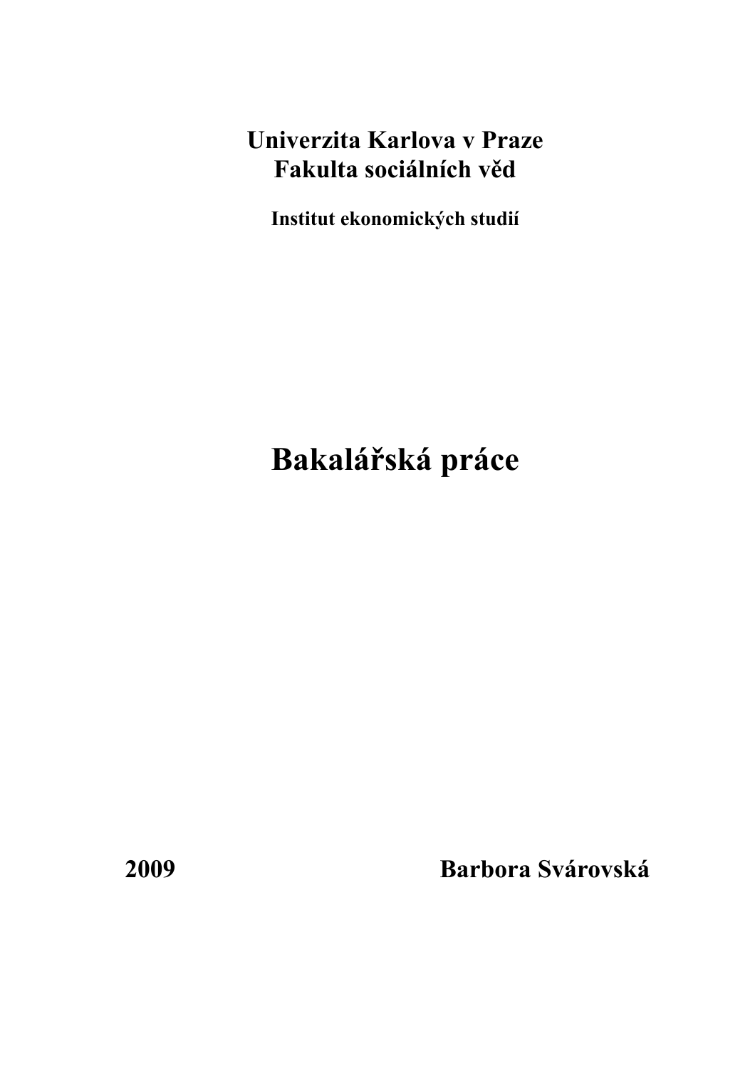**Univerzita Karlova v Praze**
**Fakulta sociálních věd**

**Institut ekonomických studií**

# Bakalářská práce

**2009** **Barbora Svárovská**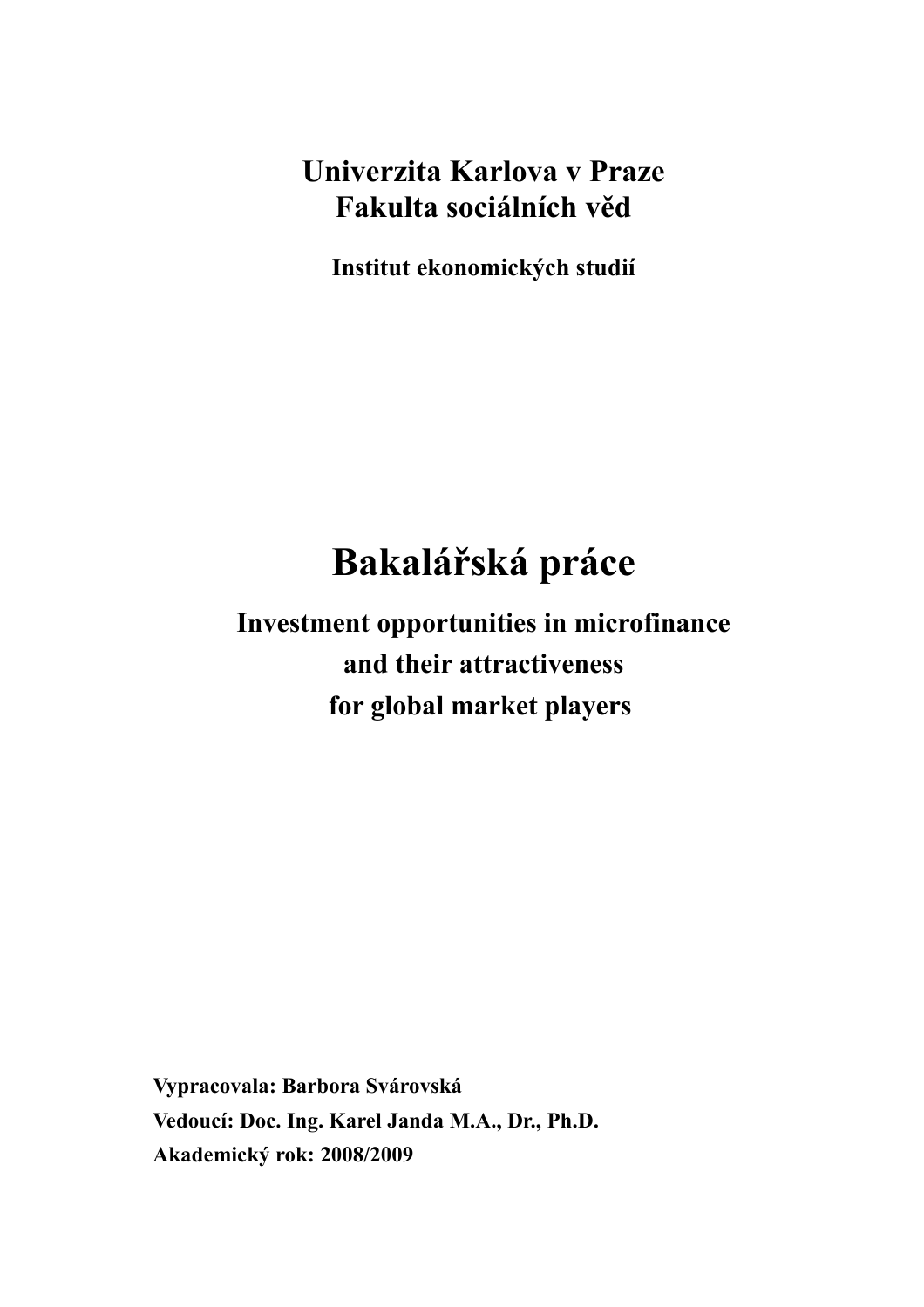**Univerzita Karlova v Praze**
**Fakulta sociálních věd**

**Institut ekonomických studií**

# Bakalářská práce

## Investment opportunities in microfinance and their attractiveness for global market players

**Vypracovala: Barbora Svárovská**
**Vedoucí: Doc. Ing. Karel Janda M.A., Dr., Ph.D.**
**Akademický rok: 2008/2009**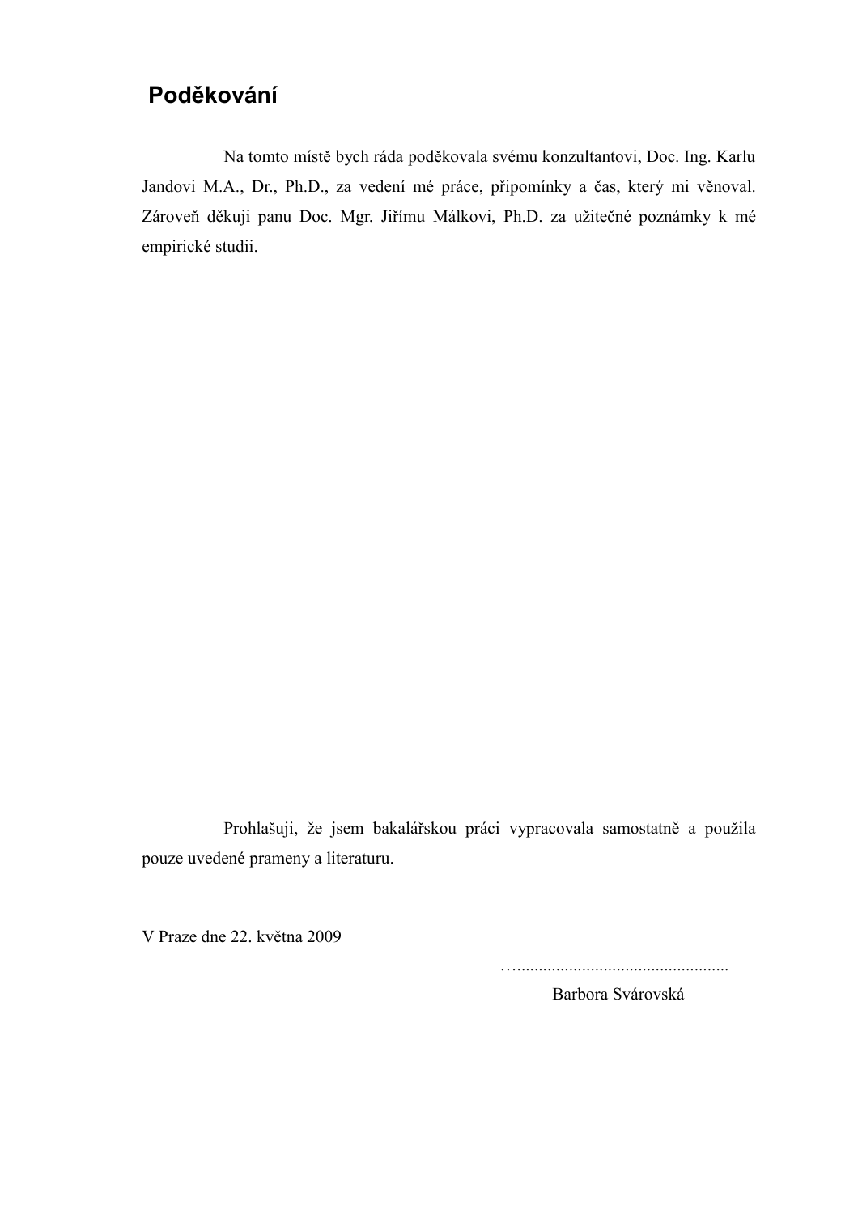## Poděkování

Na tomto místě bych ráda poděkovala svému konzultantovi, Doc. Ing. Karlu Jandovi M.A., Dr., Ph.D., za vedení mé práce, připomínky a čas, který mi věnoval. Zároveň děkuji panu Doc. Mgr. Jiřímu Málkovi, Ph.D. za užitečné poznámky k mé empirické studii.

Prohlašuji, že jsem bakalářskou práci vypracovala samostatně a použila pouze uvedené prameny a literaturu.

V Praze dne 22. května 2009

…...............................................

Barbora Svárovská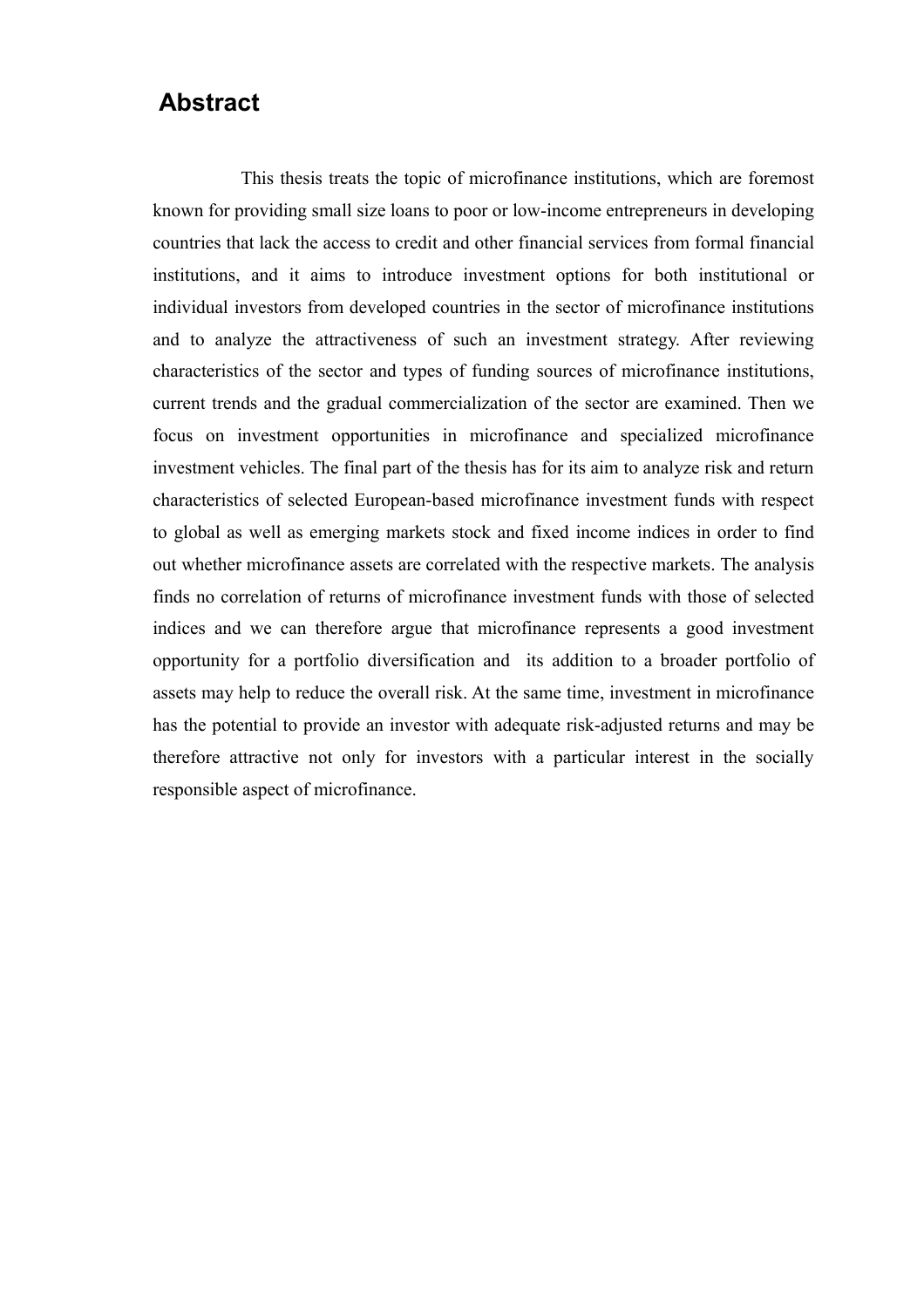# Abstract

This thesis treats the topic of microfinance institutions, which are foremost known for providing small size loans to poor or low-income entrepreneurs in developing countries that lack the access to credit and other financial services from formal financial institutions, and it aims to introduce investment options for both institutional or individual investors from developed countries in the sector of microfinance institutions and to analyze the attractiveness of such an investment strategy. After reviewing characteristics of the sector and types of funding sources of microfinance institutions, current trends and the gradual commercialization of the sector are examined. Then we focus on investment opportunities in microfinance and specialized microfinance investment vehicles. The final part of the thesis has for its aim to analyze risk and return characteristics of selected European-based microfinance investment funds with respect to global as well as emerging markets stock and fixed income indices in order to find out whether microfinance assets are correlated with the respective markets. The analysis finds no correlation of returns of microfinance investment funds with those of selected indices and we can therefore argue that microfinance represents a good investment opportunity for a portfolio diversification and its addition to a broader portfolio of assets may help to reduce the overall risk. At the same time, investment in microfinance has the potential to provide an investor with adequate risk-adjusted returns and may be therefore attractive not only for investors with a particular interest in the socially responsible aspect of microfinance.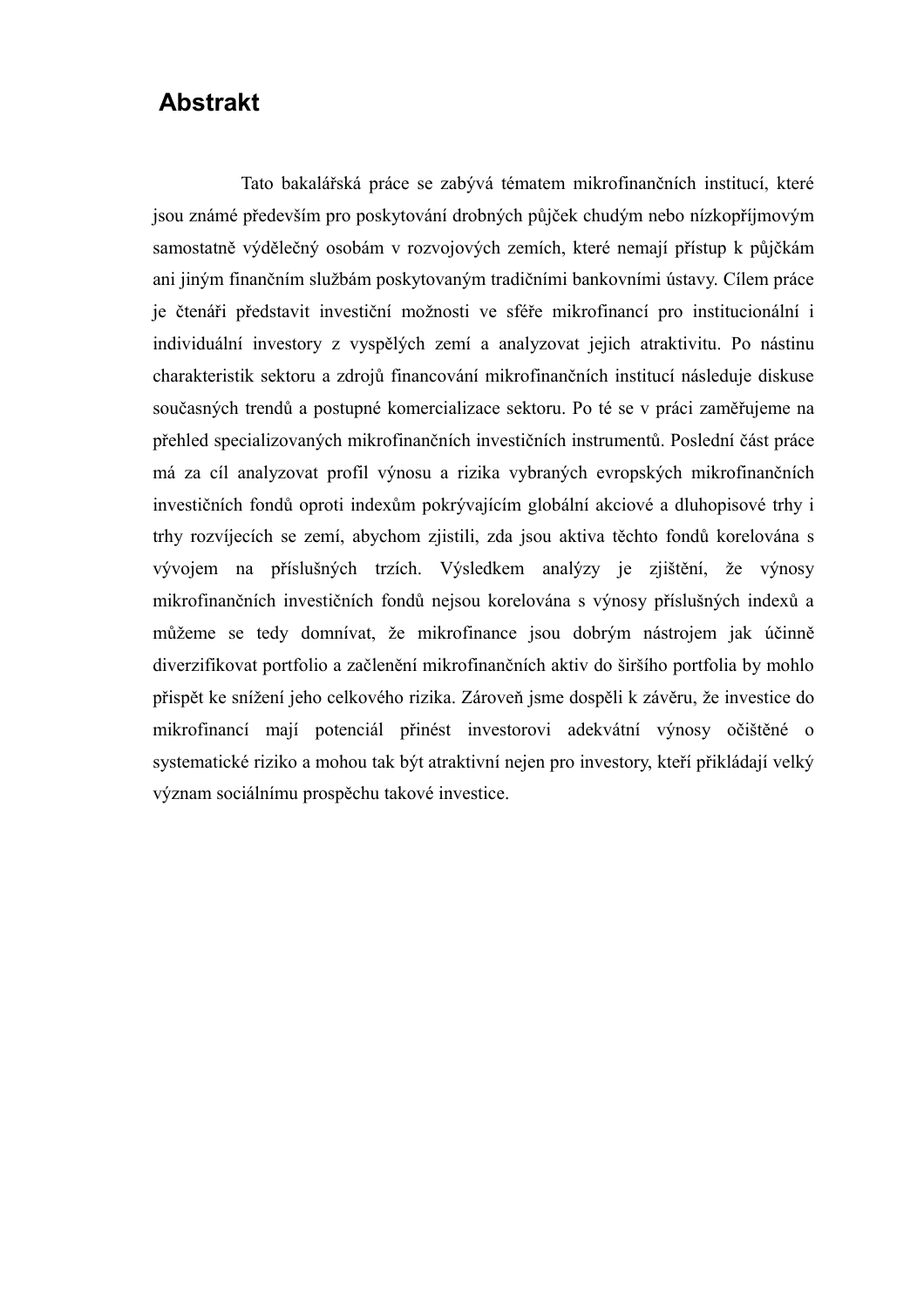## Abstrakt

Tato bakalářská práce se zabývá tématem mikrofinančních institucí, které jsou známé především pro poskytování drobných půjček chudým nebo nízkopříjmovým samostatně výdělečný osobám v rozvojových zemích, které nemají přístup k půjčkám ani jiným finančním službám poskytovaným tradičními bankovními ústavy. Cílem práce je čtenáři představit investiční možnosti ve sféře mikrofinancí pro institucionální i individuální investory z vyspělých zemí a analyzovat jejich atraktivitu. Po nástinu charakteristik sektoru a zdrojů financování mikrofinančních institucí následuje diskuse současných trendů a postupné komercializace sektoru. Po té se v práci zaměřujeme na přehled specializovaných mikrofinančních investičních instrumentů. Poslední část práce má za cíl analyzovat profil výnosu a rizika vybraných evropských mikrofinančních investičních fondů oproti indexům pokrývajícím globální akciové a dluhopisové trhy i trhy rozvíjecích se zemí, abychom zjistili, zda jsou aktiva těchto fondů korelována s vývojem na příslušných trzích. Výsledkem analýzy je zjištění, že výnosy mikrofinančních investičních fondů nejsou korelována s výnosy příslušných indexů a můžeme se tedy domnívat, že mikrofinance jsou dobrým nástrojem jak účinně diverzifikovat portfolio a začlenění mikrofinančních aktiv do širšího portfolia by mohlo přispět ke snížení jeho celkového rizika. Zároveň jsme dospěli k závěru, že investice do mikrofinancí mají potenciál přinést investorovi adekvátní výnosy očištěné o systematické riziko a mohou tak být atraktivní nejen pro investory, kteří přikládají velký význam sociálnímu prospěchu takové investice.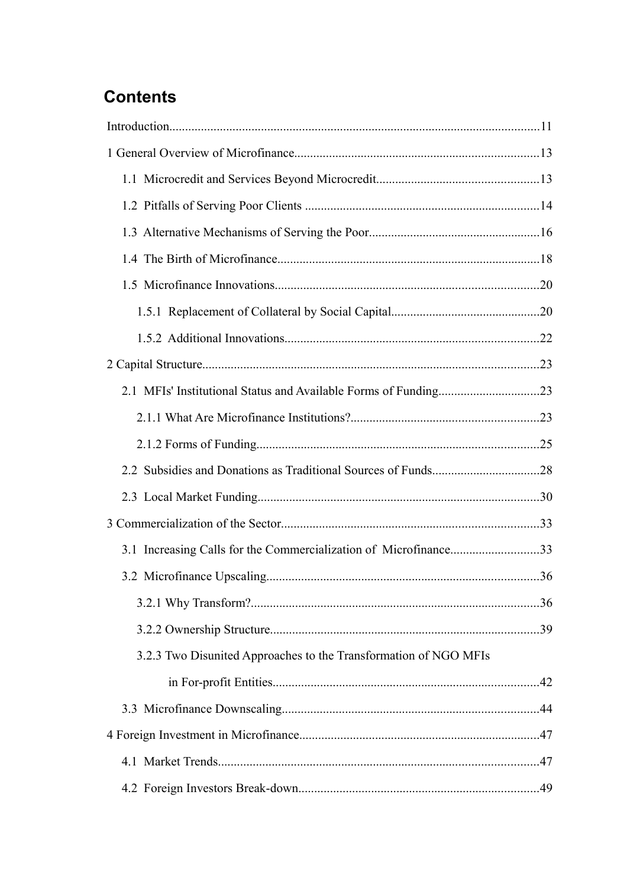## Contents

Introduction....................................................................................................................11

1 General Overview of Microfinance.............................................................................13

1.1 Microcredit and Services Beyond Microcredit....................................................13

1.2 Pitfalls of Serving Poor Clients ..........................................................................14

1.3 Alternative Mechanisms of Serving the Poor......................................................16

1.4 The Birth of Microfinance...................................................................................18

1.5 Microfinance Innovations....................................................................................20

1.5.1 Replacement of Collateral by Social Capital...............................................20

1.5.2 Additional Innovations.................................................................................22

2 Capital Structure...........................................................................................................23

2.1 MFIs' Institutional Status and Available Forms of Funding................................23

2.1.1 What Are Microfinance Institutions?...........................................................23

2.1.2 Forms of Funding..........................................................................................25

2.2 Subsidies and Donations as Traditional Sources of Funds..................................28

2.3 Local Market Funding..........................................................................................30

3 Commercialization of the Sector..................................................................................33

3.1 Increasing Calls for the Commercialization of Microfinance............................33

3.2 Microfinance Upscaling.......................................................................................36

3.2.1 Why Transform?...........................................................................................36

3.2.2 Ownership Structure.....................................................................................39

3.2.3 Two Disunited Approaches to the Transformation of NGO MFIs in For-profit Entities....................................................................................42

3.3 Microfinance Downscaling..................................................................................44

4 Foreign Investment in Microfinance.............................................................................47

4.1 Market Trends......................................................................................................47

4.2 Foreign Investors Break-down.............................................................................49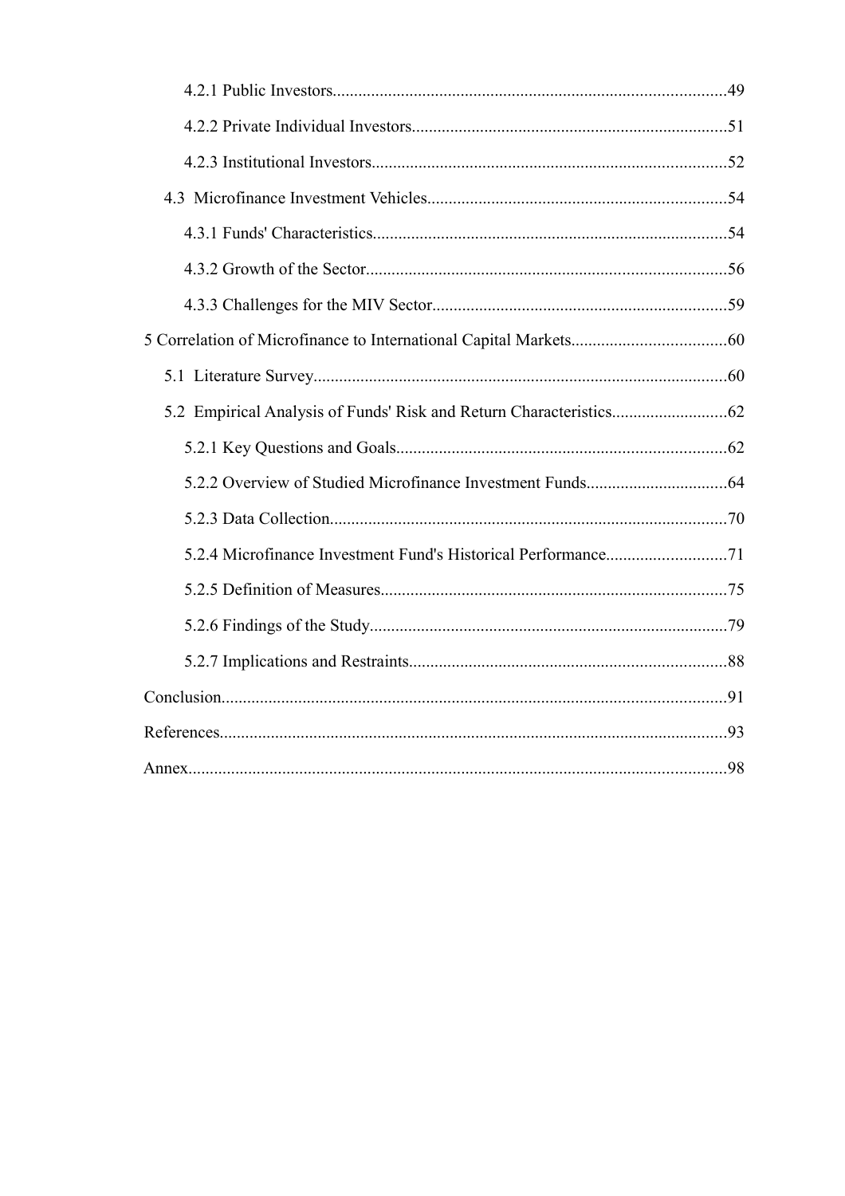4.2.1 Public Investors........................................................................................49

4.2.2 Private Individual Investors.........................................................................51

4.2.3 Institutional Investors..................................................................................52

4.3 Microfinance Investment Vehicles.....................................................................54

4.3.1 Funds' Characteristics..................................................................................54

4.3.2 Growth of the Sector...................................................................................56

4.3.3 Challenges for the MIV Sector....................................................................59

5 Correlation of Microfinance to International Capital Markets....................................60

5.1 Literature Survey................................................................................................60

5.2 Empirical Analysis of Funds' Risk and Return Characteristics...........................62

5.2.1 Key Questions and Goals............................................................................62

5.2.2 Overview of Studied Microfinance Investment Funds.................................64

5.2.3 Data Collection............................................................................................70

5.2.4 Microfinance Investment Fund's Historical Performance............................71

5.2.5 Definition of Measures................................................................................75

5.2.6 Findings of the Study...................................................................................79

5.2.7 Implications and Restraints.........................................................................88

Conclusion.....................................................................................................................91

References......................................................................................................................93

Annex............................................................................................................................98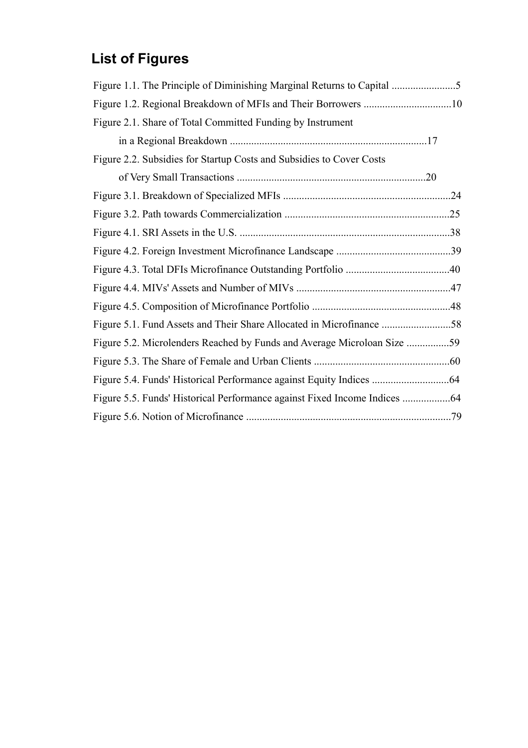## List of Figures

Figure 1.1. The Principle of Diminishing Marginal Returns to Capital ........................5

Figure 1.2. Regional Breakdown of MFIs and Their Borrowers .................................10

Figure 2.1. Share of Total Committed Funding by Instrument in a Regional Breakdown .........................................................................17

Figure 2.2. Subsidies for Startup Costs and Subsidies to Cover Costs of Very Small Transactions ......................................................................20

Figure 3.1. Breakdown of Specialized MFIs ...............................................................24

Figure 3.2. Path towards Commercialization .............................................................25

Figure 4.1. SRI Assets in the U.S. ..............................................................................38

Figure 4.2. Foreign Investment Microfinance Landscape ...........................................39

Figure 4.3. Total DFIs Microfinance Outstanding Portfolio .......................................40

Figure 4.4. MIVs' Assets and Number of MIVs ..........................................................47

Figure 4.5. Composition of Microfinance Portfolio ....................................................48

Figure 5.1. Fund Assets and Their Share Allocated in Microfinance ..........................58

Figure 5.2. Microlenders Reached by Funds and Average Microloan Size ................59

Figure 5.3. The Share of Female and Urban Clients ...................................................60

Figure 5.4. Funds' Historical Performance against Equity Indices .............................64

Figure 5.5. Funds' Historical Performance against Fixed Income Indices ..................64

Figure 5.6. Notion of Microfinance ............................................................................79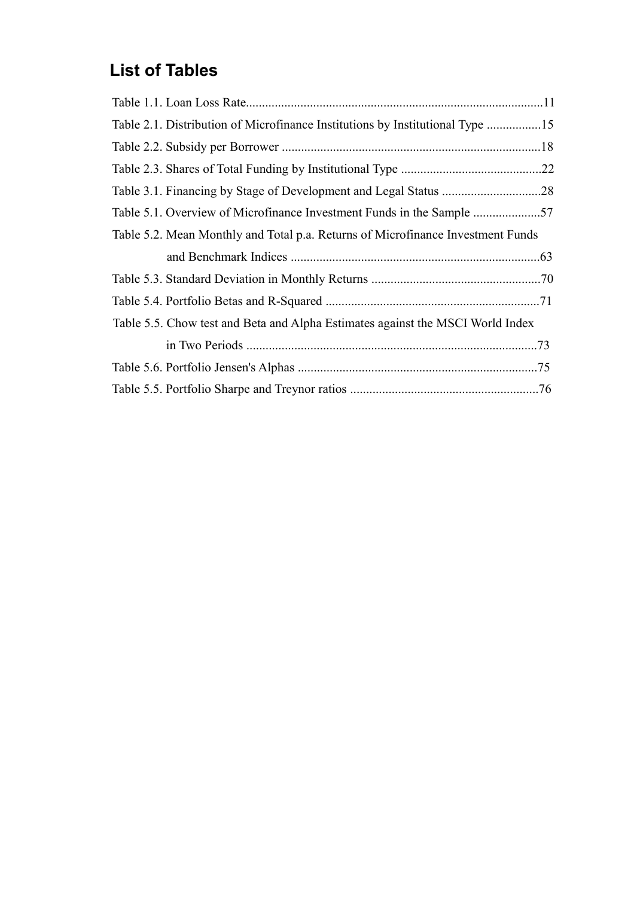## List of Tables

Table 1.1. Loan Loss Rate............................................................................................11

Table 2.1. Distribution of Microfinance Institutions by Institutional Type .................15

Table 2.2. Subsidy per Borrower ................................................................................18

Table 2.3. Shares of Total Funding by Institutional Type ............................................22

Table 3.1. Financing by Stage of Development and Legal Status ...............................28

Table 5.1. Overview of Microfinance Investment Funds in the Sample .....................57

Table 5.2. Mean Monthly and Total p.a. Returns of Microfinance Investment Funds and Benchmark Indices .............................................................................63

Table 5.3. Standard Deviation in Monthly Returns .....................................................70

Table 5.4. Portfolio Betas and R-Squared ...................................................................71

Table 5.5. Chow test and Beta and Alpha Estimates against the MSCI World Index in Two Periods ...........................................................................................73

Table 5.6. Portfolio Jensen's Alphas ...........................................................................75

Table 5.5. Portfolio Sharpe and Treynor ratios ...........................................................76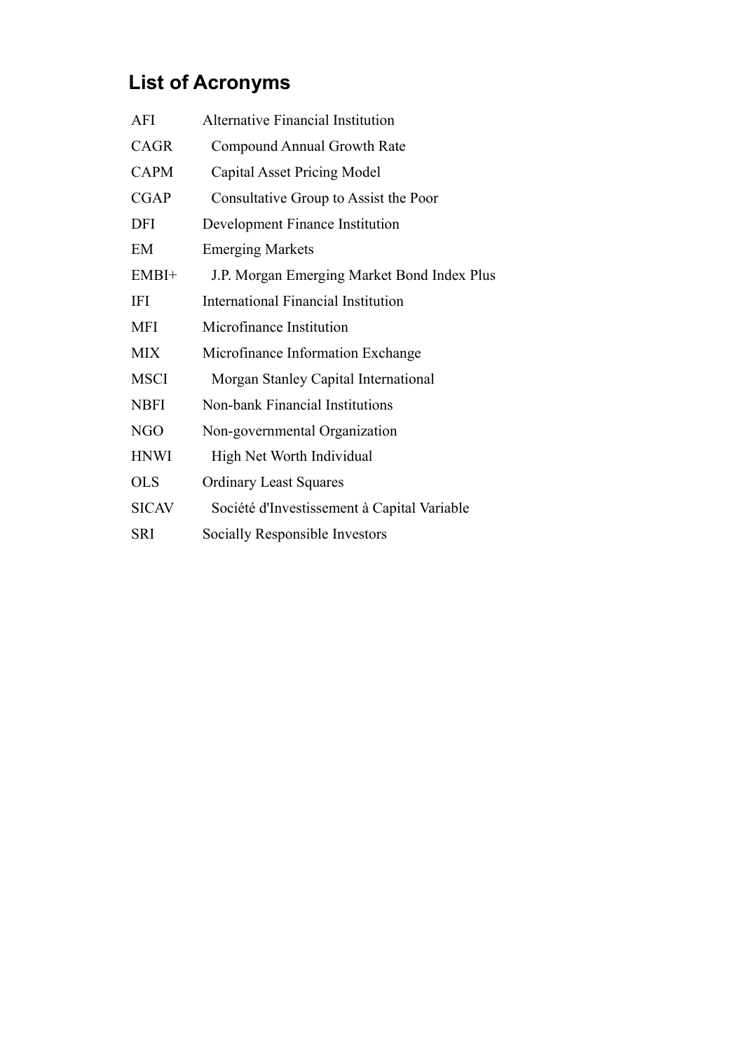## List of Acronyms

| | |
|---|---|
| AFI | Alternative Financial Institution |
| CAGR | Compound Annual Growth Rate |
| CAPM | Capital Asset Pricing Model |
| CGAP | Consultative Group to Assist the Poor |
| DFI | Development Finance Institution |
| EM | Emerging Markets |
| EMBI+ | J.P. Morgan Emerging Market Bond Index Plus |
| IFI | International Financial Institution |
| MFI | Microfinance Institution |
| MIX | Microfinance Information Exchange |
| MSCI | Morgan Stanley Capital International |
| NBFI | Non-bank Financial Institutions |
| NGO | Non-governmental Organization |
| HNWI | High Net Worth Individual |
| OLS | Ordinary Least Squares |
| SICAV | Société d'Investissement à Capital Variable |
| SRI | Socially Responsible Investors |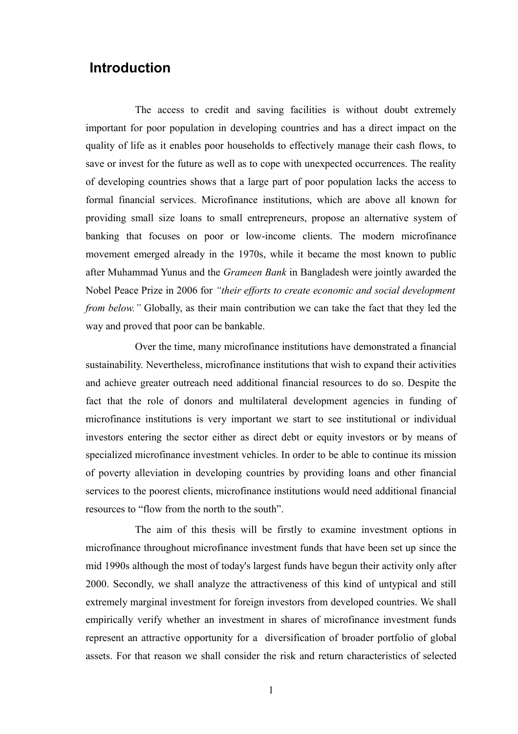# Introduction

The access to credit and saving facilities is without doubt extremely important for poor population in developing countries and has a direct impact on the quality of life as it enables poor households to effectively manage their cash flows, to save or invest for the future as well as to cope with unexpected occurrences. The reality of developing countries shows that a large part of poor population lacks the access to formal financial services. Microfinance institutions, which are above all known for providing small size loans to small entrepreneurs, propose an alternative system of banking that focuses on poor or low-income clients. The modern microfinance movement emerged already in the 1970s, while it became the most known to public after Muhammad Yunus and the *Grameen Bank* in Bangladesh were jointly awarded the Nobel Peace Prize in 2006 for *"their efforts to create economic and social development from below."* Globally, as their main contribution we can take the fact that they led the way and proved that poor can be bankable.

Over the time, many microfinance institutions have demonstrated a financial sustainability. Nevertheless, microfinance institutions that wish to expand their activities and achieve greater outreach need additional financial resources to do so. Despite the fact that the role of donors and multilateral development agencies in funding of microfinance institutions is very important we start to see institutional or individual investors entering the sector either as direct debt or equity investors or by means of specialized microfinance investment vehicles. In order to be able to continue its mission of poverty alleviation in developing countries by providing loans and other financial services to the poorest clients, microfinance institutions would need additional financial resources to "flow from the north to the south".

The aim of this thesis will be firstly to examine investment options in microfinance throughout microfinance investment funds that have been set up since the mid 1990s although the most of today's largest funds have begun their activity only after 2000. Secondly, we shall analyze the attractiveness of this kind of untypical and still extremely marginal investment for foreign investors from developed countries. We shall empirically verify whether an investment in shares of microfinance investment funds represent an attractive opportunity for a diversification of broader portfolio of global assets. For that reason we shall consider the risk and return characteristics of selected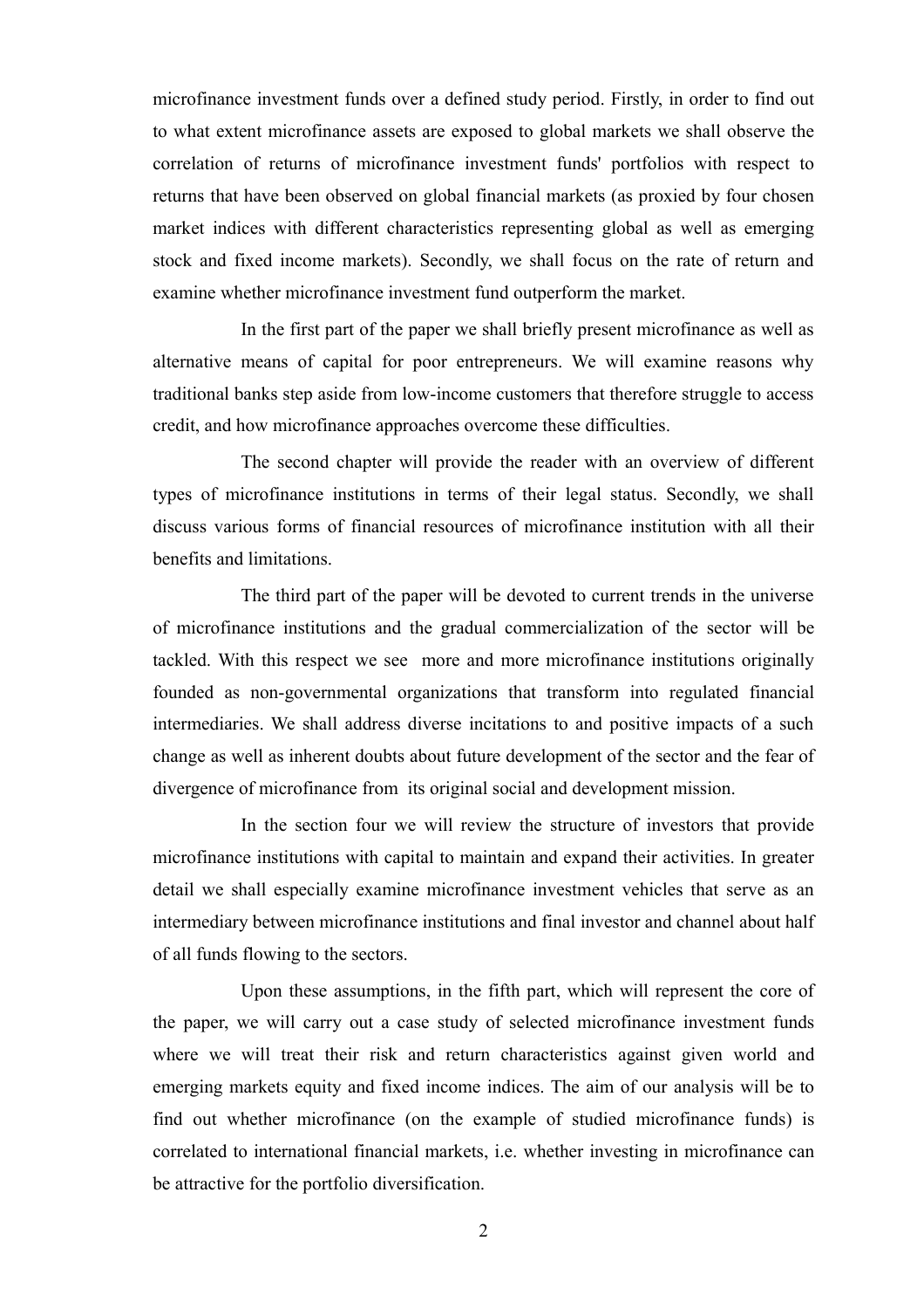microfinance investment funds over a defined study period. Firstly, in order to find out to what extent microfinance assets are exposed to global markets we shall observe the correlation of returns of microfinance investment funds' portfolios with respect to returns that have been observed on global financial markets (as proxied by four chosen market indices with different characteristics representing global as well as emerging stock and fixed income markets). Secondly, we shall focus on the rate of return and examine whether microfinance investment fund outperform the market.

In the first part of the paper we shall briefly present microfinance as well as alternative means of capital for poor entrepreneurs. We will examine reasons why traditional banks step aside from low-income customers that therefore struggle to access credit, and how microfinance approaches overcome these difficulties.

The second chapter will provide the reader with an overview of different types of microfinance institutions in terms of their legal status. Secondly, we shall discuss various forms of financial resources of microfinance institution with all their benefits and limitations.

The third part of the paper will be devoted to current trends in the universe of microfinance institutions and the gradual commercialization of the sector will be tackled. With this respect we see more and more microfinance institutions originally founded as non-governmental organizations that transform into regulated financial intermediaries. We shall address diverse incitations to and positive impacts of a such change as well as inherent doubts about future development of the sector and the fear of divergence of microfinance from its original social and development mission.

In the section four we will review the structure of investors that provide microfinance institutions with capital to maintain and expand their activities. In greater detail we shall especially examine microfinance investment vehicles that serve as an intermediary between microfinance institutions and final investor and channel about half of all funds flowing to the sectors.

Upon these assumptions, in the fifth part, which will represent the core of the paper, we will carry out a case study of selected microfinance investment funds where we will treat their risk and return characteristics against given world and emerging markets equity and fixed income indices. The aim of our analysis will be to find out whether microfinance (on the example of studied microfinance funds) is correlated to international financial markets, i.e. whether investing in microfinance can be attractive for the portfolio diversification.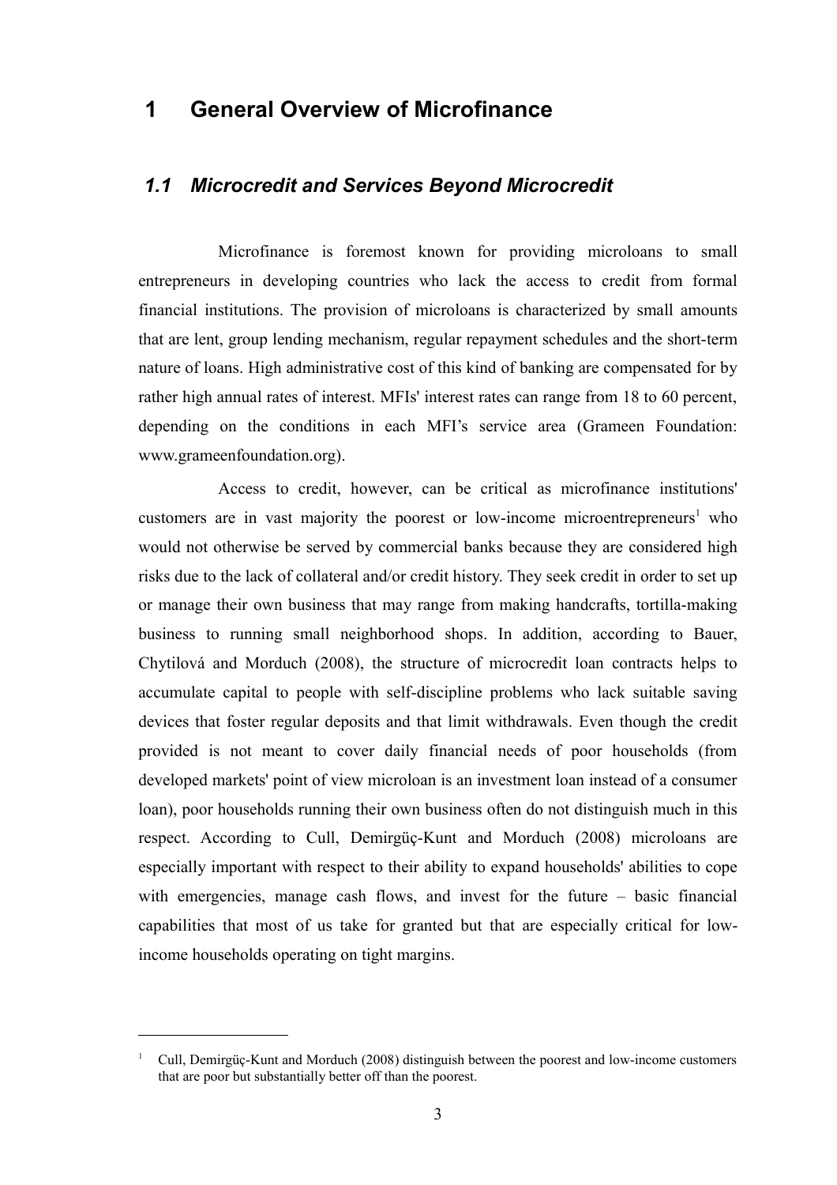# 1 General Overview of Microfinance

## *1.1 Microcredit and Services Beyond Microcredit*

Microfinance is foremost known for providing microloans to small entrepreneurs in developing countries who lack the access to credit from formal financial institutions. The provision of microloans is characterized by small amounts that are lent, group lending mechanism, regular repayment schedules and the short-term nature of loans. High administrative cost of this kind of banking are compensated for by rather high annual rates of interest. MFIs' interest rates can range from 18 to 60 percent, depending on the conditions in each MFI's service area (Grameen Foundation: www.grameenfoundation.org).

Access to credit, however, can be critical as microfinance institutions' customers are in vast majority the poorest or low-income microentrepreneurs[1] who would not otherwise be served by commercial banks because they are considered high risks due to the lack of collateral and/or credit history. They seek credit in order to set up or manage their own business that may range from making handcrafts, tortilla-making business to running small neighborhood shops. In addition, according to Bauer, Chytilová and Morduch (2008), the structure of microcredit loan contracts helps to accumulate capital to people with self-discipline problems who lack suitable saving devices that foster regular deposits and that limit withdrawals. Even though the credit provided is not meant to cover daily financial needs of poor households (from developed markets' point of view microloan is an investment loan instead of a consumer loan), poor households running their own business often do not distinguish much in this respect. According to Cull, Demirgüç-Kunt and Morduch (2008) microloans are especially important with respect to their ability to expand households' abilities to cope with emergencies, manage cash flows, and invest for the future – basic financial capabilities that most of us take for granted but that are especially critical for low-income households operating on tight margins.

[1] Cull, Demirgüç-Kunt and Morduch (2008) distinguish between the poorest and low-income customers that are poor but substantially better off than the poorest.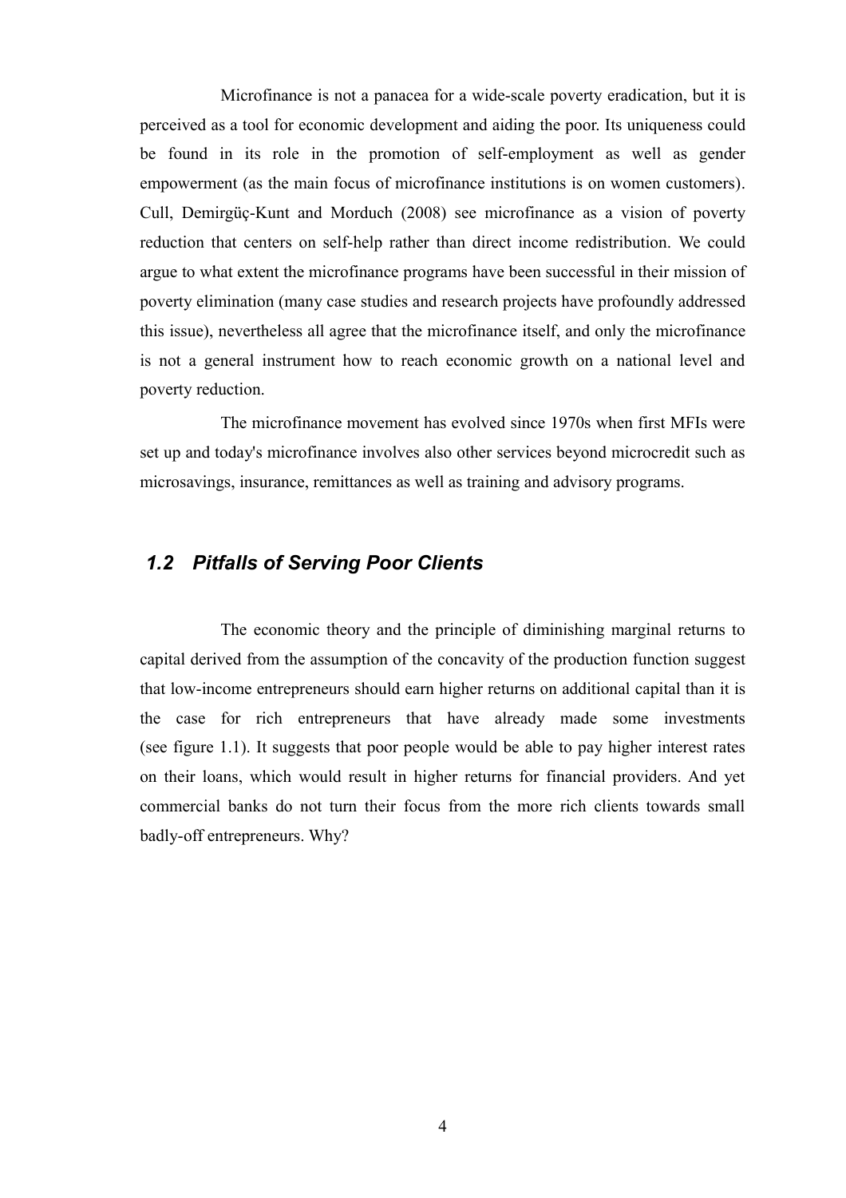Microfinance is not a panacea for a wide-scale poverty eradication, but it is perceived as a tool for economic development and aiding the poor. Its uniqueness could be found in its role in the promotion of self-employment as well as gender empowerment (as the main focus of microfinance institutions is on women customers). Cull, Demirgüç-Kunt and Morduch (2008) see microfinance as a vision of poverty reduction that centers on self-help rather than direct income redistribution. We could argue to what extent the microfinance programs have been successful in their mission of poverty elimination (many case studies and research projects have profoundly addressed this issue), nevertheless all agree that the microfinance itself, and only the microfinance is not a general instrument how to reach economic growth on a national level and poverty reduction.

The microfinance movement has evolved since 1970s when first MFIs were set up and today's microfinance involves also other services beyond microcredit such as microsavings, insurance, remittances as well as training and advisory programs.

## *1.2 Pitfalls of Serving Poor Clients*

The economic theory and the principle of diminishing marginal returns to capital derived from the assumption of the concavity of the production function suggest that low-income entrepreneurs should earn higher returns on additional capital than it is the case for rich entrepreneurs that have already made some investments (see figure 1.1). It suggests that poor people would be able to pay higher interest rates on their loans, which would result in higher returns for financial providers. And yet commercial banks do not turn their focus from the more rich clients towards small badly-off entrepreneurs. Why?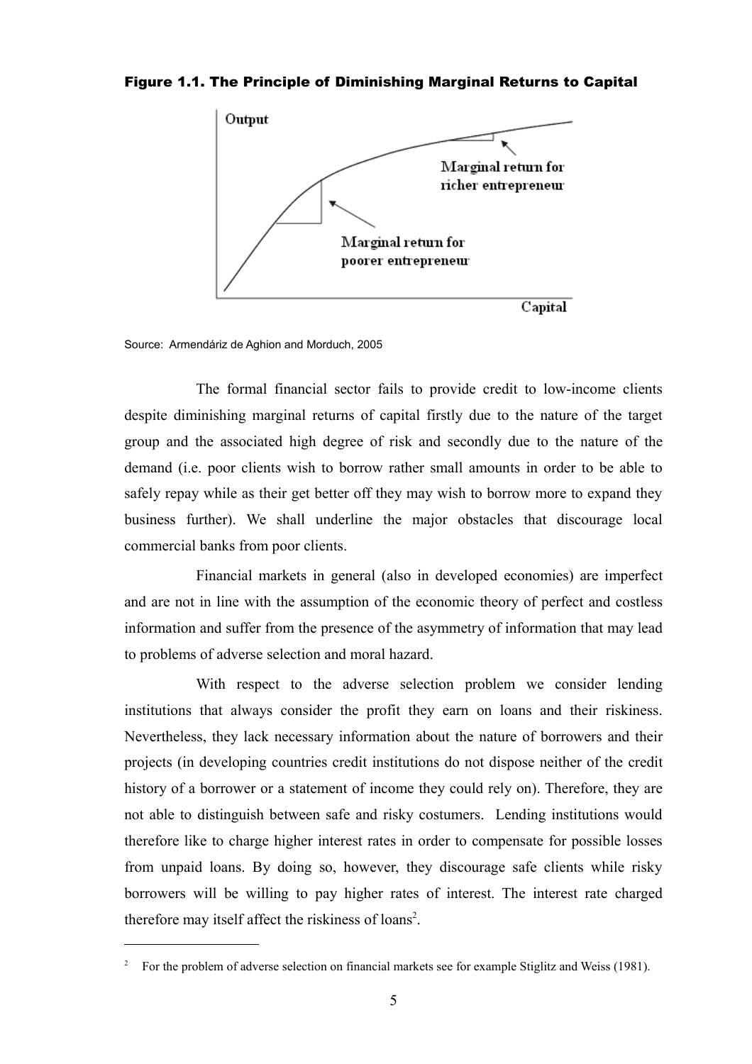**Figure 1.1. The Principle of Diminishing Marginal Returns to Capital**

Output

Marginal return for richer entrepreneur

Marginal return for poorer entrepreneur

Capital

Source: Armendáriz de Aghion and Morduch, 2005

The formal financial sector fails to provide credit to low-income clients despite diminishing marginal returns of capital firstly due to the nature of the target group and the associated high degree of risk and secondly due to the nature of the demand (i.e. poor clients wish to borrow rather small amounts in order to be able to safely repay while as their get better off they may wish to borrow more to expand they business further). We shall underline the major obstacles that discourage local commercial banks from poor clients.

Financial markets in general (also in developed economies) are imperfect and are not in line with the assumption of the economic theory of perfect and costless information and suffer from the presence of the asymmetry of information that may lead to problems of adverse selection and moral hazard.

With respect to the adverse selection problem we consider lending institutions that always consider the profit they earn on loans and their riskiness. Nevertheless, they lack necessary information about the nature of borrowers and their projects (in developing countries credit institutions do not dispose neither of the credit history of a borrower or a statement of income they could rely on). Therefore, they are not able to distinguish between safe and risky costumers. Lending institutions would therefore like to charge higher interest rates in order to compensate for possible losses from unpaid loans. By doing so, however, they discourage safe clients while risky borrowers will be willing to pay higher rates of interest. The interest rate charged therefore may itself affect the riskiness of loans[2].

---

[2] For the problem of adverse selection on financial markets see for example Stiglitz and Weiss (1981).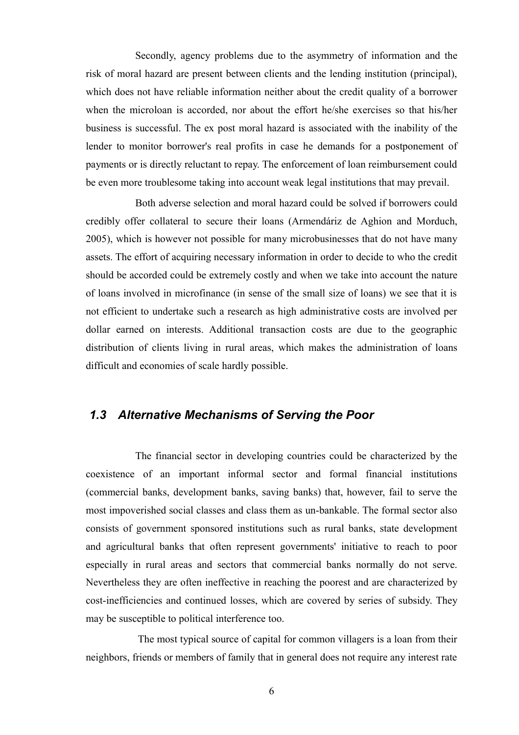Secondly, agency problems due to the asymmetry of information and the risk of moral hazard are present between clients and the lending institution (principal), which does not have reliable information neither about the credit quality of a borrower when the microloan is accorded, nor about the effort he/she exercises so that his/her business is successful. The ex post moral hazard is associated with the inability of the lender to monitor borrower's real profits in case he demands for a postponement of payments or is directly reluctant to repay. The enforcement of loan reimbursement could be even more troublesome taking into account weak legal institutions that may prevail.

Both adverse selection and moral hazard could be solved if borrowers could credibly offer collateral to secure their loans (Armendáriz de Aghion and Morduch, 2005), which is however not possible for many microbusinesses that do not have many assets. The effort of acquiring necessary information in order to decide to who the credit should be accorded could be extremely costly and when we take into account the nature of loans involved in microfinance (in sense of the small size of loans) we see that it is not efficient to undertake such a research as high administrative costs are involved per dollar earned on interests. Additional transaction costs are due to the geographic distribution of clients living in rural areas, which makes the administration of loans difficult and economies of scale hardly possible.

## *1.3 Alternative Mechanisms of Serving the Poor*

The financial sector in developing countries could be characterized by the coexistence of an important informal sector and formal financial institutions (commercial banks, development banks, saving banks) that, however, fail to serve the most impoverished social classes and class them as un-bankable. The formal sector also consists of government sponsored institutions such as rural banks, state development and agricultural banks that often represent governments' initiative to reach to poor especially in rural areas and sectors that commercial banks normally do not serve. Nevertheless they are often ineffective in reaching the poorest and are characterized by cost-inefficiencies and continued losses, which are covered by series of subsidy. They may be susceptible to political interference too.

The most typical source of capital for common villagers is a loan from their neighbors, friends or members of family that in general does not require any interest rate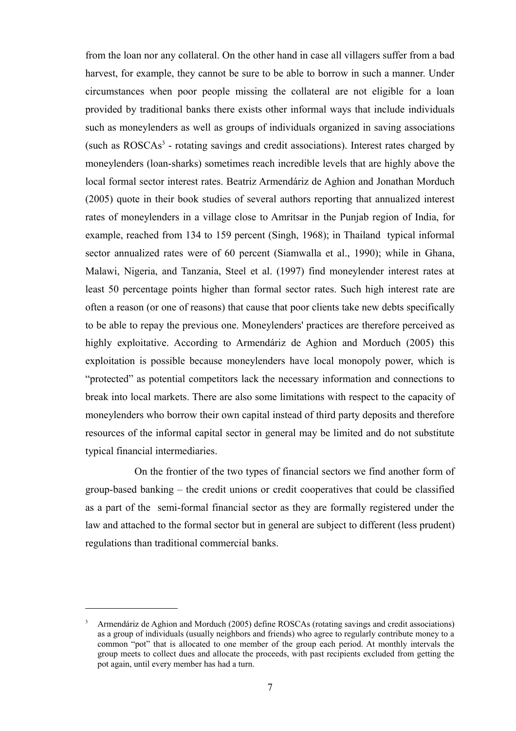from the loan nor any collateral. On the other hand in case all villagers suffer from a bad harvest, for example, they cannot be sure to be able to borrow in such a manner. Under circumstances when poor people missing the collateral are not eligible for a loan provided by traditional banks there exists other informal ways that include individuals such as moneylenders as well as groups of individuals organized in saving associations (such as ROSCAs[3] - rotating savings and credit associations). Interest rates charged by moneylenders (loan-sharks) sometimes reach incredible levels that are highly above the local formal sector interest rates. Beatriz Armendáriz de Aghion and Jonathan Morduch (2005) quote in their book studies of several authors reporting that annualized interest rates of moneylenders in a village close to Amritsar in the Punjab region of India, for example, reached from 134 to 159 percent (Singh, 1968); in Thailand typical informal sector annualized rates were of 60 percent (Siamwalla et al., 1990); while in Ghana, Malawi, Nigeria, and Tanzania, Steel et al. (1997) find moneylender interest rates at least 50 percentage points higher than formal sector rates. Such high interest rate are often a reason (or one of reasons) that cause that poor clients take new debts specifically to be able to repay the previous one. Moneylenders' practices are therefore perceived as highly exploitative. According to Armendáriz de Aghion and Morduch (2005) this exploitation is possible because moneylenders have local monopoly power, which is "protected" as potential competitors lack the necessary information and connections to break into local markets. There are also some limitations with respect to the capacity of moneylenders who borrow their own capital instead of third party deposits and therefore resources of the informal capital sector in general may be limited and do not substitute typical financial intermediaries.

On the frontier of the two types of financial sectors we find another form of group-based banking – the credit unions or credit cooperatives that could be classified as a part of the semi-formal financial sector as they are formally registered under the law and attached to the formal sector but in general are subject to different (less prudent) regulations than traditional commercial banks.

[3] Armendáriz de Aghion and Morduch (2005) define ROSCAs (rotating savings and credit associations) as a group of individuals (usually neighbors and friends) who agree to regularly contribute money to a common "pot" that is allocated to one member of the group each period. At monthly intervals the group meets to collect dues and allocate the proceeds, with past recipients excluded from getting the pot again, until every member has had a turn.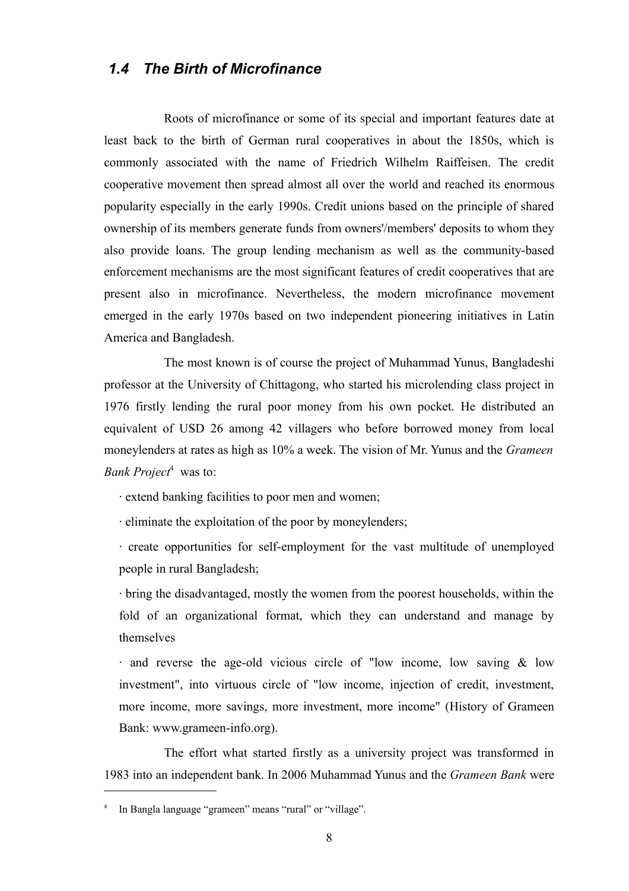### *1.4 The Birth of Microfinance*

Roots of microfinance or some of its special and important features date at least back to the birth of German rural cooperatives in about the 1850s, which is commonly associated with the name of Friedrich Wilhelm Raiffeisen. The credit cooperative movement then spread almost all over the world and reached its enormous popularity especially in the early 1990s. Credit unions based on the principle of shared ownership of its members generate funds from owners'/members' deposits to whom they also provide loans. The group lending mechanism as well as the community-based enforcement mechanisms are the most significant features of credit cooperatives that are present also in microfinance. Nevertheless, the modern microfinance movement emerged in the early 1970s based on two independent pioneering initiatives in Latin America and Bangladesh.

The most known is of course the project of Muhammad Yunus, Bangladeshi professor at the University of Chittagong, who started his microlending class project in 1976 firstly lending the rural poor money from his own pocket. He distributed an equivalent of USD 26 among 42 villagers who before borrowed money from local moneylenders at rates as high as 10% a week. The vision of Mr. Yunus and the *Grameen Bank Project*[4] was to:

· extend banking facilities to poor men and women;

· eliminate the exploitation of the poor by moneylenders;

· create opportunities for self-employment for the vast multitude of unemployed people in rural Bangladesh;

· bring the disadvantaged, mostly the women from the poorest households, within the fold of an organizational format, which they can understand and manage by themselves

· and reverse the age-old vicious circle of "low income, low saving & low investment", into virtuous circle of "low income, injection of credit, investment, more income, more savings, more investment, more income" (History of Grameen Bank: www.grameen-info.org).

The effort what started firstly as a university project was transformed in 1983 into an independent bank. In 2006 Muhammad Yunus and the *Grameen Bank* were

[4] In Bangla language "grameen" means "rural" or "village".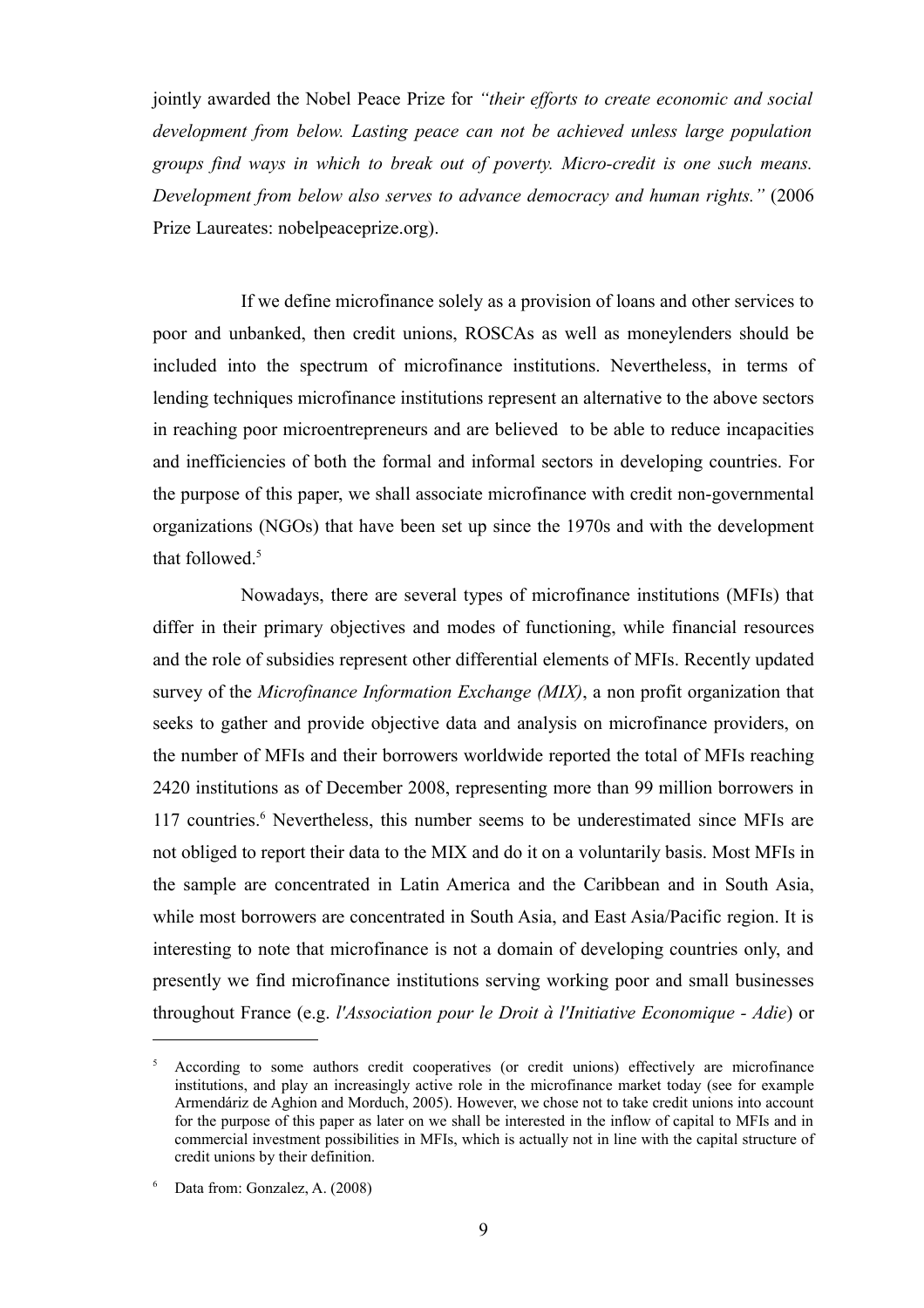jointly awarded the Nobel Peace Prize for *"their efforts to create economic and social development from below. Lasting peace can not be achieved unless large population groups find ways in which to break out of poverty. Micro-credit is one such means. Development from below also serves to advance democracy and human rights."* (2006 Prize Laureates: nobelpeaceprize.org).

If we define microfinance solely as a provision of loans and other services to poor and unbanked, then credit unions, ROSCAs as well as moneylenders should be included into the spectrum of microfinance institutions. Nevertheless, in terms of lending techniques microfinance institutions represent an alternative to the above sectors in reaching poor microentrepreneurs and are believed to be able to reduce incapacities and inefficiencies of both the formal and informal sectors in developing countries. For the purpose of this paper, we shall associate microfinance with credit non-governmental organizations (NGOs) that have been set up since the 1970s and with the development that followed.[5]

Nowadays, there are several types of microfinance institutions (MFIs) that differ in their primary objectives and modes of functioning, while financial resources and the role of subsidies represent other differential elements of MFIs. Recently updated survey of the *Microfinance Information Exchange (MIX)*, a non profit organization that seeks to gather and provide objective data and analysis on microfinance providers, on the number of MFIs and their borrowers worldwide reported the total of MFIs reaching 2420 institutions as of December 2008, representing more than 99 million borrowers in 117 countries.[6] Nevertheless, this number seems to be underestimated since MFIs are not obliged to report their data to the MIX and do it on a voluntarily basis. Most MFIs in the sample are concentrated in Latin America and the Caribbean and in South Asia, while most borrowers are concentrated in South Asia, and East Asia/Pacific region. It is interesting to note that microfinance is not a domain of developing countries only, and presently we find microfinance institutions serving working poor and small businesses throughout France (e.g. *l'Association pour le Droit à l'Initiative Economique - Adie*) or

[5] According to some authors credit cooperatives (or credit unions) effectively are microfinance institutions, and play an increasingly active role in the microfinance market today (see for example Armendáriz de Aghion and Morduch, 2005). However, we chose not to take credit unions into account for the purpose of this paper as later on we shall be interested in the inflow of capital to MFIs and in commercial investment possibilities in MFIs, which is actually not in line with the capital structure of credit unions by their definition.

[6] Data from: Gonzalez, A. (2008)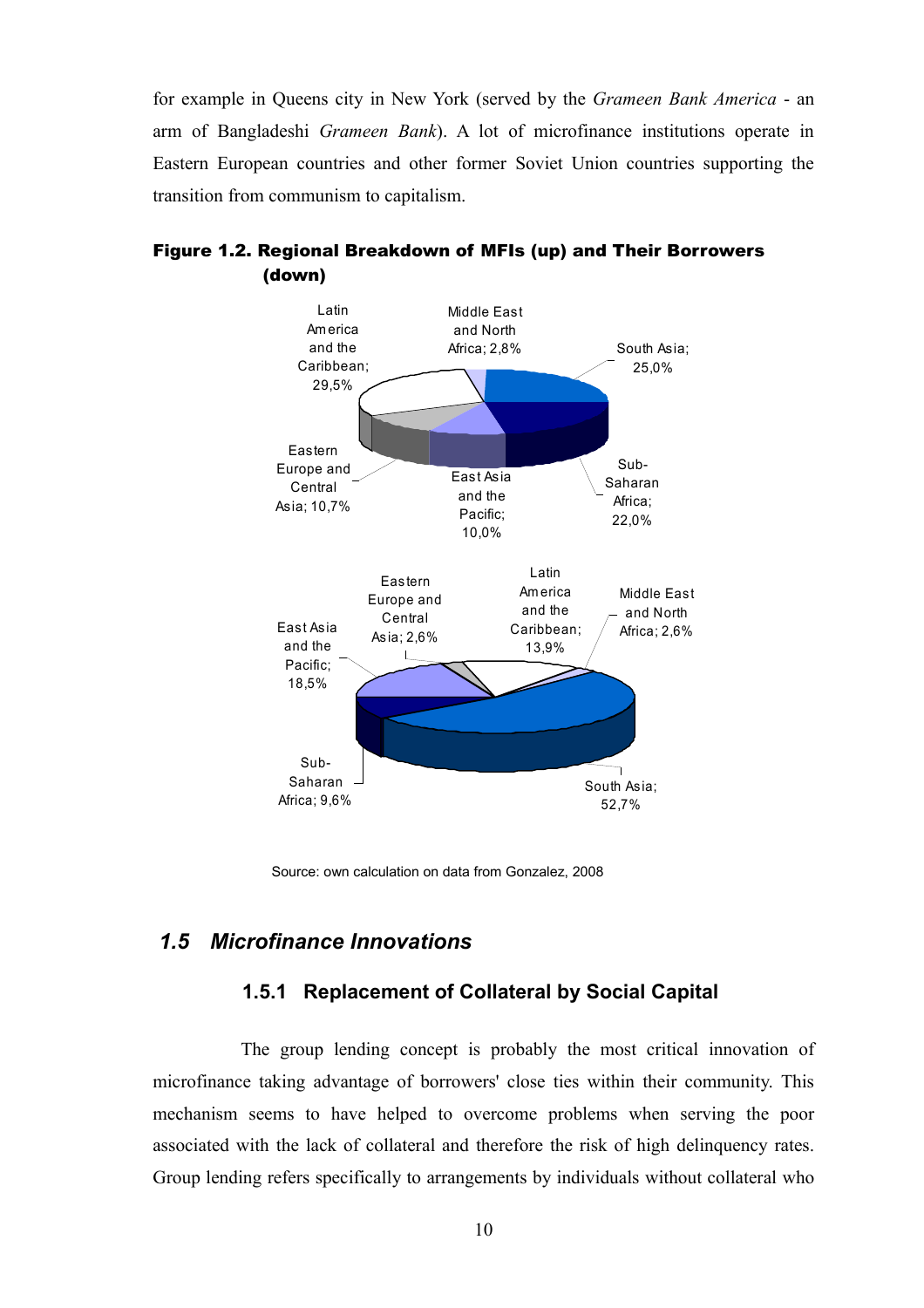for example in Queens city in New York (served by the *Grameen Bank America* - an arm of Bangladeshi *Grameen Bank*). A lot of microfinance institutions operate in Eastern European countries and other former Soviet Union countries supporting the transition from communism to capitalism.

**Figure 1.2. Regional Breakdown of MFIs (up) and Their Borrowers (down)**

Latin America and the Caribbean; 29,5%
Middle East and North Africa; 2,8%
South Asia; 25,0%
Eastern Europe and Central Asia; 10,7%
East Asia and the Pacific; 10,0%
Sub-Saharan Africa; 22,0%

Eastern Europe and Central Asia; 2,6%
Latin America and the Caribbean; 13,9%
Middle East and North Africa; 2,6%
East Asia and the Pacific; 18,5%
Sub-Saharan Africa; 9,6%
South Asia; 52,7%

Source: own calculation on data from Gonzalez, 2008

## *1.5 Microfinance Innovations*

### 1.5.1 Replacement of Collateral by Social Capital

The group lending concept is probably the most critical innovation of microfinance taking advantage of borrowers' close ties within their community. This mechanism seems to have helped to overcome problems when serving the poor associated with the lack of collateral and therefore the risk of high delinquency rates. Group lending refers specifically to arrangements by individuals without collateral who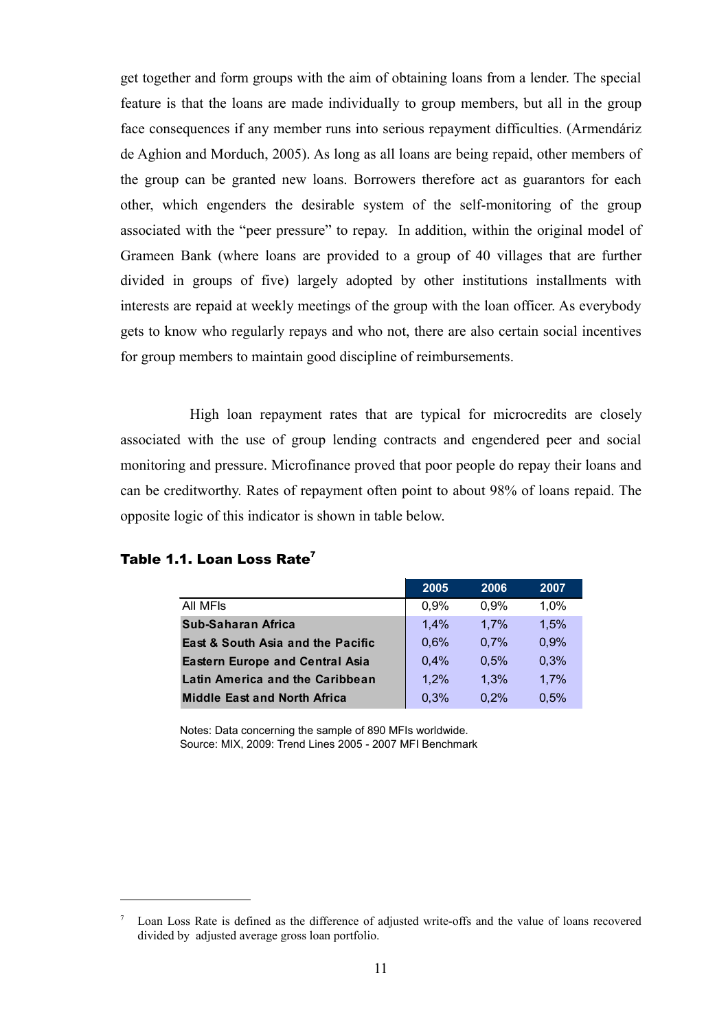get together and form groups with the aim of obtaining loans from a lender. The special feature is that the loans are made individually to group members, but all in the group face consequences if any member runs into serious repayment difficulties. (Armendáriz de Aghion and Morduch, 2005). As long as all loans are being repaid, other members of the group can be granted new loans. Borrowers therefore act as guarantors for each other, which engenders the desirable system of the self-monitoring of the group associated with the "peer pressure" to repay. In addition, within the original model of Grameen Bank (where loans are provided to a group of 40 villages that are further divided in groups of five) largely adopted by other institutions installments with interests are repaid at weekly meetings of the group with the loan officer. As everybody gets to know who regularly repays and who not, there are also certain social incentives for group members to maintain good discipline of reimbursements.

High loan repayment rates that are typical for microcredits are closely associated with the use of group lending contracts and engendered peer and social monitoring and pressure. Microfinance proved that poor people do repay their loans and can be creditworthy. Rates of repayment often point to about 98% of loans repaid. The opposite logic of this indicator is shown in table below.

**Table 1.1. Loan Loss Rate[7]**

| | 2005 | 2006 | 2007 |
|---|---|---|---|
| All MFIs | 0,9% | 0,9% | 1,0% |
| **Sub-Saharan Africa** | 1,4% | 1,7% | 1,5% |
| **East & South Asia and the Pacific** | 0,6% | 0,7% | 0,9% |
| **Eastern Europe and Central Asia** | 0,4% | 0,5% | 0,3% |
| **Latin America and the Caribbean** | 1,2% | 1,3% | 1,7% |
| **Middle East and North Africa** | 0,3% | 0,2% | 0,5% |

Notes: Data concerning the sample of 890 MFIs worldwide.
Source: MIX, 2009: Trend Lines 2005 - 2007 MFI Benchmark

[7] Loan Loss Rate is defined as the difference of adjusted write-offs and the value of loans recovered divided by adjusted average gross loan portfolio.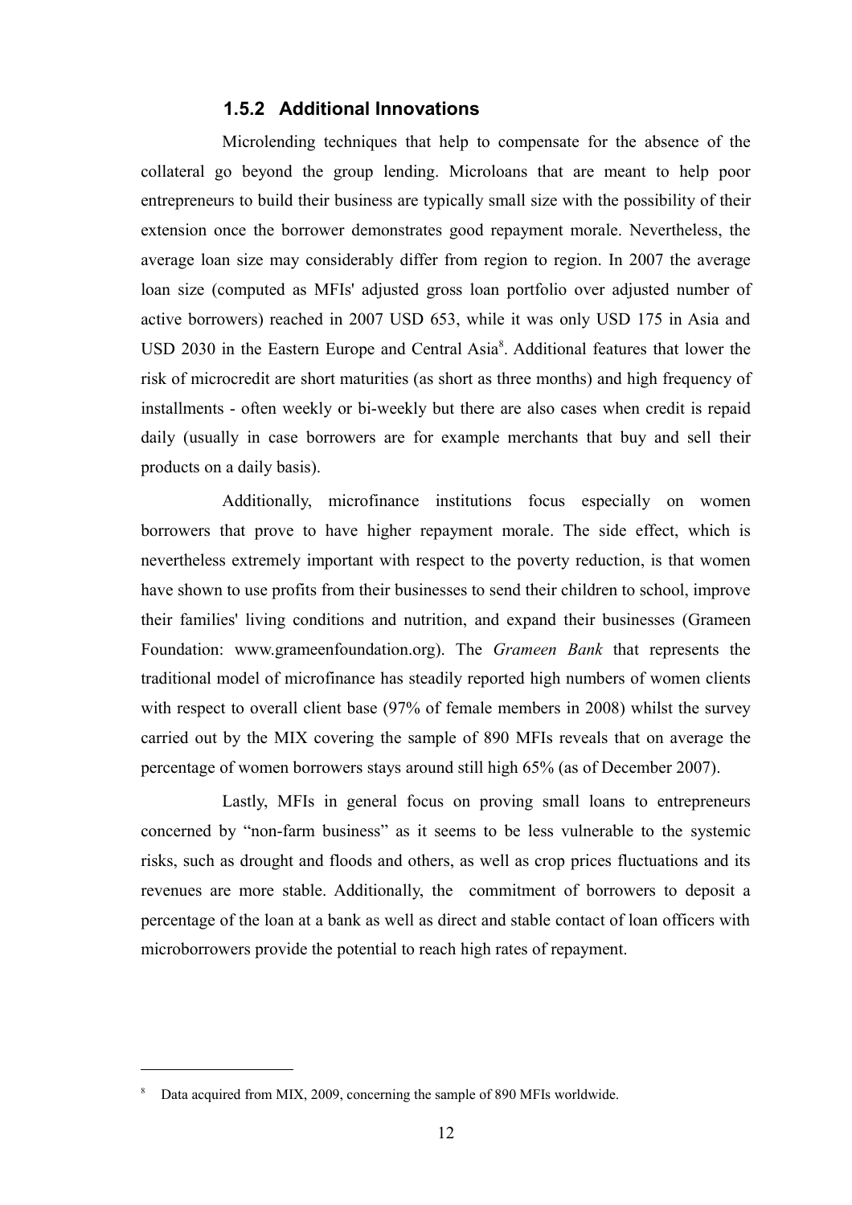### 1.5.2 Additional Innovations

Microlending techniques that help to compensate for the absence of the collateral go beyond the group lending. Microloans that are meant to help poor entrepreneurs to build their business are typically small size with the possibility of their extension once the borrower demonstrates good repayment morale. Nevertheless, the average loan size may considerably differ from region to region. In 2007 the average loan size (computed as MFIs' adjusted gross loan portfolio over adjusted number of active borrowers) reached in 2007 USD 653, while it was only USD 175 in Asia and USD 2030 in the Eastern Europe and Central Asia[8]. Additional features that lower the risk of microcredit are short maturities (as short as three months) and high frequency of installments - often weekly or bi-weekly but there are also cases when credit is repaid daily (usually in case borrowers are for example merchants that buy and sell their products on a daily basis).

Additionally, microfinance institutions focus especially on women borrowers that prove to have higher repayment morale. The side effect, which is nevertheless extremely important with respect to the poverty reduction, is that women have shown to use profits from their businesses to send their children to school, improve their families' living conditions and nutrition, and expand their businesses (Grameen Foundation: www.grameenfoundation.org). The *Grameen Bank* that represents the traditional model of microfinance has steadily reported high numbers of women clients with respect to overall client base (97% of female members in 2008) whilst the survey carried out by the MIX covering the sample of 890 MFIs reveals that on average the percentage of women borrowers stays around still high 65% (as of December 2007).

Lastly, MFIs in general focus on proving small loans to entrepreneurs concerned by "non-farm business" as it seems to be less vulnerable to the systemic risks, such as drought and floods and others, as well as crop prices fluctuations and its revenues are more stable. Additionally, the commitment of borrowers to deposit a percentage of the loan at a bank as well as direct and stable contact of loan officers with microborrowers provide the potential to reach high rates of repayment.

[8] Data acquired from MIX, 2009, concerning the sample of 890 MFIs worldwide.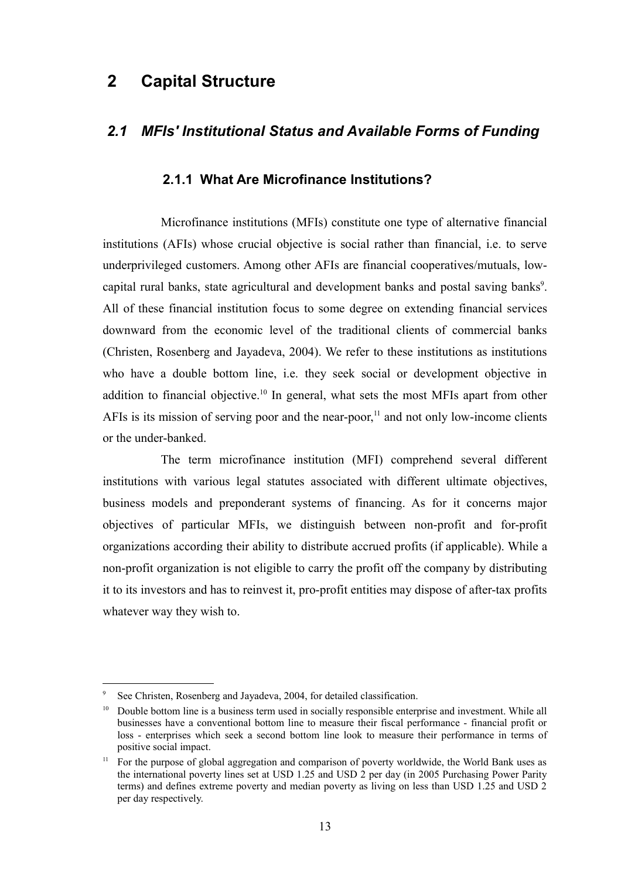# 2 Capital Structure

## *2.1 MFIs' Institutional Status and Available Forms of Funding*

### 2.1.1 What Are Microfinance Institutions?

Microfinance institutions (MFIs) constitute one type of alternative financial institutions (AFIs) whose crucial objective is social rather than financial, i.e. to serve underprivileged customers. Among other AFIs are financial cooperatives/mutuals, low-capital rural banks, state agricultural and development banks and postal saving banks[9]. All of these financial institution focus to some degree on extending financial services downward from the economic level of the traditional clients of commercial banks (Christen, Rosenberg and Jayadeva, 2004). We refer to these institutions as institutions who have a double bottom line, i.e. they seek social or development objective in addition to financial objective.[10] In general, what sets the most MFIs apart from other AFIs is its mission of serving poor and the near-poor,[11] and not only low-income clients or the under-banked.

The term microfinance institution (MFI) comprehend several different institutions with various legal statutes associated with different ultimate objectives, business models and preponderant systems of financing. As for it concerns major objectives of particular MFIs, we distinguish between non-profit and for-profit organizations according their ability to distribute accrued profits (if applicable). While a non-profit organization is not eligible to carry the profit off the company by distributing it to its investors and has to reinvest it, pro-profit entities may dispose of after-tax profits whatever way they wish to.

---

[9] See Christen, Rosenberg and Jayadeva, 2004, for detailed classification.

[10] Double bottom line is a business term used in socially responsible enterprise and investment. While all businesses have a conventional bottom line to measure their fiscal performance - financial profit or loss - enterprises which seek a second bottom line look to measure their performance in terms of positive social impact.

[11] For the purpose of global aggregation and comparison of poverty worldwide, the World Bank uses as the international poverty lines set at USD 1.25 and USD 2 per day (in 2005 Purchasing Power Parity terms) and defines extreme poverty and median poverty as living on less than USD 1.25 and USD 2 per day respectively.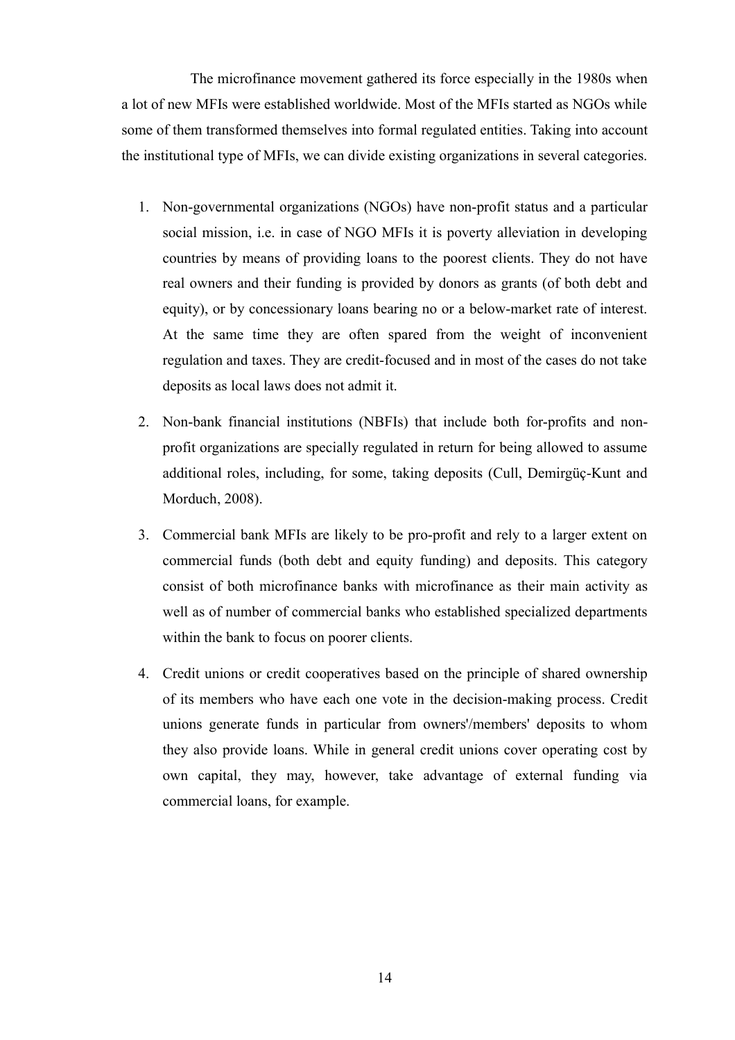The microfinance movement gathered its force especially in the 1980s when a lot of new MFIs were established worldwide. Most of the MFIs started as NGOs while some of them transformed themselves into formal regulated entities. Taking into account the institutional type of MFIs, we can divide existing organizations in several categories.

1. Non-governmental organizations (NGOs) have non-profit status and a particular social mission, i.e. in case of NGO MFIs it is poverty alleviation in developing countries by means of providing loans to the poorest clients. They do not have real owners and their funding is provided by donors as grants (of both debt and equity), or by concessionary loans bearing no or a below-market rate of interest. At the same time they are often spared from the weight of inconvenient regulation and taxes. They are credit-focused and in most of the cases do not take deposits as local laws does not admit it.

2. Non-bank financial institutions (NBFIs) that include both for-profits and non-profit organizations are specially regulated in return for being allowed to assume additional roles, including, for some, taking deposits (Cull, Demirgüç-Kunt and Morduch, 2008).

3. Commercial bank MFIs are likely to be pro-profit and rely to a larger extent on commercial funds (both debt and equity funding) and deposits. This category consist of both microfinance banks with microfinance as their main activity as well as of number of commercial banks who established specialized departments within the bank to focus on poorer clients.

4. Credit unions or credit cooperatives based on the principle of shared ownership of its members who have each one vote in the decision-making process. Credit unions generate funds in particular from owners'/members' deposits to whom they also provide loans. While in general credit unions cover operating cost by own capital, they may, however, take advantage of external funding via commercial loans, for example.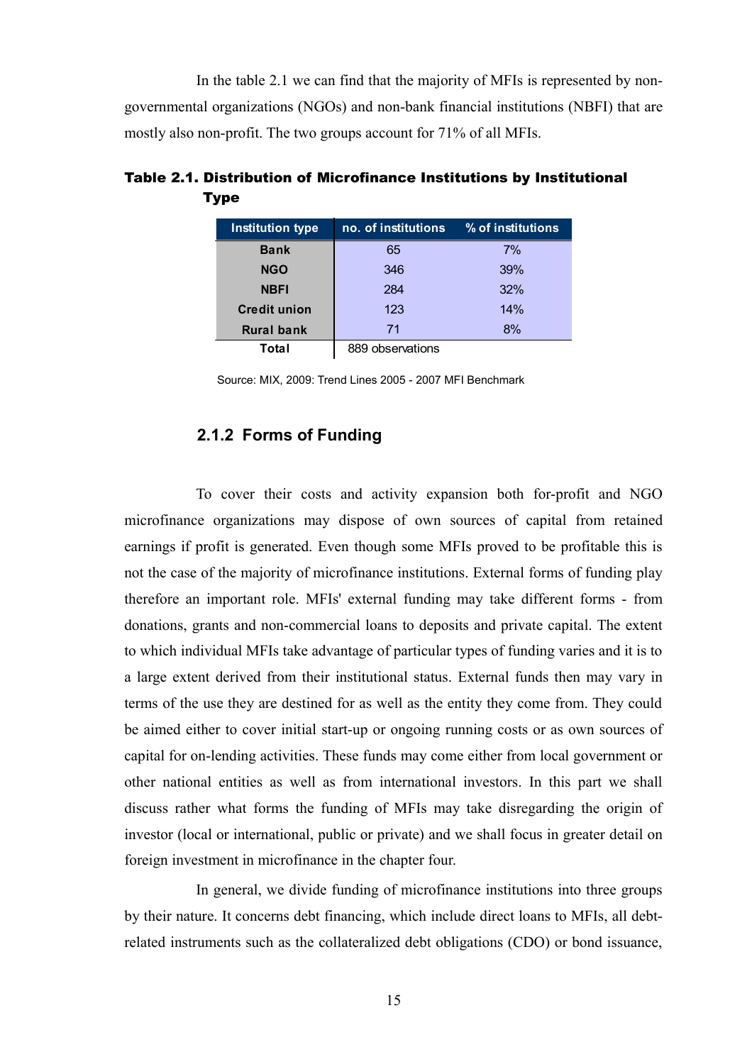In the table 2.1 we can find that the majority of MFIs is represented by non-governmental organizations (NGOs) and non-bank financial institutions (NBFI) that are mostly also non-profit. The two groups account for 71% of all MFIs.

**Table 2.1. Distribution of Microfinance Institutions by Institutional Type**

| Institution type | no. of institutions | % of institutions |
|---|---|---|
| **Bank** | 65 | 7% |
| **NGO** | 346 | 39% |
| **NBFI** | 284 | 32% |
| **Credit union** | 123 | 14% |
| **Rural bank** | 71 | 8% |
| **Total** | 889 observations | |

Source: MIX, 2009: Trend Lines 2005 - 2007 MFI Benchmark

### 2.1.2 Forms of Funding

To cover their costs and activity expansion both for-profit and NGO microfinance organizations may dispose of own sources of capital from retained earnings if profit is generated. Even though some MFIs proved to be profitable this is not the case of the majority of microfinance institutions. External forms of funding play therefore an important role. MFIs' external funding may take different forms - from donations, grants and non-commercial loans to deposits and private capital. The extent to which individual MFIs take advantage of particular types of funding varies and it is to a large extent derived from their institutional status. External funds then may vary in terms of the use they are destined for as well as the entity they come from. They could be aimed either to cover initial start-up or ongoing running costs or as own sources of capital for on-lending activities. These funds may come either from local government or other national entities as well as from international investors. In this part we shall discuss rather what forms the funding of MFIs may take disregarding the origin of investor (local or international, public or private) and we shall focus in greater detail on foreign investment in microfinance in the chapter four.

In general, we divide funding of microfinance institutions into three groups by their nature. It concerns debt financing, which include direct loans to MFIs, all debt-related instruments such as the collateralized debt obligations (CDO) or bond issuance,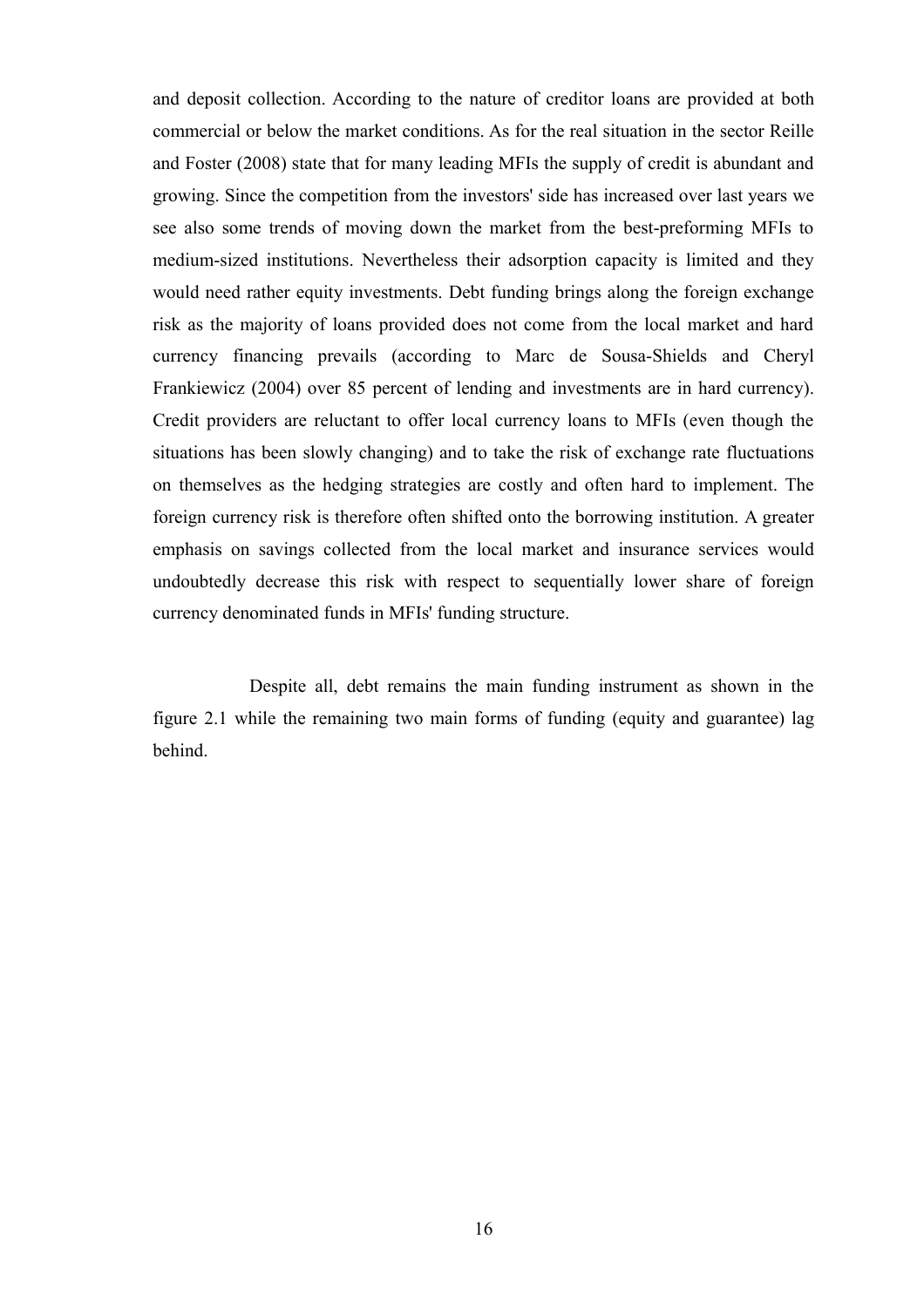and deposit collection. According to the nature of creditor loans are provided at both commercial or below the market conditions. As for the real situation in the sector Reille and Foster (2008) state that for many leading MFIs the supply of credit is abundant and growing. Since the competition from the investors' side has increased over last years we see also some trends of moving down the market from the best-preforming MFIs to medium-sized institutions. Nevertheless their adsorption capacity is limited and they would need rather equity investments. Debt funding brings along the foreign exchange risk as the majority of loans provided does not come from the local market and hard currency financing prevails (according to Marc de Sousa-Shields and Cheryl Frankiewicz (2004) over 85 percent of lending and investments are in hard currency). Credit providers are reluctant to offer local currency loans to MFIs (even though the situations has been slowly changing) and to take the risk of exchange rate fluctuations on themselves as the hedging strategies are costly and often hard to implement. The foreign currency risk is therefore often shifted onto the borrowing institution. A greater emphasis on savings collected from the local market and insurance services would undoubtedly decrease this risk with respect to sequentially lower share of foreign currency denominated funds in MFIs' funding structure.

Despite all, debt remains the main funding instrument as shown in the figure 2.1 while the remaining two main forms of funding (equity and guarantee) lag behind.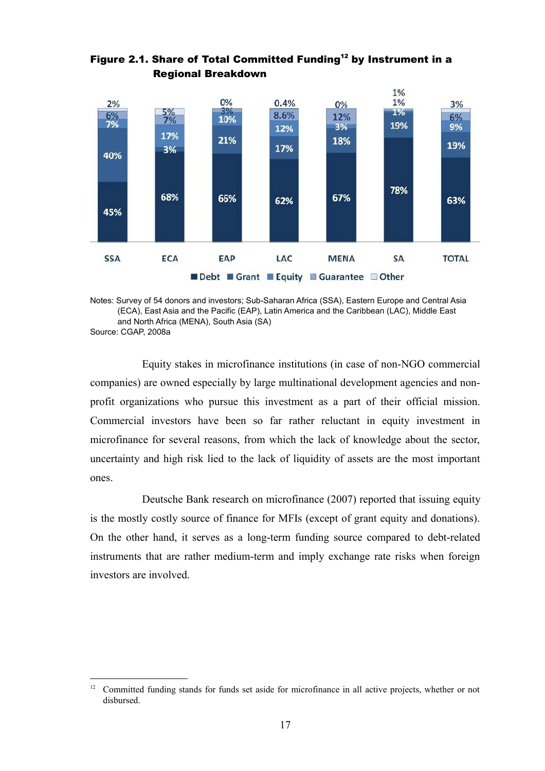**Figure 2.1. Share of Total Committed Funding[12] by Instrument in a Regional Breakdown**

SSA: 45% 40% 7% 6% 2%

ECA: 68% 3% 17% 7% 5%

EAP: 66% 21% 10% 3% 0%

LAC: 62% 17% 12% 8.6% 0.4%

MENA: 67% 18% 3% 12% 0%

SA: 78% 19% 1% 1% 1%

TOTAL: 63% 19% 9% 6% 3%

SSA ECA EAP LAC MENA SA TOTAL

Debt Grant Equity Guarantee Other

Notes: Survey of 54 donors and investors; Sub-Saharan Africa (SSA), Eastern Europe and Central Asia (ECA), East Asia and the Pacific (EAP), Latin America and the Caribbean (LAC), Middle East and North Africa (MENA), South Asia (SA)
Source: CGAP, 2008a

Equity stakes in microfinance institutions (in case of non-NGO commercial companies) are owned especially by large multinational development agencies and non-profit organizations who pursue this investment as a part of their official mission. Commercial investors have been so far rather reluctant in equity investment in microfinance for several reasons, from which the lack of knowledge about the sector, uncertainty and high risk lied to the lack of liquidity of assets are the most important ones.

Deutsche Bank research on microfinance (2007) reported that issuing equity is the mostly costly source of finance for MFIs (except of grant equity and donations). On the other hand, it serves as a long-term funding source compared to debt-related instruments that are rather medium-term and imply exchange rate risks when foreign investors are involved.

[12] Committed funding stands for funds set aside for microfinance in all active projects, whether or not disbursed.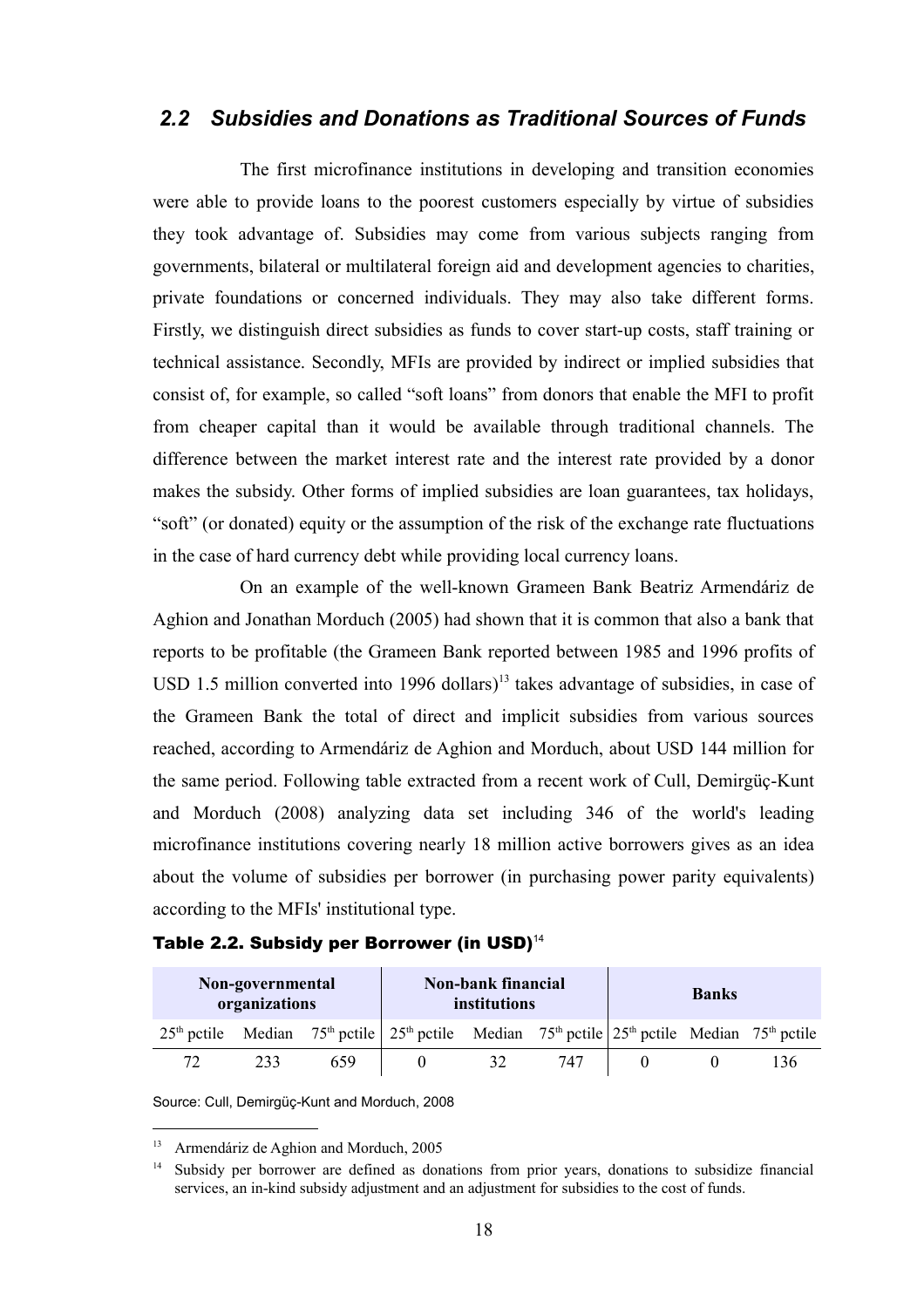## 2.2 Subsidies and Donations as Traditional Sources of Funds

The first microfinance institutions in developing and transition economies were able to provide loans to the poorest customers especially by virtue of subsidies they took advantage of. Subsidies may come from various subjects ranging from governments, bilateral or multilateral foreign aid and development agencies to charities, private foundations or concerned individuals. They may also take different forms. Firstly, we distinguish direct subsidies as funds to cover start-up costs, staff training or technical assistance. Secondly, MFIs are provided by indirect or implied subsidies that consist of, for example, so called "soft loans" from donors that enable the MFI to profit from cheaper capital than it would be available through traditional channels. The difference between the market interest rate and the interest rate provided by a donor makes the subsidy. Other forms of implied subsidies are loan guarantees, tax holidays, "soft" (or donated) equity or the assumption of the risk of the exchange rate fluctuations in the case of hard currency debt while providing local currency loans.

On an example of the well-known Grameen Bank Beatriz Armendáriz de Aghion and Jonathan Morduch (2005) had shown that it is common that also a bank that reports to be profitable (the Grameen Bank reported between 1985 and 1996 profits of USD 1.5 million converted into 1996 dollars)[13] takes advantage of subsidies, in case of the Grameen Bank the total of direct and implicit subsidies from various sources reached, according to Armendáriz de Aghion and Morduch, about USD 144 million for the same period. Following table extracted from a recent work of Cull, Demirgüç-Kunt and Morduch (2008) analyzing data set including 346 of the world's leading microfinance institutions covering nearly 18 million active borrowers gives as an idea about the volume of subsidies per borrower (in purchasing power parity equivalents) according to the MFIs' institutional type.

**Table 2.2. Subsidy per Borrower (in USD)**[14]

| Non-governmental organizations | | | Non-bank financial institutions | | | Banks | | |
|---|---|---|---|---|---|---|---|---|
| 25th pctile | Median | 75th pctile | 25th pctile | Median | 75th pctile | 25th pctile | Median | 75th pctile |
| 72 | 233 | 659 | 0 | 32 | 747 | 0 | 0 | 136 |

Source: Cull, Demirgüç-Kunt and Morduch, 2008

[13] Armendáriz de Aghion and Morduch, 2005

[14] Subsidy per borrower are defined as donations from prior years, donations to subsidize financial services, an in-kind subsidy adjustment and an adjustment for subsidies to the cost of funds.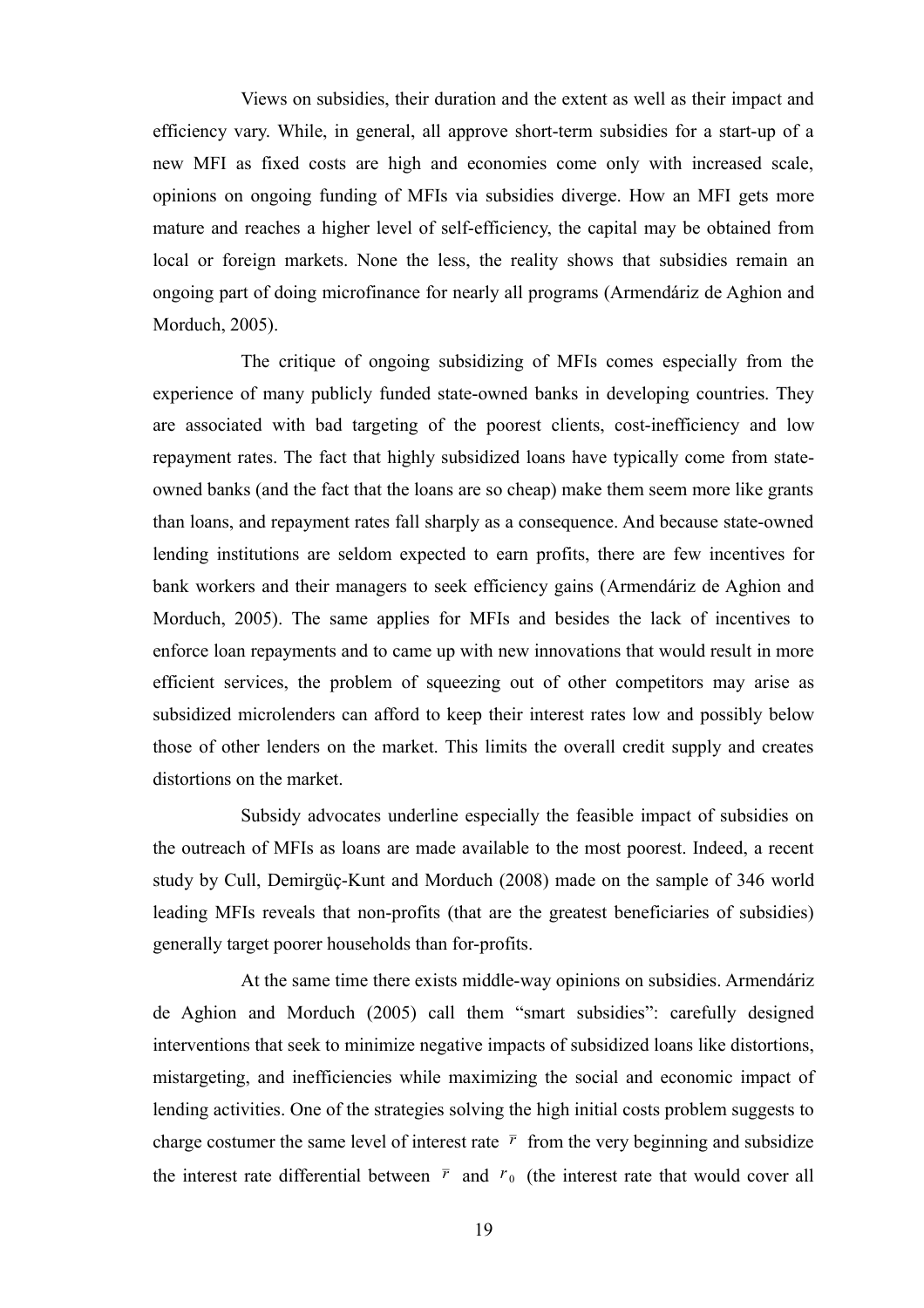Views on subsidies, their duration and the extent as well as their impact and efficiency vary. While, in general, all approve short-term subsidies for a start-up of a new MFI as fixed costs are high and economies come only with increased scale, opinions on ongoing funding of MFIs via subsidies diverge. How an MFI gets more mature and reaches a higher level of self-efficiency, the capital may be obtained from local or foreign markets. None the less, the reality shows that subsidies remain an ongoing part of doing microfinance for nearly all programs (Armendáriz de Aghion and Morduch, 2005).

The critique of ongoing subsidizing of MFIs comes especially from the experience of many publicly funded state-owned banks in developing countries. They are associated with bad targeting of the poorest clients, cost-inefficiency and low repayment rates. The fact that highly subsidized loans have typically come from state-owned banks (and the fact that the loans are so cheap) make them seem more like grants than loans, and repayment rates fall sharply as a consequence. And because state-owned lending institutions are seldom expected to earn profits, there are few incentives for bank workers and their managers to seek efficiency gains (Armendáriz de Aghion and Morduch, 2005). The same applies for MFIs and besides the lack of incentives to enforce loan repayments and to came up with new innovations that would result in more efficient services, the problem of squeezing out of other competitors may arise as subsidized microlenders can afford to keep their interest rates low and possibly below those of other lenders on the market. This limits the overall credit supply and creates distortions on the market.

Subsidy advocates underline especially the feasible impact of subsidies on the outreach of MFIs as loans are made available to the most poorest. Indeed, a recent study by Cull, Demirgüç-Kunt and Morduch (2008) made on the sample of 346 world leading MFIs reveals that non-profits (that are the greatest beneficiaries of subsidies) generally target poorer households than for-profits.

At the same time there exists middle-way opinions on subsidies. Armendáriz de Aghion and Morduch (2005) call them "smart subsidies": carefully designed interventions that seek to minimize negative impacts of subsidized loans like distortions, mistargeting, and inefficiencies while maximizing the social and economic impact of lending activities. One of the strategies solving the high initial costs problem suggests to charge costumer the same level of interest rate $\bar{r}$ from the very beginning and subsidize the interest rate differential between $\bar{r}$ and $r_0$ (the interest rate that would cover all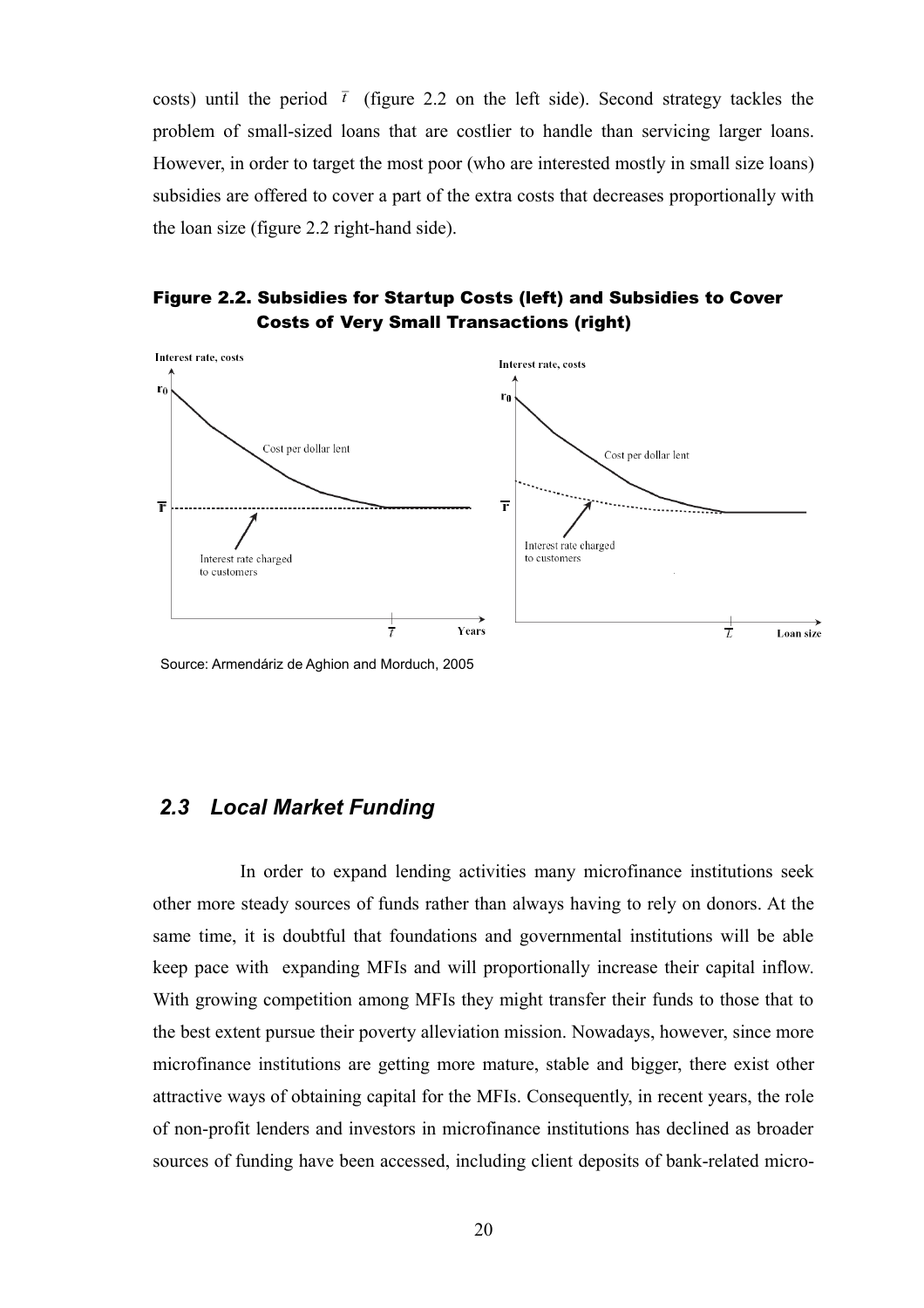costs) until the period $\bar{t}$ (figure 2.2 on the left side). Second strategy tackles the problem of small-sized loans that are costlier to handle than servicing larger loans. However, in order to target the most poor (who are interested mostly in small size loans) subsidies are offered to cover a part of the extra costs that decreases proportionally with the loan size (figure 2.2 right-hand side).

**Figure 2.2. Subsidies for Startup Costs (left) and Subsidies to Cover Costs of Very Small Transactions (right)**

Interest rate, costs

$r_0$

Cost per dollar lent

$\bar{r}$

Interest rate charged to customers

$\bar{t}$

Years

Interest rate, costs

$r_0$

Cost per dollar lent

$\bar{r}$

Interest rate charged to customers

$\bar{L}$

Loan size

Source: Armendáriz de Aghion and Morduch, 2005

## *2.3 Local Market Funding*

In order to expand lending activities many microfinance institutions seek other more steady sources of funds rather than always having to rely on donors. At the same time, it is doubtful that foundations and governmental institutions will be able keep pace with expanding MFIs and will proportionally increase their capital inflow. With growing competition among MFIs they might transfer their funds to those that to the best extent pursue their poverty alleviation mission. Nowadays, however, since more microfinance institutions are getting more mature, stable and bigger, there exist other attractive ways of obtaining capital for the MFIs. Consequently, in recent years, the role of non-profit lenders and investors in microfinance institutions has declined as broader sources of funding have been accessed, including client deposits of bank-related micro-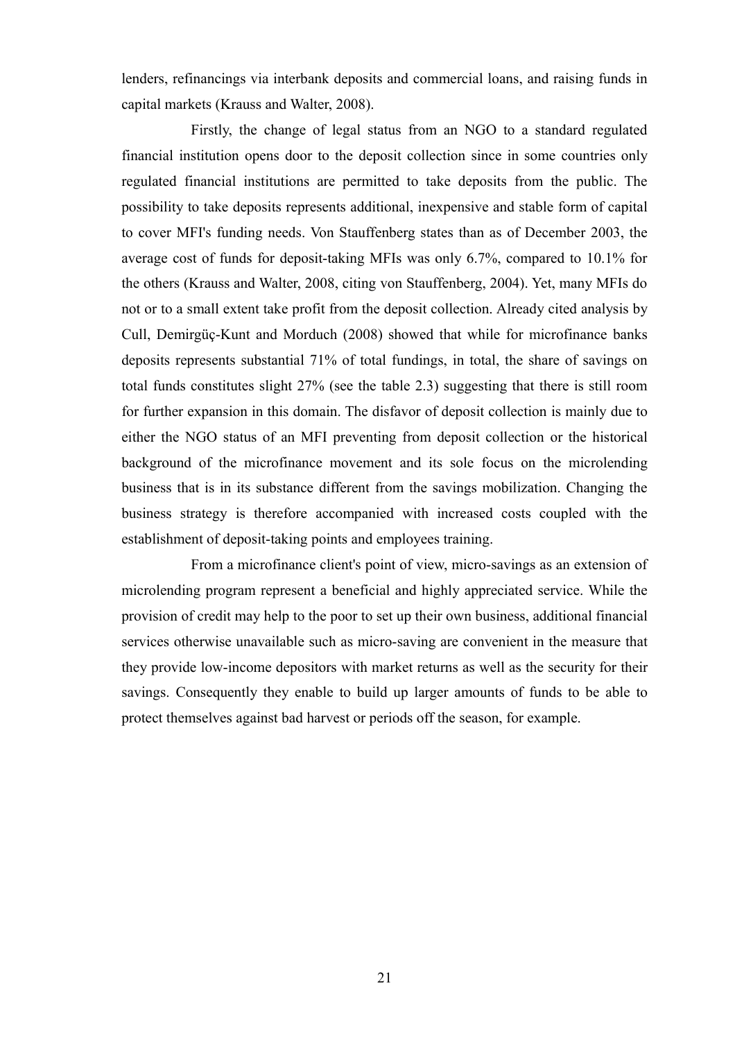lenders, refinancings via interbank deposits and commercial loans, and raising funds in capital markets (Krauss and Walter, 2008).

Firstly, the change of legal status from an NGO to a standard regulated financial institution opens door to the deposit collection since in some countries only regulated financial institutions are permitted to take deposits from the public. The possibility to take deposits represents additional, inexpensive and stable form of capital to cover MFI's funding needs. Von Stauffenberg states than as of December 2003, the average cost of funds for deposit-taking MFIs was only 6.7%, compared to 10.1% for the others (Krauss and Walter, 2008, citing von Stauffenberg, 2004). Yet, many MFIs do not or to a small extent take profit from the deposit collection. Already cited analysis by Cull, Demirgüç-Kunt and Morduch (2008) showed that while for microfinance banks deposits represents substantial 71% of total fundings, in total, the share of savings on total funds constitutes slight 27% (see the table 2.3) suggesting that there is still room for further expansion in this domain. The disfavor of deposit collection is mainly due to either the NGO status of an MFI preventing from deposit collection or the historical background of the microfinance movement and its sole focus on the microlending business that is in its substance different from the savings mobilization. Changing the business strategy is therefore accompanied with increased costs coupled with the establishment of deposit-taking points and employees training.

From a microfinance client's point of view, micro-savings as an extension of microlending program represent a beneficial and highly appreciated service. While the provision of credit may help to the poor to set up their own business, additional financial services otherwise unavailable such as micro-saving are convenient in the measure that they provide low-income depositors with market returns as well as the security for their savings. Consequently they enable to build up larger amounts of funds to be able to protect themselves against bad harvest or periods off the season, for example.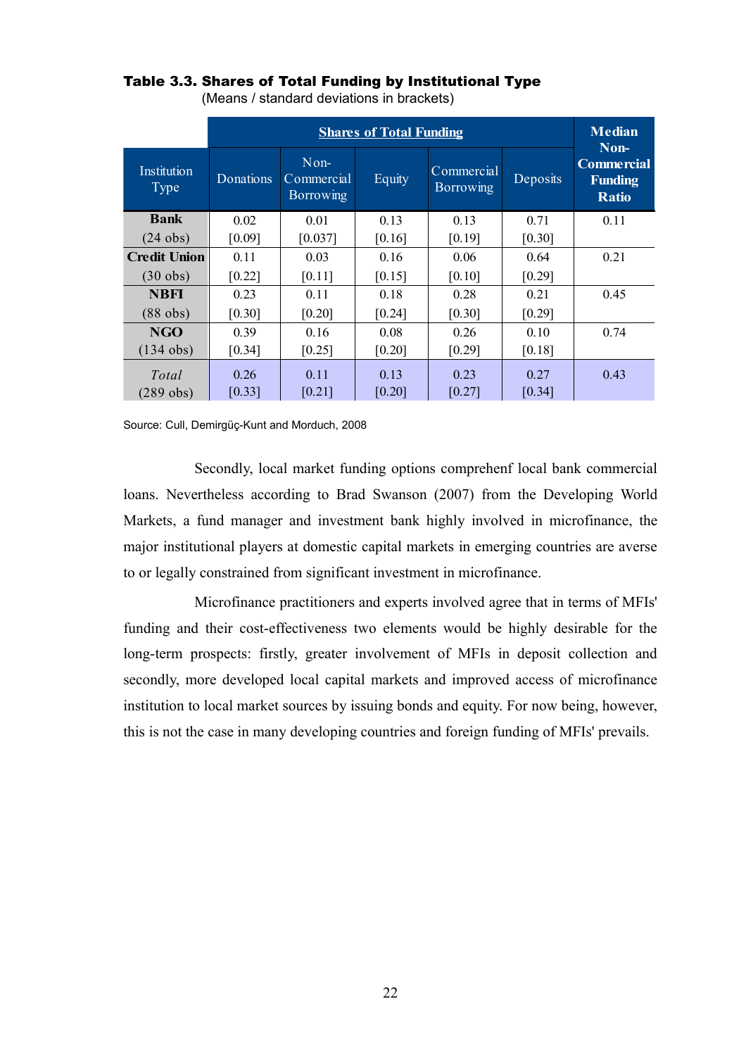**Table 3.3. Shares of Total Funding by Institutional Type**

(Means / standard deviations in brackets)

| | Shares of Total Funding | | | | | Median Non-Commercial Funding Ratio |
|---|---|---|---|---|---|---|
| Institution Type | Donations | Non-Commercial Borrowing | Equity | Commercial Borrowing | Deposits | |
| **Bank** (24 obs) | 0.02 [0.09] | 0.01 [0.037] | 0.13 [0.16] | 0.13 [0.19] | 0.71 [0.30] | 0.11 |
| **Credit Union** (30 obs) | 0.11 [0.22] | 0.03 [0.11] | 0.16 [0.15] | 0.06 [0.10] | 0.64 [0.29] | 0.21 |
| **NBFI** (88 obs) | 0.23 [0.30] | 0.11 [0.20] | 0.18 [0.24] | 0.28 [0.30] | 0.21 [0.29] | 0.45 |
| **NGO** (134 obs) | 0.39 [0.34] | 0.16 [0.25] | 0.08 [0.20] | 0.26 [0.29] | 0.10 [0.18] | 0.74 |
| *Total* (289 obs) | 0.26 [0.33] | 0.11 [0.21] | 0.13 [0.20] | 0.23 [0.27] | 0.27 [0.34] | 0.43 |

Source: Cull, Demirgüç-Kunt and Morduch, 2008

Secondly, local market funding options comprehenf local bank commercial loans. Nevertheless according to Brad Swanson (2007) from the Developing World Markets, a fund manager and investment bank highly involved in microfinance, the major institutional players at domestic capital markets in emerging countries are averse to or legally constrained from significant investment in microfinance.

Microfinance practitioners and experts involved agree that in terms of MFIs' funding and their cost-effectiveness two elements would be highly desirable for the long-term prospects: firstly, greater involvement of MFIs in deposit collection and secondly, more developed local capital markets and improved access of microfinance institution to local market sources by issuing bonds and equity. For now being, however, this is not the case in many developing countries and foreign funding of MFIs' prevails.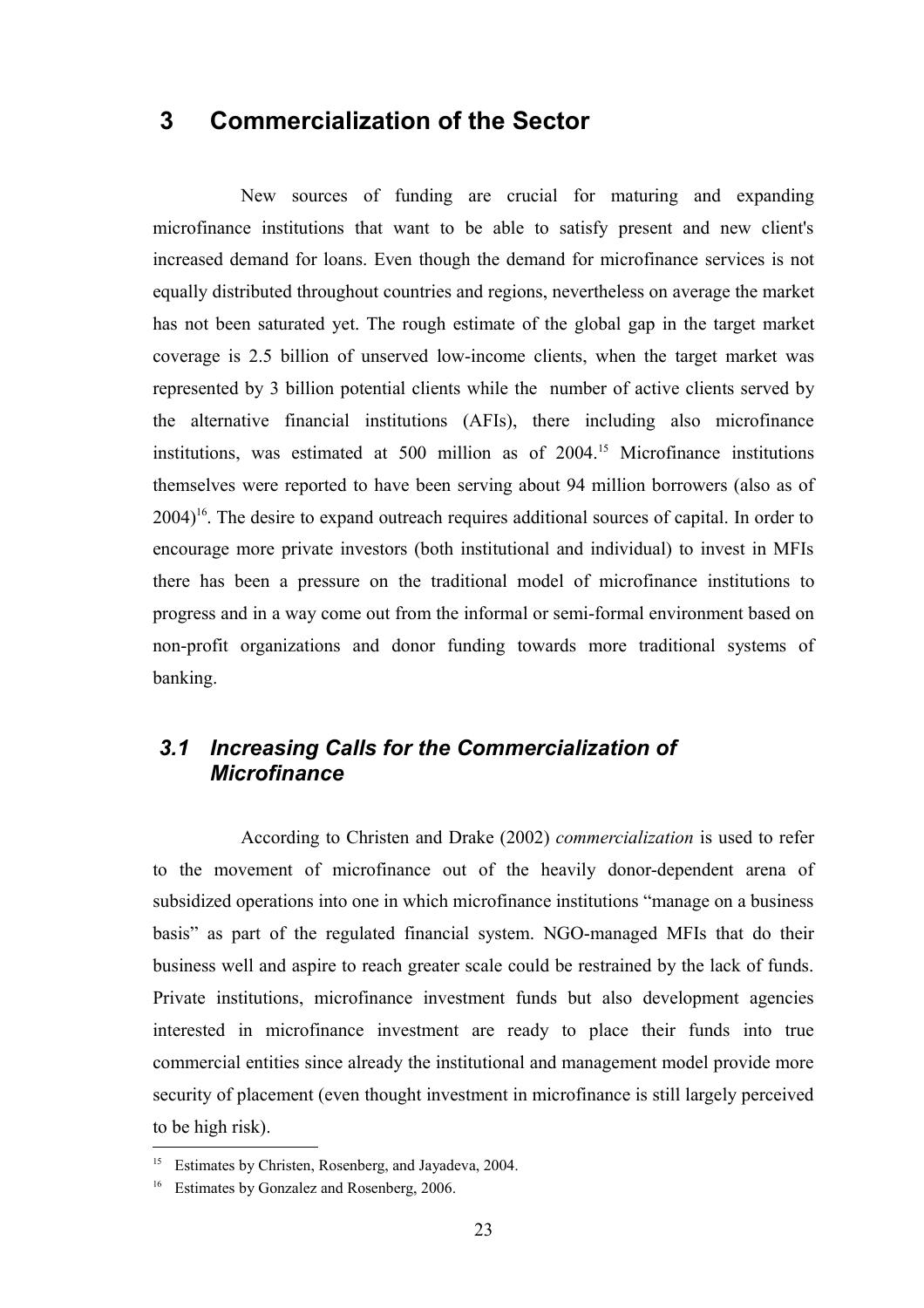# 3 Commercialization of the Sector

New sources of funding are crucial for maturing and expanding microfinance institutions that want to be able to satisfy present and new client's increased demand for loans. Even though the demand for microfinance services is not equally distributed throughout countries and regions, nevertheless on average the market has not been saturated yet. The rough estimate of the global gap in the target market coverage is 2.5 billion of unserved low-income clients, when the target market was represented by 3 billion potential clients while the number of active clients served by the alternative financial institutions (AFIs), there including also microfinance institutions, was estimated at 500 million as of 2004.[15] Microfinance institutions themselves were reported to have been serving about 94 million borrowers (also as of 2004)[16]. The desire to expand outreach requires additional sources of capital. In order to encourage more private investors (both institutional and individual) to invest in MFIs there has been a pressure on the traditional model of microfinance institutions to progress and in a way come out from the informal or semi-formal environment based on non-profit organizations and donor funding towards more traditional systems of banking.

## *3.1 Increasing Calls for the Commercialization of Microfinance*

According to Christen and Drake (2002) *commercialization* is used to refer to the movement of microfinance out of the heavily donor-dependent arena of subsidized operations into one in which microfinance institutions "manage on a business basis" as part of the regulated financial system. NGO-managed MFIs that do their business well and aspire to reach greater scale could be restrained by the lack of funds. Private institutions, microfinance investment funds but also development agencies interested in microfinance investment are ready to place their funds into true commercial entities since already the institutional and management model provide more security of placement (even thought investment in microfinance is still largely perceived to be high risk).

[15] Estimates by Christen, Rosenberg, and Jayadeva, 2004.

[16] Estimates by Gonzalez and Rosenberg, 2006.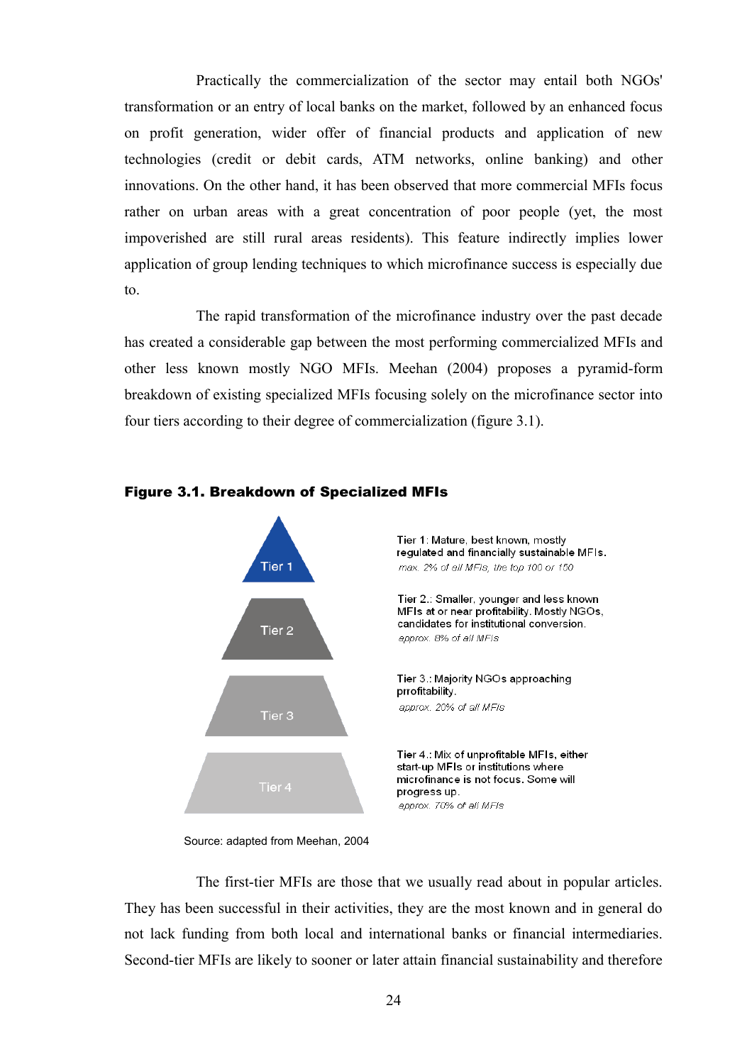Practically the commercialization of the sector may entail both NGOs' transformation or an entry of local banks on the market, followed by an enhanced focus on profit generation, wider offer of financial products and application of new technologies (credit or debit cards, ATM networks, online banking) and other innovations. On the other hand, it has been observed that more commercial MFIs focus rather on urban areas with a great concentration of poor people (yet, the most impoverished are still rural areas residents). This feature indirectly implies lower application of group lending techniques to which microfinance success is especially due to.

The rapid transformation of the microfinance industry over the past decade has created a considerable gap between the most performing commercialized MFIs and other less known mostly NGO MFIs. Meehan (2004) proposes a pyramid-form breakdown of existing specialized MFIs focusing solely on the microfinance sector into four tiers according to their degree of commercialization (figure 3.1).

**Figure 3.1. Breakdown of Specialized MFIs**

Tier 1

Tier 1: Mature, best known, mostly regulated and financially sustainable MFIs.
*max. 2% of all MFIs, the top 100 or 150*

Tier 2

Tier 2.: Smaller, younger and less known MFIs at or near profitability. Mostly NGOs, candidates for institutional conversion.
*approx. 8% of all MFIs*

Tier 3

Tier 3.: Majority NGOs approaching prrofitability.
*approx. 20% of all MFIs*

Tier 4

Tier 4.: Mix of unprofitable MFIs, either start-up MFIs or institutions where microfinance is not focus. Some will progress up.
*approx. 70% of all MFIs*

Source: adapted from Meehan, 2004

The first-tier MFIs are those that we usually read about in popular articles. They has been successful in their activities, they are the most known and in general do not lack funding from both local and international banks or financial intermediaries. Second-tier MFIs are likely to sooner or later attain financial sustainability and therefore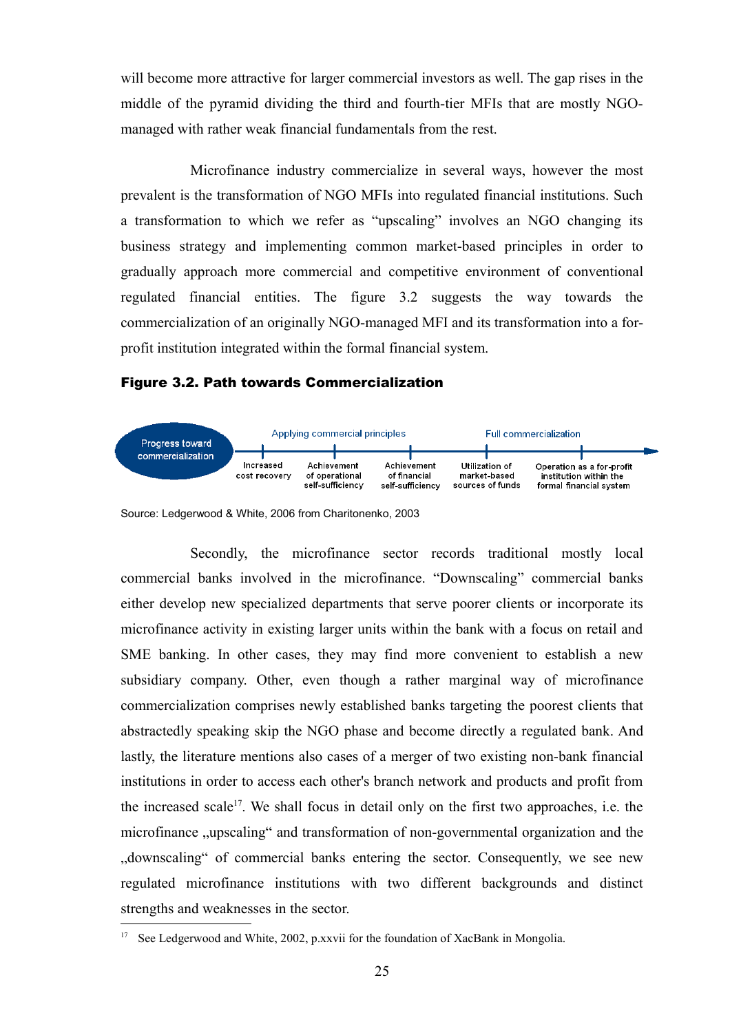will become more attractive for larger commercial investors as well. The gap rises in the middle of the pyramid dividing the third and fourth-tier MFIs that are mostly NGO-managed with rather weak financial fundamentals from the rest.

Microfinance industry commercialize in several ways, however the most prevalent is the transformation of NGO MFIs into regulated financial institutions. Such a transformation to which we refer as "upscaling" involves an NGO changing its business strategy and implementing common market-based principles in order to gradually approach more commercial and competitive environment of conventional regulated financial entities. The figure 3.2 suggests the way towards the commercialization of an originally NGO-managed MFI and its transformation into a for-profit institution integrated within the formal financial system.

**Figure 3.2. Path towards Commercialization**

Progress toward commercialization

Applying commercial principles

Full commercialization

Increased cost recovery

Achievement of operational self-sufficiency

Achievement of financial self-sufficiency

Utilization of market-based sources of funds

Operation as a for-profit institution within the formal financial system

Source: Ledgerwood & White, 2006 from Charitonenko, 2003

Secondly, the microfinance sector records traditional mostly local commercial banks involved in the microfinance. "Downscaling" commercial banks either develop new specialized departments that serve poorer clients or incorporate its microfinance activity in existing larger units within the bank with a focus on retail and SME banking. In other cases, they may find more convenient to establish a new subsidiary company. Other, even though a rather marginal way of microfinance commercialization comprises newly established banks targeting the poorest clients that abstractedly speaking skip the NGO phase and become directly a regulated bank. And lastly, the literature mentions also cases of a merger of two existing non-bank financial institutions in order to access each other's branch network and products and profit from the increased scale[17]. We shall focus in detail only on the first two approaches, i.e. the microfinance „upscaling" and transformation of non-governmental organization and the „downscaling" of commercial banks entering the sector. Consequently, we see new regulated microfinance institutions with two different backgrounds and distinct strengths and weaknesses in the sector.

[17] See Ledgerwood and White, 2002, p.xxvii for the foundation of XacBank in Mongolia.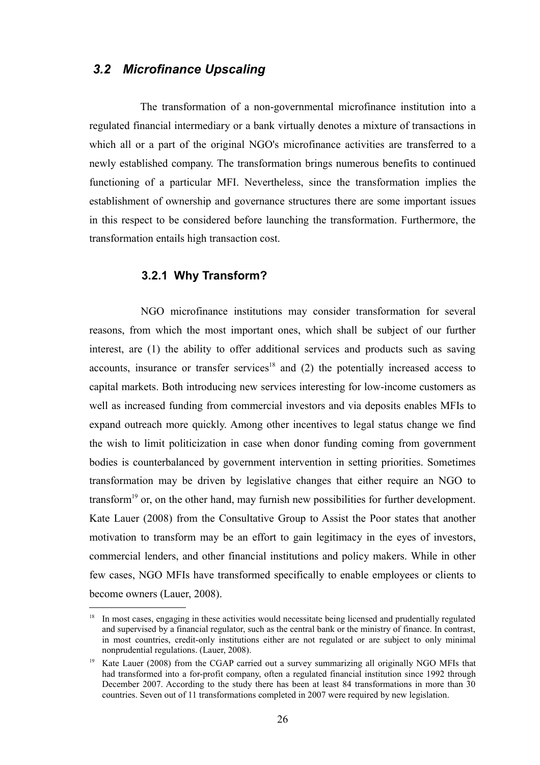## *3.2 Microfinance Upscaling*

The transformation of a non-governmental microfinance institution into a regulated financial intermediary or a bank virtually denotes a mixture of transactions in which all or a part of the original NGO's microfinance activities are transferred to a newly established company. The transformation brings numerous benefits to continued functioning of a particular MFI. Nevertheless, since the transformation implies the establishment of ownership and governance structures there are some important issues in this respect to be considered before launching the transformation. Furthermore, the transformation entails high transaction cost.

### **3.2.1 Why Transform?**

NGO microfinance institutions may consider transformation for several reasons, from which the most important ones, which shall be subject of our further interest, are (1) the ability to offer additional services and products such as saving accounts, insurance or transfer services[18] and (2) the potentially increased access to capital markets. Both introducing new services interesting for low-income customers as well as increased funding from commercial investors and via deposits enables MFIs to expand outreach more quickly. Among other incentives to legal status change we find the wish to limit politicization in case when donor funding coming from government bodies is counterbalanced by government intervention in setting priorities. Sometimes transformation may be driven by legislative changes that either require an NGO to transform[19] or, on the other hand, may furnish new possibilities for further development. Kate Lauer (2008) from the Consultative Group to Assist the Poor states that another motivation to transform may be an effort to gain legitimacy in the eyes of investors, commercial lenders, and other financial institutions and policy makers. While in other few cases, NGO MFIs have transformed specifically to enable employees or clients to become owners (Lauer, 2008).

[18] In most cases, engaging in these activities would necessitate being licensed and prudentially regulated and supervised by a financial regulator, such as the central bank or the ministry of finance. In contrast, in most countries, credit-only institutions either are not regulated or are subject to only minimal nonprudential regulations. (Lauer, 2008).

[19] Kate Lauer (2008) from the CGAP carried out a survey summarizing all originally NGO MFIs that had transformed into a for-profit company, often a regulated financial institution since 1992 through December 2007. According to the study there has been at least 84 transformations in more than 30 countries. Seven out of 11 transformations completed in 2007 were required by new legislation.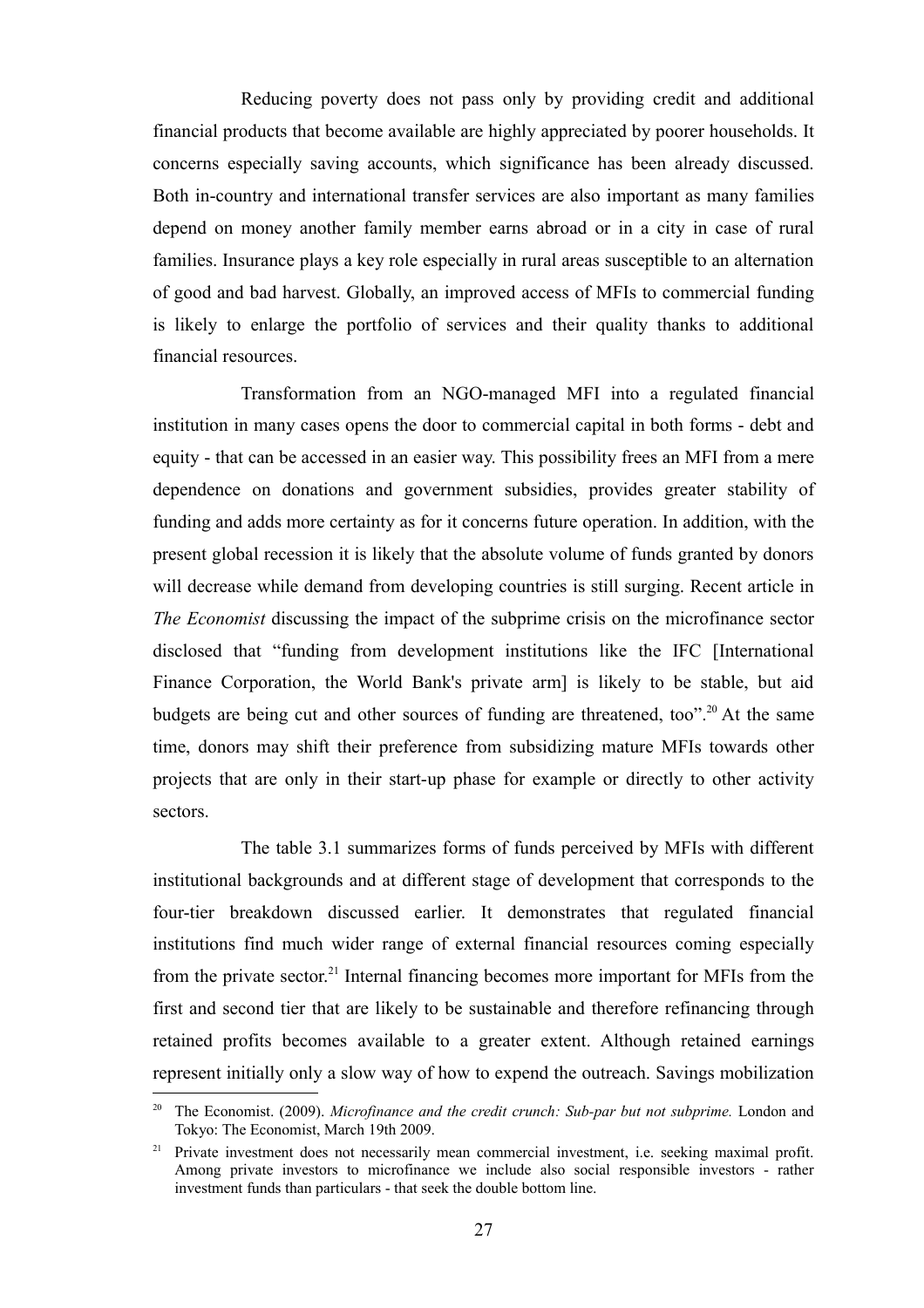Reducing poverty does not pass only by providing credit and additional financial products that become available are highly appreciated by poorer households. It concerns especially saving accounts, which significance has been already discussed. Both in-country and international transfer services are also important as many families depend on money another family member earns abroad or in a city in case of rural families. Insurance plays a key role especially in rural areas susceptible to an alternation of good and bad harvest. Globally, an improved access of MFIs to commercial funding is likely to enlarge the portfolio of services and their quality thanks to additional financial resources.

Transformation from an NGO-managed MFI into a regulated financial institution in many cases opens the door to commercial capital in both forms - debt and equity - that can be accessed in an easier way. This possibility frees an MFI from a mere dependence on donations and government subsidies, provides greater stability of funding and adds more certainty as for it concerns future operation. In addition, with the present global recession it is likely that the absolute volume of funds granted by donors will decrease while demand from developing countries is still surging. Recent article in *The Economist* discussing the impact of the subprime crisis on the microfinance sector disclosed that "funding from development institutions like the IFC [International Finance Corporation, the World Bank's private arm] is likely to be stable, but aid budgets are being cut and other sources of funding are threatened, too".[20] At the same time, donors may shift their preference from subsidizing mature MFIs towards other projects that are only in their start-up phase for example or directly to other activity sectors.

The table 3.1 summarizes forms of funds perceived by MFIs with different institutional backgrounds and at different stage of development that corresponds to the four-tier breakdown discussed earlier. It demonstrates that regulated financial institutions find much wider range of external financial resources coming especially from the private sector.[21] Internal financing becomes more important for MFIs from the first and second tier that are likely to be sustainable and therefore refinancing through retained profits becomes available to a greater extent. Although retained earnings represent initially only a slow way of how to expend the outreach. Savings mobilization

---

[20] The Economist. (2009). *Microfinance and the credit crunch: Sub-par but not subprime.* London and Tokyo: The Economist, March 19th 2009.

[21] Private investment does not necessarily mean commercial investment, i.e. seeking maximal profit. Among private investors to microfinance we include also social responsible investors - rather investment funds than particulars - that seek the double bottom line.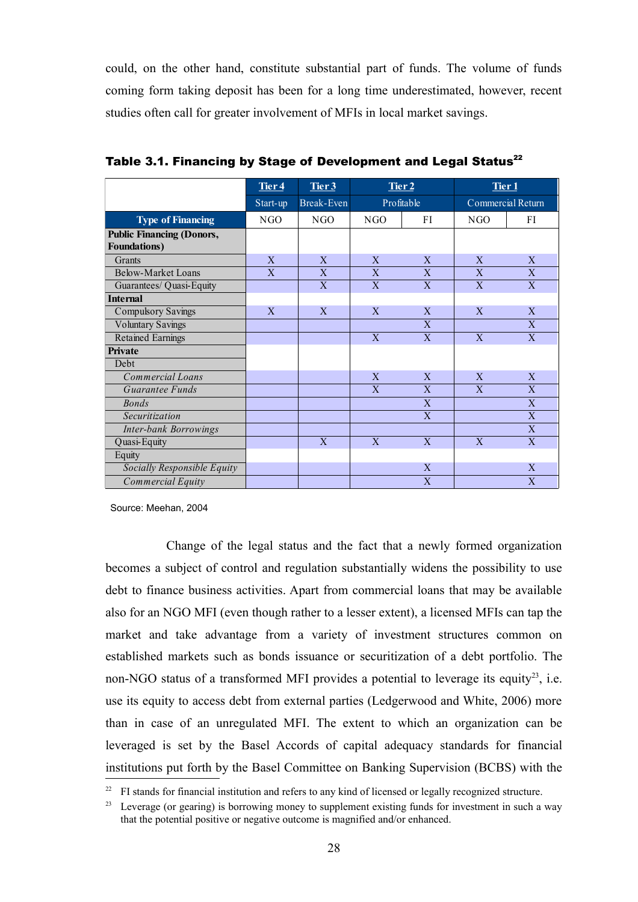could, on the other hand, constitute substantial part of funds. The volume of funds coming form taking deposit has been for a long time underestimated, however, recent studies often call for greater involvement of MFIs in local market savings.

**Table 3.1. Financing by Stage of Development and Legal Status**[22]

| | Tier 4 | Tier 3 | Tier 2 | | Tier 1 | |
|---|---|---|---|---|---|---|
| | Start-up | Break-Even | Profitable | | Commercial Return | |
| **Type of Financing** | NGO | NGO | NGO | FI | NGO | FI |
| **Public Financing (Donors, Foundations)** | | | | | | |
| Grants | X | X | X | X | X | X |
| Below-Market Loans | X | X | X | X | X | X |
| Guarantees/ Quasi-Equity | | X | X | X | X | X |
| **Internal** | | | | | | |
| Compulsory Savings | X | X | X | X | X | X |
| Voluntary Savings | | | | X | | X |
| Retained Earnings | | | X | X | X | X |
| **Private** | | | | | | |
| Debt | | | | | | |
| *Commercial Loans* | | | X | X | X | X |
| *Guarantee Funds* | | | X | X | X | X |
| *Bonds* | | | | X | | X |
| *Securitization* | | | | X | | X |
| *Inter-bank Borrowings* | | | | | | X |
| Quasi-Equity | | X | X | X | X | X |
| Equity | | | | | | |
| *Socially Responsible Equity* | | | | X | | X |
| *Commercial Equity* | | | | X | | X |

Source: Meehan, 2004

Change of the legal status and the fact that a newly formed organization becomes a subject of control and regulation substantially widens the possibility to use debt to finance business activities. Apart from commercial loans that may be available also for an NGO MFI (even though rather to a lesser extent), a licensed MFIs can tap the market and take advantage from a variety of investment structures common on established markets such as bonds issuance or securitization of a debt portfolio. The non-NGO status of a transformed MFI provides a potential to leverage its equity[23], i.e. use its equity to access debt from external parties (Ledgerwood and White, 2006) more than in case of an unregulated MFI. The extent to which an organization can be leveraged is set by the Basel Accords of capital adequacy standards for financial institutions put forth by the Basel Committee on Banking Supervision (BCBS) with the

[22] FI stands for financial institution and refers to any kind of licensed or legally recognized structure.

[23] Leverage (or gearing) is borrowing money to supplement existing funds for investment in such a way that the potential positive or negative outcome is magnified and/or enhanced.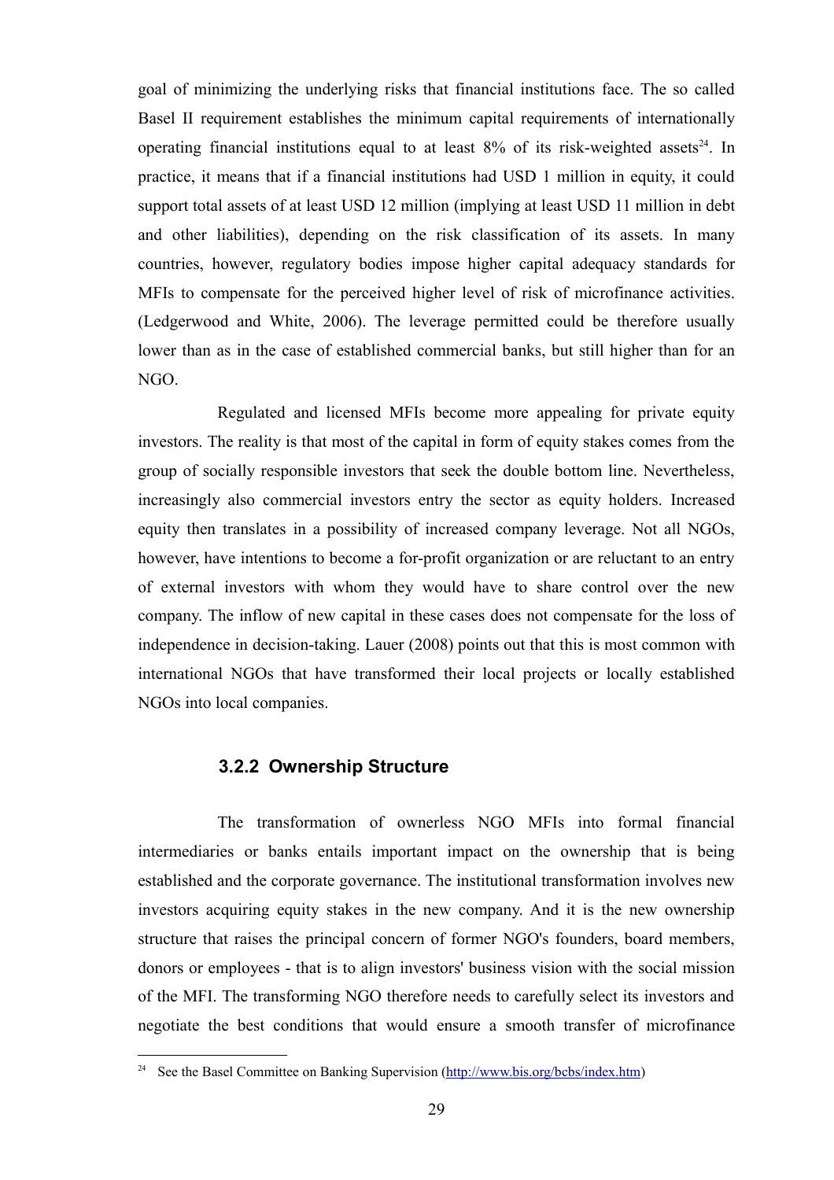goal of minimizing the underlying risks that financial institutions face. The so called Basel II requirement establishes the minimum capital requirements of internationally operating financial institutions equal to at least 8% of its risk-weighted assets[24]. In practice, it means that if a financial institutions had USD 1 million in equity, it could support total assets of at least USD 12 million (implying at least USD 11 million in debt and other liabilities), depending on the risk classification of its assets. In many countries, however, regulatory bodies impose higher capital adequacy standards for MFIs to compensate for the perceived higher level of risk of microfinance activities. (Ledgerwood and White, 2006). The leverage permitted could be therefore usually lower than as in the case of established commercial banks, but still higher than for an NGO.

Regulated and licensed MFIs become more appealing for private equity investors. The reality is that most of the capital in form of equity stakes comes from the group of socially responsible investors that seek the double bottom line. Nevertheless, increasingly also commercial investors entry the sector as equity holders. Increased equity then translates in a possibility of increased company leverage. Not all NGOs, however, have intentions to become a for-profit organization or are reluctant to an entry of external investors with whom they would have to share control over the new company. The inflow of new capital in these cases does not compensate for the loss of independence in decision-taking. Lauer (2008) points out that this is most common with international NGOs that have transformed their local projects or locally established NGOs into local companies.

### 3.2.2 Ownership Structure

The transformation of ownerless NGO MFIs into formal financial intermediaries or banks entails important impact on the ownership that is being established and the corporate governance. The institutional transformation involves new investors acquiring equity stakes in the new company. And it is the new ownership structure that raises the principal concern of former NGO's founders, board members, donors or employees - that is to align investors' business vision with the social mission of the MFI. The transforming NGO therefore needs to carefully select its investors and negotiate the best conditions that would ensure a smooth transfer of microfinance

[24] See the Basel Committee on Banking Supervision (http://www.bis.org/bcbs/index.htm)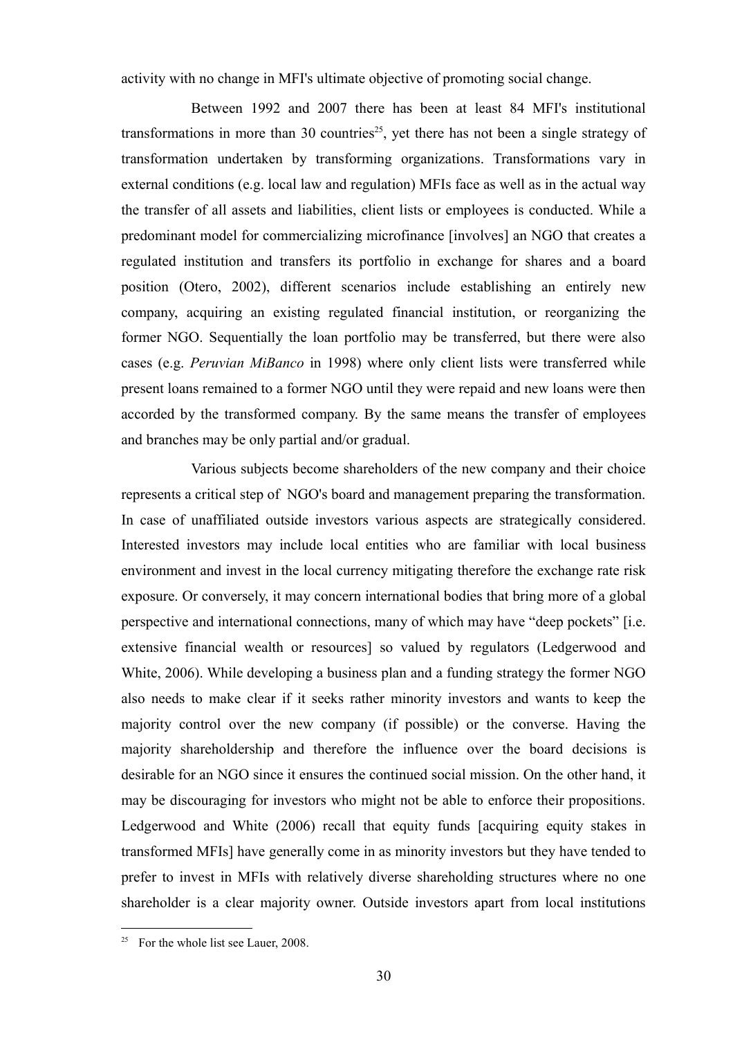activity with no change in MFI's ultimate objective of promoting social change.

Between 1992 and 2007 there has been at least 84 MFI's institutional transformations in more than 30 countries[25], yet there has not been a single strategy of transformation undertaken by transforming organizations. Transformations vary in external conditions (e.g. local law and regulation) MFIs face as well as in the actual way the transfer of all assets and liabilities, client lists or employees is conducted. While a predominant model for commercializing microfinance [involves] an NGO that creates a regulated institution and transfers its portfolio in exchange for shares and a board position (Otero, 2002), different scenarios include establishing an entirely new company, acquiring an existing regulated financial institution, or reorganizing the former NGO. Sequentially the loan portfolio may be transferred, but there were also cases (e.g. *Peruvian MiBanco* in 1998) where only client lists were transferred while present loans remained to a former NGO until they were repaid and new loans were then accorded by the transformed company. By the same means the transfer of employees and branches may be only partial and/or gradual.

Various subjects become shareholders of the new company and their choice represents a critical step of NGO's board and management preparing the transformation. In case of unaffiliated outside investors various aspects are strategically considered. Interested investors may include local entities who are familiar with local business environment and invest in the local currency mitigating therefore the exchange rate risk exposure. Or conversely, it may concern international bodies that bring more of a global perspective and international connections, many of which may have "deep pockets" [i.e. extensive financial wealth or resources] so valued by regulators (Ledgerwood and White, 2006). While developing a business plan and a funding strategy the former NGO also needs to make clear if it seeks rather minority investors and wants to keep the majority control over the new company (if possible) or the converse. Having the majority shareholdership and therefore the influence over the board decisions is desirable for an NGO since it ensures the continued social mission. On the other hand, it may be discouraging for investors who might not be able to enforce their propositions. Ledgerwood and White (2006) recall that equity funds [acquiring equity stakes in transformed MFIs] have generally come in as minority investors but they have tended to prefer to invest in MFIs with relatively diverse shareholding structures where no one shareholder is a clear majority owner. Outside investors apart from local institutions

[25] For the whole list see Lauer, 2008.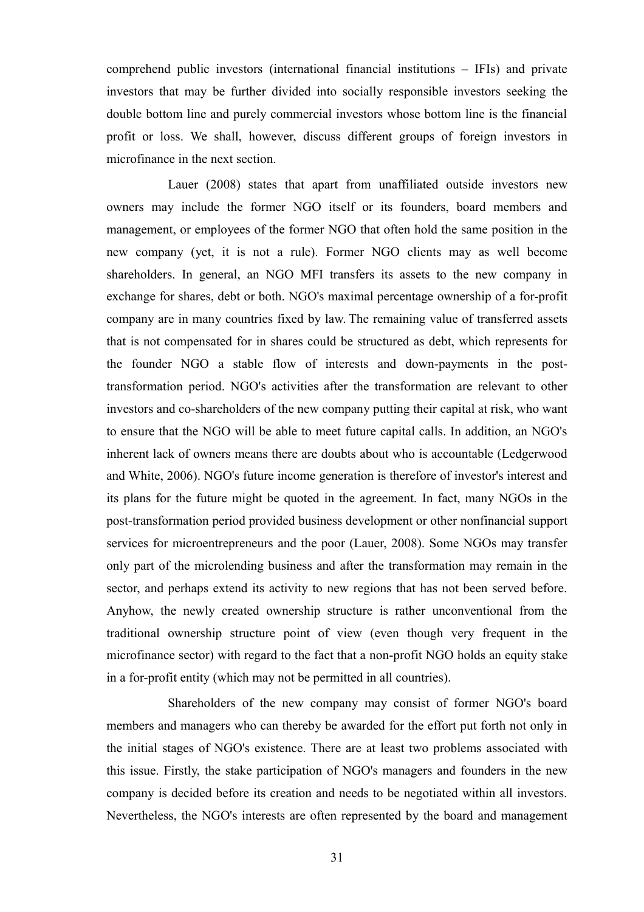comprehend public investors (international financial institutions – IFIs) and private investors that may be further divided into socially responsible investors seeking the double bottom line and purely commercial investors whose bottom line is the financial profit or loss. We shall, however, discuss different groups of foreign investors in microfinance in the next section.

Lauer (2008) states that apart from unaffiliated outside investors new owners may include the former NGO itself or its founders, board members and management, or employees of the former NGO that often hold the same position in the new company (yet, it is not a rule). Former NGO clients may as well become shareholders. In general, an NGO MFI transfers its assets to the new company in exchange for shares, debt or both. NGO's maximal percentage ownership of a for-profit company are in many countries fixed by law. The remaining value of transferred assets that is not compensated for in shares could be structured as debt, which represents for the founder NGO a stable flow of interests and down-payments in the post-transformation period. NGO's activities after the transformation are relevant to other investors and co-shareholders of the new company putting their capital at risk, who want to ensure that the NGO will be able to meet future capital calls. In addition, an NGO's inherent lack of owners means there are doubts about who is accountable (Ledgerwood and White, 2006). NGO's future income generation is therefore of investor's interest and its plans for the future might be quoted in the agreement. In fact, many NGOs in the post-transformation period provided business development or other nonfinancial support services for microentrepreneurs and the poor (Lauer, 2008). Some NGOs may transfer only part of the microlending business and after the transformation may remain in the sector, and perhaps extend its activity to new regions that has not been served before. Anyhow, the newly created ownership structure is rather unconventional from the traditional ownership structure point of view (even though very frequent in the microfinance sector) with regard to the fact that a non-profit NGO holds an equity stake in a for-profit entity (which may not be permitted in all countries).

Shareholders of the new company may consist of former NGO's board members and managers who can thereby be awarded for the effort put forth not only in the initial stages of NGO's existence. There are at least two problems associated with this issue. Firstly, the stake participation of NGO's managers and founders in the new company is decided before its creation and needs to be negotiated within all investors. Nevertheless, the NGO's interests are often represented by the board and management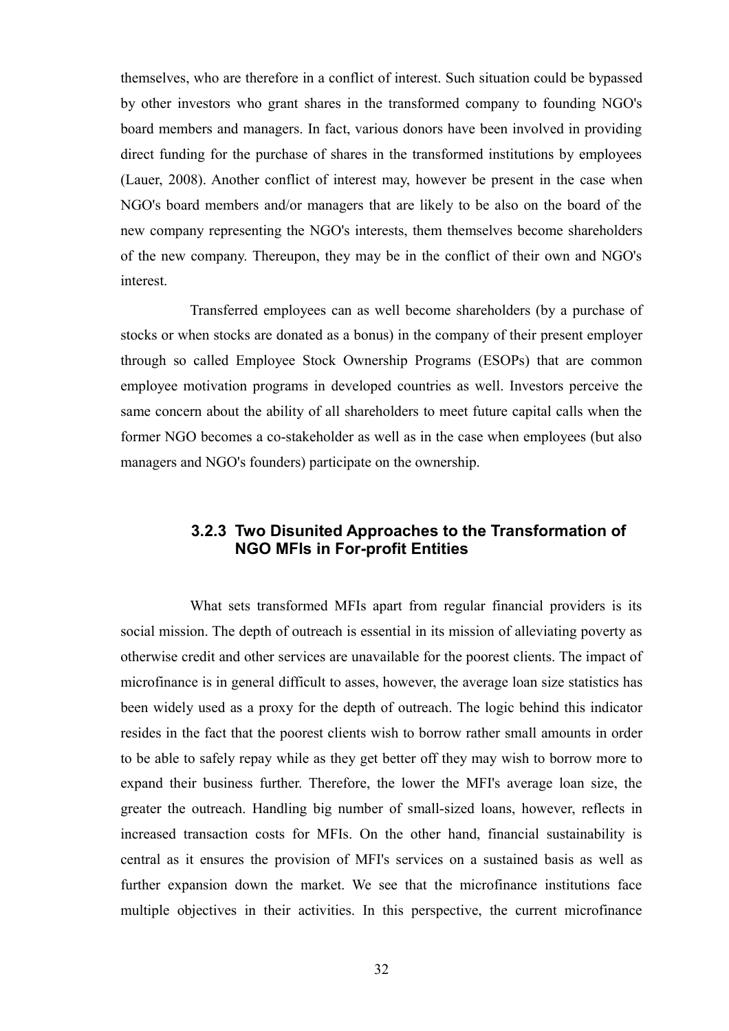themselves, who are therefore in a conflict of interest. Such situation could be bypassed by other investors who grant shares in the transformed company to founding NGO's board members and managers. In fact, various donors have been involved in providing direct funding for the purchase of shares in the transformed institutions by employees (Lauer, 2008). Another conflict of interest may, however be present in the case when NGO's board members and/or managers that are likely to be also on the board of the new company representing the NGO's interests, them themselves become shareholders of the new company. Thereupon, they may be in the conflict of their own and NGO's interest.

Transferred employees can as well become shareholders (by a purchase of stocks or when stocks are donated as a bonus) in the company of their present employer through so called Employee Stock Ownership Programs (ESOPs) that are common employee motivation programs in developed countries as well. Investors perceive the same concern about the ability of all shareholders to meet future capital calls when the former NGO becomes a co-stakeholder as well as in the case when employees (but also managers and NGO's founders) participate on the ownership.

### 3.2.3 Two Disunited Approaches to the Transformation of NGO MFIs in For-profit Entities

What sets transformed MFIs apart from regular financial providers is its social mission. The depth of outreach is essential in its mission of alleviating poverty as otherwise credit and other services are unavailable for the poorest clients. The impact of microfinance is in general difficult to asses, however, the average loan size statistics has been widely used as a proxy for the depth of outreach. The logic behind this indicator resides in the fact that the poorest clients wish to borrow rather small amounts in order to be able to safely repay while as they get better off they may wish to borrow more to expand their business further. Therefore, the lower the MFI's average loan size, the greater the outreach. Handling big number of small-sized loans, however, reflects in increased transaction costs for MFIs. On the other hand, financial sustainability is central as it ensures the provision of MFI's services on a sustained basis as well as further expansion down the market. We see that the microfinance institutions face multiple objectives in their activities. In this perspective, the current microfinance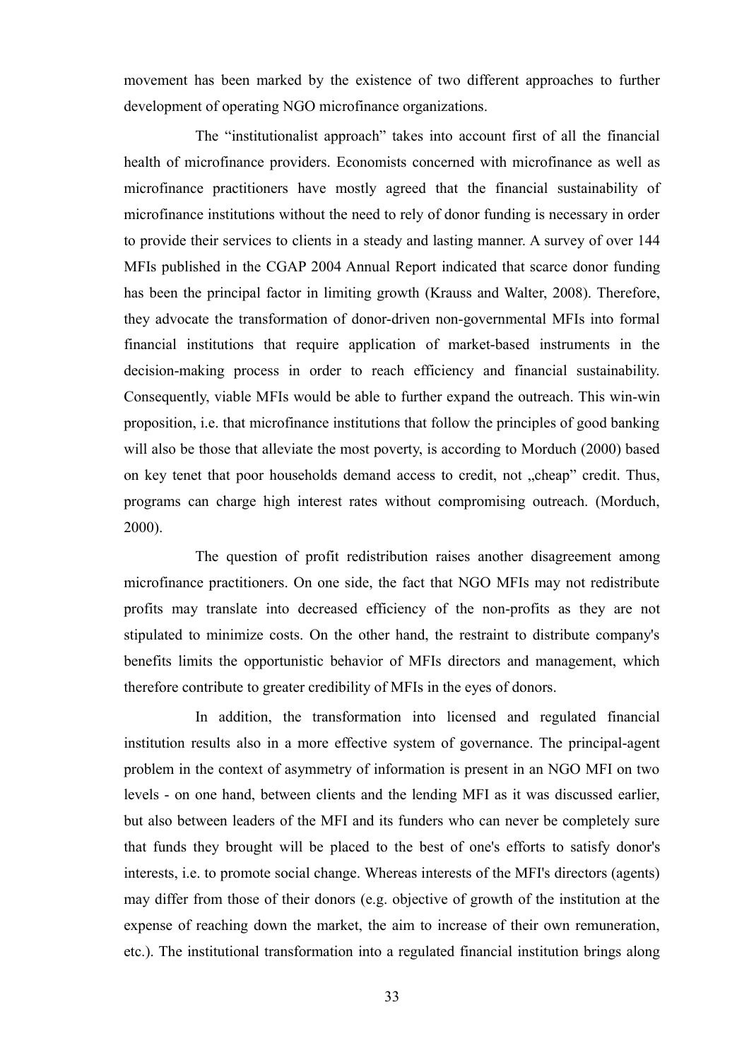movement has been marked by the existence of two different approaches to further development of operating NGO microfinance organizations.

The "institutionalist approach" takes into account first of all the financial health of microfinance providers. Economists concerned with microfinance as well as microfinance practitioners have mostly agreed that the financial sustainability of microfinance institutions without the need to rely of donor funding is necessary in order to provide their services to clients in a steady and lasting manner. A survey of over 144 MFIs published in the CGAP 2004 Annual Report indicated that scarce donor funding has been the principal factor in limiting growth (Krauss and Walter, 2008). Therefore, they advocate the transformation of donor-driven non-governmental MFIs into formal financial institutions that require application of market-based instruments in the decision-making process in order to reach efficiency and financial sustainability. Consequently, viable MFIs would be able to further expand the outreach. This win-win proposition, i.e. that microfinance institutions that follow the principles of good banking will also be those that alleviate the most poverty, is according to Morduch (2000) based on key tenet that poor households demand access to credit, not „cheap" credit. Thus, programs can charge high interest rates without compromising outreach. (Morduch, 2000).

The question of profit redistribution raises another disagreement among microfinance practitioners. On one side, the fact that NGO MFIs may not redistribute profits may translate into decreased efficiency of the non-profits as they are not stipulated to minimize costs. On the other hand, the restraint to distribute company's benefits limits the opportunistic behavior of MFIs directors and management, which therefore contribute to greater credibility of MFIs in the eyes of donors.

In addition, the transformation into licensed and regulated financial institution results also in a more effective system of governance. The principal-agent problem in the context of asymmetry of information is present in an NGO MFI on two levels - on one hand, between clients and the lending MFI as it was discussed earlier, but also between leaders of the MFI and its funders who can never be completely sure that funds they brought will be placed to the best of one's efforts to satisfy donor's interests, i.e. to promote social change. Whereas interests of the MFI's directors (agents) may differ from those of their donors (e.g. objective of growth of the institution at the expense of reaching down the market, the aim to increase of their own remuneration, etc.). The institutional transformation into a regulated financial institution brings along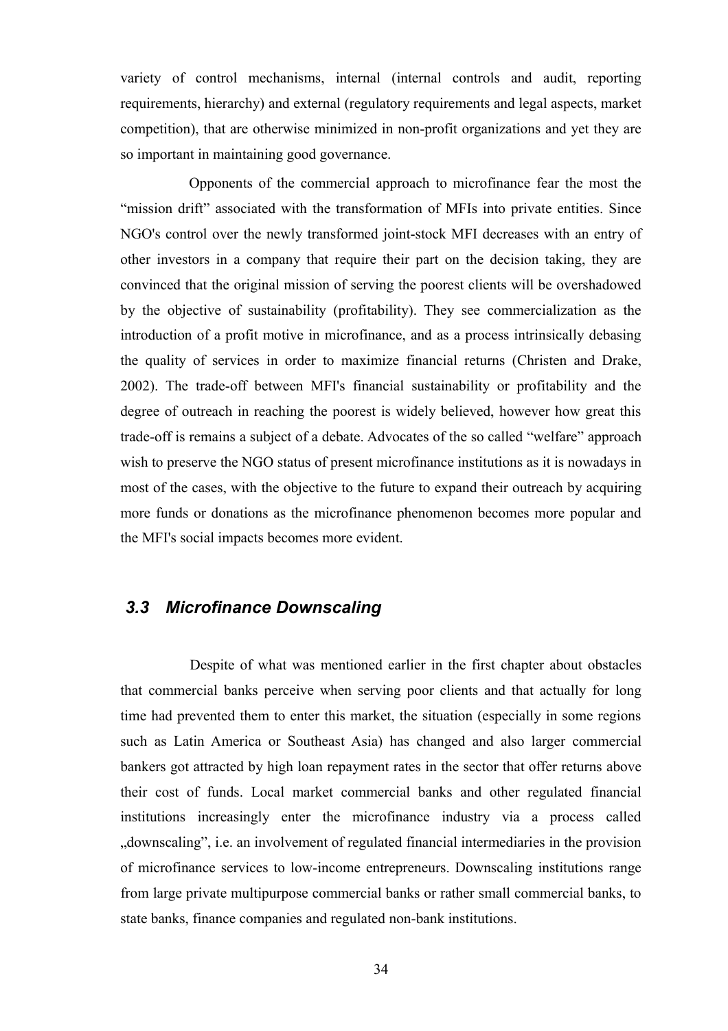variety of control mechanisms, internal (internal controls and audit, reporting requirements, hierarchy) and external (regulatory requirements and legal aspects, market competition), that are otherwise minimized in non-profit organizations and yet they are so important in maintaining good governance.

Opponents of the commercial approach to microfinance fear the most the "mission drift" associated with the transformation of MFIs into private entities. Since NGO's control over the newly transformed joint-stock MFI decreases with an entry of other investors in a company that require their part on the decision taking, they are convinced that the original mission of serving the poorest clients will be overshadowed by the objective of sustainability (profitability). They see commercialization as the introduction of a profit motive in microfinance, and as a process intrinsically debasing the quality of services in order to maximize financial returns (Christen and Drake, 2002). The trade-off between MFI's financial sustainability or profitability and the degree of outreach in reaching the poorest is widely believed, however how great this trade-off is remains a subject of a debate. Advocates of the so called "welfare" approach wish to preserve the NGO status of present microfinance institutions as it is nowadays in most of the cases, with the objective to the future to expand their outreach by acquiring more funds or donations as the microfinance phenomenon becomes more popular and the MFI's social impacts becomes more evident.

## *3.3 Microfinance Downscaling*

Despite of what was mentioned earlier in the first chapter about obstacles that commercial banks perceive when serving poor clients and that actually for long time had prevented them to enter this market, the situation (especially in some regions such as Latin America or Southeast Asia) has changed and also larger commercial bankers got attracted by high loan repayment rates in the sector that offer returns above their cost of funds. Local market commercial banks and other regulated financial institutions increasingly enter the microfinance industry via a process called „downscaling", i.e. an involvement of regulated financial intermediaries in the provision of microfinance services to low-income entrepreneurs. Downscaling institutions range from large private multipurpose commercial banks or rather small commercial banks, to state banks, finance companies and regulated non-bank institutions.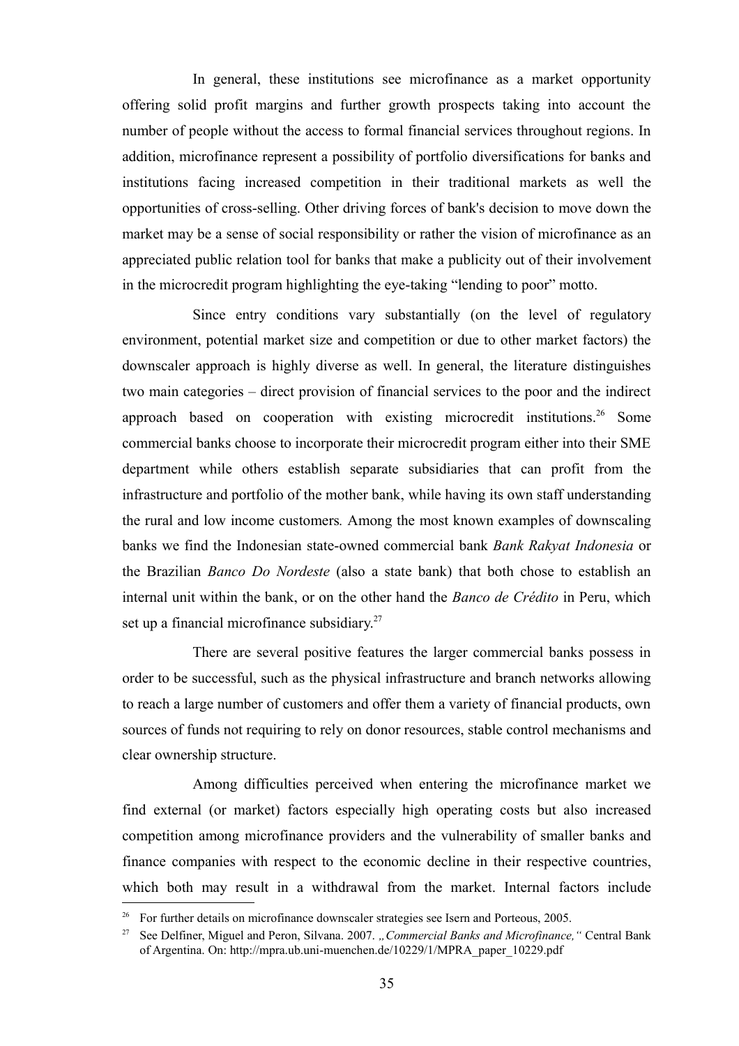In general, these institutions see microfinance as a market opportunity offering solid profit margins and further growth prospects taking into account the number of people without the access to formal financial services throughout regions. In addition, microfinance represent a possibility of portfolio diversifications for banks and institutions facing increased competition in their traditional markets as well the opportunities of cross-selling. Other driving forces of bank's decision to move down the market may be a sense of social responsibility or rather the vision of microfinance as an appreciated public relation tool for banks that make a publicity out of their involvement in the microcredit program highlighting the eye-taking "lending to poor" motto.

Since entry conditions vary substantially (on the level of regulatory environment, potential market size and competition or due to other market factors) the downscaler approach is highly diverse as well. In general, the literature distinguishes two main categories – direct provision of financial services to the poor and the indirect approach based on cooperation with existing microcredit institutions.[26] Some commercial banks choose to incorporate their microcredit program either into their SME department while others establish separate subsidiaries that can profit from the infrastructure and portfolio of the mother bank, while having its own staff understanding the rural and low income customers. Among the most known examples of downscaling banks we find the Indonesian state-owned commercial bank *Bank Rakyat Indonesia* or the Brazilian *Banco Do Nordeste* (also a state bank) that both chose to establish an internal unit within the bank, or on the other hand the *Banco de Crédito* in Peru, which set up a financial microfinance subsidiary.[27]

There are several positive features the larger commercial banks possess in order to be successful, such as the physical infrastructure and branch networks allowing to reach a large number of customers and offer them a variety of financial products, own sources of funds not requiring to rely on donor resources, stable control mechanisms and clear ownership structure.

Among difficulties perceived when entering the microfinance market we find external (or market) factors especially high operating costs but also increased competition among microfinance providers and the vulnerability of smaller banks and finance companies with respect to the economic decline in their respective countries, which both may result in a withdrawal from the market. Internal factors include

---

[26] For further details on microfinance downscaler strategies see Isern and Porteous, 2005.

[27] See Delfiner, Miguel and Peron, Silvana. 2007. *„Commercial Banks and Microfinance,"* Central Bank of Argentina. On: http://mpra.ub.uni-muenchen.de/10229/1/MPRA_paper_10229.pdf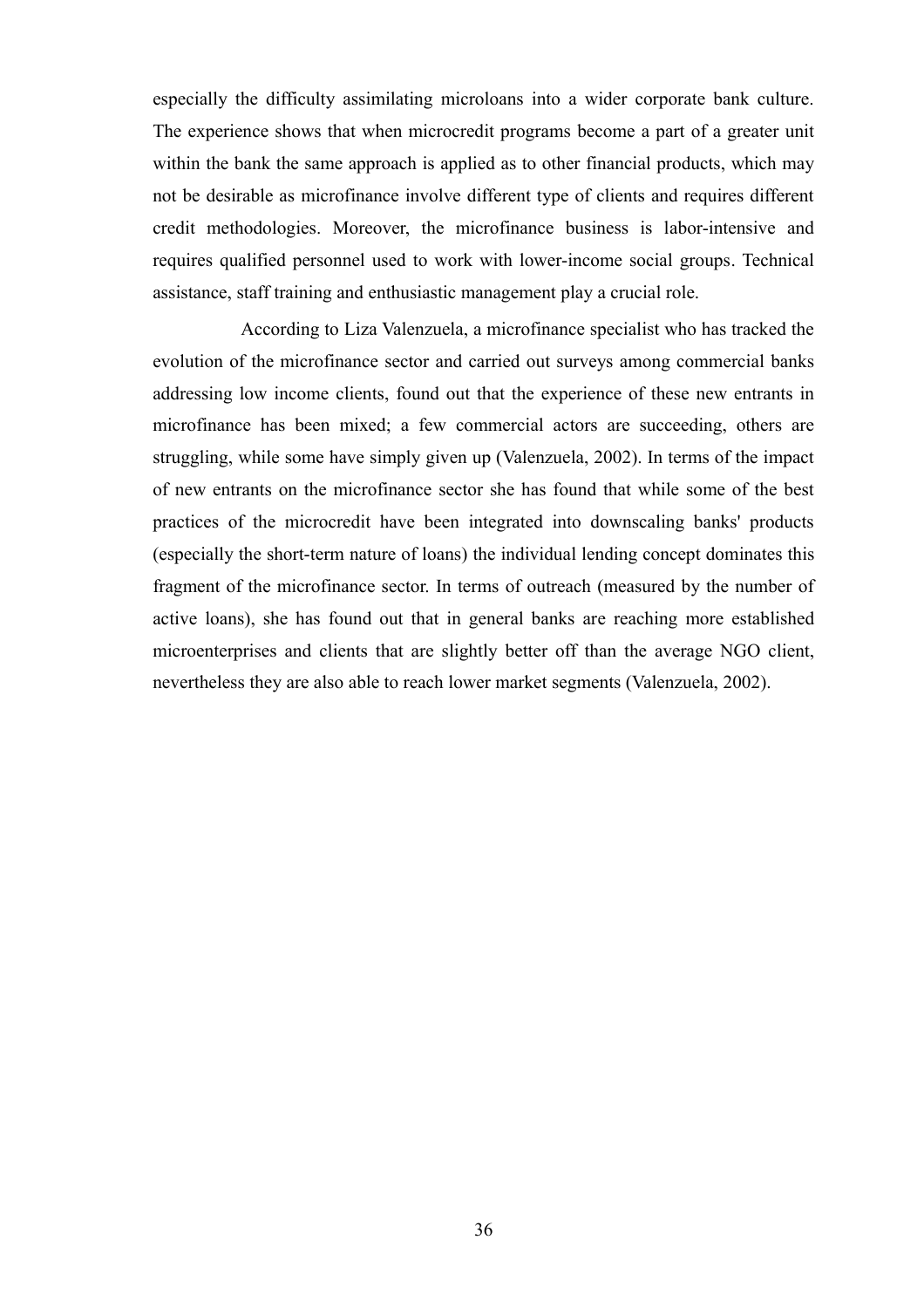especially the difficulty assimilating microloans into a wider corporate bank culture. The experience shows that when microcredit programs become a part of a greater unit within the bank the same approach is applied as to other financial products, which may not be desirable as microfinance involve different type of clients and requires different credit methodologies. Moreover, the microfinance business is labor-intensive and requires qualified personnel used to work with lower-income social groups. Technical assistance, staff training and enthusiastic management play a crucial role.

According to Liza Valenzuela, a microfinance specialist who has tracked the evolution of the microfinance sector and carried out surveys among commercial banks addressing low income clients, found out that the experience of these new entrants in microfinance has been mixed; a few commercial actors are succeeding, others are struggling, while some have simply given up (Valenzuela, 2002). In terms of the impact of new entrants on the microfinance sector she has found that while some of the best practices of the microcredit have been integrated into downscaling banks' products (especially the short-term nature of loans) the individual lending concept dominates this fragment of the microfinance sector. In terms of outreach (measured by the number of active loans), she has found out that in general banks are reaching more established microenterprises and clients that are slightly better off than the average NGO client, nevertheless they are also able to reach lower market segments (Valenzuela, 2002).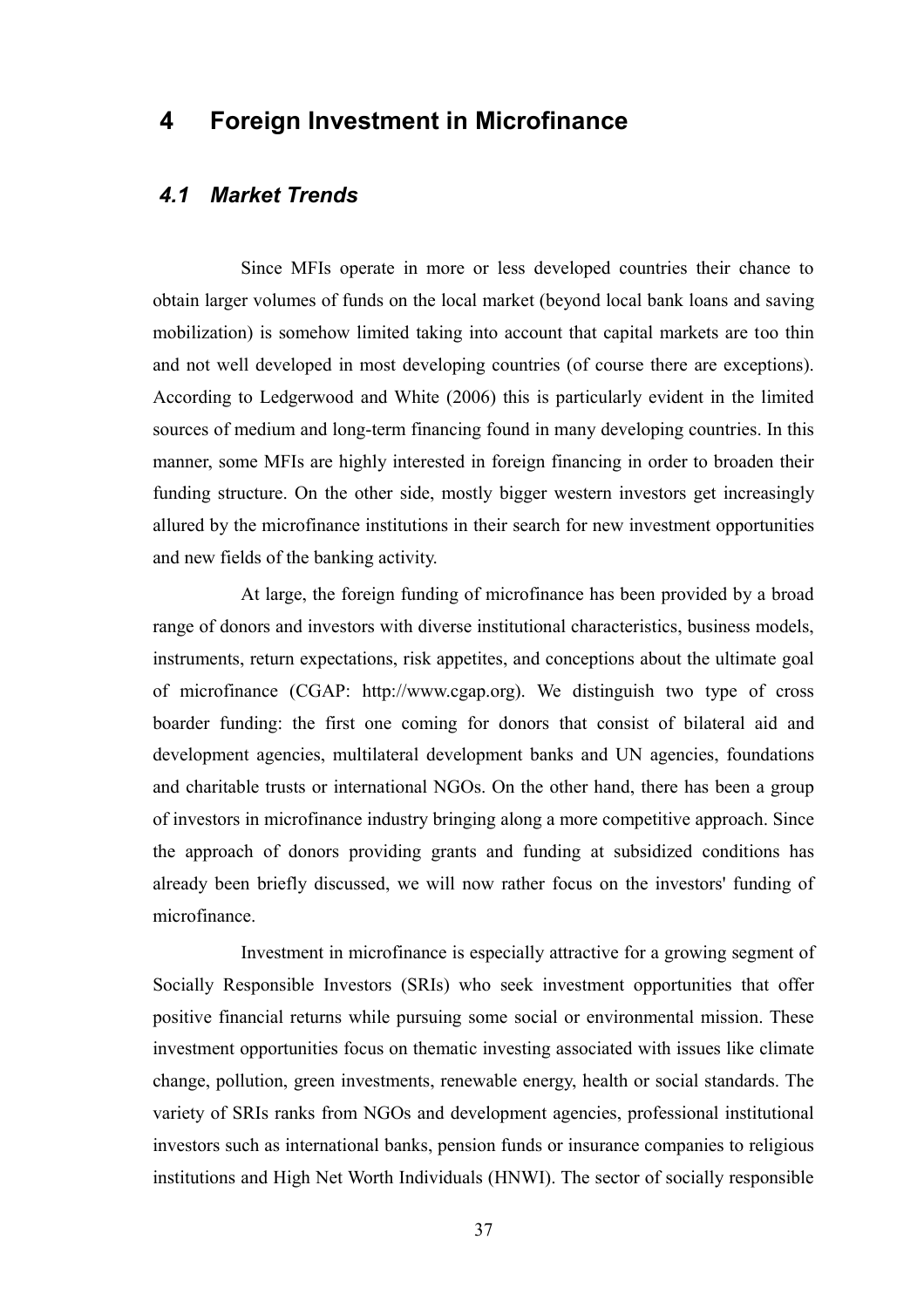# 4 Foreign Investment in Microfinance

## 4.1 Market Trends

Since MFIs operate in more or less developed countries their chance to obtain larger volumes of funds on the local market (beyond local bank loans and saving mobilization) is somehow limited taking into account that capital markets are too thin and not well developed in most developing countries (of course there are exceptions). According to Ledgerwood and White (2006) this is particularly evident in the limited sources of medium and long-term financing found in many developing countries. In this manner, some MFIs are highly interested in foreign financing in order to broaden their funding structure. On the other side, mostly bigger western investors get increasingly allured by the microfinance institutions in their search for new investment opportunities and new fields of the banking activity.

At large, the foreign funding of microfinance has been provided by a broad range of donors and investors with diverse institutional characteristics, business models, instruments, return expectations, risk appetites, and conceptions about the ultimate goal of microfinance (CGAP: http://www.cgap.org). We distinguish two type of cross boarder funding: the first one coming for donors that consist of bilateral aid and development agencies, multilateral development banks and UN agencies, foundations and charitable trusts or international NGOs. On the other hand, there has been a group of investors in microfinance industry bringing along a more competitive approach. Since the approach of donors providing grants and funding at subsidized conditions has already been briefly discussed, we will now rather focus on the investors' funding of microfinance.

Investment in microfinance is especially attractive for a growing segment of Socially Responsible Investors (SRIs) who seek investment opportunities that offer positive financial returns while pursuing some social or environmental mission. These investment opportunities focus on thematic investing associated with issues like climate change, pollution, green investments, renewable energy, health or social standards. The variety of SRIs ranks from NGOs and development agencies, professional institutional investors such as international banks, pension funds or insurance companies to religious institutions and High Net Worth Individuals (HNWI). The sector of socially responsible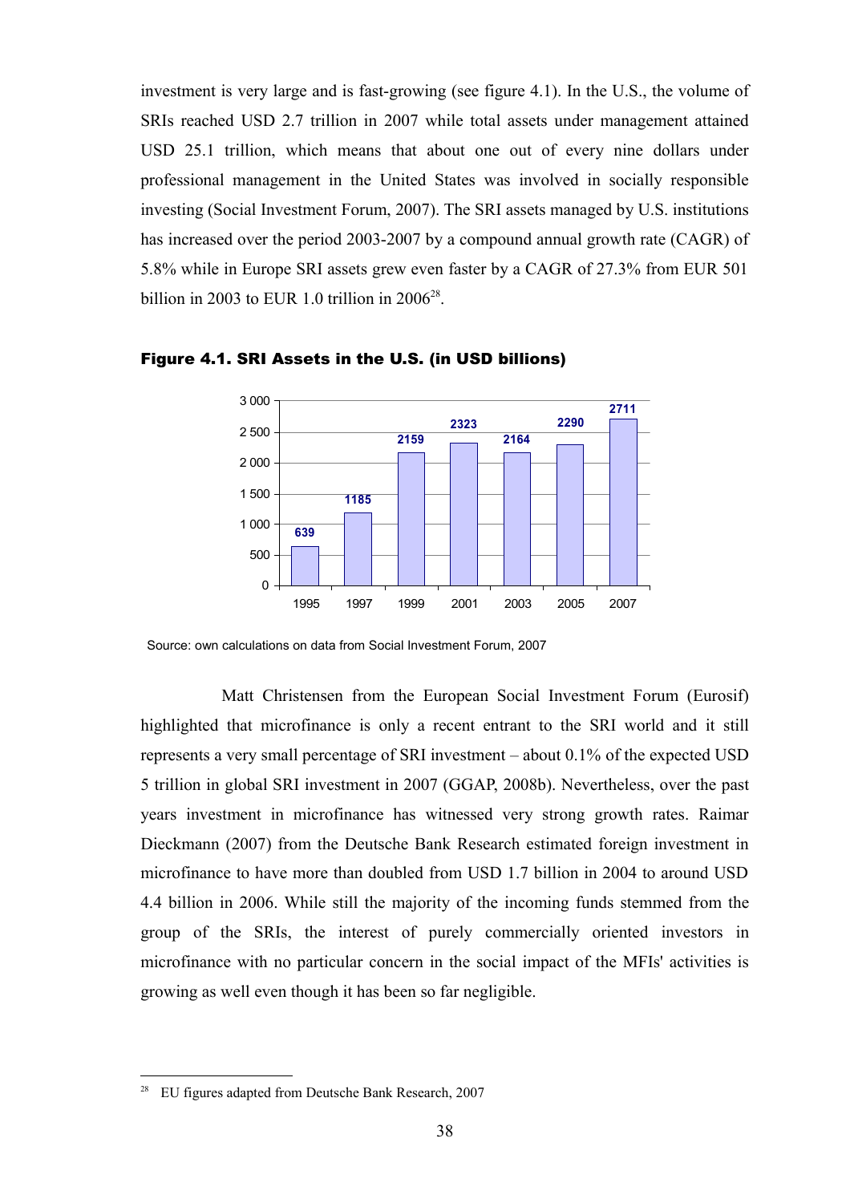investment is very large and is fast-growing (see figure 4.1). In the U.S., the volume of SRIs reached USD 2.7 trillion in 2007 while total assets under management attained USD 25.1 trillion, which means that about one out of every nine dollars under professional management in the United States was involved in socially responsible investing (Social Investment Forum, 2007). The SRI assets managed by U.S. institutions has increased over the period 2003-2007 by a compound annual growth rate (CAGR) of 5.8% while in Europe SRI assets grew even faster by a CAGR of 27.3% from EUR 501 billion in 2003 to EUR 1.0 trillion in 2006[28].

**Figure 4.1. SRI Assets in the U.S. (in USD billions)**

3 000
2 500
2 000
1 500
1 000
500
0

639
1185
2159
2323
2164
2290
2711

1995
1997
1999
2001
2003
2005
2007

Source: own calculations on data from Social Investment Forum, 2007

Matt Christensen from the European Social Investment Forum (Eurosif) highlighted that microfinance is only a recent entrant to the SRI world and it still represents a very small percentage of SRI investment – about 0.1% of the expected USD 5 trillion in global SRI investment in 2007 (GGAP, 2008b). Nevertheless, over the past years investment in microfinance has witnessed very strong growth rates. Raimar Dieckmann (2007) from the Deutsche Bank Research estimated foreign investment in microfinance to have more than doubled from USD 1.7 billion in 2004 to around USD 4.4 billion in 2006. While still the majority of the incoming funds stemmed from the group of the SRIs, the interest of purely commercially oriented investors in microfinance with no particular concern in the social impact of the MFIs' activities is growing as well even though it has been so far negligible.

[28] EU figures adapted from Deutsche Bank Research, 2007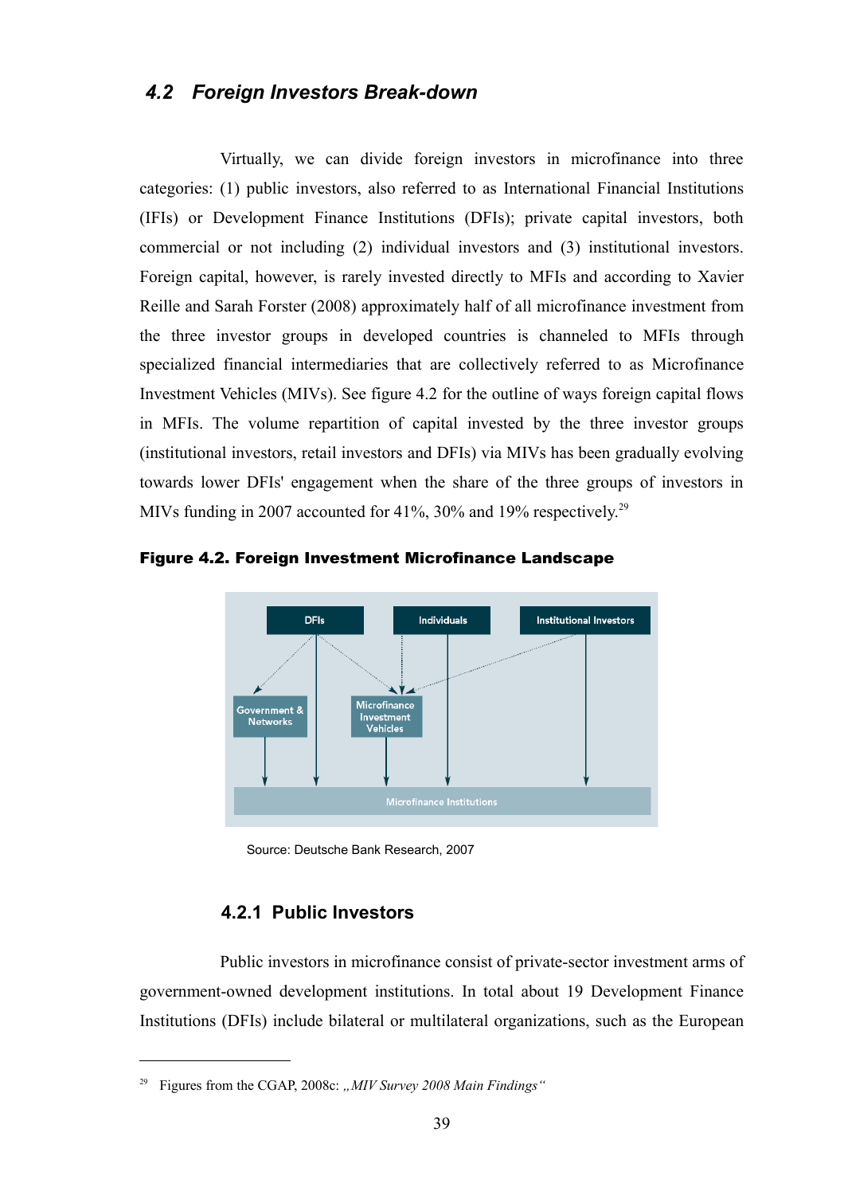### 4.2 Foreign Investors Break-down

Virtually, we can divide foreign investors in microfinance into three categories: (1) public investors, also referred to as International Financial Institutions (IFIs) or Development Finance Institutions (DFIs); private capital investors, both commercial or not including (2) individual investors and (3) institutional investors. Foreign capital, however, is rarely invested directly to MFIs and according to Xavier Reille and Sarah Forster (2008) approximately half of all microfinance investment from the three investor groups in developed countries is channeled to MFIs through specialized financial intermediaries that are collectively referred to as Microfinance Investment Vehicles (MIVs). See figure 4.2 for the outline of ways foreign capital flows in MFIs. The volume repartition of capital invested by the three investor groups (institutional investors, retail investors and DFIs) via MIVs has been gradually evolving towards lower DFIs' engagement when the share of the three groups of investors in MIVs funding in 2007 accounted for 41%, 30% and 19% respectively.[29]

**Figure 4.2. Foreign Investment Microfinance Landscape**

DFIs
Individuals
Institutional Investors
Government & Networks
Microfinance Investment Vehicles
Microfinance Institutions

Source: Deutsche Bank Research, 2007

#### 4.2.1 Public Investors

Public investors in microfinance consist of private-sector investment arms of government-owned development institutions. In total about 19 Development Finance Institutions (DFIs) include bilateral or multilateral organizations, such as the European

[29] Figures from the CGAP, 2008c: *„MIV Survey 2008 Main Findings"*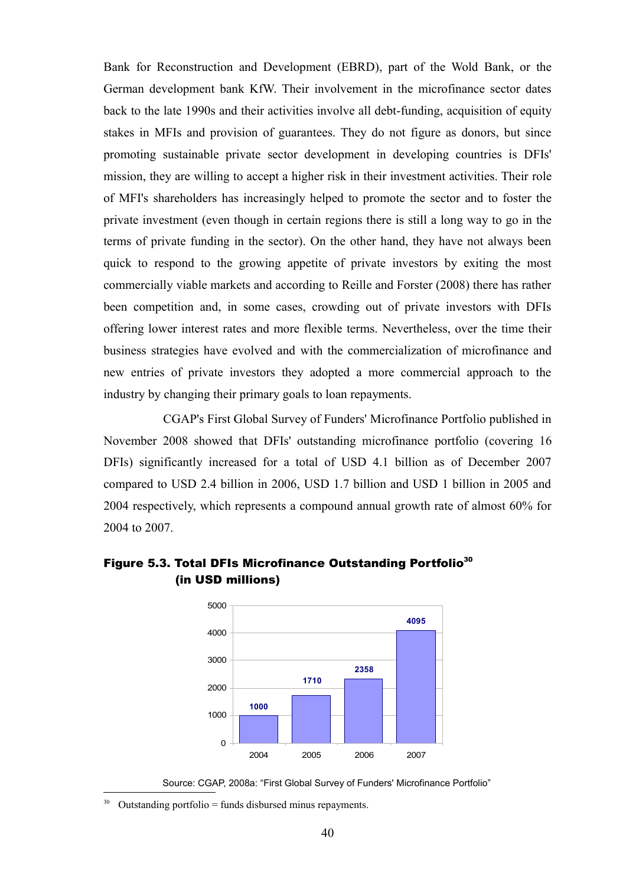Bank for Reconstruction and Development (EBRD), part of the Wold Bank, or the German development bank KfW. Their involvement in the microfinance sector dates back to the late 1990s and their activities involve all debt-funding, acquisition of equity stakes in MFIs and provision of guarantees. They do not figure as donors, but since promoting sustainable private sector development in developing countries is DFIs' mission, they are willing to accept a higher risk in their investment activities. Their role of MFI's shareholders has increasingly helped to promote the sector and to foster the private investment (even though in certain regions there is still a long way to go in the terms of private funding in the sector). On the other hand, they have not always been quick to respond to the growing appetite of private investors by exiting the most commercially viable markets and according to Reille and Forster (2008) there has rather been competition and, in some cases, crowding out of private investors with DFIs offering lower interest rates and more flexible terms. Nevertheless, over the time their business strategies have evolved and with the commercialization of microfinance and new entries of private investors they adopted a more commercial approach to the industry by changing their primary goals to loan repayments.

CGAP's First Global Survey of Funders' Microfinance Portfolio published in November 2008 showed that DFIs' outstanding microfinance portfolio (covering 16 DFIs) significantly increased for a total of USD 4.1 billion as of December 2007 compared to USD 2.4 billion in 2006, USD 1.7 billion and USD 1 billion in 2005 and 2004 respectively, which represents a compound annual growth rate of almost 60% for 2004 to 2007.

**Figure 5.3. Total DFIs Microfinance Outstanding Portfolio[30] (in USD millions)**

5000
4000
3000
2000
1000
0

1000
1710
2358
4095

2004
2005
2006
2007

Source: CGAP, 2008a: "First Global Survey of Funders' Microfinance Portfolio"

[30] Outstanding portfolio = funds disbursed minus repayments.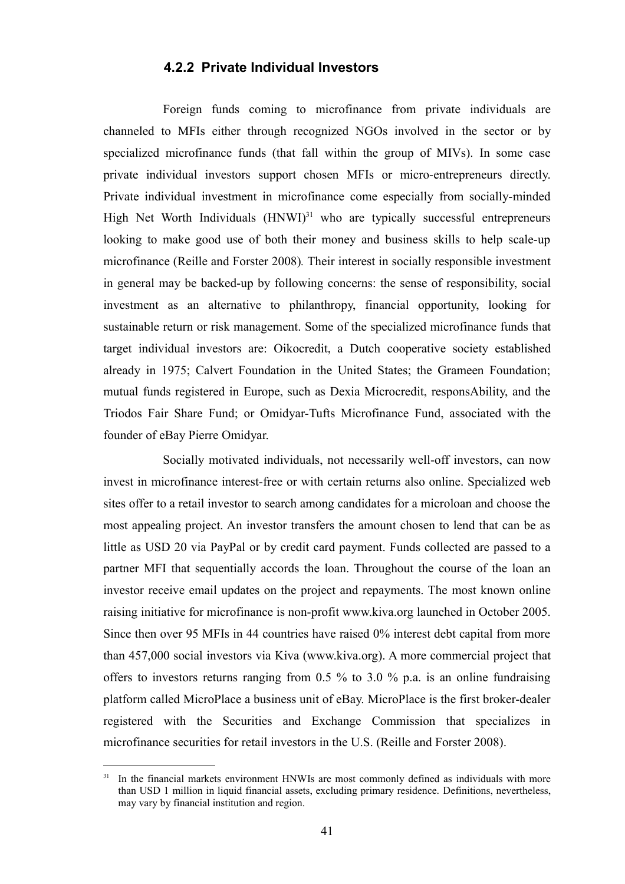### 4.2.2 Private Individual Investors

Foreign funds coming to microfinance from private individuals are channeled to MFIs either through recognized NGOs involved in the sector or by specialized microfinance funds (that fall within the group of MIVs). In some case private individual investors support chosen MFIs or micro-entrepreneurs directly. Private individual investment in microfinance come especially from socially-minded High Net Worth Individuals (HNWI)[31] who are typically successful entrepreneurs looking to make good use of both their money and business skills to help scale-up microfinance (Reille and Forster 2008). Their interest in socially responsible investment in general may be backed-up by following concerns: the sense of responsibility, social investment as an alternative to philanthropy, financial opportunity, looking for sustainable return or risk management. Some of the specialized microfinance funds that target individual investors are: Oikocredit, a Dutch cooperative society established already in 1975; Calvert Foundation in the United States; the Grameen Foundation; mutual funds registered in Europe, such as Dexia Microcredit, responsAbility, and the Triodos Fair Share Fund; or Omidyar-Tufts Microfinance Fund, associated with the founder of eBay Pierre Omidyar.

Socially motivated individuals, not necessarily well-off investors, can now invest in microfinance interest-free or with certain returns also online. Specialized web sites offer to a retail investor to search among candidates for a microloan and choose the most appealing project. An investor transfers the amount chosen to lend that can be as little as USD 20 via PayPal or by credit card payment. Funds collected are passed to a partner MFI that sequentially accords the loan. Throughout the course of the loan an investor receive email updates on the project and repayments. The most known online raising initiative for microfinance is non-profit www.kiva.org launched in October 2005. Since then over 95 MFIs in 44 countries have raised 0% interest debt capital from more than 457,000 social investors via Kiva (www.kiva.org). A more commercial project that offers to investors returns ranging from 0.5 % to 3.0 % p.a. is an online fundraising platform called MicroPlace a business unit of eBay. MicroPlace is the first broker-dealer registered with the Securities and Exchange Commission that specializes in microfinance securities for retail investors in the U.S. (Reille and Forster 2008).

[31] In the financial markets environment HNWIs are most commonly defined as individuals with more than USD 1 million in liquid financial assets, excluding primary residence. Definitions, nevertheless, may vary by financial institution and region.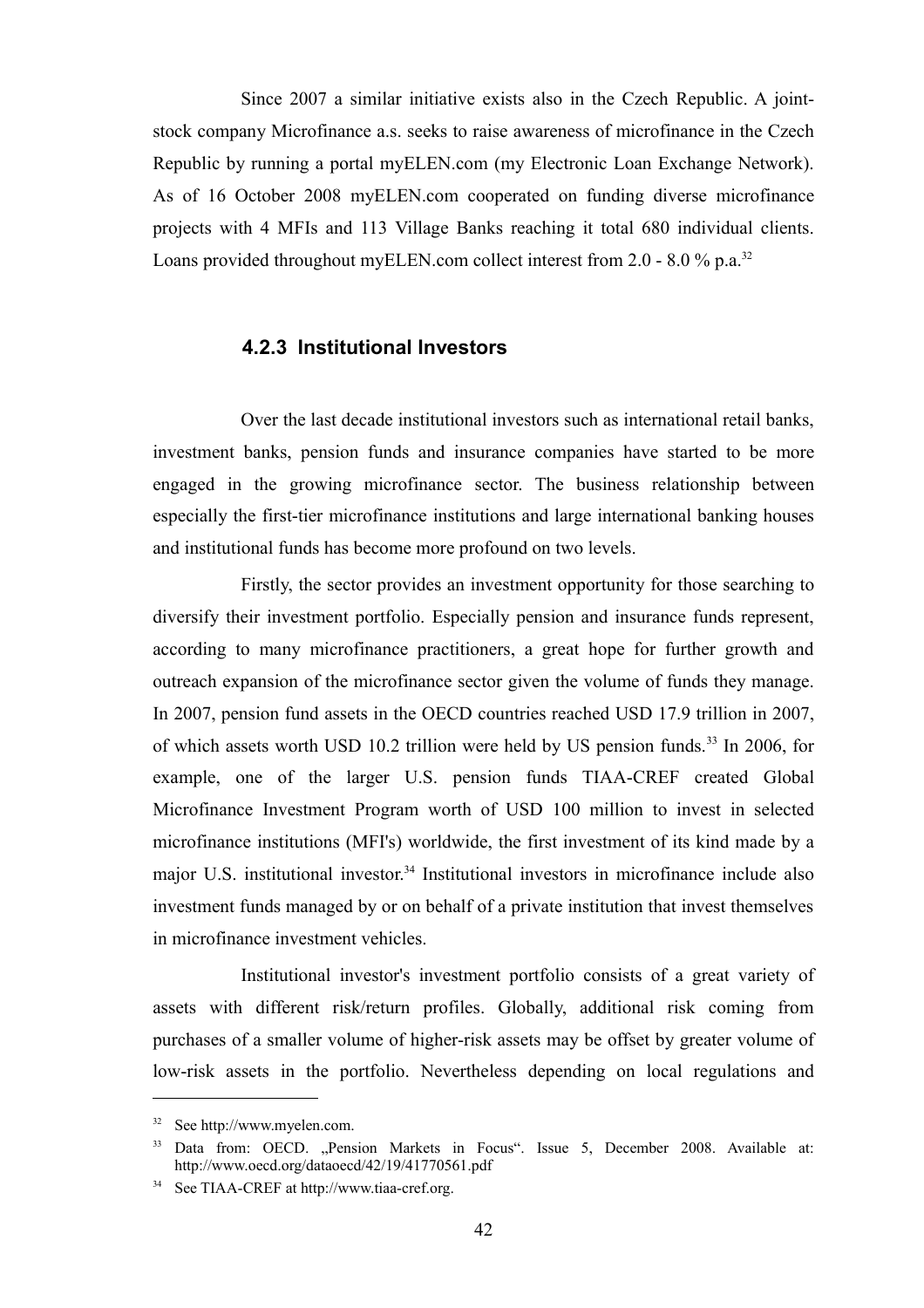Since 2007 a similar initiative exists also in the Czech Republic. A joint-stock company Microfinance a.s. seeks to raise awareness of microfinance in the Czech Republic by running a portal myELEN.com (my Electronic Loan Exchange Network). As of 16 October 2008 myELEN.com cooperated on funding diverse microfinance projects with 4 MFIs and 113 Village Banks reaching it total 680 individual clients. Loans provided throughout myELEN.com collect interest from 2.0 - 8.0 % p.a.[32]

### 4.2.3 Institutional Investors

Over the last decade institutional investors such as international retail banks, investment banks, pension funds and insurance companies have started to be more engaged in the growing microfinance sector. The business relationship between especially the first-tier microfinance institutions and large international banking houses and institutional funds has become more profound on two levels.

Firstly, the sector provides an investment opportunity for those searching to diversify their investment portfolio. Especially pension and insurance funds represent, according to many microfinance practitioners, a great hope for further growth and outreach expansion of the microfinance sector given the volume of funds they manage. In 2007, pension fund assets in the OECD countries reached USD 17.9 trillion in 2007, of which assets worth USD 10.2 trillion were held by US pension funds.[33] In 2006, for example, one of the larger U.S. pension funds TIAA-CREF created Global Microfinance Investment Program worth of USD 100 million to invest in selected microfinance institutions (MFI's) worldwide, the first investment of its kind made by a major U.S. institutional investor.[34] Institutional investors in microfinance include also investment funds managed by or on behalf of a private institution that invest themselves in microfinance investment vehicles.

Institutional investor's investment portfolio consists of a great variety of assets with different risk/return profiles. Globally, additional risk coming from purchases of a smaller volume of higher-risk assets may be offset by greater volume of low-risk assets in the portfolio. Nevertheless depending on local regulations and

---

[32] See http://www.myelen.com.

[33] Data from: OECD. „Pension Markets in Focus“. Issue 5, December 2008. Available at: http://www.oecd.org/dataoecd/42/19/41770561.pdf

[34] See TIAA-CREF at http://www.tiaa-cref.org.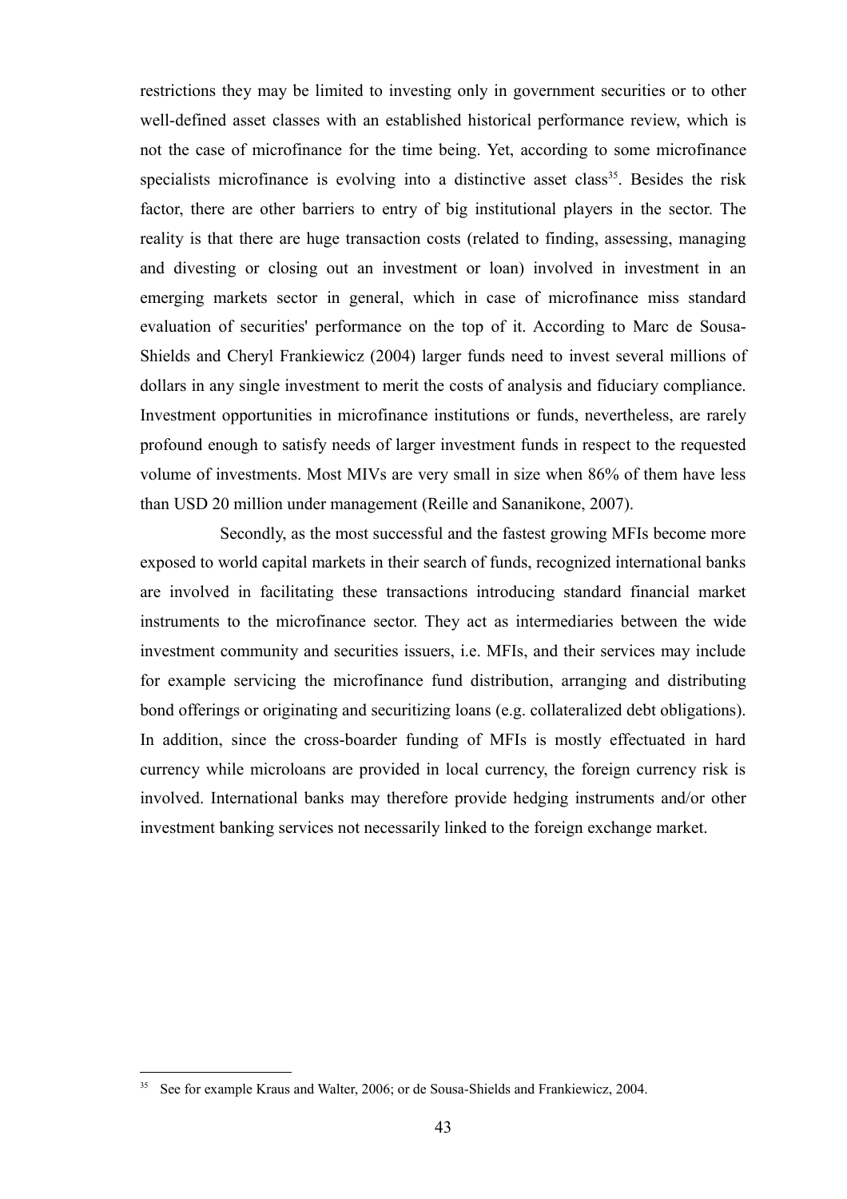restrictions they may be limited to investing only in government securities or to other well-defined asset classes with an established historical performance review, which is not the case of microfinance for the time being. Yet, according to some microfinance specialists microfinance is evolving into a distinctive asset class[35]. Besides the risk factor, there are other barriers to entry of big institutional players in the sector. The reality is that there are huge transaction costs (related to finding, assessing, managing and divesting or closing out an investment or loan) involved in investment in an emerging markets sector in general, which in case of microfinance miss standard evaluation of securities' performance on the top of it. According to Marc de Sousa-Shields and Cheryl Frankiewicz (2004) larger funds need to invest several millions of dollars in any single investment to merit the costs of analysis and fiduciary compliance. Investment opportunities in microfinance institutions or funds, nevertheless, are rarely profound enough to satisfy needs of larger investment funds in respect to the requested volume of investments. Most MIVs are very small in size when 86% of them have less than USD 20 million under management (Reille and Sananikone, 2007).

Secondly, as the most successful and the fastest growing MFIs become more exposed to world capital markets in their search of funds, recognized international banks are involved in facilitating these transactions introducing standard financial market instruments to the microfinance sector. They act as intermediaries between the wide investment community and securities issuers, i.e. MFIs, and their services may include for example servicing the microfinance fund distribution, arranging and distributing bond offerings or originating and securitizing loans (e.g. collateralized debt obligations). In addition, since the cross-boarder funding of MFIs is mostly effectuated in hard currency while microloans are provided in local currency, the foreign currency risk is involved. International banks may therefore provide hedging instruments and/or other investment banking services not necessarily linked to the foreign exchange market.

[35] See for example Kraus and Walter, 2006; or de Sousa-Shields and Frankiewicz, 2004.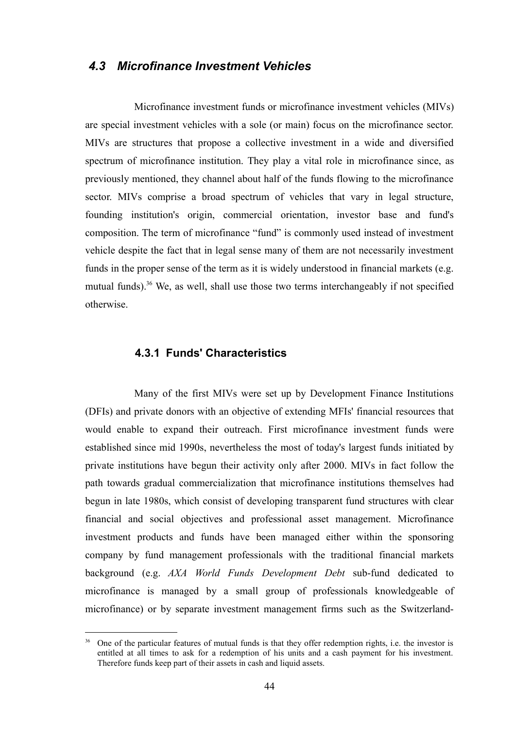## *4.3 Microfinance Investment Vehicles*

Microfinance investment funds or microfinance investment vehicles (MIVs) are special investment vehicles with a sole (or main) focus on the microfinance sector. MIVs are structures that propose a collective investment in a wide and diversified spectrum of microfinance institution. They play a vital role in microfinance since, as previously mentioned, they channel about half of the funds flowing to the microfinance sector. MIVs comprise a broad spectrum of vehicles that vary in legal structure, founding institution's origin, commercial orientation, investor base and fund's composition. The term of microfinance "fund" is commonly used instead of investment vehicle despite the fact that in legal sense many of them are not necessarily investment funds in the proper sense of the term as it is widely understood in financial markets (e.g. mutual funds).[36] We, as well, shall use those two terms interchangeably if not specified otherwise.

### 4.3.1 Funds' Characteristics

Many of the first MIVs were set up by Development Finance Institutions (DFIs) and private donors with an objective of extending MFIs' financial resources that would enable to expand their outreach. First microfinance investment funds were established since mid 1990s, nevertheless the most of today's largest funds initiated by private institutions have begun their activity only after 2000. MIVs in fact follow the path towards gradual commercialization that microfinance institutions themselves had begun in late 1980s, which consist of developing transparent fund structures with clear financial and social objectives and professional asset management. Microfinance investment products and funds have been managed either within the sponsoring company by fund management professionals with the traditional financial markets background (e.g. *AXA World Funds Development Debt* sub-fund dedicated to microfinance is managed by a small group of professionals knowledgeable of microfinance) or by separate investment management firms such as the Switzerland-

[36] One of the particular features of mutual funds is that they offer redemption rights, i.e. the investor is entitled at all times to ask for a redemption of his units and a cash payment for his investment. Therefore funds keep part of their assets in cash and liquid assets.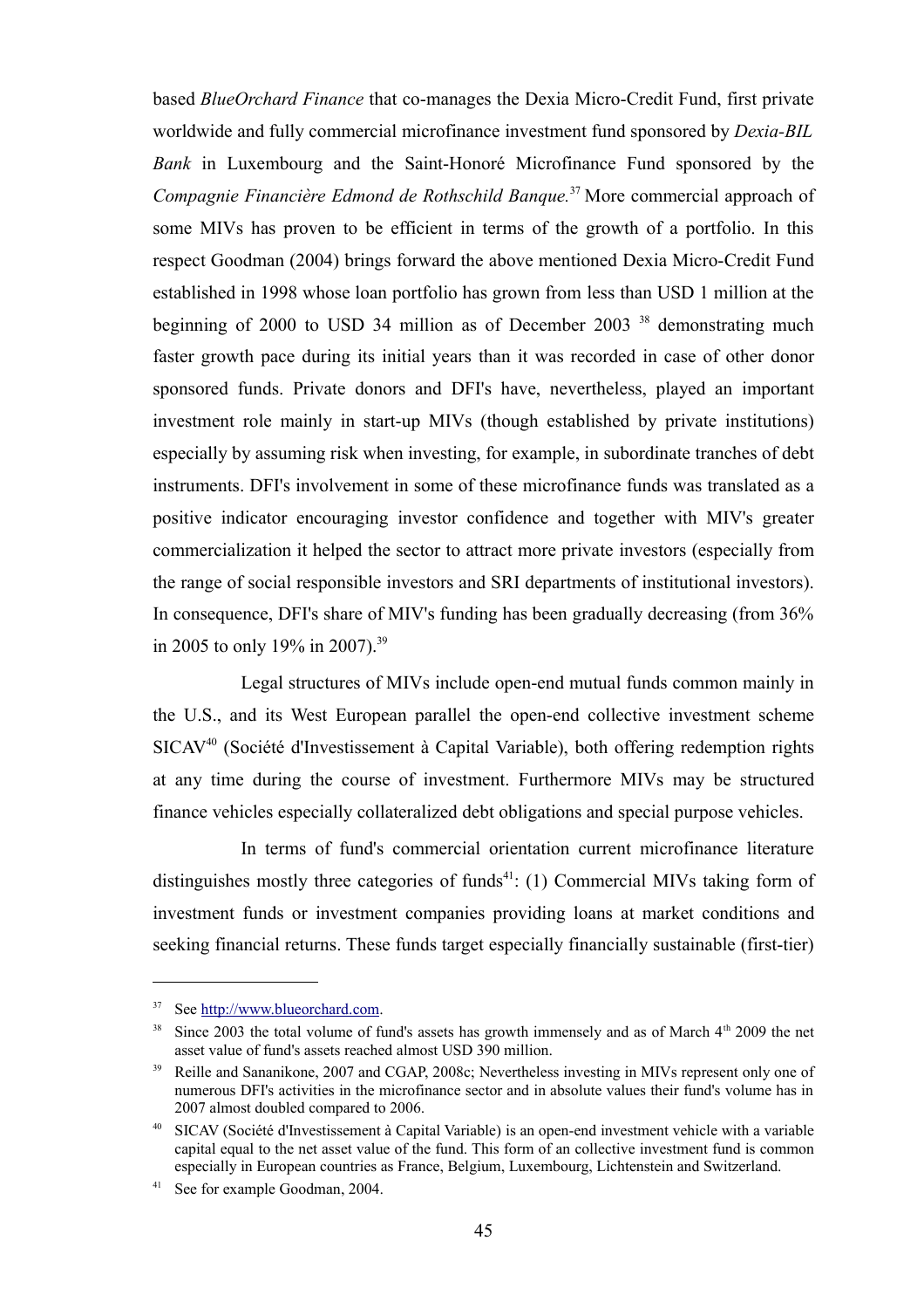based *BlueOrchard Finance* that co-manages the Dexia Micro-Credit Fund, first private worldwide and fully commercial microfinance investment fund sponsored by *Dexia-BIL Bank* in Luxembourg and the Saint-Honoré Microfinance Fund sponsored by the *Compagnie Financière Edmond de Rothschild Banque.*[37] More commercial approach of some MIVs has proven to be efficient in terms of the growth of a portfolio. In this respect Goodman (2004) brings forward the above mentioned Dexia Micro-Credit Fund established in 1998 whose loan portfolio has grown from less than USD 1 million at the beginning of 2000 to USD 34 million as of December 2003 [38] demonstrating much faster growth pace during its initial years than it was recorded in case of other donor sponsored funds. Private donors and DFI's have, nevertheless, played an important investment role mainly in start-up MIVs (though established by private institutions) especially by assuming risk when investing, for example, in subordinate tranches of debt instruments. DFI's involvement in some of these microfinance funds was translated as a positive indicator encouraging investor confidence and together with MIV's greater commercialization it helped the sector to attract more private investors (especially from the range of social responsible investors and SRI departments of institutional investors). In consequence, DFI's share of MIV's funding has been gradually decreasing (from 36% in 2005 to only 19% in 2007).[39]

Legal structures of MIVs include open-end mutual funds common mainly in the U.S., and its West European parallel the open-end collective investment scheme SICAV[40] (Société d'Investissement à Capital Variable), both offering redemption rights at any time during the course of investment. Furthermore MIVs may be structured finance vehicles especially collateralized debt obligations and special purpose vehicles.

In terms of fund's commercial orientation current microfinance literature distinguishes mostly three categories of funds[41]: (1) Commercial MIVs taking form of investment funds or investment companies providing loans at market conditions and seeking financial returns. These funds target especially financially sustainable (first-tier)

---

[37] See http://www.blueorchard.com.

[38] Since 2003 the total volume of fund's assets has growth immensely and as of March 4th 2009 the net asset value of fund's assets reached almost USD 390 million.

[39] Reille and Sananikone, 2007 and CGAP, 2008c; Nevertheless investing in MIVs represent only one of numerous DFI's activities in the microfinance sector and in absolute values their fund's volume has in 2007 almost doubled compared to 2006.

[40] SICAV (Société d'Investissement à Capital Variable) is an open-end investment vehicle with a variable capital equal to the net asset value of the fund. This form of an collective investment fund is common especially in European countries as France, Belgium, Luxembourg, Lichtenstein and Switzerland.

[41] See for example Goodman, 2004.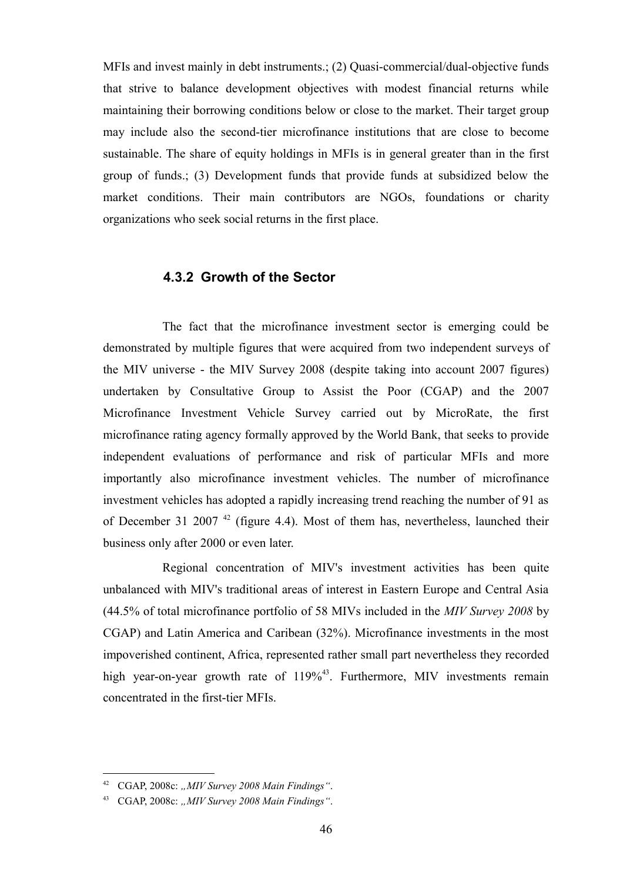MFIs and invest mainly in debt instruments.; (2) Quasi-commercial/dual-objective funds that strive to balance development objectives with modest financial returns while maintaining their borrowing conditions below or close to the market. Their target group may include also the second-tier microfinance institutions that are close to become sustainable. The share of equity holdings in MFIs is in general greater than in the first group of funds.; (3) Development funds that provide funds at subsidized below the market conditions. Their main contributors are NGOs, foundations or charity organizations who seek social returns in the first place.

### 4.3.2 Growth of the Sector

The fact that the microfinance investment sector is emerging could be demonstrated by multiple figures that were acquired from two independent surveys of the MIV universe - the MIV Survey 2008 (despite taking into account 2007 figures) undertaken by Consultative Group to Assist the Poor (CGAP) and the 2007 Microfinance Investment Vehicle Survey carried out by MicroRate, the first microfinance rating agency formally approved by the World Bank, that seeks to provide independent evaluations of performance and risk of particular MFIs and more importantly also microfinance investment vehicles. The number of microfinance investment vehicles has adopted a rapidly increasing trend reaching the number of 91 as of December 31 2007 [42] (figure 4.4). Most of them has, nevertheless, launched their business only after 2000 or even later.

Regional concentration of MIV's investment activities has been quite unbalanced with MIV's traditional areas of interest in Eastern Europe and Central Asia (44.5% of total microfinance portfolio of 58 MIVs included in the *MIV Survey 2008* by CGAP) and Latin America and Caribean (32%). Microfinance investments in the most impoverished continent, Africa, represented rather small part nevertheless they recorded high year-on-year growth rate of 119%[43]. Furthermore, MIV investments remain concentrated in the first-tier MFIs.

[42] CGAP, 2008c: „*MIV Survey 2008 Main Findings*“.

[43] CGAP, 2008c: „*MIV Survey 2008 Main Findings*“.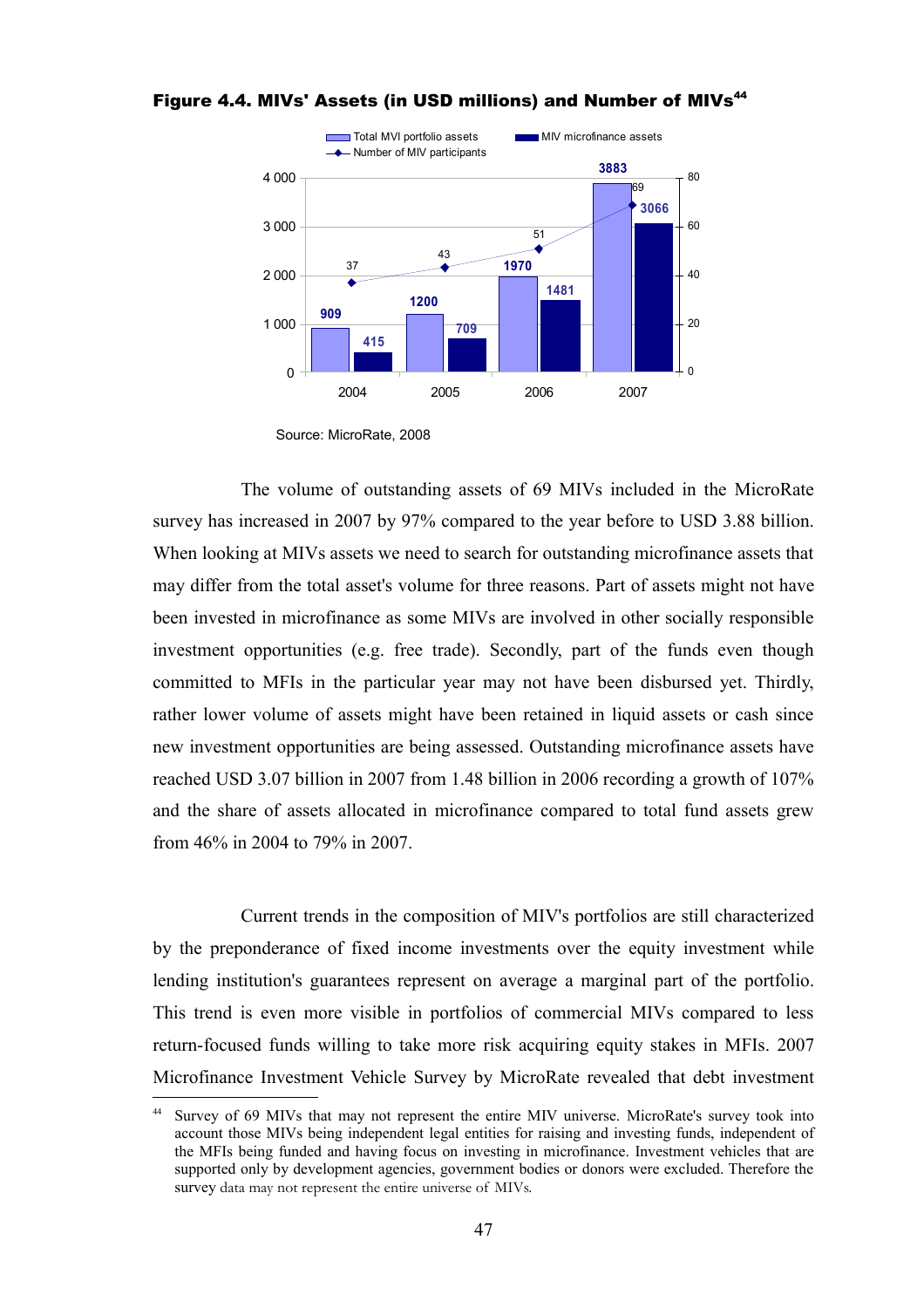**Figure 4.4. MIVs' Assets (in USD millions) and Number of MIVs[44]**

Total MVI portfolio assets
MIV microfinance assets
Number of MIV participants

4 000
3 000
2 000
1 000
0

80
60
40
20
0

2004 2005 2006 2007

909 415 37
1200 709 43
1970 1481 51
3883 3066 69

Source: MicroRate, 2008

The volume of outstanding assets of 69 MIVs included in the MicroRate survey has increased in 2007 by 97% compared to the year before to USD 3.88 billion. When looking at MIVs assets we need to search for outstanding microfinance assets that may differ from the total asset's volume for three reasons. Part of assets might not have been invested in microfinance as some MIVs are involved in other socially responsible investment opportunities (e.g. free trade). Secondly, part of the funds even though committed to MFIs in the particular year may not have been disbursed yet. Thirdly, rather lower volume of assets might have been retained in liquid assets or cash since new investment opportunities are being assessed. Outstanding microfinance assets have reached USD 3.07 billion in 2007 from 1.48 billion in 2006 recording a growth of 107% and the share of assets allocated in microfinance compared to total fund assets grew from 46% in 2004 to 79% in 2007.

Current trends in the composition of MIV's portfolios are still characterized by the preponderance of fixed income investments over the equity investment while lending institution's guarantees represent on average a marginal part of the portfolio. This trend is even more visible in portfolios of commercial MIVs compared to less return-focused funds willing to take more risk acquiring equity stakes in MFIs. 2007 Microfinance Investment Vehicle Survey by MicroRate revealed that debt investment

[44] Survey of 69 MIVs that may not represent the entire MIV universe. MicroRate's survey took into account those MIVs being independent legal entities for raising and investing funds, independent of the MFIs being funded and having focus on investing in microfinance. Investment vehicles that are supported only by development agencies, government bodies or donors were excluded. Therefore the survey data may not represent the entire universe of MIVs.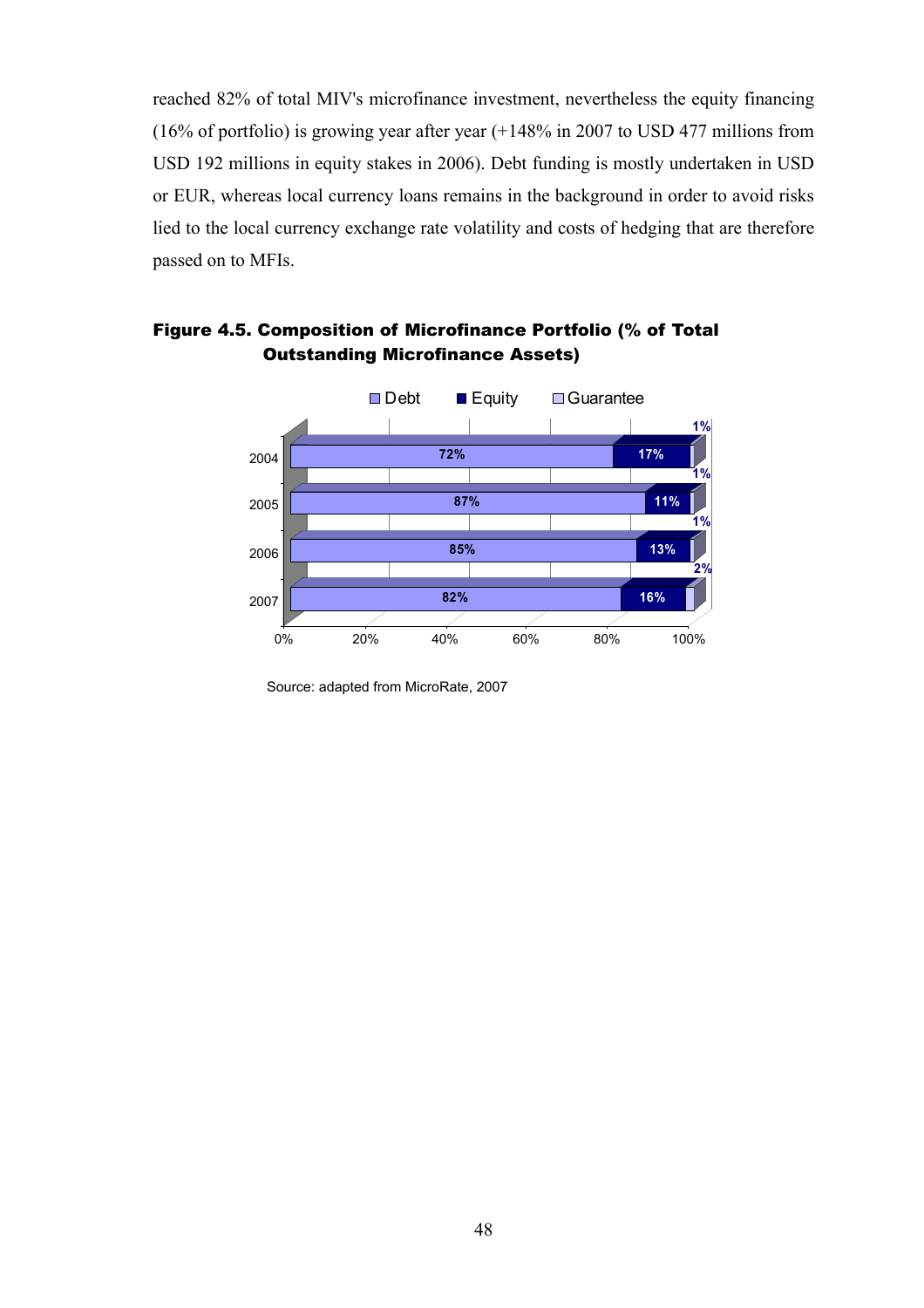reached 82% of total MIV's microfinance investment, nevertheless the equity financing (16% of portfolio) is growing year after year (+148% in 2007 to USD 477 millions from USD 192 millions in equity stakes in 2006). Debt funding is mostly undertaken in USD or EUR, whereas local currency loans remains in the background in order to avoid risks lied to the local currency exchange rate volatility and costs of hedging that are therefore passed on to MFIs.

**Figure 4.5. Composition of Microfinance Portfolio (% of Total Outstanding Microfinance Assets)**

Debt
Equity
Guarantee

2004
72%
17%
1%

2005
87%
11%
1%

2006
85%
13%
1%

2007
82%
16%
2%

0%
20%
40%
60%
80%
100%

Source: adapted from MicroRate, 2007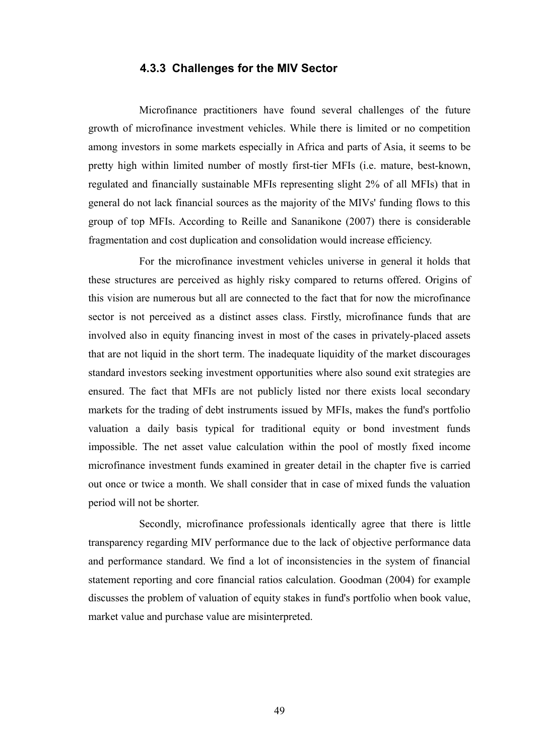### 4.3.3 Challenges for the MIV Sector

Microfinance practitioners have found several challenges of the future growth of microfinance investment vehicles. While there is limited or no competition among investors in some markets especially in Africa and parts of Asia, it seems to be pretty high within limited number of mostly first-tier MFIs (i.e. mature, best-known, regulated and financially sustainable MFIs representing slight 2% of all MFIs) that in general do not lack financial sources as the majority of the MIVs' funding flows to this group of top MFIs. According to Reille and Sananikone (2007) there is considerable fragmentation and cost duplication and consolidation would increase efficiency.

For the microfinance investment vehicles universe in general it holds that these structures are perceived as highly risky compared to returns offered. Origins of this vision are numerous but all are connected to the fact that for now the microfinance sector is not perceived as a distinct asses class. Firstly, microfinance funds that are involved also in equity financing invest in most of the cases in privately-placed assets that are not liquid in the short term. The inadequate liquidity of the market discourages standard investors seeking investment opportunities where also sound exit strategies are ensured. The fact that MFIs are not publicly listed nor there exists local secondary markets for the trading of debt instruments issued by MFIs, makes the fund's portfolio valuation a daily basis typical for traditional equity or bond investment funds impossible. The net asset value calculation within the pool of mostly fixed income microfinance investment funds examined in greater detail in the chapter five is carried out once or twice a month. We shall consider that in case of mixed funds the valuation period will not be shorter.

Secondly, microfinance professionals identically agree that there is little transparency regarding MIV performance due to the lack of objective performance data and performance standard. We find a lot of inconsistencies in the system of financial statement reporting and core financial ratios calculation. Goodman (2004) for example discusses the problem of valuation of equity stakes in fund's portfolio when book value, market value and purchase value are misinterpreted.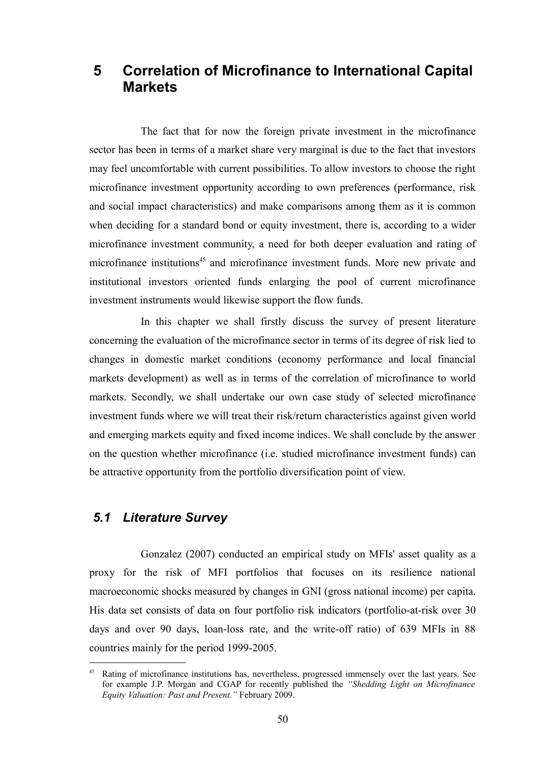# 5 Correlation of Microfinance to International Capital Markets

The fact that for now the foreign private investment in the microfinance sector has been in terms of a market share very marginal is due to the fact that investors may feel uncomfortable with current possibilities. To allow investors to choose the right microfinance investment opportunity according to own preferences (performance, risk and social impact characteristics) and make comparisons among them as it is common when deciding for a standard bond or equity investment, there is, according to a wider microfinance investment community, a need for both deeper evaluation and rating of microfinance institutions[45] and microfinance investment funds. More new private and institutional investors oriented funds enlarging the pool of current microfinance investment instruments would likewise support the flow funds.

In this chapter we shall firstly discuss the survey of present literature concerning the evaluation of the microfinance sector in terms of its degree of risk lied to changes in domestic market conditions (economy performance and local financial markets development) as well as in terms of the correlation of microfinance to world markets. Secondly, we shall undertake our own case study of selected microfinance investment funds where we will treat their risk/return characteristics against given world and emerging markets equity and fixed income indices. We shall conclude by the answer on the question whether microfinance (i.e. studied microfinance investment funds) can be attractive opportunity from the portfolio diversification point of view.

## *5.1 Literature Survey*

Gonzalez (2007) conducted an empirical study on MFIs' asset quality as a proxy for the risk of MFI portfolios that focuses on its resilience national macroeconomic shocks measured by changes in GNI (gross national income) per capita. His data set consists of data on four portfolio risk indicators (portfolio-at-risk over 30 days and over 90 days, loan-loss rate, and the write-off ratio) of 639 MFIs in 88 countries mainly for the period 1999-2005.

[45] Rating of microfinance institutions has, nevertheless, progressed immensely over the last years. See for example J.P. Morgan and CGAP for recently published the *"Shedding Light on Microfinance Equity Valuation: Past and Present."* February 2009.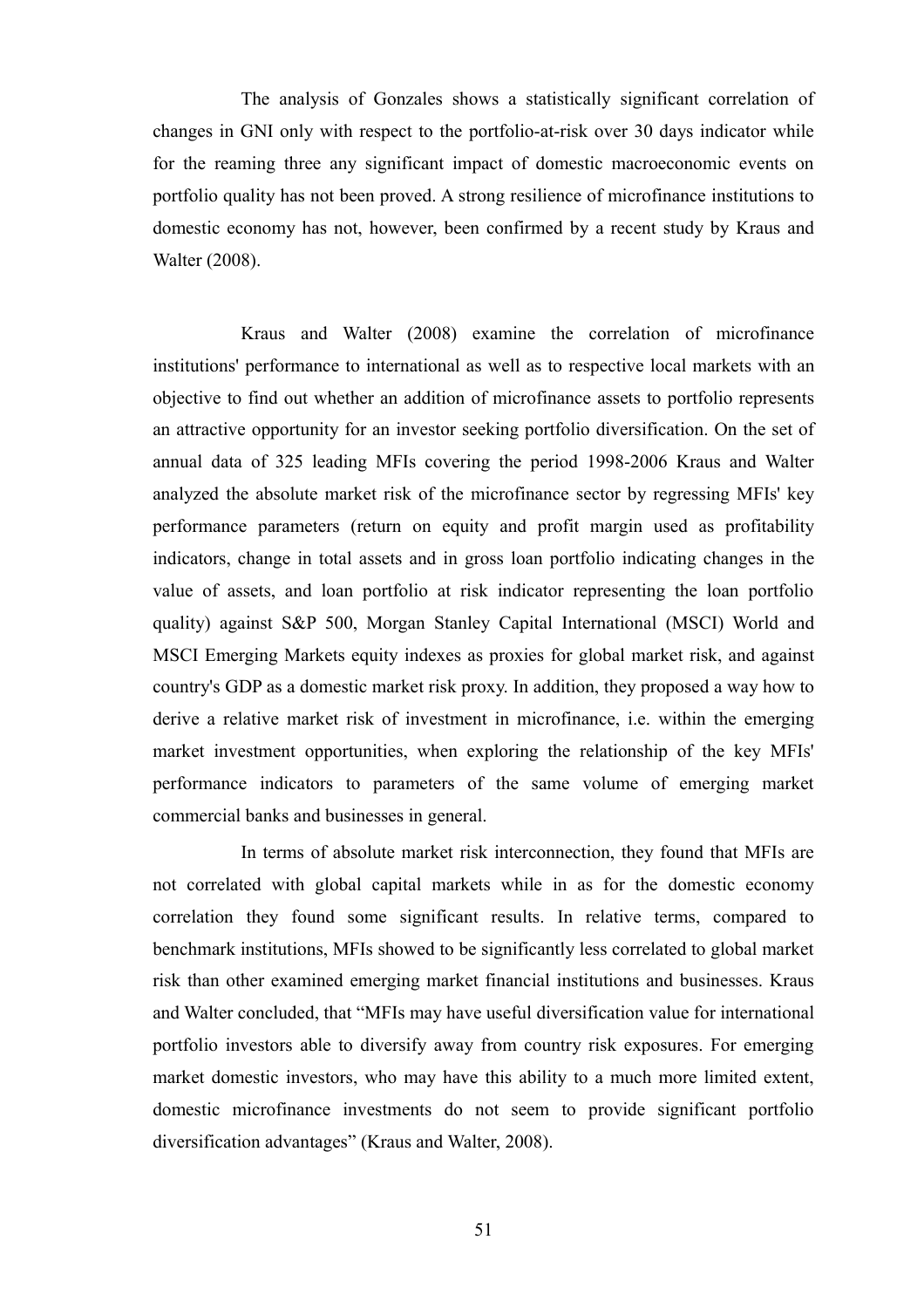The analysis of Gonzales shows a statistically significant correlation of changes in GNI only with respect to the portfolio-at-risk over 30 days indicator while for the reaming three any significant impact of domestic macroeconomic events on portfolio quality has not been proved. A strong resilience of microfinance institutions to domestic economy has not, however, been confirmed by a recent study by Kraus and Walter (2008).

Kraus and Walter (2008) examine the correlation of microfinance institutions' performance to international as well as to respective local markets with an objective to find out whether an addition of microfinance assets to portfolio represents an attractive opportunity for an investor seeking portfolio diversification. On the set of annual data of 325 leading MFIs covering the period 1998-2006 Kraus and Walter analyzed the absolute market risk of the microfinance sector by regressing MFIs' key performance parameters (return on equity and profit margin used as profitability indicators, change in total assets and in gross loan portfolio indicating changes in the value of assets, and loan portfolio at risk indicator representing the loan portfolio quality) against S&P 500, Morgan Stanley Capital International (MSCI) World and MSCI Emerging Markets equity indexes as proxies for global market risk, and against country's GDP as a domestic market risk proxy. In addition, they proposed a way how to derive a relative market risk of investment in microfinance, i.e. within the emerging market investment opportunities, when exploring the relationship of the key MFIs' performance indicators to parameters of the same volume of emerging market commercial banks and businesses in general.

In terms of absolute market risk interconnection, they found that MFIs are not correlated with global capital markets while in as for the domestic economy correlation they found some significant results. In relative terms, compared to benchmark institutions, MFIs showed to be significantly less correlated to global market risk than other examined emerging market financial institutions and businesses. Kraus and Walter concluded, that "MFIs may have useful diversification value for international portfolio investors able to diversify away from country risk exposures. For emerging market domestic investors, who may have this ability to a much more limited extent, domestic microfinance investments do not seem to provide significant portfolio diversification advantages" (Kraus and Walter, 2008).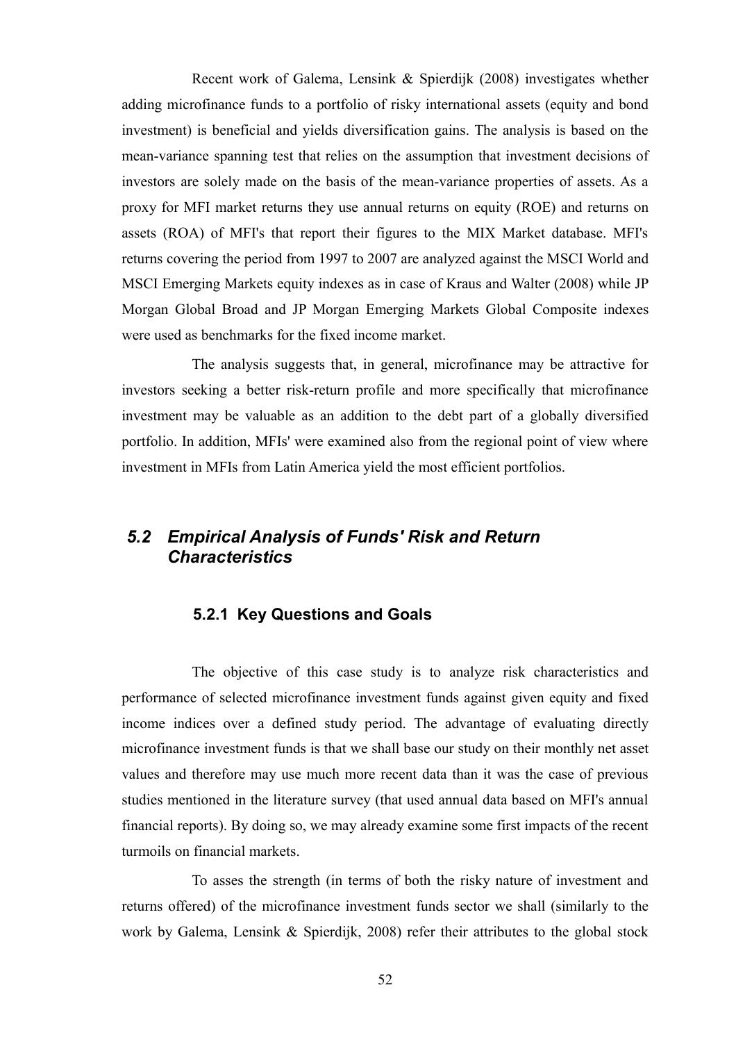Recent work of Galema, Lensink & Spierdijk (2008) investigates whether adding microfinance funds to a portfolio of risky international assets (equity and bond investment) is beneficial and yields diversification gains. The analysis is based on the mean-variance spanning test that relies on the assumption that investment decisions of investors are solely made on the basis of the mean-variance properties of assets. As a proxy for MFI market returns they use annual returns on equity (ROE) and returns on assets (ROA) of MFI's that report their figures to the MIX Market database. MFI's returns covering the period from 1997 to 2007 are analyzed against the MSCI World and MSCI Emerging Markets equity indexes as in case of Kraus and Walter (2008) while JP Morgan Global Broad and JP Morgan Emerging Markets Global Composite indexes were used as benchmarks for the fixed income market.

The analysis suggests that, in general, microfinance may be attractive for investors seeking a better risk-return profile and more specifically that microfinance investment may be valuable as an addition to the debt part of a globally diversified portfolio. In addition, MFIs' were examined also from the regional point of view where investment in MFIs from Latin America yield the most efficient portfolios.

## *5.2 Empirical Analysis of Funds' Risk and Return Characteristics*

### 5.2.1 Key Questions and Goals

The objective of this case study is to analyze risk characteristics and performance of selected microfinance investment funds against given equity and fixed income indices over a defined study period. The advantage of evaluating directly microfinance investment funds is that we shall base our study on their monthly net asset values and therefore may use much more recent data than it was the case of previous studies mentioned in the literature survey (that used annual data based on MFI's annual financial reports). By doing so, we may already examine some first impacts of the recent turmoils on financial markets.

To asses the strength (in terms of both the risky nature of investment and returns offered) of the microfinance investment funds sector we shall (similarly to the work by Galema, Lensink & Spierdijk, 2008) refer their attributes to the global stock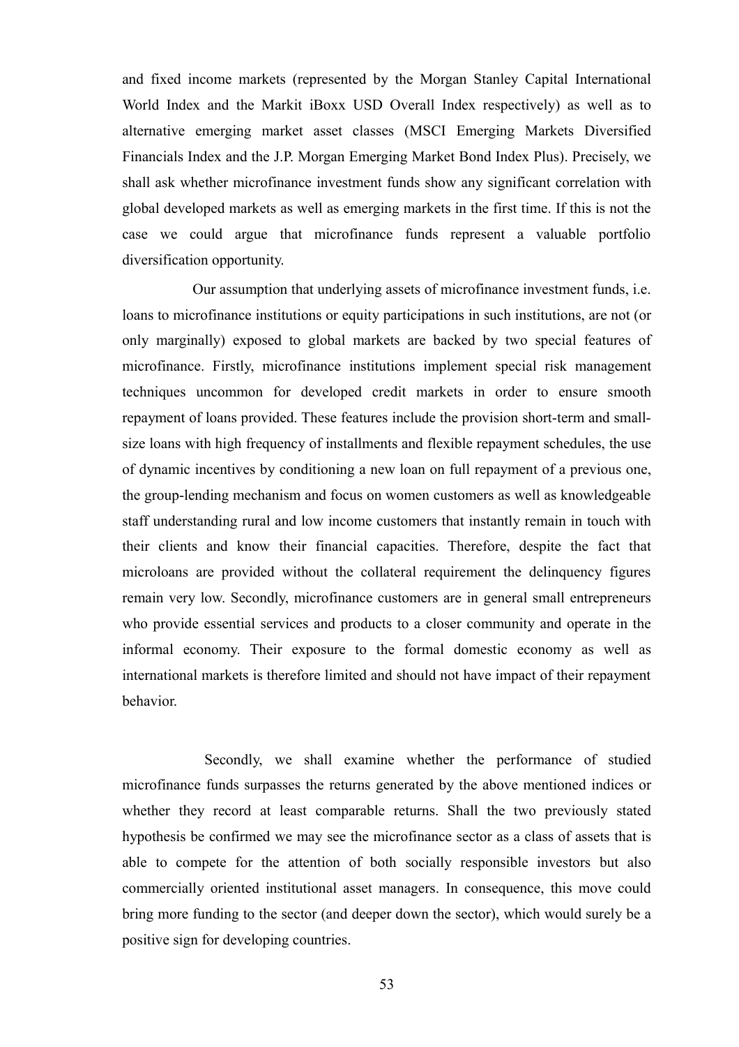and fixed income markets (represented by the Morgan Stanley Capital International World Index and the Markit iBoxx USD Overall Index respectively) as well as to alternative emerging market asset classes (MSCI Emerging Markets Diversified Financials Index and the J.P. Morgan Emerging Market Bond Index Plus). Precisely, we shall ask whether microfinance investment funds show any significant correlation with global developed markets as well as emerging markets in the first time. If this is not the case we could argue that microfinance funds represent a valuable portfolio diversification opportunity.

Our assumption that underlying assets of microfinance investment funds, i.e. loans to microfinance institutions or equity participations in such institutions, are not (or only marginally) exposed to global markets are backed by two special features of microfinance. Firstly, microfinance institutions implement special risk management techniques uncommon for developed credit markets in order to ensure smooth repayment of loans provided. These features include the provision short-term and small-size loans with high frequency of installments and flexible repayment schedules, the use of dynamic incentives by conditioning a new loan on full repayment of a previous one, the group-lending mechanism and focus on women customers as well as knowledgeable staff understanding rural and low income customers that instantly remain in touch with their clients and know their financial capacities. Therefore, despite the fact that microloans are provided without the collateral requirement the delinquency figures remain very low. Secondly, microfinance customers are in general small entrepreneurs who provide essential services and products to a closer community and operate in the informal economy. Their exposure to the formal domestic economy as well as international markets is therefore limited and should not have impact of their repayment behavior.

Secondly, we shall examine whether the performance of studied microfinance funds surpasses the returns generated by the above mentioned indices or whether they record at least comparable returns. Shall the two previously stated hypothesis be confirmed we may see the microfinance sector as a class of assets that is able to compete for the attention of both socially responsible investors but also commercially oriented institutional asset managers. In consequence, this move could bring more funding to the sector (and deeper down the sector), which would surely be a positive sign for developing countries.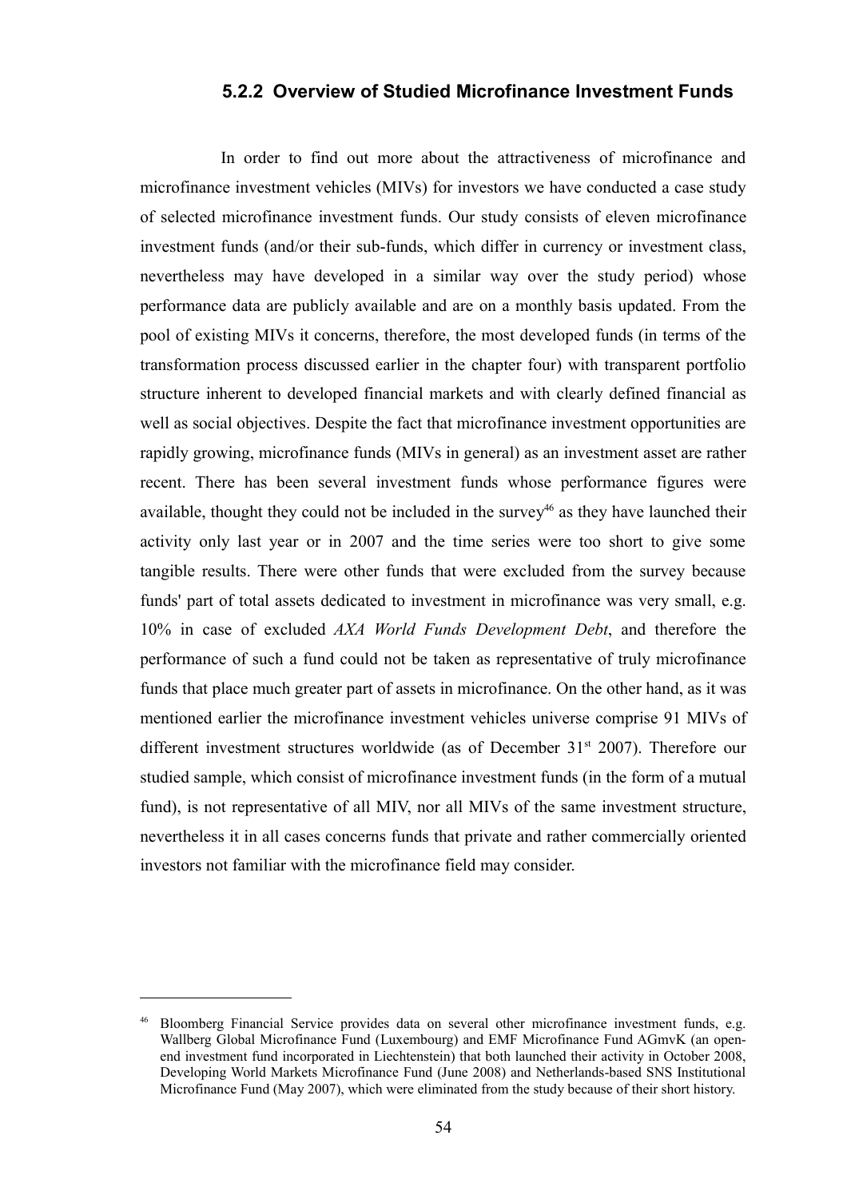### 5.2.2 Overview of Studied Microfinance Investment Funds

In order to find out more about the attractiveness of microfinance and microfinance investment vehicles (MIVs) for investors we have conducted a case study of selected microfinance investment funds. Our study consists of eleven microfinance investment funds (and/or their sub-funds, which differ in currency or investment class, nevertheless may have developed in a similar way over the study period) whose performance data are publicly available and are on a monthly basis updated. From the pool of existing MIVs it concerns, therefore, the most developed funds (in terms of the transformation process discussed earlier in the chapter four) with transparent portfolio structure inherent to developed financial markets and with clearly defined financial as well as social objectives. Despite the fact that microfinance investment opportunities are rapidly growing, microfinance funds (MIVs in general) as an investment asset are rather recent. There has been several investment funds whose performance figures were available, thought they could not be included in the survey[46] as they have launched their activity only last year or in 2007 and the time series were too short to give some tangible results. There were other funds that were excluded from the survey because funds' part of total assets dedicated to investment in microfinance was very small, e.g. 10% in case of excluded *AXA World Funds Development Debt*, and therefore the performance of such a fund could not be taken as representative of truly microfinance funds that place much greater part of assets in microfinance. On the other hand, as it was mentioned earlier the microfinance investment vehicles universe comprise 91 MIVs of different investment structures worldwide (as of December 31st 2007). Therefore our studied sample, which consist of microfinance investment funds (in the form of a mutual fund), is not representative of all MIV, nor all MIVs of the same investment structure, nevertheless it in all cases concerns funds that private and rather commercially oriented investors not familiar with the microfinance field may consider.

[46] Bloomberg Financial Service provides data on several other microfinance investment funds, e.g. Wallberg Global Microfinance Fund (Luxembourg) and EMF Microfinance Fund AGmvK (an open-end investment fund incorporated in Liechtenstein) that both launched their activity in October 2008, Developing World Markets Microfinance Fund (June 2008) and Netherlands-based SNS Institutional Microfinance Fund (May 2007), which were eliminated from the study because of their short history.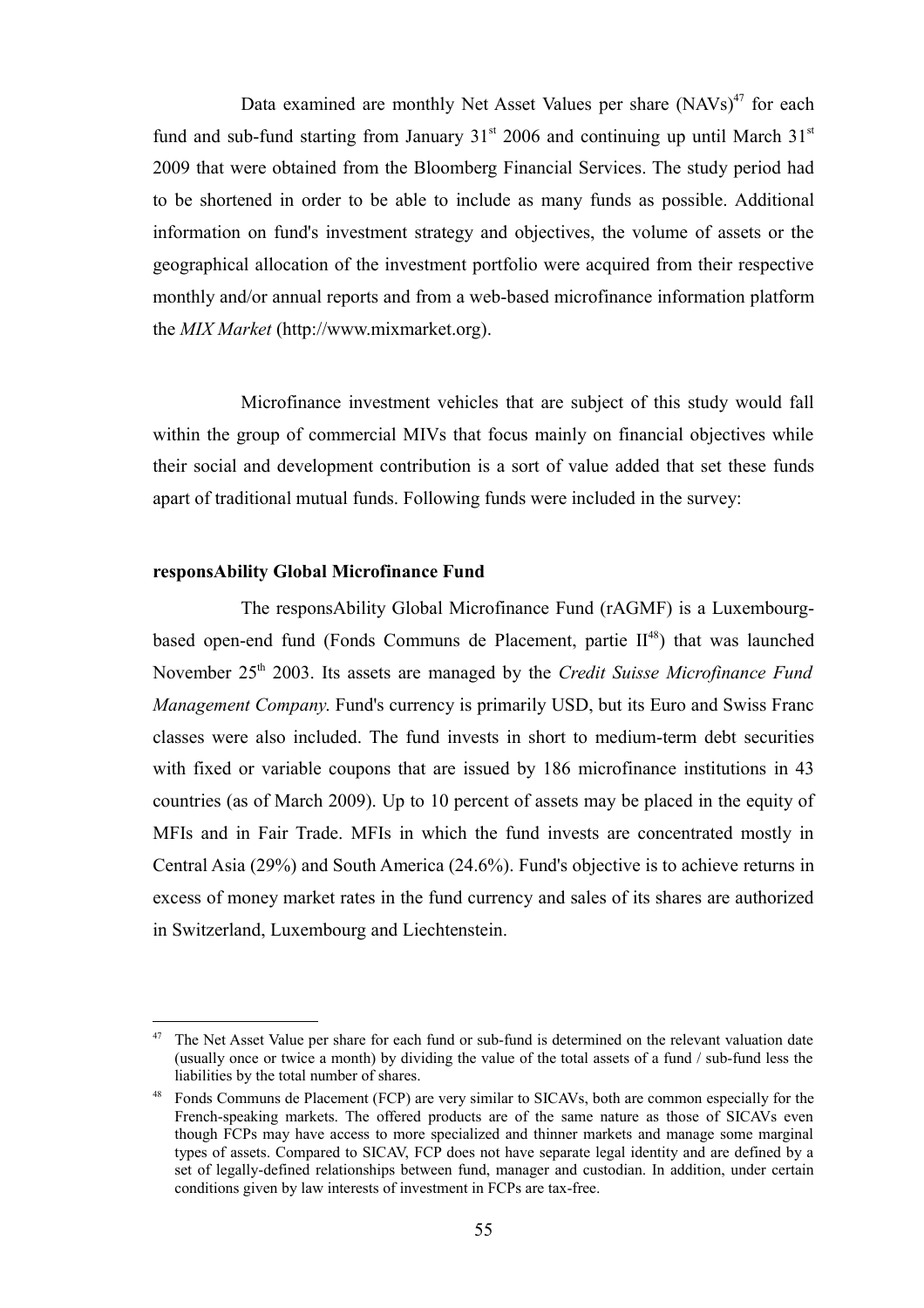Data examined are monthly Net Asset Values per share (NAVs)[47] for each fund and sub-fund starting from January 31st 2006 and continuing up until March 31st 2009 that were obtained from the Bloomberg Financial Services. The study period had to be shortened in order to be able to include as many funds as possible. Additional information on fund's investment strategy and objectives, the volume of assets or the geographical allocation of the investment portfolio were acquired from their respective monthly and/or annual reports and from a web-based microfinance information platform the *MIX Market* (http://www.mixmarket.org).

Microfinance investment vehicles that are subject of this study would fall within the group of commercial MIVs that focus mainly on financial objectives while their social and development contribution is a sort of value added that set these funds apart of traditional mutual funds. Following funds were included in the survey:

**responsAbility Global Microfinance Fund**

The responsAbility Global Microfinance Fund (rAGMF) is a Luxembourg-based open-end fund (Fonds Communs de Placement, partie II[48]) that was launched November 25th 2003. Its assets are managed by the *Credit Suisse Microfinance Fund Management Company*. Fund's currency is primarily USD, but its Euro and Swiss Franc classes were also included. The fund invests in short to medium-term debt securities with fixed or variable coupons that are issued by 186 microfinance institutions in 43 countries (as of March 2009). Up to 10 percent of assets may be placed in the equity of MFIs and in Fair Trade. MFIs in which the fund invests are concentrated mostly in Central Asia (29%) and South America (24.6%). Fund's objective is to achieve returns in excess of money market rates in the fund currency and sales of its shares are authorized in Switzerland, Luxembourg and Liechtenstein.

---

[47] The Net Asset Value per share for each fund or sub-fund is determined on the relevant valuation date (usually once or twice a month) by dividing the value of the total assets of a fund / sub-fund less the liabilities by the total number of shares.

[48] Fonds Communs de Placement (FCP) are very similar to SICAVs, both are common especially for the French-speaking markets. The offered products are of the same nature as those of SICAVs even though FCPs may have access to more specialized and thinner markets and manage some marginal types of assets. Compared to SICAV, FCP does not have separate legal identity and are defined by a set of legally-defined relationships between fund, manager and custodian. In addition, under certain conditions given by law interests of investment in FCPs are tax-free.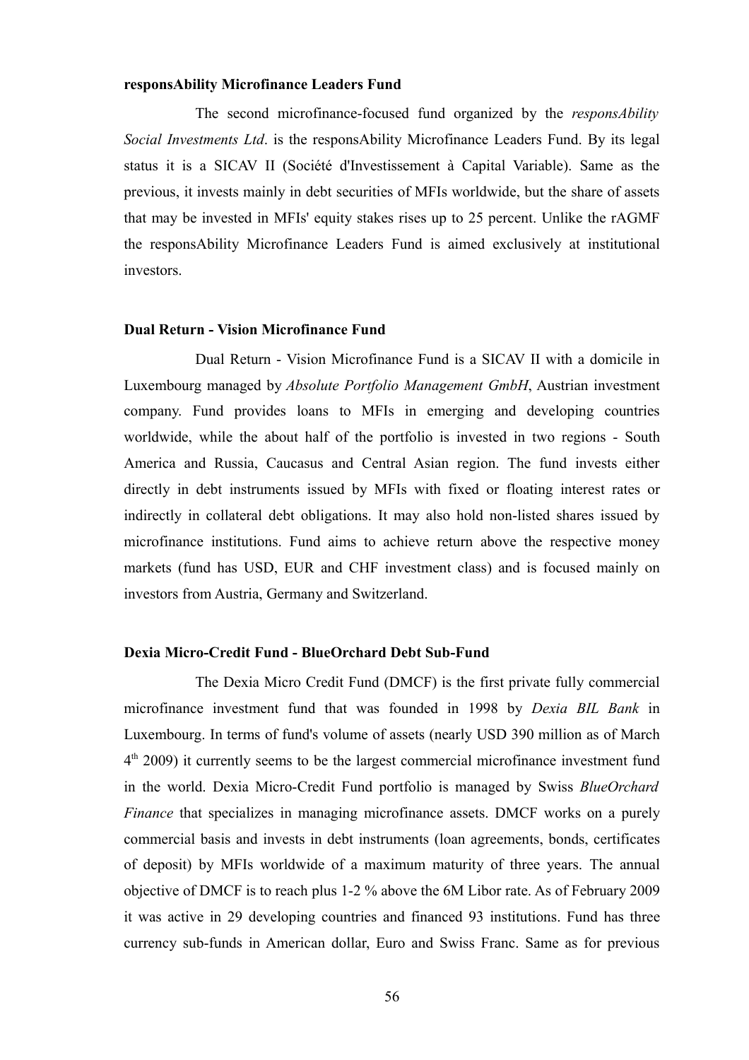**responsAbility Microfinance Leaders Fund**

The second microfinance-focused fund organized by the *responsAbility Social Investments Ltd*. is the responsAbility Microfinance Leaders Fund. By its legal status it is a SICAV II (Société d'Investissement à Capital Variable). Same as the previous, it invests mainly in debt securities of MFIs worldwide, but the share of assets that may be invested in MFIs' equity stakes rises up to 25 percent. Unlike the rAGMF the responsAbility Microfinance Leaders Fund is aimed exclusively at institutional investors.

**Dual Return - Vision Microfinance Fund**

Dual Return - Vision Microfinance Fund is a SICAV II with a domicile in Luxembourg managed by *Absolute Portfolio Management GmbH*, Austrian investment company. Fund provides loans to MFIs in emerging and developing countries worldwide, while the about half of the portfolio is invested in two regions - South America and Russia, Caucasus and Central Asian region. The fund invests either directly in debt instruments issued by MFIs with fixed or floating interest rates or indirectly in collateral debt obligations. It may also hold non-listed shares issued by microfinance institutions. Fund aims to achieve return above the respective money markets (fund has USD, EUR and CHF investment class) and is focused mainly on investors from Austria, Germany and Switzerland.

**Dexia Micro-Credit Fund - BlueOrchard Debt Sub-Fund**

The Dexia Micro Credit Fund (DMCF) is the first private fully commercial microfinance investment fund that was founded in 1998 by *Dexia BIL Bank* in Luxembourg. In terms of fund's volume of assets (nearly USD 390 million as of March 4th 2009) it currently seems to be the largest commercial microfinance investment fund in the world. Dexia Micro-Credit Fund portfolio is managed by Swiss *BlueOrchard Finance* that specializes in managing microfinance assets. DMCF works on a purely commercial basis and invests in debt instruments (loan agreements, bonds, certificates of deposit) by MFIs worldwide of a maximum maturity of three years. The annual objective of DMCF is to reach plus 1-2 % above the 6M Libor rate. As of February 2009 it was active in 29 developing countries and financed 93 institutions. Fund has three currency sub-funds in American dollar, Euro and Swiss Franc. Same as for previous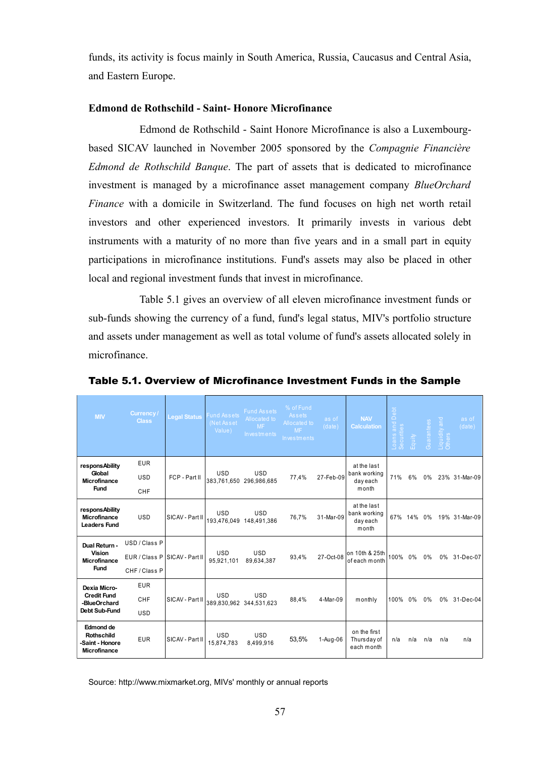funds, its activity is focus mainly in South America, Russia, Caucasus and Central Asia, and Eastern Europe.

### Edmond de Rothschild - Saint- Honore Microfinance

Edmond de Rothschild - Saint Honore Microfinance is also a Luxembourg-based SICAV launched in November 2005 sponsored by the *Compagnie Financière Edmond de Rothschild Banque*. The part of assets that is dedicated to microfinance investment is managed by a microfinance asset management company *BlueOrchard Finance* with a domicile in Switzerland. The fund focuses on high net worth retail investors and other experienced investors. It primarily invests in various debt instruments with a maturity of no more than five years and in a small part in equity participations in microfinance institutions. Fund's assets may also be placed in other local and regional investment funds that invest in microfinance.

Table 5.1 gives an overview of all eleven microfinance investment funds or sub-funds showing the currency of a fund, fund's legal status, MIV's portfolio structure and assets under management as well as total volume of fund's assets allocated solely in microfinance.

**Table 5.1. Overview of Microfinance Investment Funds in the Sample**

| MIV | Currency / Class | Legal Status | Fund Assets (Net Asset Value) | Fund Assets Allocated to MF Investments | % of Fund Assets Allocated to MF Investments | as of (date) | NAV Calculation | Loans and Debt Securities | Equity | Guarantees | Liquidity and Others | as of (date) |
|---|---|---|---|---|---|---|---|---|---|---|---|---|
| responsAbility Global Microfinance Fund | EUR<br>USD<br>CHF | FCP - Part II | USD 383,761,650 | USD 296,986,685 | 77,4% | 27-Feb-09 | at the last bank working day each month | 71% | 6% | 0% | 23% | 31-Mar-09 |
| responsAbility Microfinance Leaders Fund | USD | SICAV - Part II | USD 193,476,049 | USD 148,491,386 | 76,7% | 31-Mar-09 | at the last bank working day each month | 67% | 14% | 0% | 19% | 31-Mar-09 |
| Dual Return - Vision Microfinance Fund | USD / Class P<br>EUR / Class P<br>CHF / Class P | SICAV - Part II | USD 95,921,101 | USD 89,634,387 | 93,4% | 27-Oct-08 | on 10th & 25th of each month | 100% | 0% | 0% | 0% | 31-Dec-07 |
| Dexia Micro-Credit Fund -BlueOrchard Debt Sub-Fund | EUR<br>CHF<br>USD | SICAV - Part II | USD 389,830,962 | USD 344,531,623 | 88,4% | 4-Mar-09 | monthly | 100% | 0% | 0% | 0% | 31-Dec-04 |
| Edmond de Rothschild -Saint - Honore Microfinance | EUR | SICAV - Part II | USD 15,874,783 | USD 8,499,916 | 53,5% | 1-Aug-06 | on the first Thursday of each month | n/a | n/a | n/a | n/a | n/a |

Source: http://www.mixmarket.org, MIVs' monthly or annual reports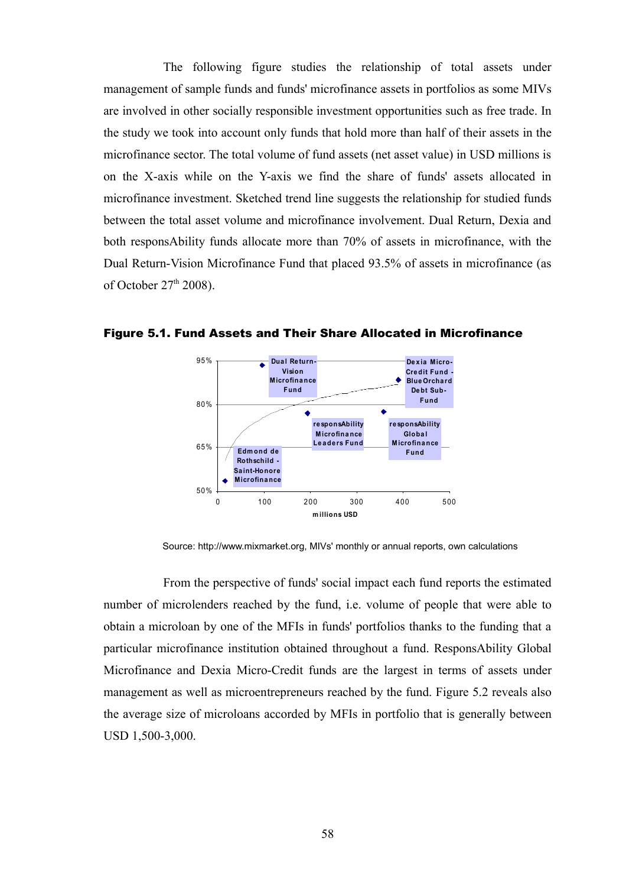The following figure studies the relationship of total assets under management of sample funds and funds' microfinance assets in portfolios as some MIVs are involved in other socially responsible investment opportunities such as free trade. In the study we took into account only funds that hold more than half of their assets in the microfinance sector. The total volume of fund assets (net asset value) in USD millions is on the X-axis while on the Y-axis we find the share of funds' assets allocated in microfinance investment. Sketched trend line suggests the relationship for studied funds between the total asset volume and microfinance involvement. Dual Return, Dexia and both responsAbility funds allocate more than 70% of assets in microfinance, with the Dual Return-Vision Microfinance Fund that placed 93.5% of assets in microfinance (as of October 27th 2008).

**Figure 5.1. Fund Assets and Their Share Allocated in Microfinance**

95%
80%
65%
50%
0
100
200
300
400
500
millions USD
Dual Return-Vision Microfinance Fund
Dexia Micro-Credit Fund - BlueOrchard Debt Sub-Fund
responsAbility Microfinance Leaders Fund
responsAbility Global Microfinance Fund
Edmond de Rothschild - Saint-Honore Microfinance

Source: http://www.mixmarket.org, MIVs' monthly or annual reports, own calculations

From the perspective of funds' social impact each fund reports the estimated number of microlenders reached by the fund, i.e. volume of people that were able to obtain a microloan by one of the MFIs in funds' portfolios thanks to the funding that a particular microfinance institution obtained throughout a fund. ResponsAbility Global Microfinance and Dexia Micro-Credit funds are the largest in terms of assets under management as well as microentrepreneurs reached by the fund. Figure 5.2 reveals also the average size of microloans accorded by MFIs in portfolio that is generally between USD 1,500-3,000.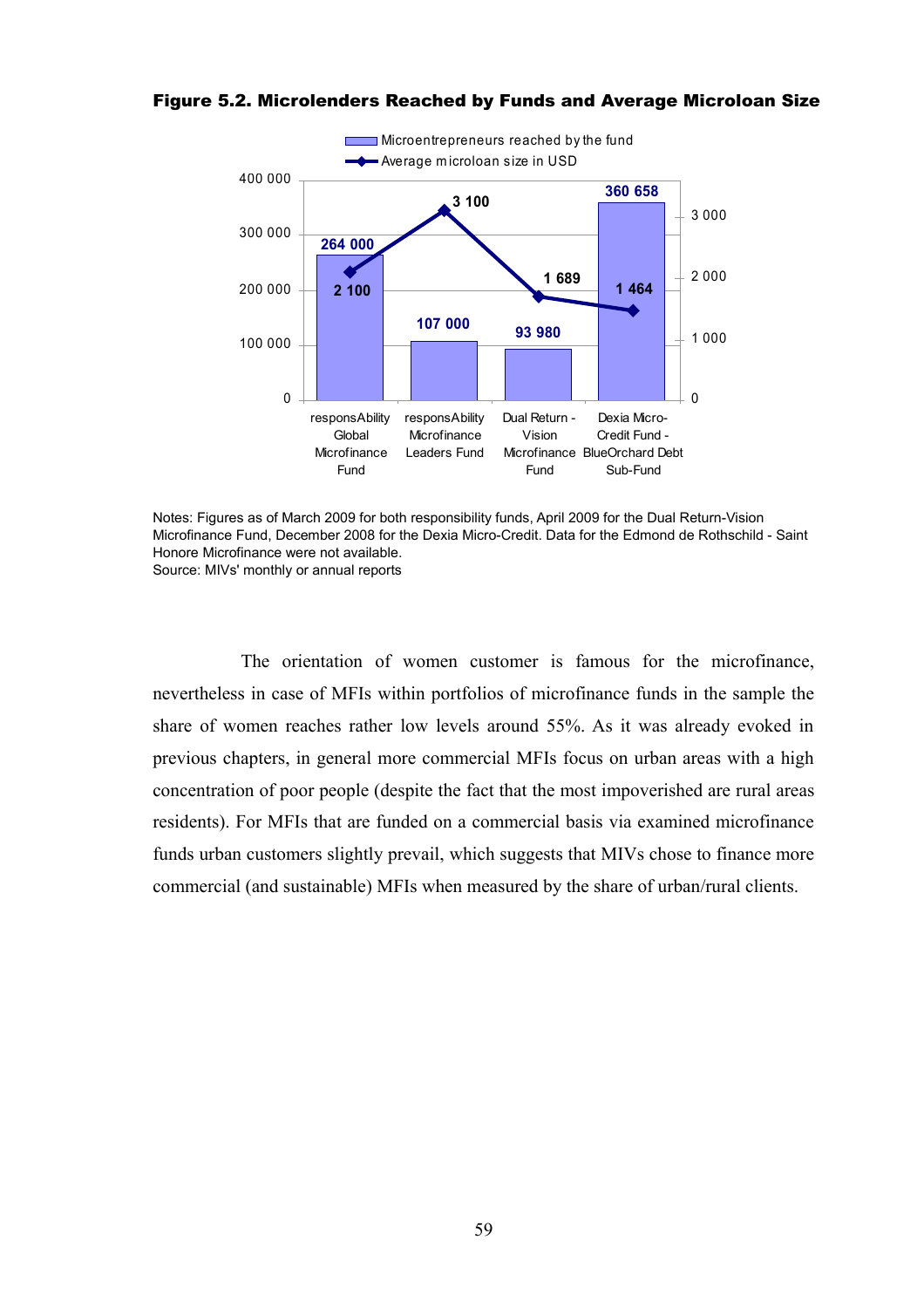**Figure 5.2. Microlenders Reached by Funds and Average Microloan Size**

Microentrepreneurs reached by the fund

Average microloan size in USD

400 000
300 000
200 000
100 000
0

3 000
2 000
1 000
0

264 000
2 100
3 100
107 000
1 689
93 980
360 658
1 464

responsAbility Global Microfinance Fund
responsAbility Microfinance Leaders Fund
Dual Return - Vision Microfinance Fund
Dexia Micro-Credit Fund - BlueOrchard Debt Sub-Fund

Notes: Figures as of March 2009 for both responsibility funds, April 2009 for the Dual Return-Vision Microfinance Fund, December 2008 for the Dexia Micro-Credit. Data for the Edmond de Rothschild - Saint Honore Microfinance were not available.
Source: MIVs' monthly or annual reports

The orientation of women customer is famous for the microfinance, nevertheless in case of MFIs within portfolios of microfinance funds in the sample the share of women reaches rather low levels around 55%. As it was already evoked in previous chapters, in general more commercial MFIs focus on urban areas with a high concentration of poor people (despite the fact that the most impoverished are rural areas residents). For MFIs that are funded on a commercial basis via examined microfinance funds urban customers slightly prevail, which suggests that MIVs chose to finance more commercial (and sustainable) MFIs when measured by the share of urban/rural clients.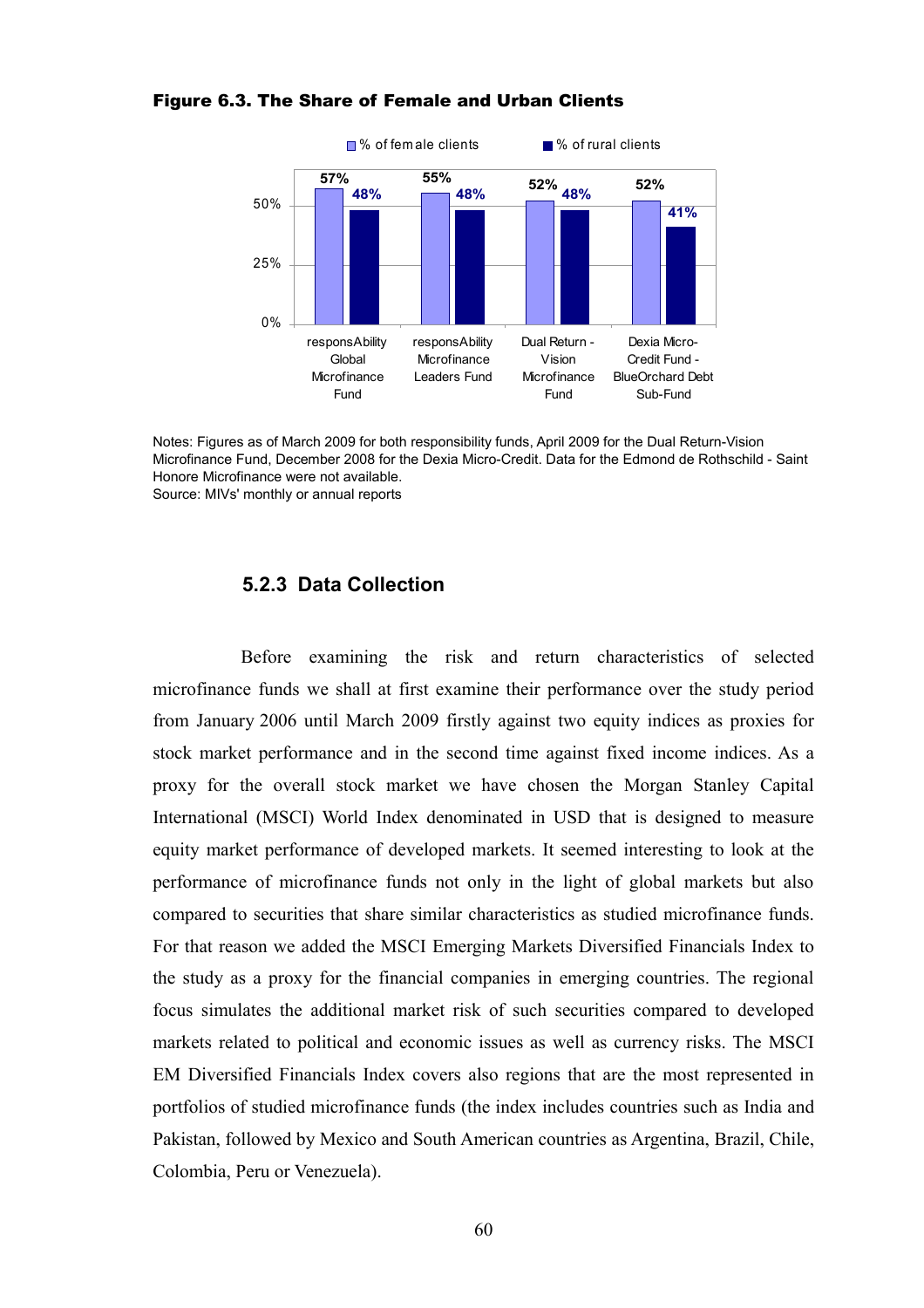**Figure 6.3. The Share of Female and Urban Clients**

% of female clients
% of rural clients

50%
25%
0%

57%
48%
55%
48%
52%
48%
52%
41%

responsAbility Global Microfinance Fund
responsAbility Microfinance Leaders Fund
Dual Return - Vision Microfinance Fund
Dexia Micro-Credit Fund - BlueOrchard Debt Sub-Fund

Notes: Figures as of March 2009 for both responsibility funds, April 2009 for the Dual Return-Vision Microfinance Fund, December 2008 for the Dexia Micro-Credit. Data for the Edmond de Rothschild - Saint Honore Microfinance were not available.
Source: MIVs' monthly or annual reports

### 5.2.3 Data Collection

Before examining the risk and return characteristics of selected microfinance funds we shall at first examine their performance over the study period from January 2006 until March 2009 firstly against two equity indices as proxies for stock market performance and in the second time against fixed income indices. As a proxy for the overall stock market we have chosen the Morgan Stanley Capital International (MSCI) World Index denominated in USD that is designed to measure equity market performance of developed markets. It seemed interesting to look at the performance of microfinance funds not only in the light of global markets but also compared to securities that share similar characteristics as studied microfinance funds. For that reason we added the MSCI Emerging Markets Diversified Financials Index to the study as a proxy for the financial companies in emerging countries. The regional focus simulates the additional market risk of such securities compared to developed markets related to political and economic issues as well as currency risks. The MSCI EM Diversified Financials Index covers also regions that are the most represented in portfolios of studied microfinance funds (the index includes countries such as India and Pakistan, followed by Mexico and South American countries as Argentina, Brazil, Chile, Colombia, Peru or Venezuela).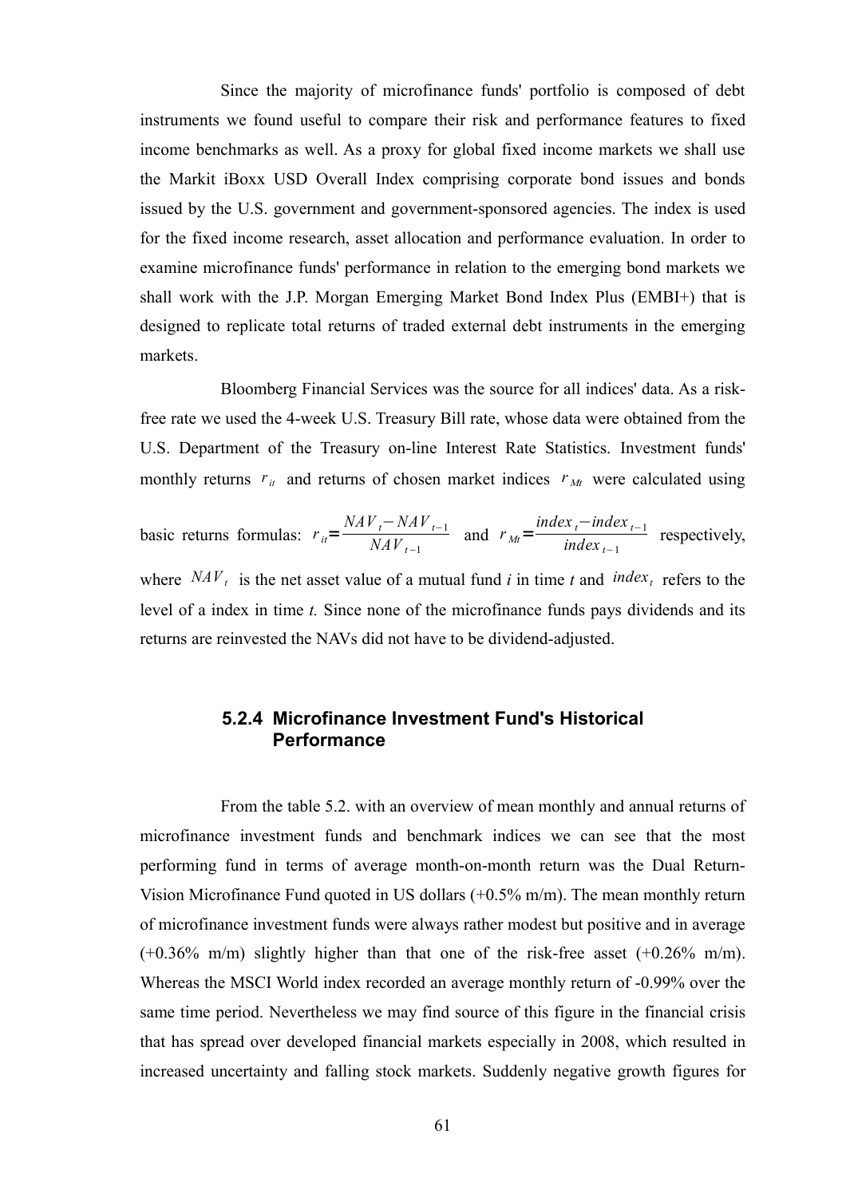Since the majority of microfinance funds' portfolio is composed of debt instruments we found useful to compare their risk and performance features to fixed income benchmarks as well. As a proxy for global fixed income markets we shall use the Markit iBoxx USD Overall Index comprising corporate bond issues and bonds issued by the U.S. government and government-sponsored agencies. The index is used for the fixed income research, asset allocation and performance evaluation. In order to examine microfinance funds' performance in relation to the emerging bond markets we shall work with the J.P. Morgan Emerging Market Bond Index Plus (EMBI+) that is designed to replicate total returns of traded external debt instruments in the emerging markets.

Bloomberg Financial Services was the source for all indices' data. As a risk-free rate we used the 4-week U.S. Treasury Bill rate, whose data were obtained from the U.S. Department of the Treasury on-line Interest Rate Statistics. Investment funds' monthly returns $r_{it}$ and returns of chosen market indices $r_{Mt}$ were calculated using basic returns formulas: $r_{it} = \frac{NAV_t - NAV_{t-1}}{NAV_{t-1}}$ and $r_{Mt} = \frac{index_t - index_{t-1}}{index_{t-1}}$ respectively, where $NAV_t$ is the net asset value of a mutual fund *i* in time *t* and $index_t$ refers to the level of a index in time *t.* Since none of the microfinance funds pays dividends and its returns are reinvested the NAVs did not have to be dividend-adjusted.

### 5.2.4 Microfinance Investment Fund's Historical Performance

From the table 5.2. with an overview of mean monthly and annual returns of microfinance investment funds and benchmark indices we can see that the most performing fund in terms of average month-on-month return was the Dual Return-Vision Microfinance Fund quoted in US dollars (+0.5% m/m). The mean monthly return of microfinance investment funds were always rather modest but positive and in average (+0.36% m/m) slightly higher than that one of the risk-free asset (+0.26% m/m). Whereas the MSCI World index recorded an average monthly return of -0.99% over the same time period. Nevertheless we may find source of this figure in the financial crisis that has spread over developed financial markets especially in 2008, which resulted in increased uncertainty and falling stock markets. Suddenly negative growth figures for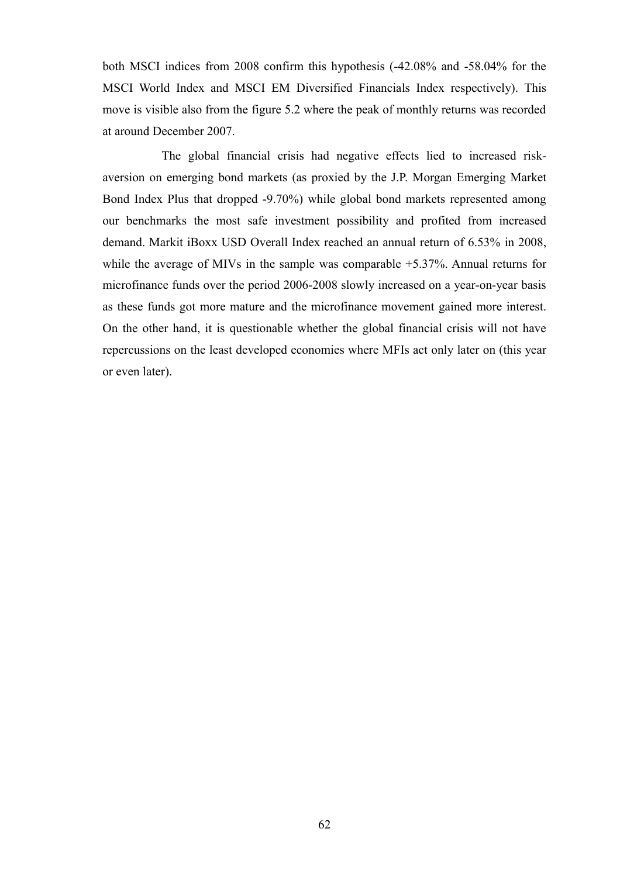both MSCI indices from 2008 confirm this hypothesis (-42.08% and -58.04% for the MSCI World Index and MSCI EM Diversified Financials Index respectively). This move is visible also from the figure 5.2 where the peak of monthly returns was recorded at around December 2007.

The global financial crisis had negative effects lied to increased risk-aversion on emerging bond markets (as proxied by the J.P. Morgan Emerging Market Bond Index Plus that dropped -9.70%) while global bond markets represented among our benchmarks the most safe investment possibility and profited from increased demand. Markit iBoxx USD Overall Index reached an annual return of 6.53% in 2008, while the average of MIVs in the sample was comparable +5.37%. Annual returns for microfinance funds over the period 2006-2008 slowly increased on a year-on-year basis as these funds got more mature and the microfinance movement gained more interest. On the other hand, it is questionable whether the global financial crisis will not have repercussions on the least developed economies where MFIs act only later on (this year or even later).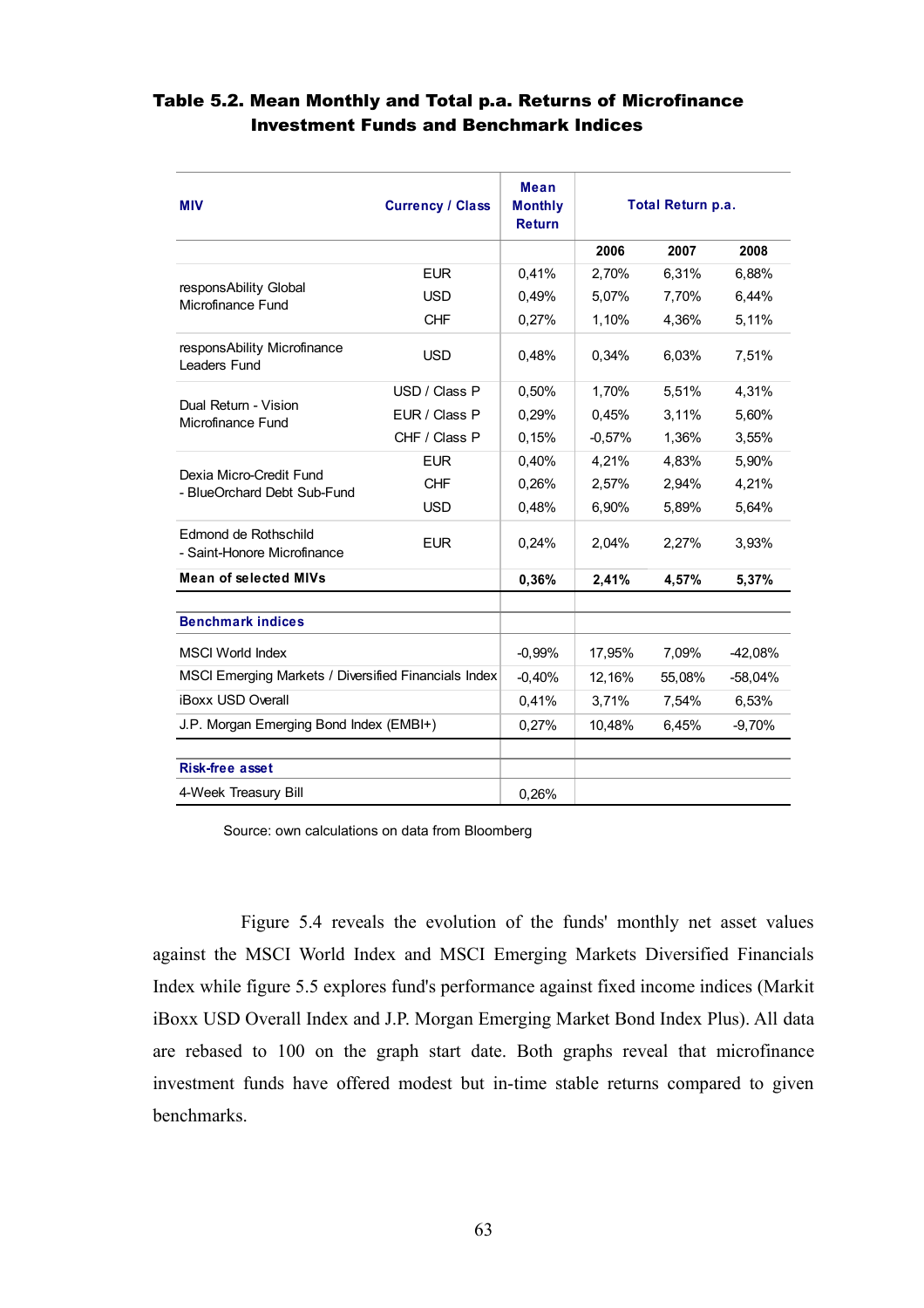**Table 5.2. Mean Monthly and Total p.a. Returns of Microfinance Investment Funds and Benchmark Indices**

| MIV | Currency / Class | Mean Monthly Return | Total Return p.a. | | |
|---|---|---|---|---|---|
| | | | 2006 | 2007 | 2008 |
| responsAbility Global Microfinance Fund | EUR | 0,41% | 2,70% | 6,31% | 6,88% |
| | USD | 0,49% | 5,07% | 7,70% | 6,44% |
| | CHF | 0,27% | 1,10% | 4,36% | 5,11% |
| responsAbility Microfinance Leaders Fund | USD | 0,48% | 0,34% | 6,03% | 7,51% |
| Dual Return - Vision Microfinance Fund | USD / Class P | 0,50% | 1,70% | 5,51% | 4,31% |
| | EUR / Class P | 0,29% | 0,45% | 3,11% | 5,60% |
| | CHF / Class P | 0,15% | -0,57% | 1,36% | 3,55% |
| Dexia Micro-Credit Fund - BlueOrchard Debt Sub-Fund | EUR | 0,40% | 4,21% | 4,83% | 5,90% |
| | CHF | 0,26% | 2,57% | 2,94% | 4,21% |
| | USD | 0,48% | 6,90% | 5,89% | 5,64% |
| Edmond de Rothschild - Saint-Honore Microfinance | EUR | 0,24% | 2,04% | 2,27% | 3,93% |
| **Mean of selected MIVs** | | **0,36%** | **2,41%** | **4,57%** | **5,37%** |
| **Benchmark indices** | | | | | |
| MSCI World Index | | -0,99% | 17,95% | 7,09% | -42,08% |
| MSCI Emerging Markets / Diversified Financials Index | | -0,40% | 12,16% | 55,08% | -58,04% |
| iBoxx USD Overall | | 0,41% | 3,71% | 7,54% | 6,53% |
| J.P. Morgan Emerging Bond Index (EMBI+) | | 0,27% | 10,48% | 6,45% | -9,70% |
| **Risk-free asset** | | | | | |
| 4-Week Treasury Bill | | 0,26% | | | |

Source: own calculations on data from Bloomberg

Figure 5.4 reveals the evolution of the funds' monthly net asset values against the MSCI World Index and MSCI Emerging Markets Diversified Financials Index while figure 5.5 explores fund's performance against fixed income indices (Markit iBoxx USD Overall Index and J.P. Morgan Emerging Market Bond Index Plus). All data are rebased to 100 on the graph start date. Both graphs reveal that microfinance investment funds have offered modest but in-time stable returns compared to given benchmarks.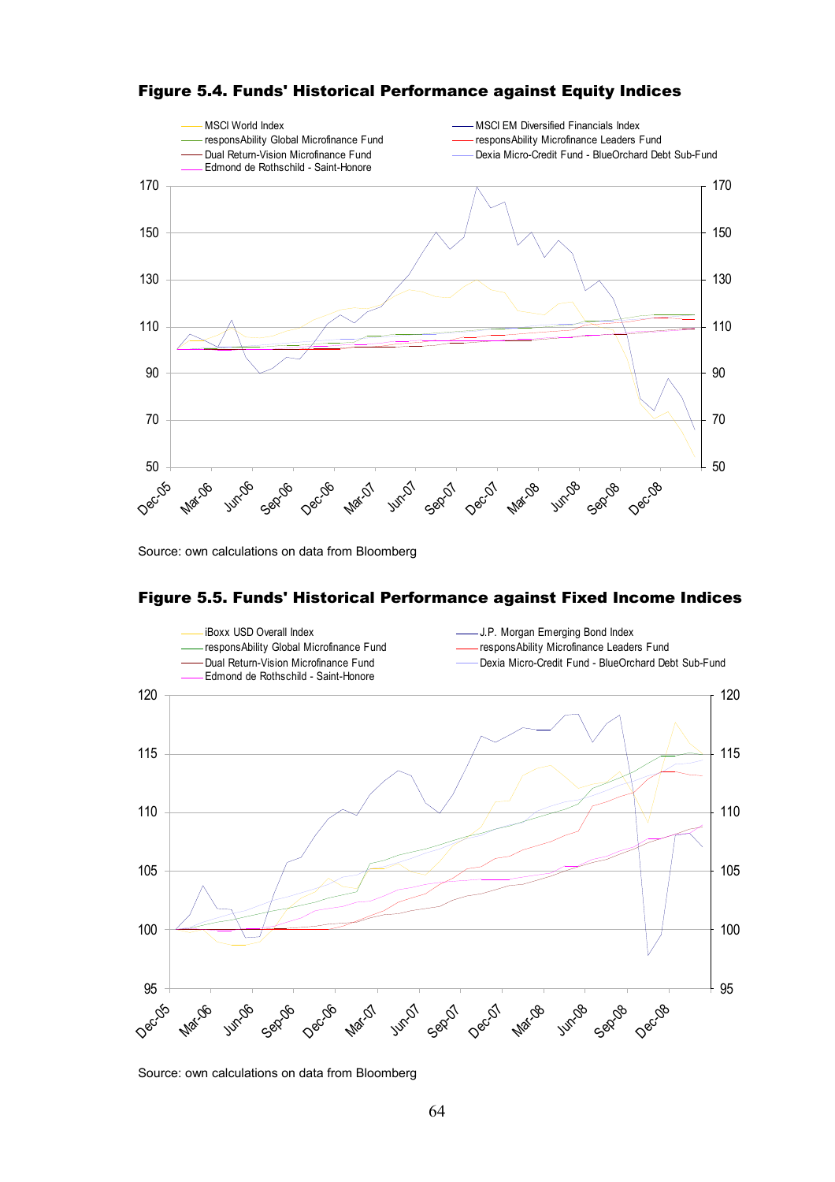**Figure 5.4. Funds' Historical Performance against Equity Indices**

MSCI World Index
MSCI EM Diversified Financials Index
responsAbility Global Microfinance Fund
responsAbility Microfinance Leaders Fund
Dual Return-Vision Microfinance Fund
Dexia Micro-Credit Fund - BlueOrchard Debt Sub-Fund
Edmond de Rothschild - Saint-Honore

170
150
130
110
90
70
50

Dec-05 Mar-06 Jun-06 Sep-06 Dec-06 Mar-07 Jun-07 Sep-07 Dec-07 Mar-08 Jun-08 Sep-08 Dec-08

Source: own calculations on data from Bloomberg

**Figure 5.5. Funds' Historical Performance against Fixed Income Indices**

iBoxx USD Overall Index
J.P. Morgan Emerging Bond Index
responsAbility Global Microfinance Fund
responsAbility Microfinance Leaders Fund
Dual Return-Vision Microfinance Fund
Dexia Micro-Credit Fund - BlueOrchard Debt Sub-Fund
Edmond de Rothschild - Saint-Honore

120
115
110
105
100
95

Dec-05 Mar-06 Jun-06 Sep-06 Dec-06 Mar-07 Jun-07 Sep-07 Dec-07 Mar-08 Jun-08 Sep-08 Dec-08

Source: own calculations on data from Bloomberg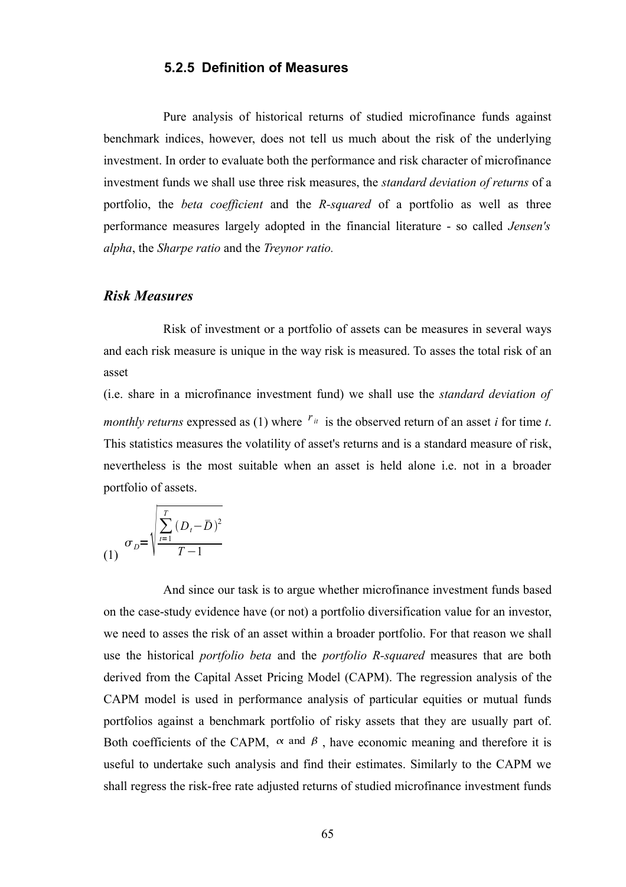### 5.2.5 Definition of Measures

Pure analysis of historical returns of studied microfinance funds against benchmark indices, however, does not tell us much about the risk of the underlying investment. In order to evaluate both the performance and risk character of microfinance investment funds we shall use three risk measures, the *standard deviation of returns* of a portfolio, the *beta coefficient* and the *R-squared* of a portfolio as well as three performance measures largely adopted in the financial literature - so called *Jensen's alpha*, the *Sharpe ratio* and the *Treynor ratio.*

## *Risk Measures*

Risk of investment or a portfolio of assets can be measures in several ways and each risk measure is unique in the way risk is measured. To asses the total risk of an asset

(i.e. share in a microfinance investment fund) we shall use the *standard deviation of monthly returns* expressed as (1) where $r_{it}$ is the observed return of an asset *i* for time *t*. This statistics measures the volatility of asset's returns and is a standard measure of risk, nevertheless is the most suitable when an asset is held alone i.e. not in a broader portfolio of assets.

$$(1) \quad \sigma_D = \sqrt{\frac{\sum_{t=1}^{T} (D_t - \bar{D})^2}{T-1}}$$

And since our task is to argue whether microfinance investment funds based on the case-study evidence have (or not) a portfolio diversification value for an investor, we need to asses the risk of an asset within a broader portfolio. For that reason we shall use the historical *portfolio beta* and the *portfolio R-squared* measures that are both derived from the Capital Asset Pricing Model (CAPM). The regression analysis of the CAPM model is used in performance analysis of particular equities or mutual funds portfolios against a benchmark portfolio of risky assets that they are usually part of. Both coefficients of the CAPM, $\alpha$ and $\beta$, have economic meaning and therefore it is useful to undertake such analysis and find their estimates. Similarly to the CAPM we shall regress the risk-free rate adjusted returns of studied microfinance investment funds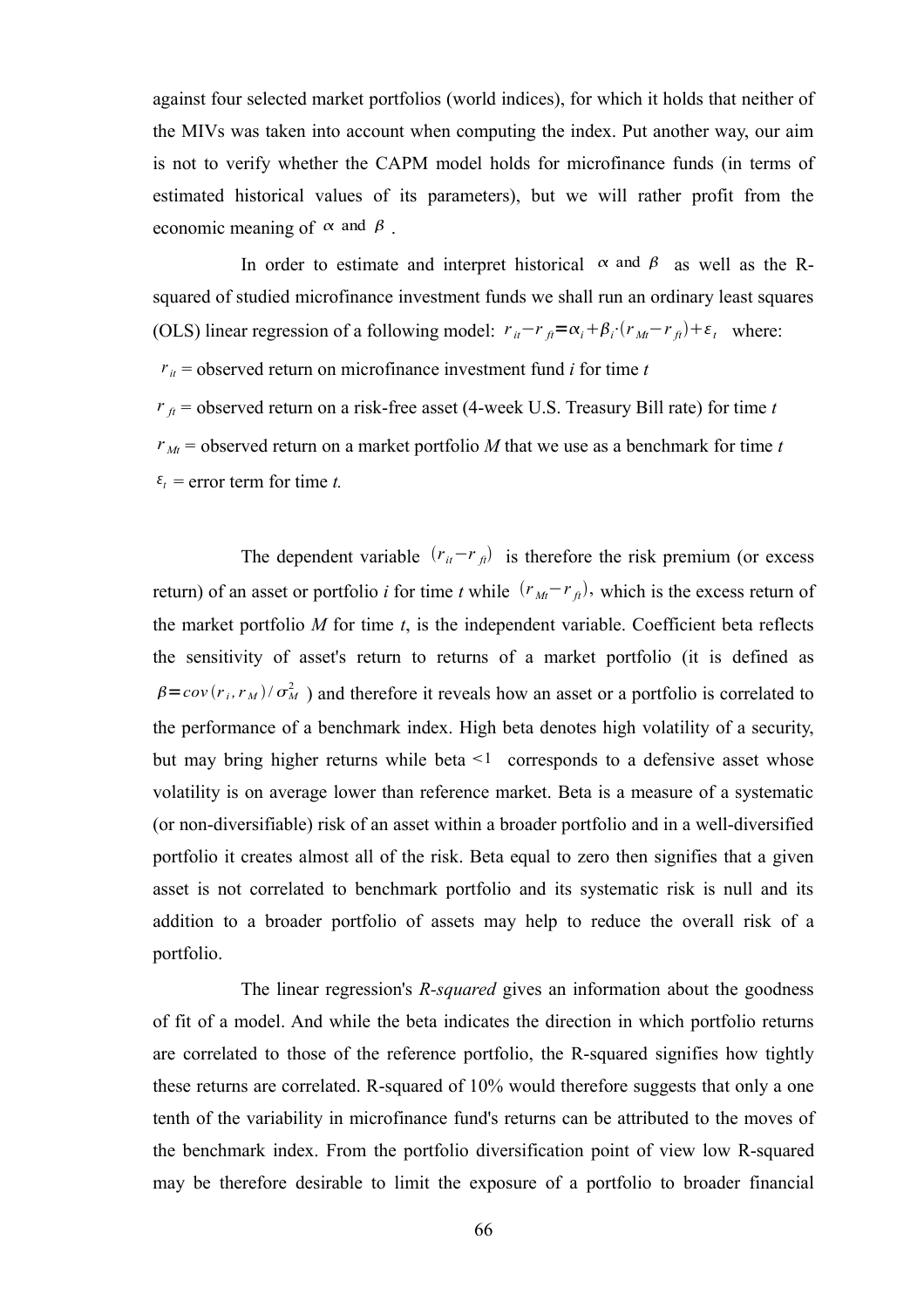against four selected market portfolios (world indices), for which it holds that neither of the MIVs was taken into account when computing the index. Put another way, our aim is not to verify whether the CAPM model holds for microfinance funds (in terms of estimated historical values of its parameters), but we will rather profit from the economic meaning of $\alpha$ and $\beta$.

In order to estimate and interpret historical $\alpha$ and $\beta$ as well as the R-squared of studied microfinance investment funds we shall run an ordinary least squares (OLS) linear regression of a following model: $r_{it} - r_{ft} = \alpha_i + \beta_i \cdot (r_{Mt} - r_{ft}) + \varepsilon_t$ where:

$r_{it}$ = observed return on microfinance investment fund *i* for time *t*

$r_{ft}$ = observed return on a risk-free asset (4-week U.S. Treasury Bill rate) for time *t*

$r_{Mt}$ = observed return on a market portfolio *M* that we use as a benchmark for time *t*

$\varepsilon_t$ = error term for time *t.*

The dependent variable $(r_{it} - r_{ft})$ is therefore the risk premium (or excess return) of an asset or portfolio *i* for time *t* while $(r_{Mt} - r_{ft})$, which is the excess return of the market portfolio *M* for time *t*, is the independent variable. Coefficient beta reflects the sensitivity of asset's return to returns of a market portfolio (it is defined as $\beta = cov(r_i, r_M) / \sigma_M^2$ ) and therefore it reveals how an asset or a portfolio is correlated to the performance of a benchmark index. High beta denotes high volatility of a security, but may bring higher returns while beta $<1$ corresponds to a defensive asset whose volatility is on average lower than reference market. Beta is a measure of a systematic (or non-diversifiable) risk of an asset within a broader portfolio and in a well-diversified portfolio it creates almost all of the risk. Beta equal to zero then signifies that a given asset is not correlated to benchmark portfolio and its systematic risk is null and its addition to a broader portfolio of assets may help to reduce the overall risk of a portfolio.

The linear regression's *R-squared* gives an information about the goodness of fit of a model. And while the beta indicates the direction in which portfolio returns are correlated to those of the reference portfolio, the R-squared signifies how tightly these returns are correlated. R-squared of 10% would therefore suggests that only a one tenth of the variability in microfinance fund's returns can be attributed to the moves of the benchmark index. From the portfolio diversification point of view low R-squared may be therefore desirable to limit the exposure of a portfolio to broader financial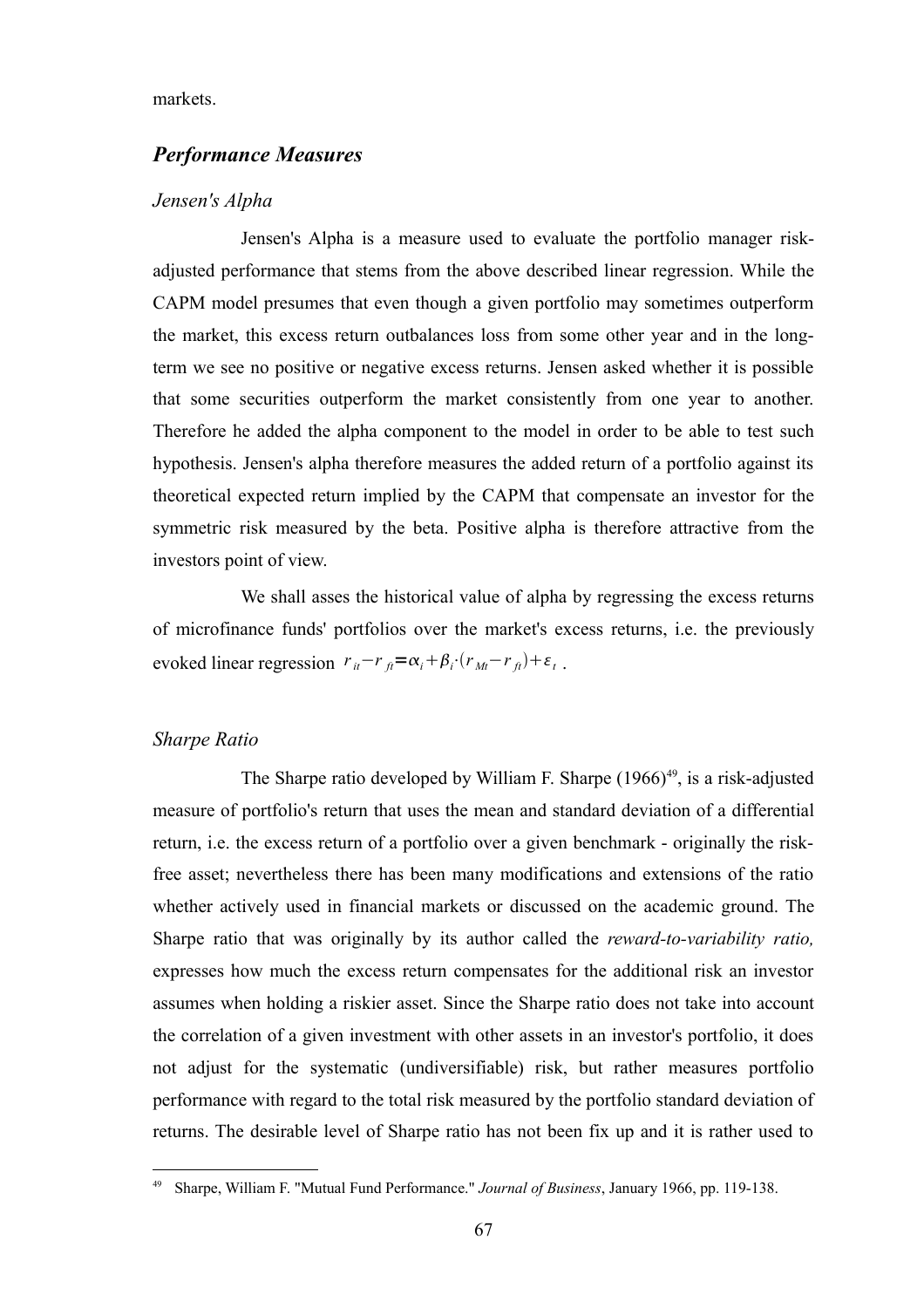markets.

## *Performance Measures*

### *Jensen's Alpha*

Jensen's Alpha is a measure used to evaluate the portfolio manager risk-adjusted performance that stems from the above described linear regression. While the CAPM model presumes that even though a given portfolio may sometimes outperform the market, this excess return outbalances loss from some other year and in the long-term we see no positive or negative excess returns. Jensen asked whether it is possible that some securities outperform the market consistently from one year to another. Therefore he added the alpha component to the model in order to be able to test such hypothesis. Jensen's alpha therefore measures the added return of a portfolio against its theoretical expected return implied by the CAPM that compensate an investor for the symmetric risk measured by the beta. Positive alpha is therefore attractive from the investors point of view.

We shall asses the historical value of alpha by regressing the excess returns of microfinance funds' portfolios over the market's excess returns, i.e. the previously evoked linear regression $r_{it} - r_{ft} = \alpha_i + \beta_i \cdot (r_{Mt} - r_{ft}) + \varepsilon_t$ .

### *Sharpe Ratio*

The Sharpe ratio developed by William F. Sharpe (1966)[49], is a risk-adjusted measure of portfolio's return that uses the mean and standard deviation of a differential return, i.e. the excess return of a portfolio over a given benchmark - originally the risk-free asset; nevertheless there has been many modifications and extensions of the ratio whether actively used in financial markets or discussed on the academic ground. The Sharpe ratio that was originally by its author called the *reward-to-variability ratio,* expresses how much the excess return compensates for the additional risk an investor assumes when holding a riskier asset. Since the Sharpe ratio does not take into account the correlation of a given investment with other assets in an investor's portfolio, it does not adjust for the systematic (undiversifiable) risk, but rather measures portfolio performance with regard to the total risk measured by the portfolio standard deviation of returns. The desirable level of Sharpe ratio has not been fix up and it is rather used to

[49] Sharpe, William F. "Mutual Fund Performance." *Journal of Business*, January 1966, pp. 119-138.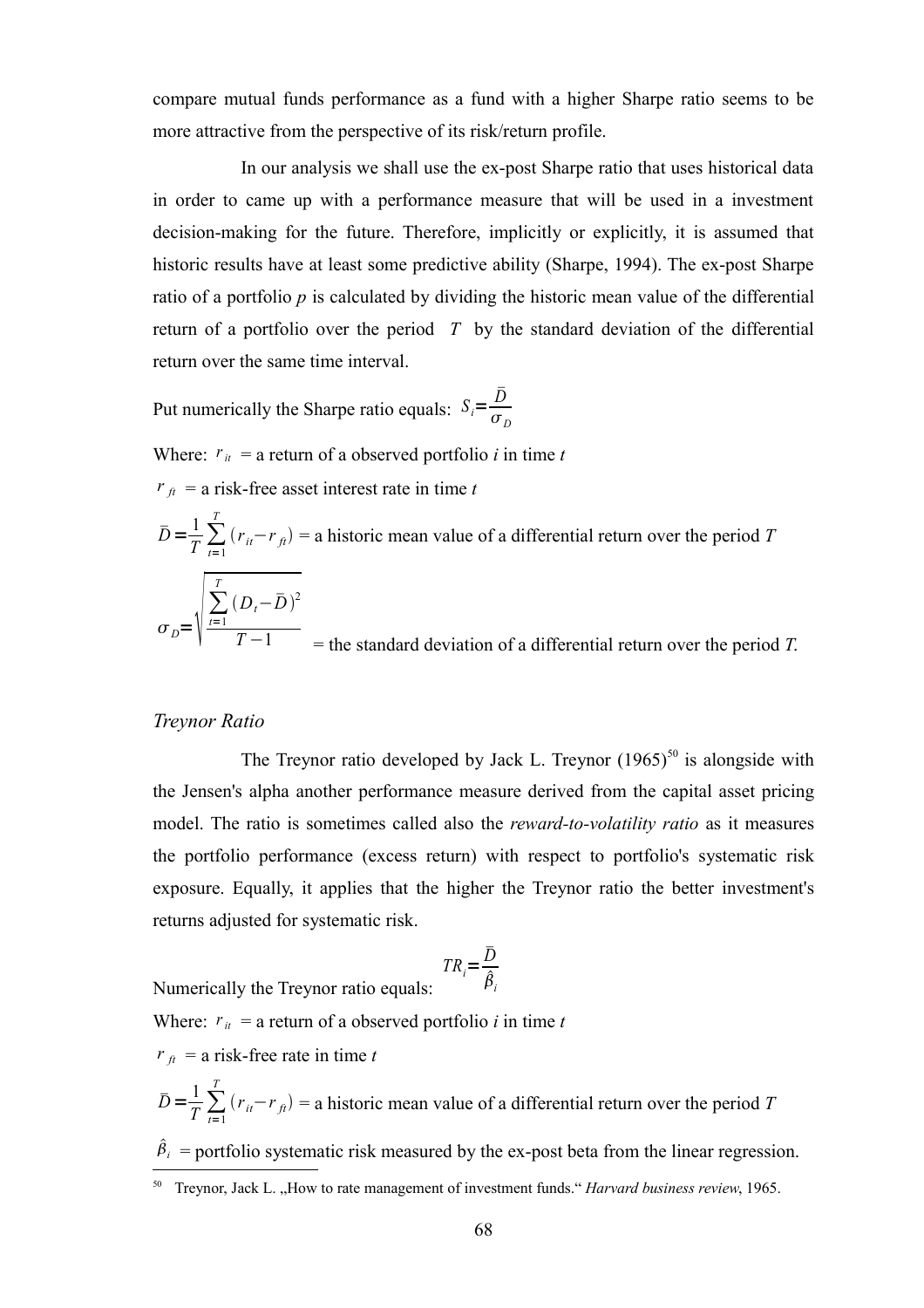compare mutual funds performance as a fund with a higher Sharpe ratio seems to be more attractive from the perspective of its risk/return profile.

In our analysis we shall use the ex-post Sharpe ratio that uses historical data in order to came up with a performance measure that will be used in a investment decision-making for the future. Therefore, implicitly or explicitly, it is assumed that historic results have at least some predictive ability (Sharpe, 1994). The ex-post Sharpe ratio of a portfolio *p* is calculated by dividing the historic mean value of the differential return of a portfolio over the period $T$ by the standard deviation of the differential return over the same time interval.

Put numerically the Sharpe ratio equals: $S_i = \frac{\bar{D}}{\sigma_D}$

Where: $r_{it}$ = a return of a observed portfolio *i* in time *t*

$r_{ft}$ = a risk-free asset interest rate in time *t*

$\bar{D} = \frac{1}{T} \sum_{t=1}^{T} (r_{it} - r_{ft})$ = a historic mean value of a differential return over the period *T*

$\sigma_D = \sqrt{\frac{\sum_{t=1}^{T} (D_t - \bar{D})^2}{T-1}}$ = the standard deviation of a differential return over the period *T*.

### *Treynor Ratio*

The Treynor ratio developed by Jack L. Treynor (1965)[50] is alongside with the Jensen's alpha another performance measure derived from the capital asset pricing model. The ratio is sometimes called also the *reward-to-volatility ratio* as it measures the portfolio performance (excess return) with respect to portfolio's systematic risk exposure. Equally, it applies that the higher the Treynor ratio the better investment's returns adjusted for systematic risk.

Numerically the Treynor ratio equals: $TR_i = \frac{\bar{D}}{\hat{\beta}_i}$

Where: $r_{it}$ = a return of a observed portfolio *i* in time *t*

$r_{ft}$ = a risk-free rate in time *t*

$\bar{D} = \frac{1}{T} \sum_{t=1}^{T} (r_{it} - r_{ft})$ = a historic mean value of a differential return over the period *T*

$\hat{\beta}_i$ = portfolio systematic risk measured by the ex-post beta from the linear regression.

[50] Treynor, Jack L. „How to rate management of investment funds.“ *Harvard business review*, 1965.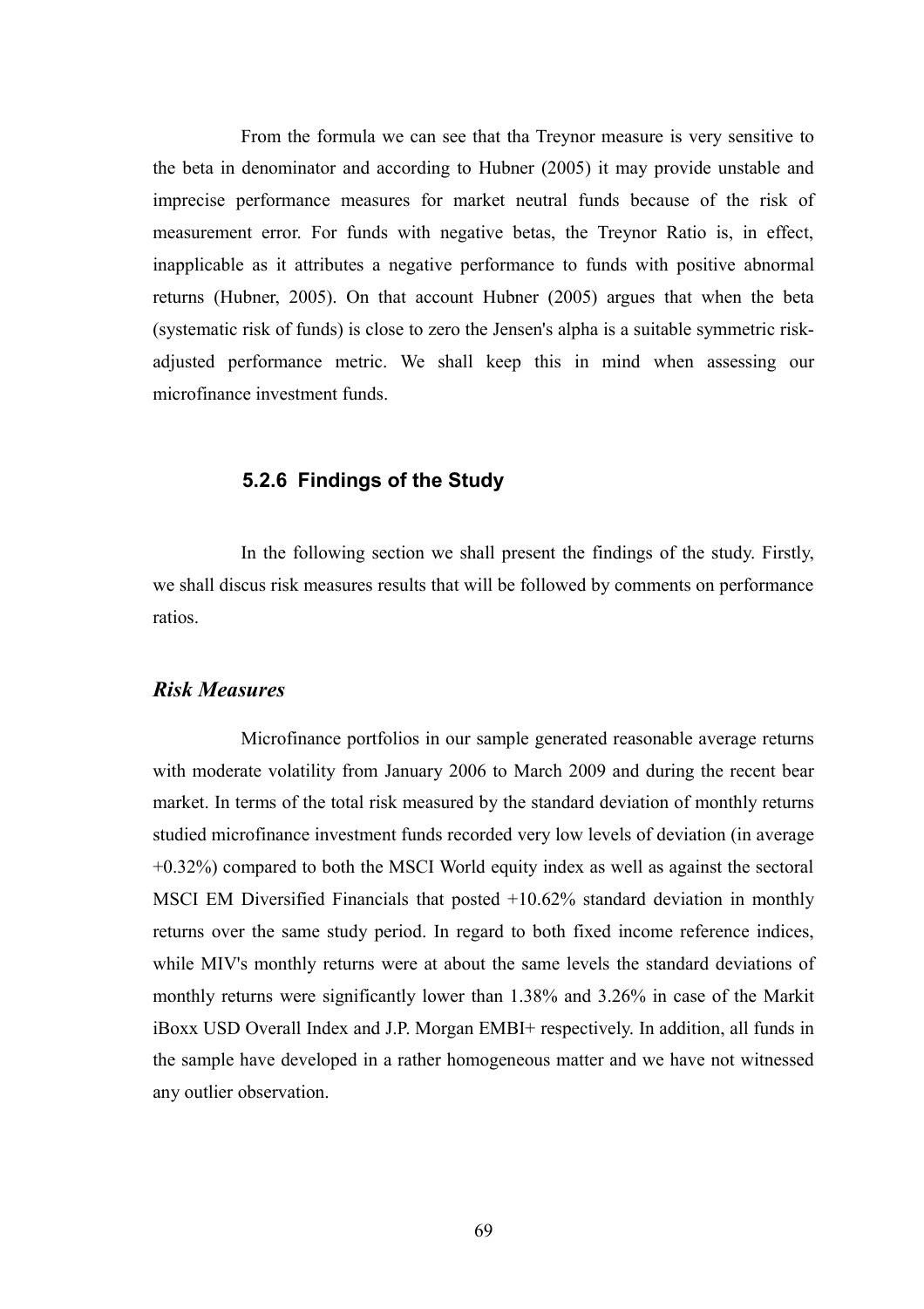From the formula we can see that tha Treynor measure is very sensitive to the beta in denominator and according to Hubner (2005) it may provide unstable and imprecise performance measures for market neutral funds because of the risk of measurement error. For funds with negative betas, the Treynor Ratio is, in effect, inapplicable as it attributes a negative performance to funds with positive abnormal returns (Hubner, 2005). On that account Hubner (2005) argues that when the beta (systematic risk of funds) is close to zero the Jensen's alpha is a suitable symmetric risk-adjusted performance metric. We shall keep this in mind when assessing our microfinance investment funds.

### 5.2.6 Findings of the Study

In the following section we shall present the findings of the study. Firstly, we shall discus risk measures results that will be followed by comments on performance ratios.

#### *Risk Measures*

Microfinance portfolios in our sample generated reasonable average returns with moderate volatility from January 2006 to March 2009 and during the recent bear market. In terms of the total risk measured by the standard deviation of monthly returns studied microfinance investment funds recorded very low levels of deviation (in average +0.32%) compared to both the MSCI World equity index as well as against the sectoral MSCI EM Diversified Financials that posted +10.62% standard deviation in monthly returns over the same study period. In regard to both fixed income reference indices, while MIV's monthly returns were at about the same levels the standard deviations of monthly returns were significantly lower than 1.38% and 3.26% in case of the Markit iBoxx USD Overall Index and J.P. Morgan EMBI+ respectively. In addition, all funds in the sample have developed in a rather homogeneous matter and we have not witnessed any outlier observation.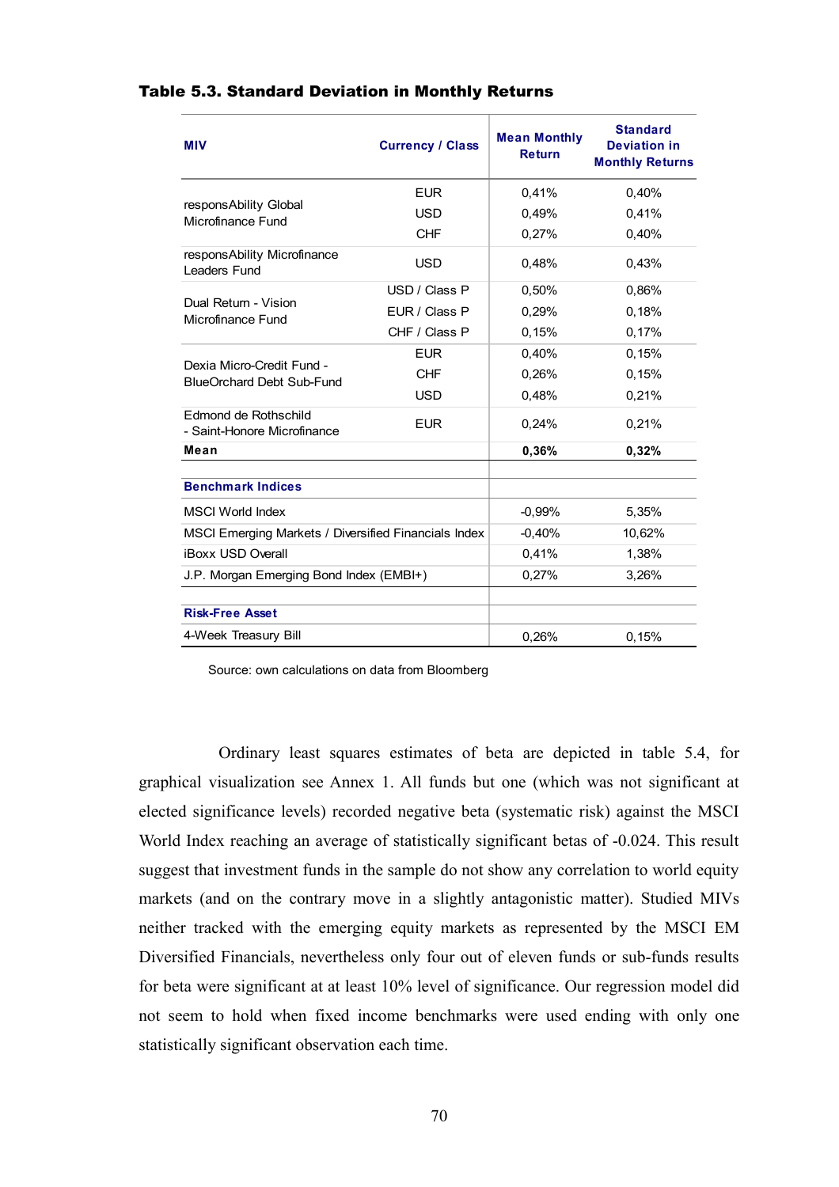**Table 5.3. Standard Deviation in Monthly Returns**

| MIV | Currency / Class | Mean Monthly Return | Standard Deviation in Monthly Returns |
|---|---|---|---|
| responsAbility Global Microfinance Fund | EUR | 0,41% | 0,40% |
| | USD | 0,49% | 0,41% |
| | CHF | 0,27% | 0,40% |
| responsAbility Microfinance Leaders Fund | USD | 0,48% | 0,43% |
| Dual Return - Vision Microfinance Fund | USD / Class P | 0,50% | 0,86% |
| | EUR / Class P | 0,29% | 0,18% |
| | CHF / Class P | 0,15% | 0,17% |
| Dexia Micro-Credit Fund - BlueOrchard Debt Sub-Fund | EUR | 0,40% | 0,15% |
| | CHF | 0,26% | 0,15% |
| | USD | 0,48% | 0,21% |
| Edmond de Rothschild - Saint-Honore Microfinance | EUR | 0,24% | 0,21% |
| **Mean** | | **0,36%** | **0,32%** |
| **Benchmark Indices** | | | |
| MSCI World Index | | -0,99% | 5,35% |
| MSCI Emerging Markets / Diversified Financials Index | | -0,40% | 10,62% |
| iBoxx USD Overall | | 0,41% | 1,38% |
| J.P. Morgan Emerging Bond Index (EMBI+) | | 0,27% | 3,26% |
| **Risk-Free Asset** | | | |
| 4-Week Treasury Bill | | 0,26% | 0,15% |

Source: own calculations on data from Bloomberg

Ordinary least squares estimates of beta are depicted in table 5.4, for graphical visualization see Annex 1. All funds but one (which was not significant at elected significance levels) recorded negative beta (systematic risk) against the MSCI World Index reaching an average of statistically significant betas of -0.024. This result suggest that investment funds in the sample do not show any correlation to world equity markets (and on the contrary move in a slightly antagonistic matter). Studied MIVs neither tracked with the emerging equity markets as represented by the MSCI EM Diversified Financials, nevertheless only four out of eleven funds or sub-funds results for beta were significant at at least 10% level of significance. Our regression model did not seem to hold when fixed income benchmarks were used ending with only one statistically significant observation each time.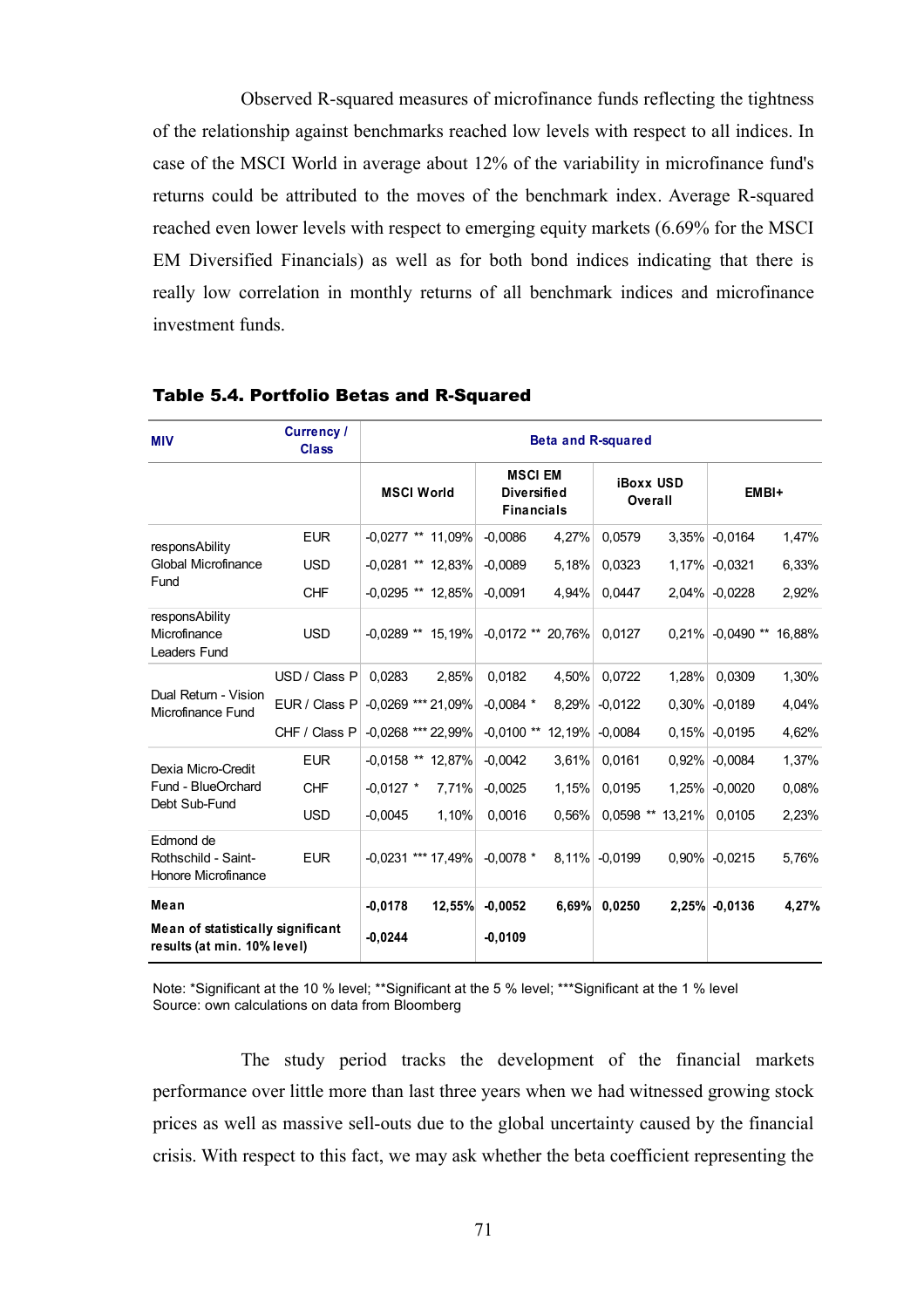Observed R-squared measures of microfinance funds reflecting the tightness of the relationship against benchmarks reached low levels with respect to all indices. In case of the MSCI World in average about 12% of the variability in microfinance fund's returns could be attributed to the moves of the benchmark index. Average R-squared reached even lower levels with respect to emerging equity markets (6.69% for the MSCI EM Diversified Financials) as well as for both bond indices indicating that there is really low correlation in monthly returns of all benchmark indices and microfinance investment funds.

**Table 5.4. Portfolio Betas and R-Squared**

| MIV | Currency / Class | Beta and R-squared | | | | | | | |
|---|---|---|---|---|---|---|---|---|---|
| | | MSCI World | | MSCI EM Diversified Financials | | iBoxx USD Overall | | EMBI+ | |
| responsAbility Global Microfinance Fund | EUR | -0,0277 ** | 11,09% | -0,0086 | 4,27% | 0,0579 | 3,35% | -0,0164 | 1,47% |
| | USD | -0,0281 ** | 12,83% | -0,0089 | 5,18% | 0,0323 | 1,17% | -0,0321 | 6,33% |
| | CHF | -0,0295 ** | 12,85% | -0,0091 | 4,94% | 0,0447 | 2,04% | -0,0228 | 2,92% |
| responsAbility Microfinance Leaders Fund | USD | -0,0289 ** | 15,19% | -0,0172 ** | 20,76% | 0,0127 | 0,21% | -0,0490 ** | 16,88% |
| Dual Return - Vision Microfinance Fund | USD / Class P | 0,0283 | 2,85% | 0,0182 | 4,50% | 0,0722 | 1,28% | 0,0309 | 1,30% |
| | EUR / Class P | -0,0269 *** | 21,09% | -0,0084 * | 8,29% | -0,0122 | 0,30% | -0,0189 | 4,04% |
| | CHF / Class P | -0,0268 *** | 22,99% | -0,0100 ** | 12,19% | -0,0084 | 0,15% | -0,0195 | 4,62% |
| Dexia Micro-Credit Fund - BlueOrchard Debt Sub-Fund | EUR | -0,0158 ** | 12,87% | -0,0042 | 3,61% | 0,0161 | 0,92% | -0,0084 | 1,37% |
| | CHF | -0,0127 * | 7,71% | -0,0025 | 1,15% | 0,0195 | 1,25% | -0,0020 | 0,08% |
| | USD | -0,0045 | 1,10% | 0,0016 | 0,56% | 0,0598 ** | 13,21% | 0,0105 | 2,23% |
| Edmond de Rothschild - Saint-Honore Microfinance | EUR | -0,0231 *** | 17,49% | -0,0078 * | 8,11% | -0,0199 | 0,90% | -0,0215 | 5,76% |
| **Mean** | | **-0,0178** | **12,55%** | **-0,0052** | **6,69%** | **0,0250** | **2,25%** | **-0,0136** | **4,27%** |
| **Mean of statistically significant results (at min. 10% level)** | | **-0,0244** | | **-0,0109** | | | | | |

Note: *Significant at the 10 % level; **Significant at the 5 % level; ***Significant at the 1 % level
Source: own calculations on data from Bloomberg

The study period tracks the development of the financial markets performance over little more than last three years when we had witnessed growing stock prices as well as massive sell-outs due to the global uncertainty caused by the financial crisis. With respect to this fact, we may ask whether the beta coefficient representing the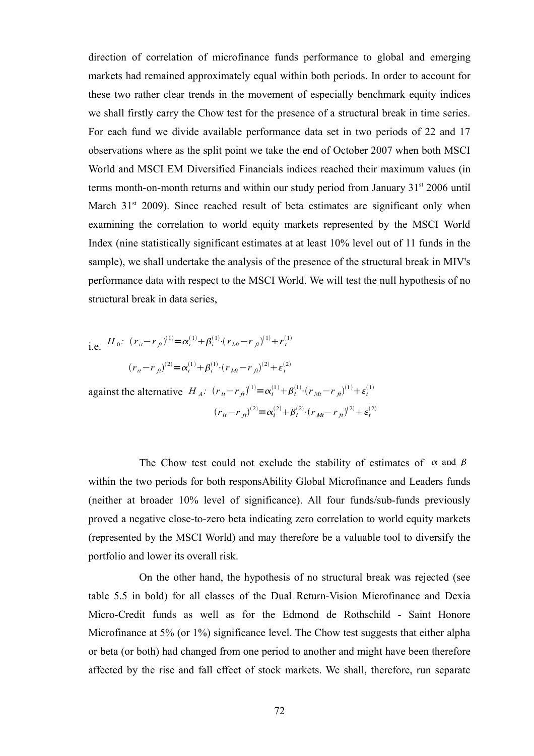direction of correlation of microfinance funds performance to global and emerging markets had remained approximately equal within both periods. In order to account for these two rather clear trends in the movement of especially benchmark equity indices we shall firstly carry the Chow test for the presence of a structural break in time series. For each fund we divide available performance data set in two periods of 22 and 17 observations where as the split point we take the end of October 2007 when both MSCI World and MSCI EM Diversified Financials indices reached their maximum values (in terms month-on-month returns and within our study period from January 31st 2006 until March 31st 2009). Since reached result of beta estimates are significant only when examining the correlation to world equity markets represented by the MSCI World Index (nine statistically significant estimates at at least 10% level out of 11 funds in the sample), we shall undertake the analysis of the presence of the structural break in MIV's performance data with respect to the MSCI World. We will test the null hypothesis of no structural break in data series,

i.e. $H_0$: $(r_{it}-r_{ft})^{(1)}=\alpha_i^{(1)}+\beta_i^{(1)}\cdot(r_{Mt}-r_{ft})^{(1)}+\varepsilon_t^{(1)}$

$$(r_{it}-r_{ft})^{(2)}=\alpha_i^{(1)}+\beta_i^{(1)}\cdot(r_{Mt}-r_{ft})^{(2)}+\varepsilon_t^{(2)}$$

against the alternative $H_A$: $(r_{it}-r_{ft})^{(1)}=\alpha_i^{(1)}+\beta_i^{(1)}\cdot(r_{Mt}-r_{ft})^{(1)}+\varepsilon_t^{(1)}$

$$(r_{it}-r_{ft})^{(2)}=\alpha_i^{(2)}+\beta_i^{(2)}\cdot(r_{Mt}-r_{ft})^{(2)}+\varepsilon_t^{(2)}$$

The Chow test could not exclude the stability of estimates of $\alpha$ and $\beta$ within the two periods for both responsAbility Global Microfinance and Leaders funds (neither at broader 10% level of significance). All four funds/sub-funds previously proved a negative close-to-zero beta indicating zero correlation to world equity markets (represented by the MSCI World) and may therefore be a valuable tool to diversify the portfolio and lower its overall risk.

On the other hand, the hypothesis of no structural break was rejected (see table 5.5 in bold) for all classes of the Dual Return-Vision Microfinance and Dexia Micro-Credit funds as well as for the Edmond de Rothschild - Saint Honore Microfinance at 5% (or 1%) significance level. The Chow test suggests that either alpha or beta (or both) had changed from one period to another and might have been therefore affected by the rise and fall effect of stock markets. We shall, therefore, run separate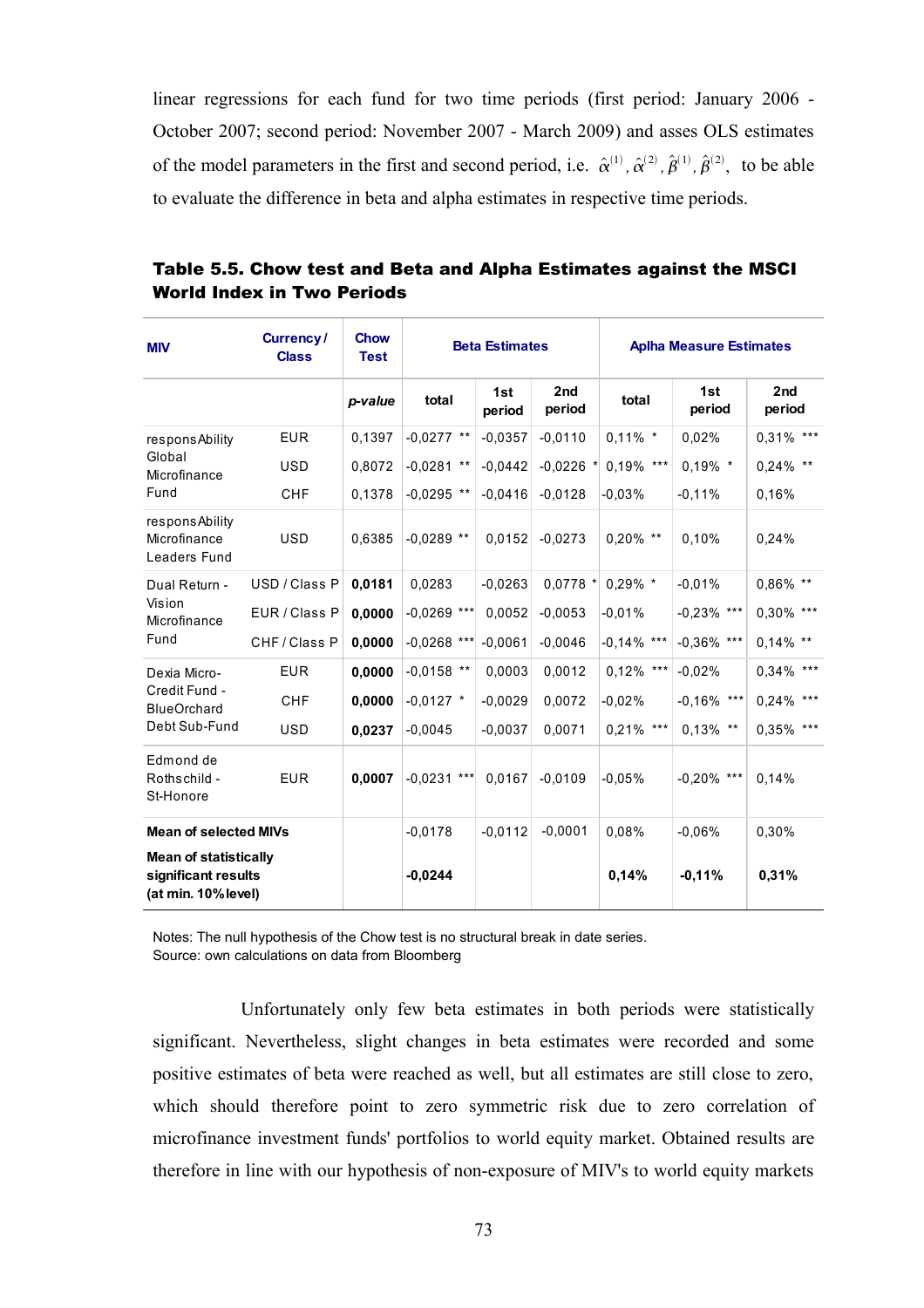linear regressions for each fund for two time periods (first period: January 2006 - October 2007; second period: November 2007 - March 2009) and asses OLS estimates of the model parameters in the first and second period, i.e. $\hat{\alpha}^{(1)}, \hat{\alpha}^{(2)}, \hat{\beta}^{(1)}, \hat{\beta}^{(2)}$, to be able to evaluate the difference in beta and alpha estimates in respective time periods.

**Table 5.5. Chow test and Beta and Alpha Estimates against the MSCI World Index in Two Periods**

| MIV | Currency / Class | Chow Test | Beta Estimates | | | Aplha Measure Estimates | | |
|---|---|---|---|---|---|---|---|---|
| | | *p-value* | total | 1st period | 2nd period | total | 1st period | 2nd period |
| responsAbility Global Microfinance Fund | EUR | 0,1397 | -0,0277 ** | -0,0357 | -0,0110 | 0,11% * | 0,02% | 0,31% *** |
| | USD | 0,8072 | -0,0281 ** | -0,0442 | -0,0226 * | 0,19% *** | 0,19% * | 0,24% ** |
| | CHF | 0,1378 | -0,0295 ** | -0,0416 | -0,0128 | -0,03% | -0,11% | 0,16% |
| responsAbility Microfinance Leaders Fund | USD | 0,6385 | -0,0289 ** | 0,0152 | -0,0273 | 0,20% ** | 0,10% | 0,24% |
| Dual Return - Vision Microfinance Fund | USD / Class P | **0,0181** | 0,0283 | -0,0263 | 0,0778 * | 0,29% * | -0,01% | 0,86% ** |
| | EUR / Class P | **0,0000** | -0,0269 *** | 0,0052 | -0,0053 | -0,01% | -0,23% *** | 0,30% *** |
| | CHF / Class P | **0,0000** | -0,0268 *** | -0,0061 | -0,0046 | -0,14% *** | -0,36% *** | 0,14% ** |
| Dexia Micro-Credit Fund - BlueOrchard Debt Sub-Fund | EUR | **0,0000** | -0,0158 ** | 0,0003 | 0,0012 | 0,12% *** | -0,02% | 0,34% *** |
| | CHF | **0,0000** | -0,0127 * | -0,0029 | 0,0072 | -0,02% | -0,16% *** | 0,24% *** |
| | USD | **0,0237** | -0,0045 | -0,0037 | 0,0071 | 0,21% *** | 0,13% ** | 0,35% *** |
| Edmond de Rothschild - St-Honore | EUR | **0,0007** | -0,0231 *** | 0,0167 | -0,0109 | -0,05% | -0,20% *** | 0,14% |
| **Mean of selected MIVs** | | | -0,0178 | -0,0112 | -0,0001 | 0,08% | -0,06% | 0,30% |
| **Mean of statistically significant results (at min. 10% level)** | | | **-0,0244** | | | **0,14%** | **-0,11%** | **0,31%** |

Notes: The null hypothesis of the Chow test is no structural break in date series.
Source: own calculations on data from Bloomberg

Unfortunately only few beta estimates in both periods were statistically significant. Nevertheless, slight changes in beta estimates were recorded and some positive estimates of beta were reached as well, but all estimates are still close to zero, which should therefore point to zero symmetric risk due to zero correlation of microfinance investment funds' portfolios to world equity market. Obtained results are therefore in line with our hypothesis of non-exposure of MIV's to world equity markets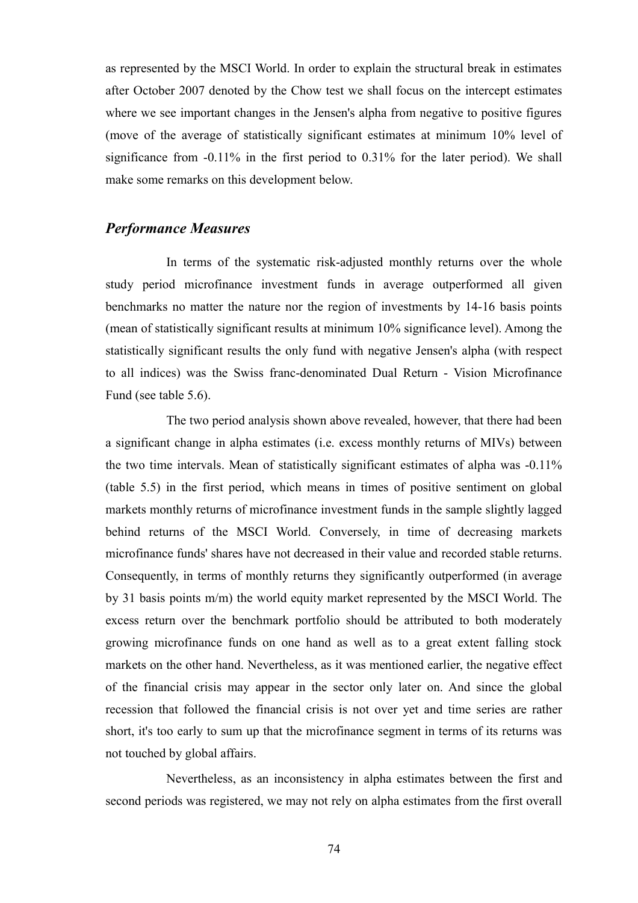as represented by the MSCI World. In order to explain the structural break in estimates after October 2007 denoted by the Chow test we shall focus on the intercept estimates where we see important changes in the Jensen's alpha from negative to positive figures (move of the average of statistically significant estimates at minimum 10% level of significance from -0.11% in the first period to 0.31% for the later period). We shall make some remarks on this development below.

### *Performance Measures*

In terms of the systematic risk-adjusted monthly returns over the whole study period microfinance investment funds in average outperformed all given benchmarks no matter the nature nor the region of investments by 14-16 basis points (mean of statistically significant results at minimum 10% significance level). Among the statistically significant results the only fund with negative Jensen's alpha (with respect to all indices) was the Swiss franc-denominated Dual Return - Vision Microfinance Fund (see table 5.6).

The two period analysis shown above revealed, however, that there had been a significant change in alpha estimates (i.e. excess monthly returns of MIVs) between the two time intervals. Mean of statistically significant estimates of alpha was -0.11% (table 5.5) in the first period, which means in times of positive sentiment on global markets monthly returns of microfinance investment funds in the sample slightly lagged behind returns of the MSCI World. Conversely, in time of decreasing markets microfinance funds' shares have not decreased in their value and recorded stable returns. Consequently, in terms of monthly returns they significantly outperformed (in average by 31 basis points m/m) the world equity market represented by the MSCI World. The excess return over the benchmark portfolio should be attributed to both moderately growing microfinance funds on one hand as well as to a great extent falling stock markets on the other hand. Nevertheless, as it was mentioned earlier, the negative effect of the financial crisis may appear in the sector only later on. And since the global recession that followed the financial crisis is not over yet and time series are rather short, it's too early to sum up that the microfinance segment in terms of its returns was not touched by global affairs.

Nevertheless, as an inconsistency in alpha estimates between the first and second periods was registered, we may not rely on alpha estimates from the first overall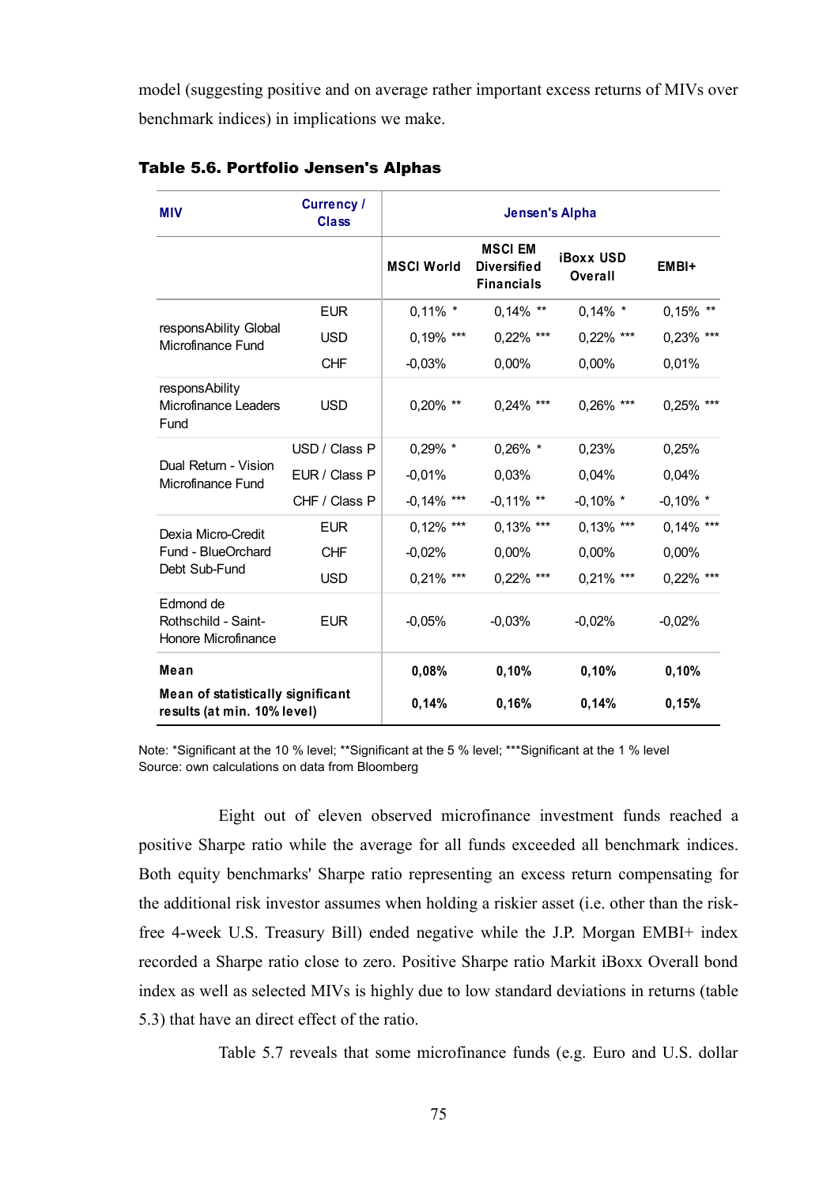model (suggesting positive and on average rather important excess returns of MIVs over benchmark indices) in implications we make.

**Table 5.6. Portfolio Jensen's Alphas**

| MIV | Currency / Class | Jensen's Alpha | | | |
|---|---|---|---|---|---|
| | | **MSCI World** | **MSCI EM Diversified Financials** | **iBoxx USD Overall** | **EMBI+** |
| responsAbility Global Microfinance Fund | EUR | 0,11% * | 0,14% ** | 0,14% * | 0,15% ** |
| | USD | 0,19% *** | 0,22% *** | 0,22% *** | 0,23% *** |
| | CHF | -0,03% | 0,00% | 0,00% | 0,01% |
| responsAbility Microfinance Leaders Fund | USD | 0,20% ** | 0,24% *** | 0,26% *** | 0,25% *** |
| Dual Return - Vision Microfinance Fund | USD / Class P | 0,29% * | 0,26% * | 0,23% | 0,25% |
| | EUR / Class P | -0,01% | 0,03% | 0,04% | 0,04% |
| | CHF / Class P | -0,14% *** | -0,11% ** | -0,10% * | -0,10% * |
| Dexia Micro-Credit Fund - BlueOrchard Debt Sub-Fund | EUR | 0,12% *** | 0,13% *** | 0,13% *** | 0,14% *** |
| | CHF | -0,02% | 0,00% | 0,00% | 0,00% |
| | USD | 0,21% *** | 0,22% *** | 0,21% *** | 0,22% *** |
| Edmond de Rothschild - Saint-Honore Microfinance | EUR | -0,05% | -0,03% | -0,02% | -0,02% |
| **Mean** | | **0,08%** | **0,10%** | **0,10%** | **0,10%** |
| **Mean of statistically significant results (at min. 10% level)** | | **0,14%** | **0,16%** | **0,14%** | **0,15%** |

Note: *Significant at the 10 % level; **Significant at the 5 % level; ***Significant at the 1 % level
Source: own calculations on data from Bloomberg

Eight out of eleven observed microfinance investment funds reached a positive Sharpe ratio while the average for all funds exceeded all benchmark indices. Both equity benchmarks' Sharpe ratio representing an excess return compensating for the additional risk investor assumes when holding a riskier asset (i.e. other than the risk-free 4-week U.S. Treasury Bill) ended negative while the J.P. Morgan EMBI+ index recorded a Sharpe ratio close to zero. Positive Sharpe ratio Markit iBoxx Overall bond index as well as selected MIVs is highly due to low standard deviations in returns (table 5.3) that have an direct effect of the ratio.

Table 5.7 reveals that some microfinance funds (e.g. Euro and U.S. dollar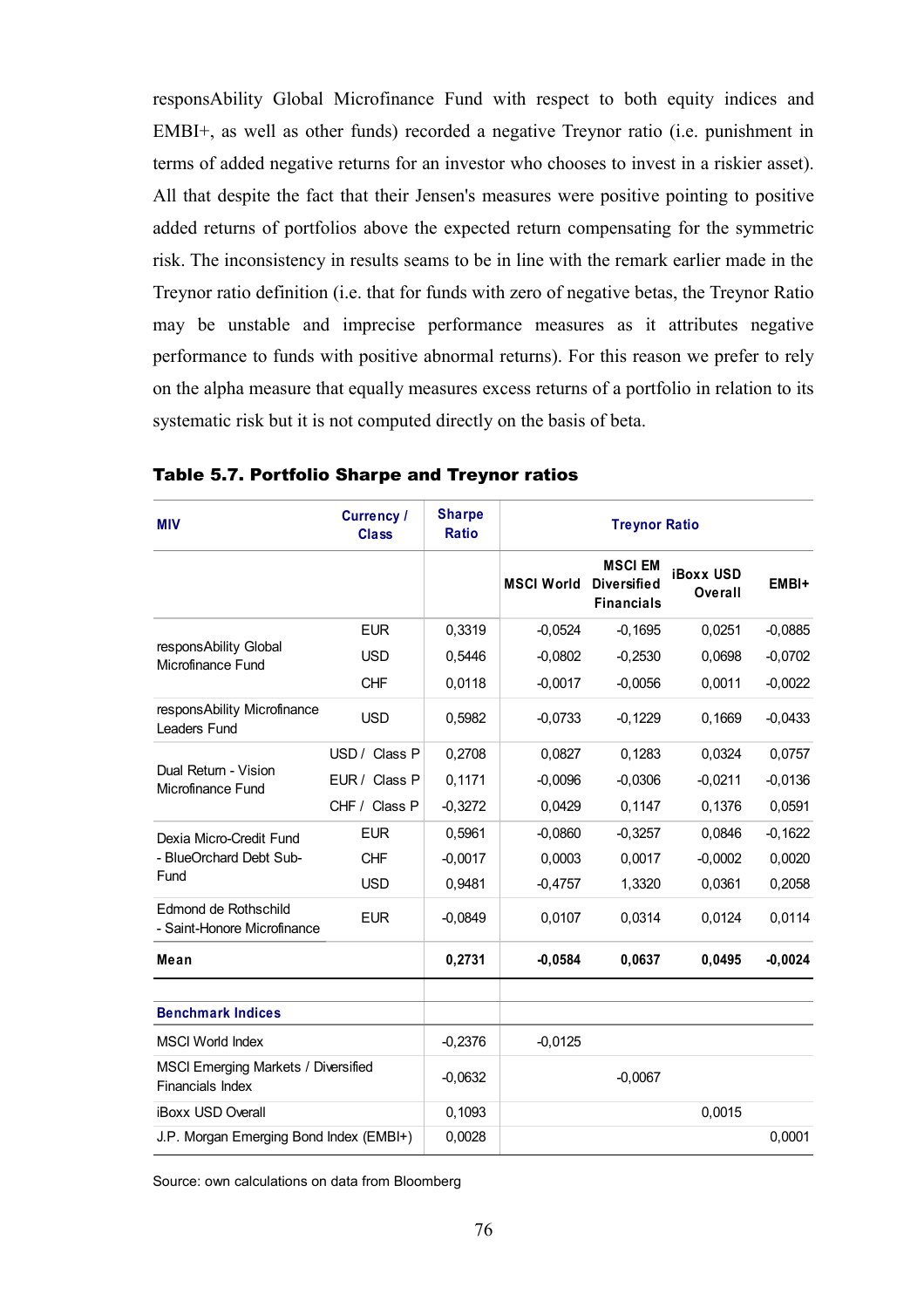responsAbility Global Microfinance Fund with respect to both equity indices and EMBI+, as well as other funds) recorded a negative Treynor ratio (i.e. punishment in terms of added negative returns for an investor who chooses to invest in a riskier asset). All that despite the fact that their Jensen's measures were positive pointing to positive added returns of portfolios above the expected return compensating for the symmetric risk. The inconsistency in results seams to be in line with the remark earlier made in the Treynor ratio definition (i.e. that for funds with zero of negative betas, the Treynor Ratio may be unstable and imprecise performance measures as it attributes negative performance to funds with positive abnormal returns). For this reason we prefer to rely on the alpha measure that equally measures excess returns of a portfolio in relation to its systematic risk but it is not computed directly on the basis of beta.

**Table 5.7. Portfolio Sharpe and Treynor ratios**

| MIV | Currency / Class | Sharpe Ratio | Treynor Ratio | | | |
|---|---|---|---|---|---|---|
| | | | MSCI World | MSCI EM Diversified Financials | iBoxx USD Overall | EMBI+ |
| responsAbility Global Microfinance Fund | EUR | 0,3319 | -0,0524 | -0,1695 | 0,0251 | -0,0885 |
| | USD | 0,5446 | -0,0802 | -0,2530 | 0,0698 | -0,0702 |
| | CHF | 0,0118 | -0,0017 | -0,0056 | 0,0011 | -0,0022 |
| responsAbility Microfinance Leaders Fund | USD | 0,5982 | -0,0733 | -0,1229 | 0,1669 | -0,0433 |
| Dual Return - Vision Microfinance Fund | USD / Class P | 0,2708 | 0,0827 | 0,1283 | 0,0324 | 0,0757 |
| | EUR / Class P | 0,1171 | -0,0096 | -0,0306 | -0,0211 | -0,0136 |
| | CHF / Class P | -0,3272 | 0,0429 | 0,1147 | 0,1376 | 0,0591 |
| Dexia Micro-Credit Fund - BlueOrchard Debt Sub-Fund | EUR | 0,5961 | -0,0860 | -0,3257 | 0,0846 | -0,1622 |
| | CHF | -0,0017 | 0,0003 | 0,0017 | -0,0002 | 0,0020 |
| | USD | 0,9481 | -0,4757 | 1,3320 | 0,0361 | 0,2058 |
| Edmond de Rothschild - Saint-Honore Microfinance | EUR | -0,0849 | 0,0107 | 0,0314 | 0,0124 | 0,0114 |
| **Mean** | | **0,2731** | **-0,0584** | **0,0637** | **0,0495** | **-0,0024** |
| **Benchmark Indices** | | | | | | |
| MSCI World Index | | -0,2376 | -0,0125 | | | |
| MSCI Emerging Markets / Diversified Financials Index | | -0,0632 | | -0,0067 | | |
| iBoxx USD Overall | | 0,1093 | | | 0,0015 | |
| J.P. Morgan Emerging Bond Index (EMBI+) | | 0,0028 | | | | 0,0001 |

Source: own calculations on data from Bloomberg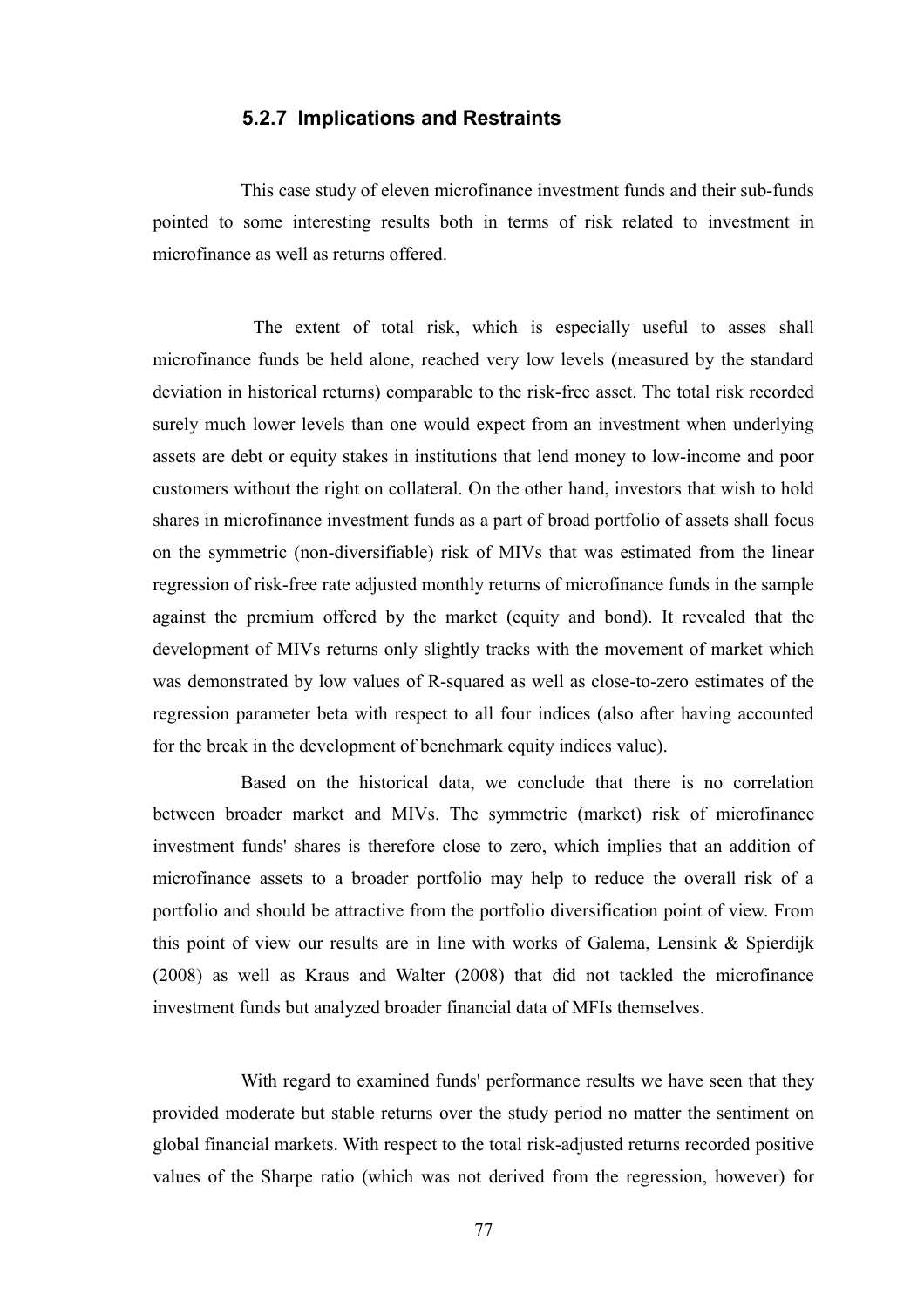### 5.2.7 Implications and Restraints

This case study of eleven microfinance investment funds and their sub-funds pointed to some interesting results both in terms of risk related to investment in microfinance as well as returns offered.

The extent of total risk, which is especially useful to asses shall microfinance funds be held alone, reached very low levels (measured by the standard deviation in historical returns) comparable to the risk-free asset. The total risk recorded surely much lower levels than one would expect from an investment when underlying assets are debt or equity stakes in institutions that lend money to low-income and poor customers without the right on collateral. On the other hand, investors that wish to hold shares in microfinance investment funds as a part of broad portfolio of assets shall focus on the symmetric (non-diversifiable) risk of MIVs that was estimated from the linear regression of risk-free rate adjusted monthly returns of microfinance funds in the sample against the premium offered by the market (equity and bond). It revealed that the development of MIVs returns only slightly tracks with the movement of market which was demonstrated by low values of R-squared as well as close-to-zero estimates of the regression parameter beta with respect to all four indices (also after having accounted for the break in the development of benchmark equity indices value).

Based on the historical data, we conclude that there is no correlation between broader market and MIVs. The symmetric (market) risk of microfinance investment funds' shares is therefore close to zero, which implies that an addition of microfinance assets to a broader portfolio may help to reduce the overall risk of a portfolio and should be attractive from the portfolio diversification point of view. From this point of view our results are in line with works of Galema, Lensink & Spierdijk (2008) as well as Kraus and Walter (2008) that did not tackled the microfinance investment funds but analyzed broader financial data of MFIs themselves.

With regard to examined funds' performance results we have seen that they provided moderate but stable returns over the study period no matter the sentiment on global financial markets. With respect to the total risk-adjusted returns recorded positive values of the Sharpe ratio (which was not derived from the regression, however) for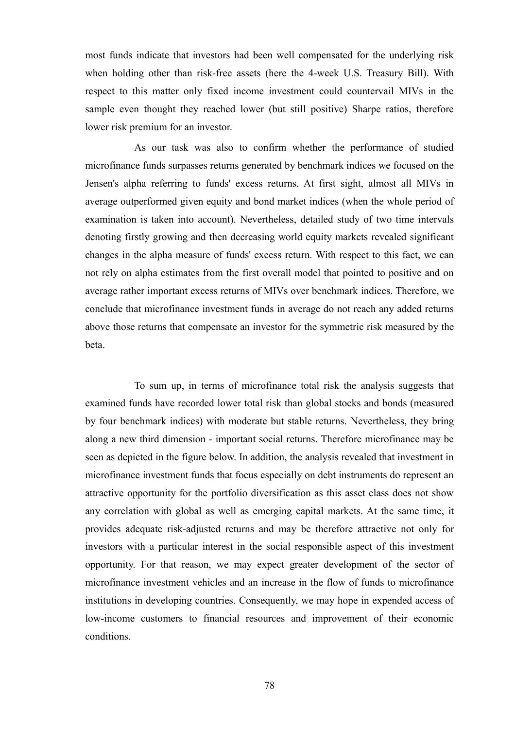most funds indicate that investors had been well compensated for the underlying risk when holding other than risk-free assets (here the 4-week U.S. Treasury Bill). With respect to this matter only fixed income investment could countervail MIVs in the sample even thought they reached lower (but still positive) Sharpe ratios, therefore lower risk premium for an investor.

As our task was also to confirm whether the performance of studied microfinance funds surpasses returns generated by benchmark indices we focused on the Jensen's alpha referring to funds' excess returns. At first sight, almost all MIVs in average outperformed given equity and bond market indices (when the whole period of examination is taken into account). Nevertheless, detailed study of two time intervals denoting firstly growing and then decreasing world equity markets revealed significant changes in the alpha measure of funds' excess return. With respect to this fact, we can not rely on alpha estimates from the first overall model that pointed to positive and on average rather important excess returns of MIVs over benchmark indices. Therefore, we conclude that microfinance investment funds in average do not reach any added returns above those returns that compensate an investor for the symmetric risk measured by the beta.

To sum up, in terms of microfinance total risk the analysis suggests that examined funds have recorded lower total risk than global stocks and bonds (measured by four benchmark indices) with moderate but stable returns. Nevertheless, they bring along a new third dimension - important social returns. Therefore microfinance may be seen as depicted in the figure below. In addition, the analysis revealed that investment in microfinance investment funds that focus especially on debt instruments do represent an attractive opportunity for the portfolio diversification as this asset class does not show any correlation with global as well as emerging capital markets. At the same time, it provides adequate risk-adjusted returns and may be therefore attractive not only for investors with a particular interest in the social responsible aspect of this investment opportunity. For that reason, we may expect greater development of the sector of microfinance investment vehicles and an increase in the flow of funds to microfinance institutions in developing countries. Consequently, we may hope in expended access of low-income customers to financial resources and improvement of their economic conditions.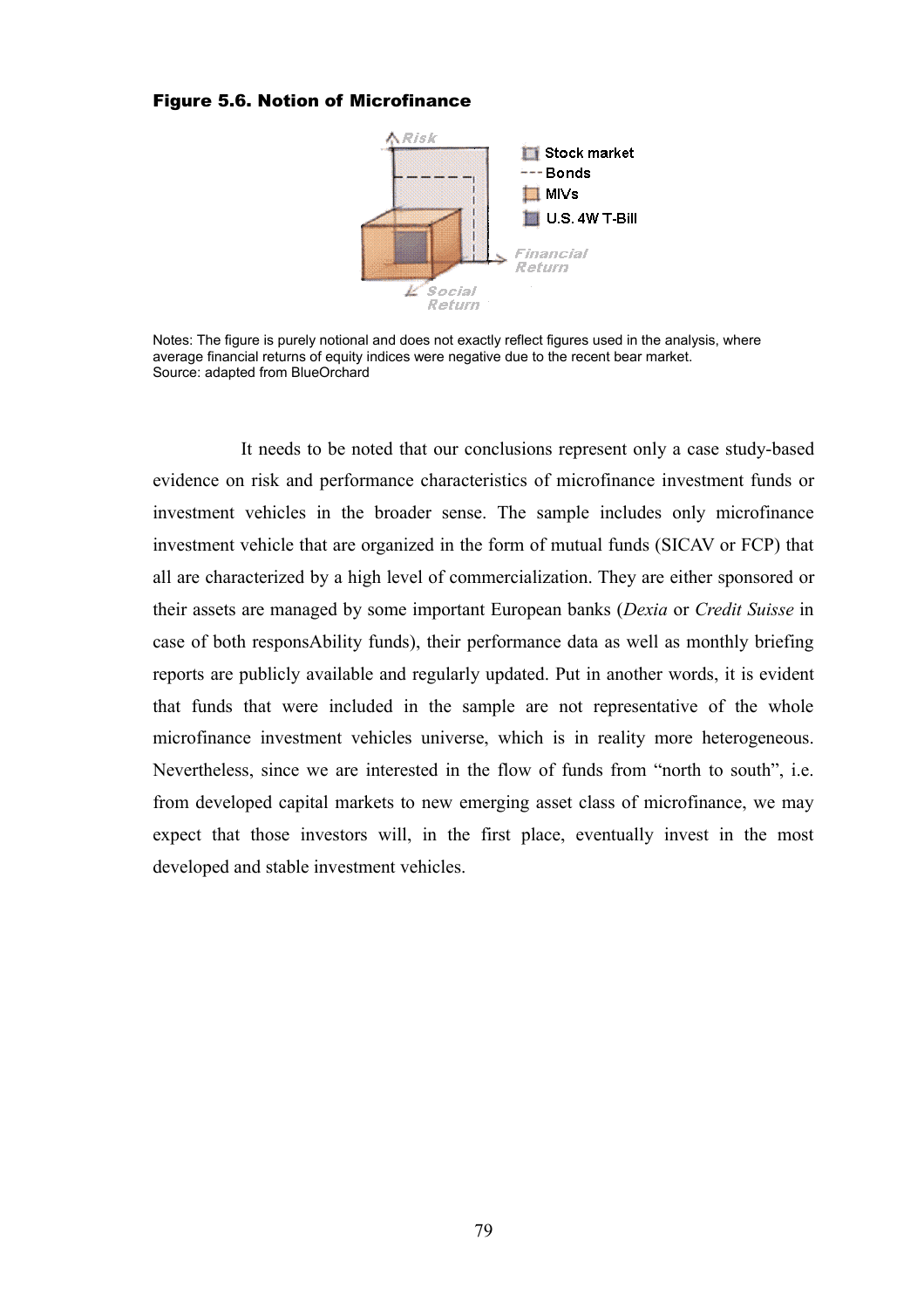**Figure 5.6. Notion of Microfinance**

Risk

Stock market

Bonds

MIVs

U.S. 4W T-Bill

Financial Return

Social Return

Notes: The figure is purely notional and does not exactly reflect figures used in the analysis, where average financial returns of equity indices were negative due to the recent bear market.
Source: adapted from BlueOrchard

It needs to be noted that our conclusions represent only a case study-based evidence on risk and performance characteristics of microfinance investment funds or investment vehicles in the broader sense. The sample includes only microfinance investment vehicle that are organized in the form of mutual funds (SICAV or FCP) that all are characterized by a high level of commercialization. They are either sponsored or their assets are managed by some important European banks (*Dexia* or *Credit Suisse* in case of both responsAbility funds), their performance data as well as monthly briefing reports are publicly available and regularly updated. Put in another words, it is evident that funds that were included in the sample are not representative of the whole microfinance investment vehicles universe, which is in reality more heterogeneous. Nevertheless, since we are interested in the flow of funds from "north to south", i.e. from developed capital markets to new emerging asset class of microfinance, we may expect that those investors will, in the first place, eventually invest in the most developed and stable investment vehicles.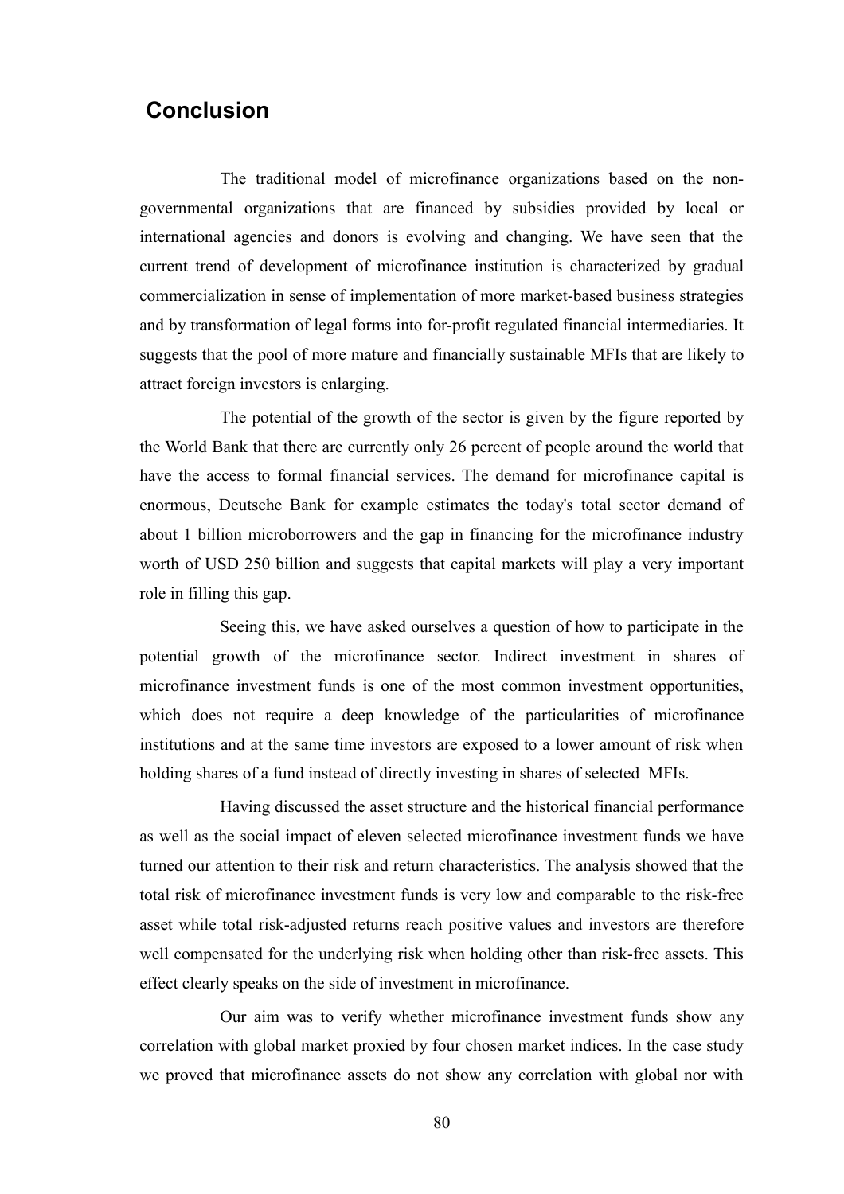# Conclusion

The traditional model of microfinance organizations based on the non-governmental organizations that are financed by subsidies provided by local or international agencies and donors is evolving and changing. We have seen that the current trend of development of microfinance institution is characterized by gradual commercialization in sense of implementation of more market-based business strategies and by transformation of legal forms into for-profit regulated financial intermediaries. It suggests that the pool of more mature and financially sustainable MFIs that are likely to attract foreign investors is enlarging.

The potential of the growth of the sector is given by the figure reported by the World Bank that there are currently only 26 percent of people around the world that have the access to formal financial services. The demand for microfinance capital is enormous, Deutsche Bank for example estimates the today's total sector demand of about 1 billion microborrowers and the gap in financing for the microfinance industry worth of USD 250 billion and suggests that capital markets will play a very important role in filling this gap.

Seeing this, we have asked ourselves a question of how to participate in the potential growth of the microfinance sector. Indirect investment in shares of microfinance investment funds is one of the most common investment opportunities, which does not require a deep knowledge of the particularities of microfinance institutions and at the same time investors are exposed to a lower amount of risk when holding shares of a fund instead of directly investing in shares of selected MFIs.

Having discussed the asset structure and the historical financial performance as well as the social impact of eleven selected microfinance investment funds we have turned our attention to their risk and return characteristics. The analysis showed that the total risk of microfinance investment funds is very low and comparable to the risk-free asset while total risk-adjusted returns reach positive values and investors are therefore well compensated for the underlying risk when holding other than risk-free assets. This effect clearly speaks on the side of investment in microfinance.

Our aim was to verify whether microfinance investment funds show any correlation with global market proxied by four chosen market indices. In the case study we proved that microfinance assets do not show any correlation with global nor with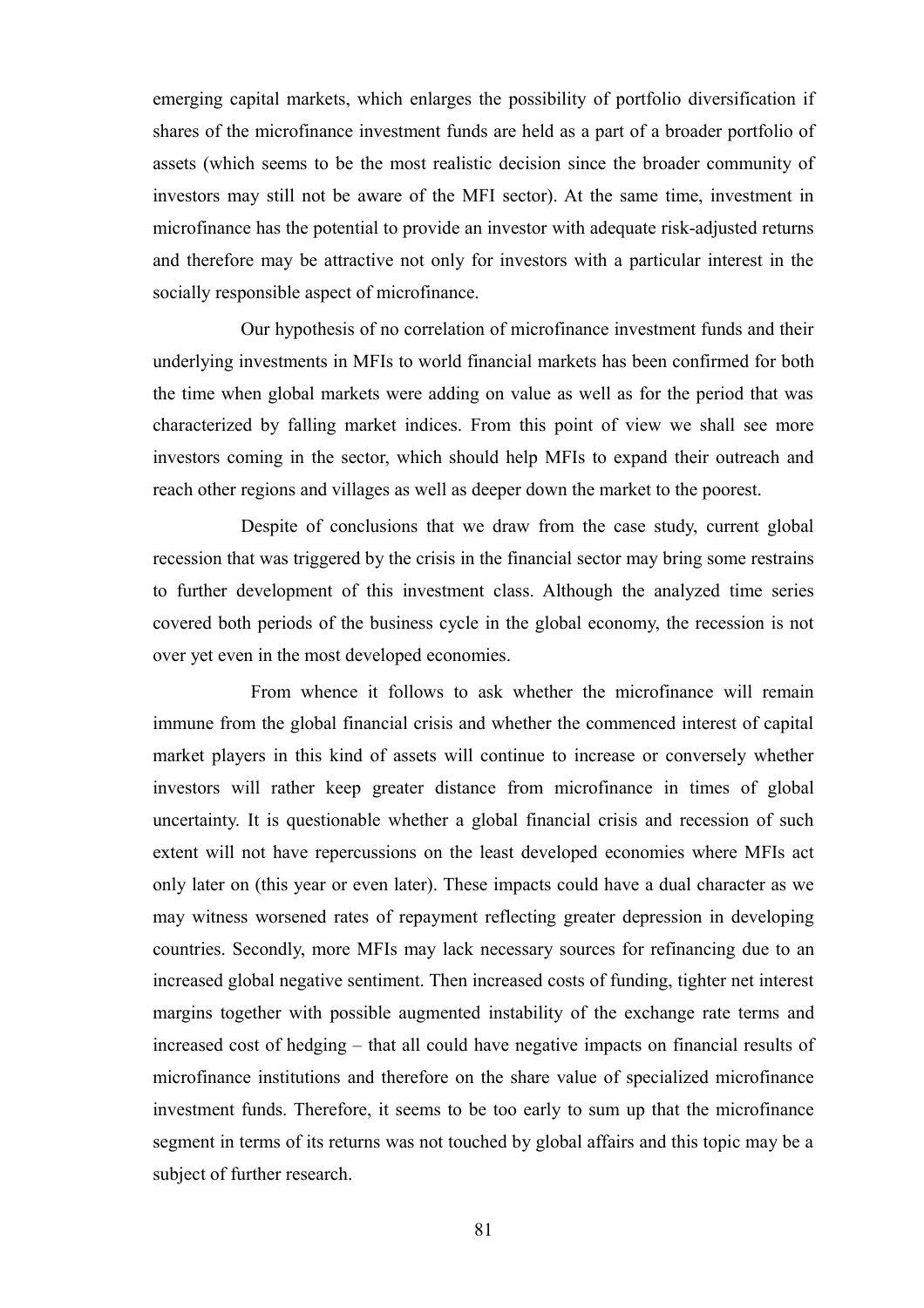emerging capital markets, which enlarges the possibility of portfolio diversification if shares of the microfinance investment funds are held as a part of a broader portfolio of assets (which seems to be the most realistic decision since the broader community of investors may still not be aware of the MFI sector). At the same time, investment in microfinance has the potential to provide an investor with adequate risk-adjusted returns and therefore may be attractive not only for investors with a particular interest in the socially responsible aspect of microfinance.

Our hypothesis of no correlation of microfinance investment funds and their underlying investments in MFIs to world financial markets has been confirmed for both the time when global markets were adding on value as well as for the period that was characterized by falling market indices. From this point of view we shall see more investors coming in the sector, which should help MFIs to expand their outreach and reach other regions and villages as well as deeper down the market to the poorest.

Despite of conclusions that we draw from the case study, current global recession that was triggered by the crisis in the financial sector may bring some restrains to further development of this investment class. Although the analyzed time series covered both periods of the business cycle in the global economy, the recession is not over yet even in the most developed economies.

From whence it follows to ask whether the microfinance will remain immune from the global financial crisis and whether the commenced interest of capital market players in this kind of assets will continue to increase or conversely whether investors will rather keep greater distance from microfinance in times of global uncertainty. It is questionable whether a global financial crisis and recession of such extent will not have repercussions on the least developed economies where MFIs act only later on (this year or even later). These impacts could have a dual character as we may witness worsened rates of repayment reflecting greater depression in developing countries. Secondly, more MFIs may lack necessary sources for refinancing due to an increased global negative sentiment. Then increased costs of funding, tighter net interest margins together with possible augmented instability of the exchange rate terms and increased cost of hedging – that all could have negative impacts on financial results of microfinance institutions and therefore on the share value of specialized microfinance investment funds. Therefore, it seems to be too early to sum up that the microfinance segment in terms of its returns was not touched by global affairs and this topic may be a subject of further research.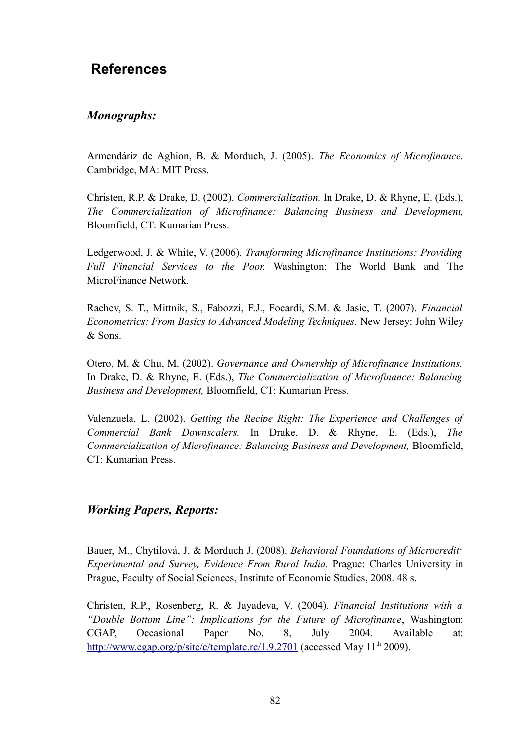# References

### *Monographs:*

Armendáriz de Aghion, B. & Morduch, J. (2005). *The Economics of Microfinance.* Cambridge, MA: MIT Press.

Christen, R.P. & Drake, D. (2002). *Commercialization.* In Drake, D. & Rhyne, E. (Eds.), *The Commercialization of Microfinance: Balancing Business and Development,* Bloomfield, CT: Kumarian Press.

Ledgerwood, J. & White, V. (2006). *Transforming Microfinance Institutions: Providing Full Financial Services to the Poor.* Washington: The World Bank and The MicroFinance Network.

Rachev, S. T., Mittnik, S., Fabozzi, F.J., Focardi, S.M. & Jasic, T. (2007). *Financial Econometrics: From Basics to Advanced Modeling Techniques.* New Jersey: John Wiley & Sons.

Otero, M. & Chu, M. (2002). *Governance and Ownership of Microfinance Institutions.* In Drake, D. & Rhyne, E. (Eds.), *The Commercialization of Microfinance: Balancing Business and Development,* Bloomfield, CT: Kumarian Press.

Valenzuela, L. (2002). *Getting the Recipe Right: The Experience and Challenges of Commercial Bank Downscalers.* In Drake, D. & Rhyne, E. (Eds.), *The Commercialization of Microfinance: Balancing Business and Development,* Bloomfield, CT: Kumarian Press.

### *Working Papers, Reports:*

Bauer, M., Chytilová, J. & Morduch J. (2008). *Behavioral Foundations of Microcredit: Experimental and Survey, Evidence From Rural India.* Prague: Charles University in Prague, Faculty of Social Sciences, Institute of Economic Studies, 2008. 48 s.

Christen, R.P., Rosenberg, R. & Jayadeva, V. (2004). *Financial Institutions with a "Double Bottom Line": Implications for the Future of Microfinance*, Washington: CGAP, Occasional Paper No. 8, July 2004. Available at: http://www.cgap.org/p/site/c/template.rc/1.9.2701 (accessed May 11th 2009).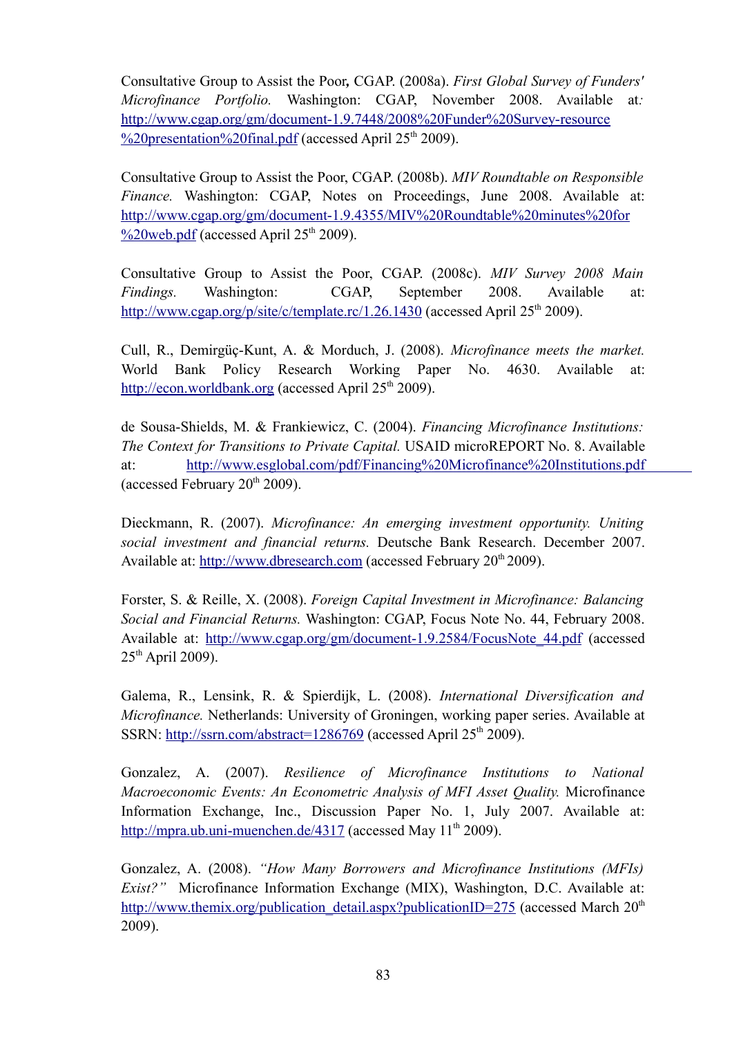Consultative Group to Assist the Poor**,** CGAP. (2008a). *First Global Survey of Funders' Microfinance Portfolio.* Washington: CGAP, November 2008. Available at*:* http://www.cgap.org/gm/document-1.9.7448/2008%20Funder%20Survey-resource%20presentation%20final.pdf (accessed April 25th 2009).

Consultative Group to Assist the Poor, CGAP. (2008b). *MIV Roundtable on Responsible Finance.* Washington: CGAP, Notes on Proceedings, June 2008. Available at: http://www.cgap.org/gm/document-1.9.4355/MIV%20Roundtable%20minutes%20for%20web.pdf (accessed April 25th 2009).

Consultative Group to Assist the Poor, CGAP. (2008c). *MIV Survey 2008 Main Findings.* Washington: CGAP, September 2008. Available at: http://www.cgap.org/p/site/c/template.rc/1.26.1430 (accessed April 25th 2009).

Cull, R., Demirgüç-Kunt, A. & Morduch, J. (2008). *Microfinance meets the market.* World Bank Policy Research Working Paper No. 4630. Available at: http://econ.worldbank.org (accessed April 25th 2009).

de Sousa-Shields, M. & Frankiewicz, C. (2004). *Financing Microfinance Institutions: The Context for Transitions to Private Capital.* USAID microREPORT No. 8. Available at: http://www.esglobal.com/pdf/Financing%20Microfinance%20Institutions.pdf (accessed February 20th 2009).

Dieckmann, R. (2007). *Microfinance: An emerging investment opportunity. Uniting social investment and financial returns.* Deutsche Bank Research. December 2007. Available at: http://www.dbresearch.com (accessed February 20th 2009).

Forster, S. & Reille, X. (2008). *Foreign Capital Investment in Microfinance: Balancing Social and Financial Returns.* Washington: CGAP, Focus Note No. 44, February 2008. Available at: http://www.cgap.org/gm/document-1.9.2584/FocusNote_44.pdf (accessed 25th April 2009).

Galema, R., Lensink, R. & Spierdijk, L. (2008). *International Diversification and Microfinance.* Netherlands: University of Groningen, working paper series. Available at SSRN: http://ssrn.com/abstract=1286769 (accessed April 25th 2009).

Gonzalez, A. (2007). *Resilience of Microfinance Institutions to National Macroeconomic Events: An Econometric Analysis of MFI Asset Quality.* Microfinance Information Exchange, Inc., Discussion Paper No. 1, July 2007. Available at: http://mpra.ub.uni-muenchen.de/4317 (accessed May 11th 2009).

Gonzalez, A. (2008). *"How Many Borrowers and Microfinance Institutions (MFIs) Exist?"* Microfinance Information Exchange (MIX), Washington, D.C. Available at: http://www.themix.org/publication_detail.aspx?publicationID=275 (accessed March 20th 2009).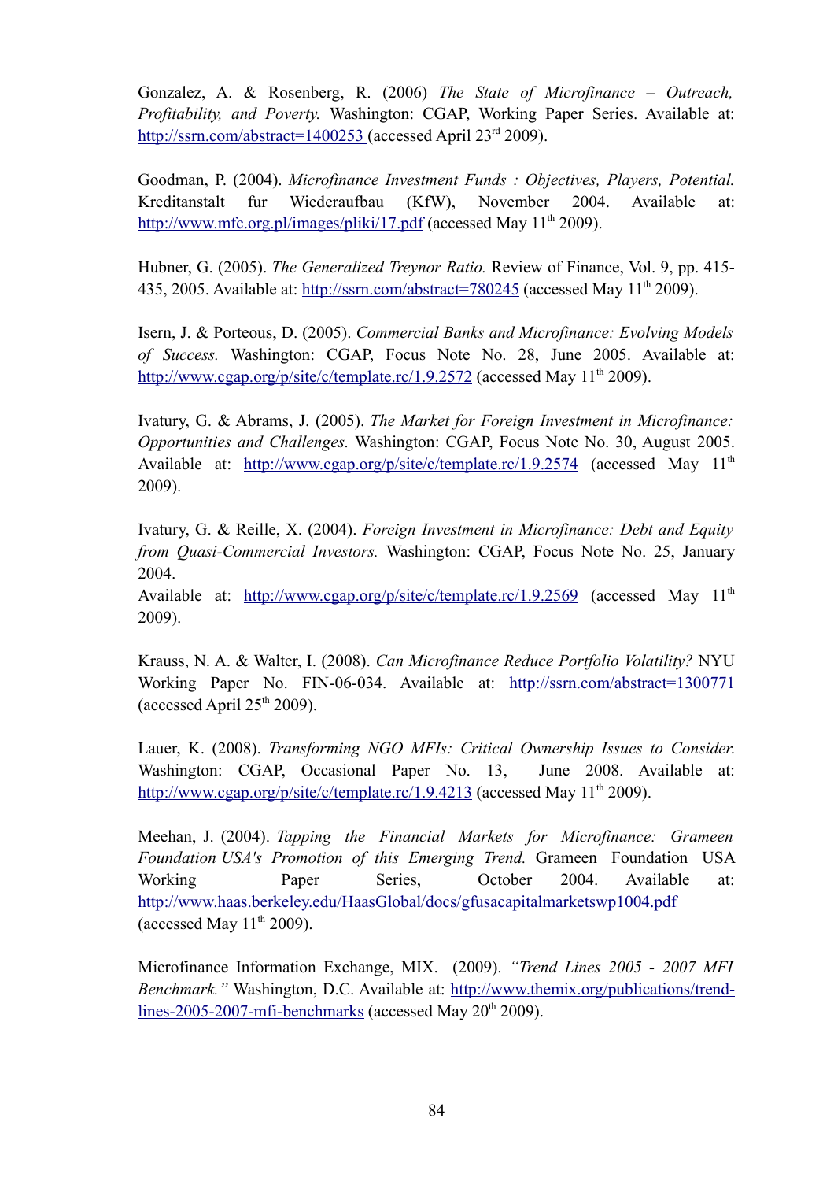Gonzalez, A. & Rosenberg, R. (2006) *The State of Microfinance – Outreach, Profitability, and Poverty.* Washington: CGAP, Working Paper Series. Available at: http://ssrn.com/abstract=1400253 (accessed April 23rd 2009).

Goodman, P. (2004). *Microfinance Investment Funds : Objectives, Players, Potential.* Kreditanstalt fur Wiederaufbau (KfW), November 2004. Available at: http://www.mfc.org.pl/images/pliki/17.pdf (accessed May 11th 2009).

Hubner, G. (2005). *The Generalized Treynor Ratio.* Review of Finance, Vol. 9, pp. 415-435, 2005. Available at: http://ssrn.com/abstract=780245 (accessed May 11th 2009).

Isern, J. & Porteous, D. (2005). *Commercial Banks and Microfinance: Evolving Models of Success.* Washington: CGAP, Focus Note No. 28, June 2005. Available at: http://www.cgap.org/p/site/c/template.rc/1.9.2572 (accessed May 11th 2009).

Ivatury, G. & Abrams, J. (2005). *The Market for Foreign Investment in Microfinance: Opportunities and Challenges.* Washington: CGAP, Focus Note No. 30, August 2005. Available at: http://www.cgap.org/p/site/c/template.rc/1.9.2574 (accessed May 11th 2009).

Ivatury, G. & Reille, X. (2004). *Foreign Investment in Microfinance: Debt and Equity from Quasi-Commercial Investors.* Washington: CGAP, Focus Note No. 25, January 2004.
Available at: http://www.cgap.org/p/site/c/template.rc/1.9.2569 (accessed May 11th 2009).

Krauss, N. A. & Walter, I. (2008). *Can Microfinance Reduce Portfolio Volatility?* NYU Working Paper No. FIN-06-034. Available at: http://ssrn.com/abstract=1300771 (accessed April 25th 2009).

Lauer, K. (2008). *Transforming NGO MFIs: Critical Ownership Issues to Consider.* Washington: CGAP, Occasional Paper No. 13, June 2008. Available at: http://www.cgap.org/p/site/c/template.rc/1.9.4213 (accessed May 11th 2009).

Meehan, J. (2004). *Tapping the Financial Markets for Microfinance: Grameen Foundation USA's Promotion of this Emerging Trend.* Grameen Foundation USA Working Paper Series, October 2004. Available at: http://www.haas.berkeley.edu/HaasGlobal/docs/gfusacapitalmarketswp1004.pdf (accessed May 11th 2009).

Microfinance Information Exchange, MIX. (2009). *"Trend Lines 2005 - 2007 MFI Benchmark."* Washington, D.C. Available at: http://www.themix.org/publications/trend-lines-2005-2007-mfi-benchmarks (accessed May 20th 2009).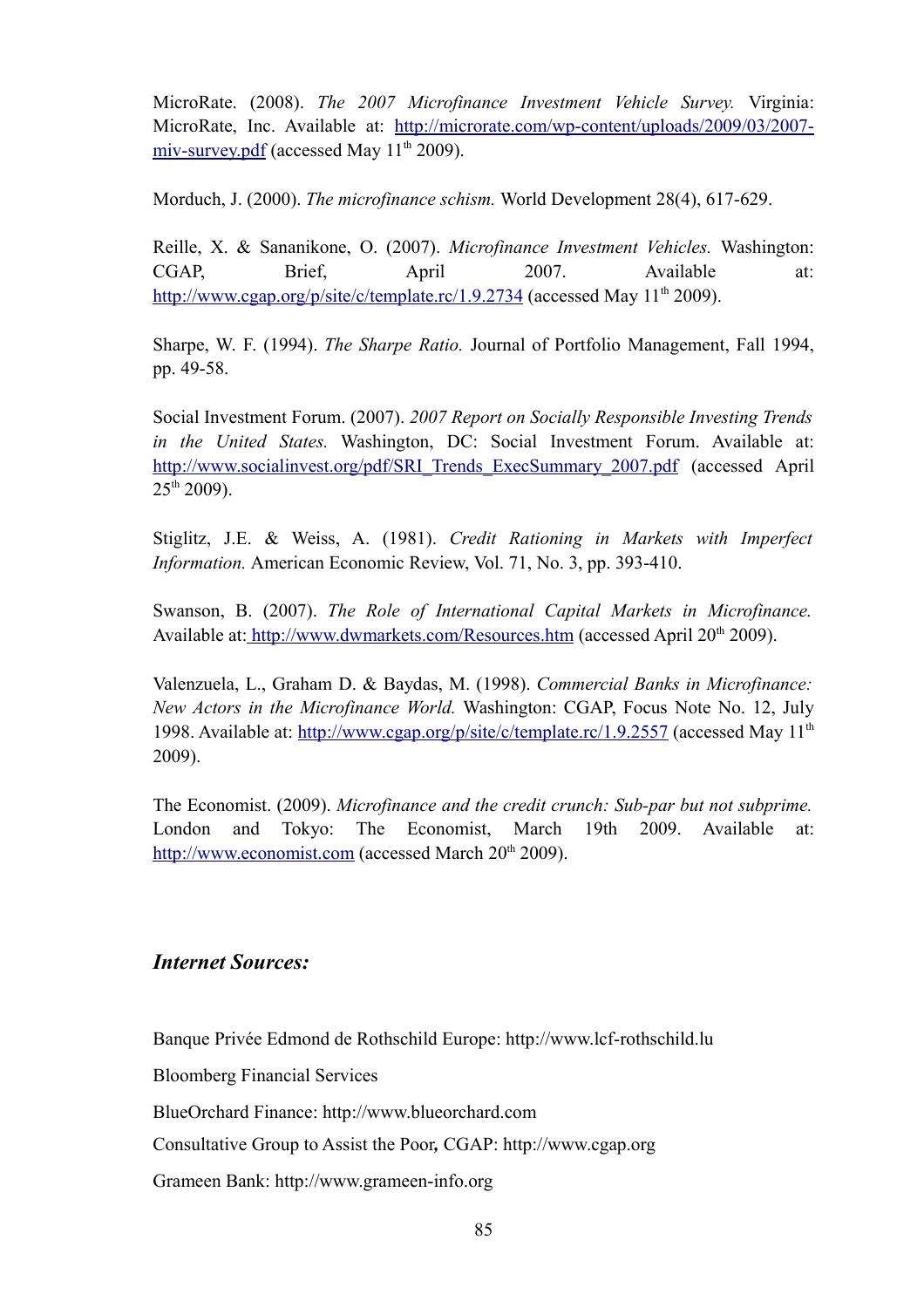MicroRate. (2008). *The 2007 Microfinance Investment Vehicle Survey.* Virginia: MicroRate, Inc. Available at: http://microrate.com/wp-content/uploads/2009/03/2007-miv-survey.pdf (accessed May 11th 2009).

Morduch, J. (2000). *The microfinance schism.* World Development 28(4), 617-629.

Reille, X. & Sananikone, O. (2007). *Microfinance Investment Vehicles.* Washington: CGAP, Brief, April 2007. Available at: http://www.cgap.org/p/site/c/template.rc/1.9.2734 (accessed May 11th 2009).

Sharpe, W. F. (1994). *The Sharpe Ratio.* Journal of Portfolio Management, Fall 1994, pp. 49-58.

Social Investment Forum. (2007). *2007 Report on Socially Responsible Investing Trends in the United States.* Washington, DC: Social Investment Forum. Available at: http://www.socialinvest.org/pdf/SRI_Trends_ExecSummary_2007.pdf (accessed April 25th 2009).

Stiglitz, J.E. & Weiss, A. (1981). *Credit Rationing in Markets with Imperfect Information.* American Economic Review, Vol. 71, No. 3, pp. 393-410.

Swanson, B. (2007). *The Role of International Capital Markets in Microfinance.* Available at: http://www.dwmarkets.com/Resources.htm (accessed April 20th 2009).

Valenzuela, L., Graham D. & Baydas, M. (1998). *Commercial Banks in Microfinance: New Actors in the Microfinance World.* Washington: CGAP, Focus Note No. 12, July 1998. Available at: http://www.cgap.org/p/site/c/template.rc/1.9.2557 (accessed May 11th 2009).

The Economist. (2009). *Microfinance and the credit crunch: Sub-par but not subprime.* London and Tokyo: The Economist, March 19th 2009. Available at: http://www.economist.com (accessed March 20th 2009).

### ***Internet Sources:***

Banque Privée Edmond de Rothschild Europe: http://www.lcf-rothschild.lu

Bloomberg Financial Services

BlueOrchard Finance: http://www.blueorchard.com

Consultative Group to Assist the Poor**,** CGAP: http://www.cgap.org

Grameen Bank: http://www.grameen-info.org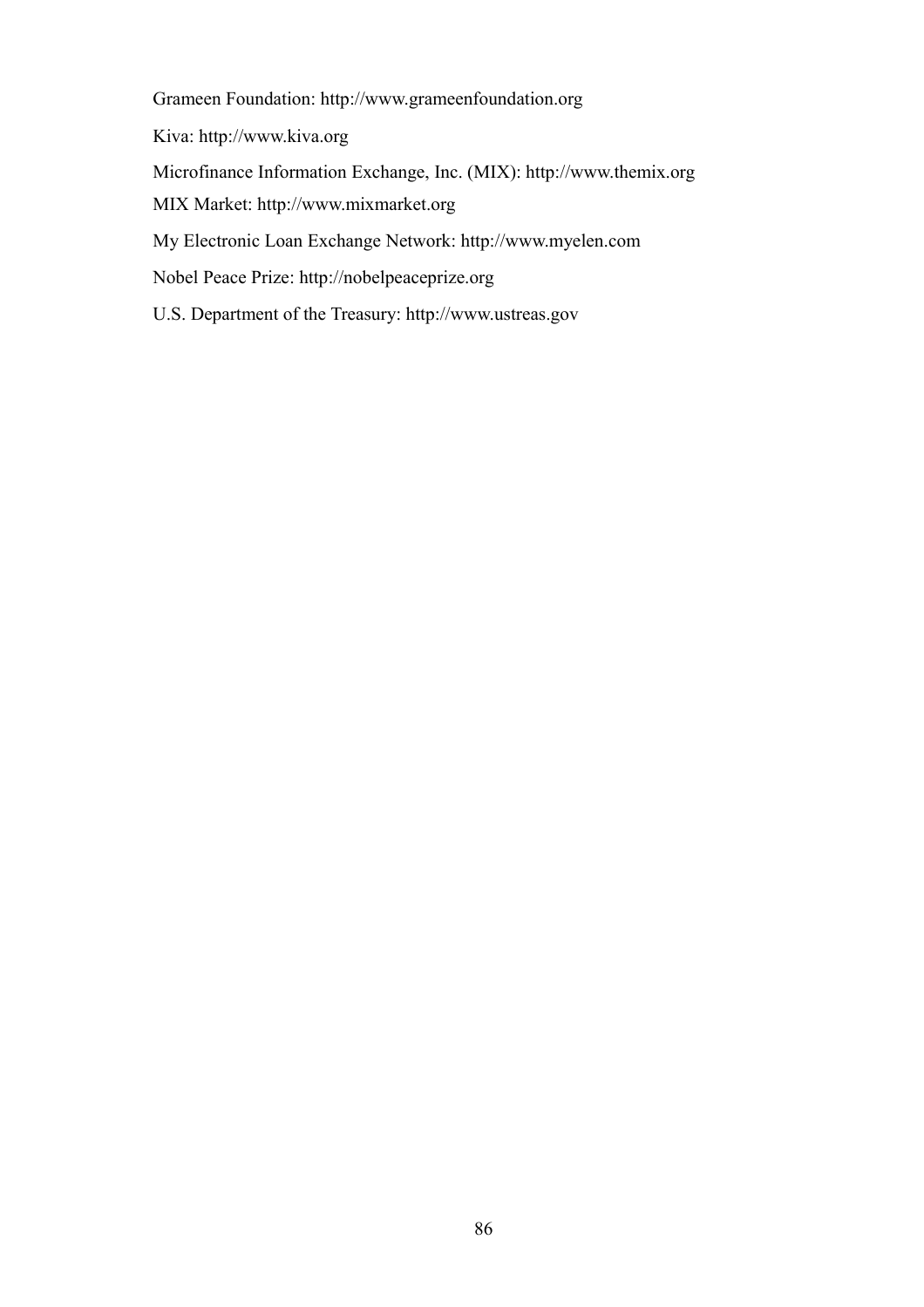Grameen Foundation: http://www.grameenfoundation.org

Kiva: http://www.kiva.org

Microfinance Information Exchange, Inc. (MIX): http://www.themix.org

MIX Market: http://www.mixmarket.org

My Electronic Loan Exchange Network: http://www.myelen.com

Nobel Peace Prize: http://nobelpeaceprize.org

U.S. Department of the Treasury: http://www.ustreas.gov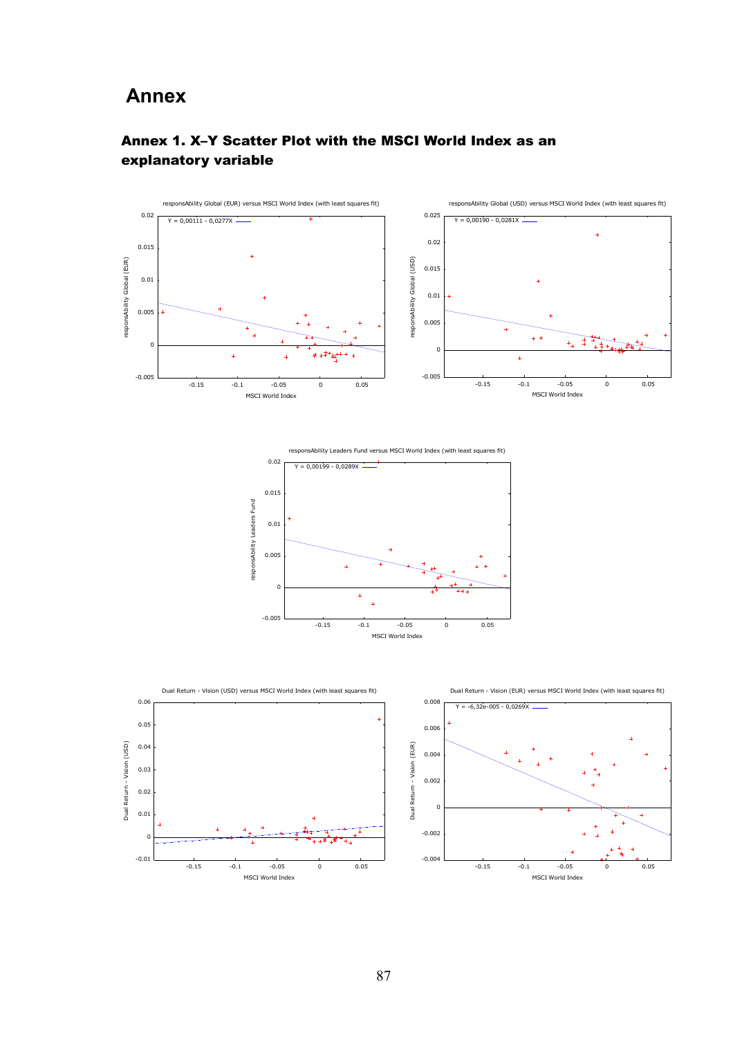# Annex

## Annex 1. X–Y Scatter Plot with the MSCI World Index as an explanatory variable

responsAbility Global (EUR) versus MSCI World Index (with least squares fit)

Y = 0,00111 - 0,0277X

responsAbility Global (EUR)

0.02
0.015
0.01
0.005
0
-0.005

-0.15
-0.1
-0.05
0
0.05

MSCI World Index

responsAbility Global (USD) versus MSCI World Index (with least squares fit)

Y = 0,00190 - 0,0281X

responsAbility Global (USD)

0.025
0.02
0.015
0.01
0.005
0
-0.005

-0.15
-0.1
-0.05
0
0.05

MSCI World Index

responsAbility Leaders Fund versus MSCI World Index (with least squares fit)

Y = 0,00199 - 0,0289X

responsAbility Leaders Fund

0.02
0.015
0.01
0.005
0
-0.005

-0.15
-0.1
-0.05
0
0.05

MSCI World Index

Dual Return - Vision (USD) versus MSCI World Index (with least squares fit)

Dual Return - Vision (USD)

0.06
0.05
0.04
0.03
0.02
0.01
0
-0.01

-0.15
-0.1
-0.05
0
0.05

MSCI World Index

Dual Return - Vision (EUR) versus MSCI World Index (with least squares fit)

Y = -6,32e-005 - 0,0269X

Dual Return - Vision (EUR)

0.008
0.006
0.004
0.002
0
-0.002
-0.004

-0.15
-0.1
-0.05
0
0.05

MSCI World Index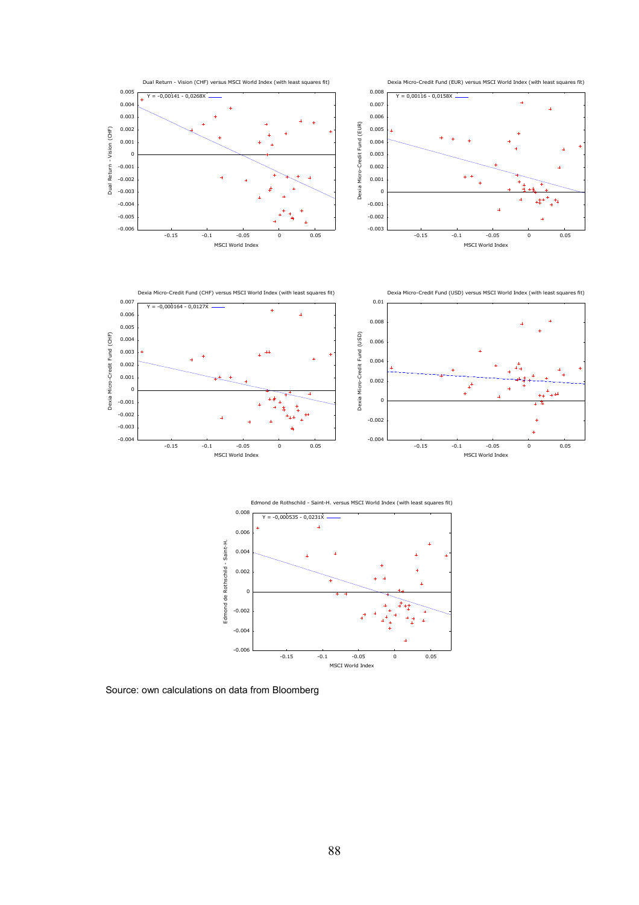Dual Return - Vision (CHF) versus MSCI World Index (with least squares fit)

Y = -0,00141 - 0,0268X

Dual Return - Vision (CHF)

0.005
0.004
0.003
0.002
0.001
0
-0.001
-0.002
-0.003
-0.004
-0.005
-0.006

-0.15 -0.1 -0.05 0 0.05

MSCI World Index

Dexia Micro-Credit Fund (EUR) versus MSCI World Index (with least squares fit)

Y = 0,00116 - 0,0158X

Dexia Micro-Credit Fund (EUR)

0.008
0.007
0.006
0.005
0.004
0.003
0.002
0.001
0
-0.001
-0.002
-0.003

-0.15 -0.1 -0.05 0 0.05

MSCI World Index

Dexia Micro-Credit Fund (CHF) versus MSCI World Index (with least squares fit)

Y = -0,000164 - 0,0127X

Dexia Micro-Credit Fund (CHF)

0.007
0.006
0.005
0.004
0.003
0.002
0.001
0
-0.001
-0.002
-0.003
-0.004

-0.15 -0.1 -0.05 0 0.05

MSCI World Index

Dexia Micro-Credit Fund (USD) versus MSCI World Index (with least squares fit)

Dexia Micro-Credit Fund (USD)

0.01
0.008
0.006
0.004
0.002
0
-0.002
-0.004

-0.15 -0.1 -0.05 0 0.05

MSCI World Index

Edmond de Rothschild - Saint-H. versus MSCI World Index (with least squares fit)

Y = -0,000535 - 0,0231X

Edmond de Rothschild - Saint-H.

0.008
0.006
0.004
0.002
0
-0.002
-0.004
-0.006

-0.15 -0.1 -0.05 0 0.05

MSCI World Index

Source: own calculations on data from Bloomberg